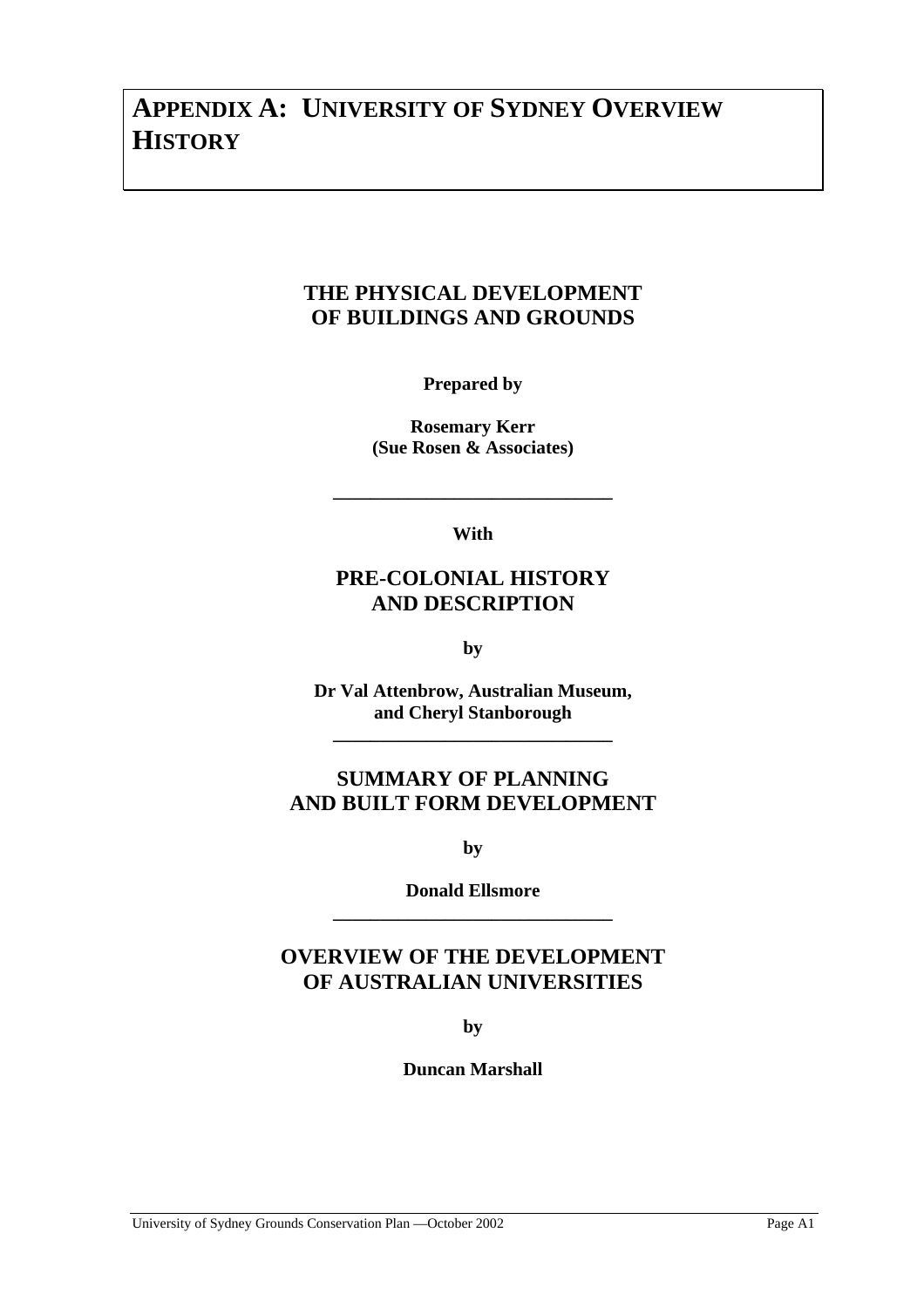# APPENDIX A: UNIVERSITY OF SYDNEY OVERVIEW HISTORY

## THE PHYSICAL DEVELOPMENT OF BUILDINGS AND GROUNDS

**Prepared by**

**Rosemary Kerr (Sue Rosen & Associates)**

---

**With**

## PRE-COLONIAL HISTORY AND DESCRIPTION

**by**

**Dr Val Attenbrow, Australian Museum, and Cheryl Stanborough**

---

## SUMMARY OF PLANNING AND BUILT FORM DEVELOPMENT

**by**

**Donald Ellsmore**

---

## OVERVIEW OF THE DEVELOPMENT OF AUSTRALIAN UNIVERSITIES

**by**

**Duncan Marshall**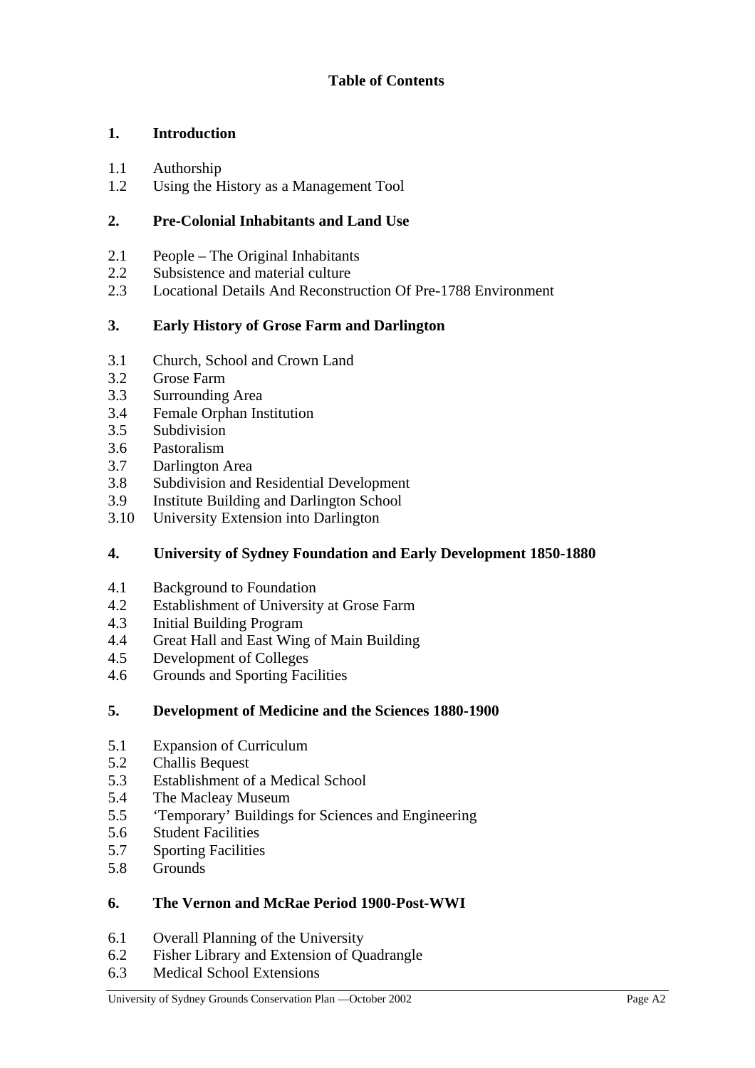## Table of Contents

**1. Introduction**

1.1 Authorship
1.2 Using the History as a Management Tool

**2. Pre-Colonial Inhabitants and Land Use**

2.1 People – The Original Inhabitants
2.2 Subsistence and material culture
2.3 Locational Details And Reconstruction Of Pre-1788 Environment

**3. Early History of Grose Farm and Darlington**

3.1 Church, School and Crown Land
3.2 Grose Farm
3.3 Surrounding Area
3.4 Female Orphan Institution
3.5 Subdivision
3.6 Pastoralism
3.7 Darlington Area
3.8 Subdivision and Residential Development
3.9 Institute Building and Darlington School
3.10 University Extension into Darlington

**4. University of Sydney Foundation and Early Development 1850-1880**

4.1 Background to Foundation
4.2 Establishment of University at Grose Farm
4.3 Initial Building Program
4.4 Great Hall and East Wing of Main Building
4.5 Development of Colleges
4.6 Grounds and Sporting Facilities

**5. Development of Medicine and the Sciences 1880-1900**

5.1 Expansion of Curriculum
5.2 Challis Bequest
5.3 Establishment of a Medical School
5.4 The Macleay Museum
5.5 'Temporary' Buildings for Sciences and Engineering
5.6 Student Facilities
5.7 Sporting Facilities
5.8 Grounds

**6. The Vernon and McRae Period 1900-Post-WWI**

6.1 Overall Planning of the University
6.2 Fisher Library and Extension of Quadrangle
6.3 Medical School Extensions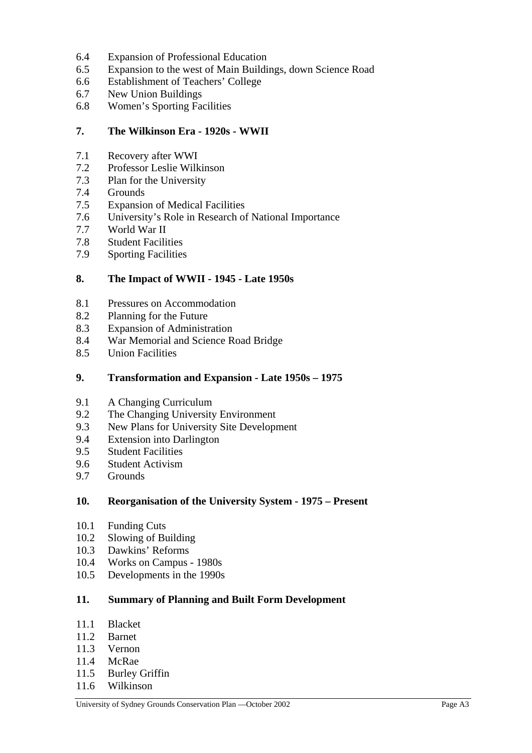6.4 Expansion of Professional Education
6.5 Expansion to the west of Main Buildings, down Science Road
6.6 Establishment of Teachers' College
6.7 New Union Buildings
6.8 Women's Sporting Facilities

**7. The Wilkinson Era - 1920s - WWII**

7.1 Recovery after WWI
7.2 Professor Leslie Wilkinson
7.3 Plan for the University
7.4 Grounds
7.5 Expansion of Medical Facilities
7.6 University's Role in Research of National Importance
7.7 World War II
7.8 Student Facilities
7.9 Sporting Facilities

**8. The Impact of WWII - 1945 - Late 1950s**

8.1 Pressures on Accommodation
8.2 Planning for the Future
8.3 Expansion of Administration
8.4 War Memorial and Science Road Bridge
8.5 Union Facilities

**9. Transformation and Expansion - Late 1950s – 1975**

9.1 A Changing Curriculum
9.2 The Changing University Environment
9.3 New Plans for University Site Development
9.4 Extension into Darlington
9.5 Student Facilities
9.6 Student Activism
9.7 Grounds

**10. Reorganisation of the University System - 1975 – Present**

10.1 Funding Cuts
10.2 Slowing of Building
10.3 Dawkins' Reforms
10.4 Works on Campus - 1980s
10.5 Developments in the 1990s

**11. Summary of Planning and Built Form Development**

11.1 Blacket
11.2 Barnet
11.3 Vernon
11.4 McRae
11.5 Burley Griffin
11.6 Wilkinson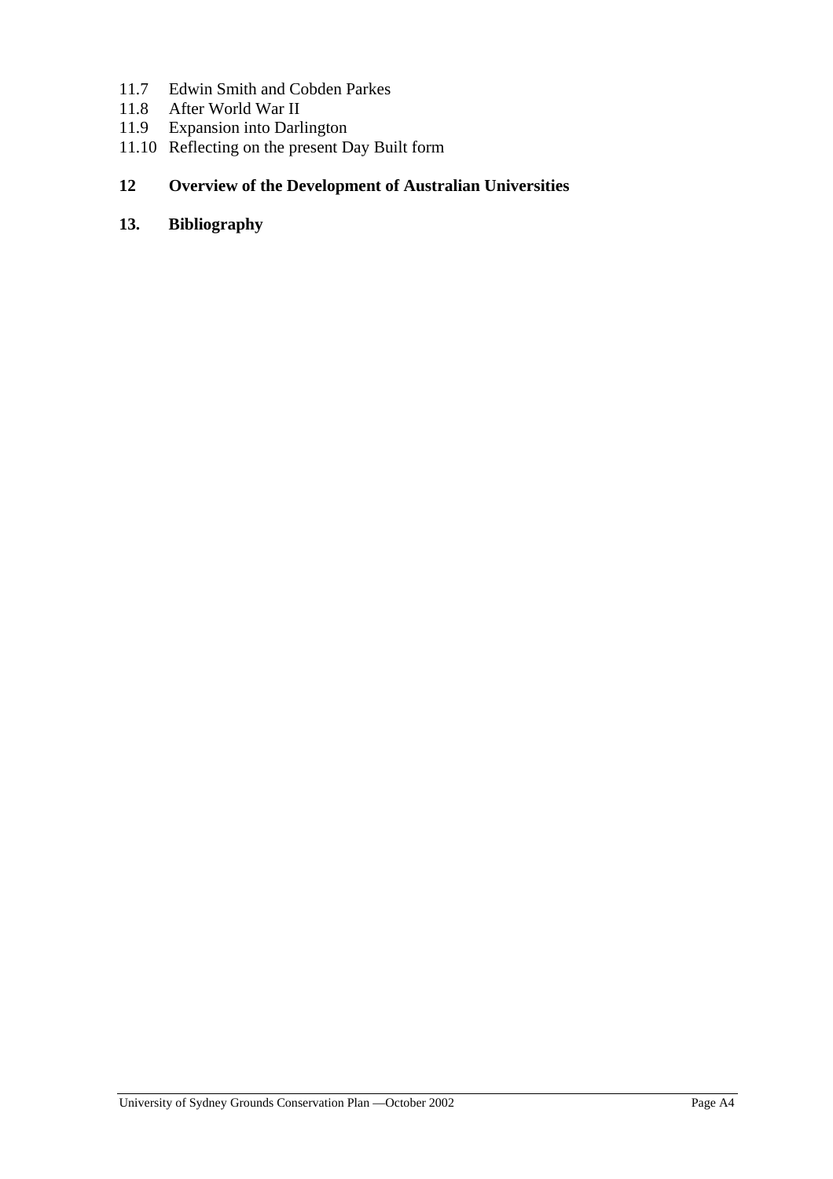11.7 Edwin Smith and Cobden Parkes
11.8 After World War II
11.9 Expansion into Darlington
11.10 Reflecting on the present Day Built form

**12 Overview of the Development of Australian Universities**

**13. Bibliography**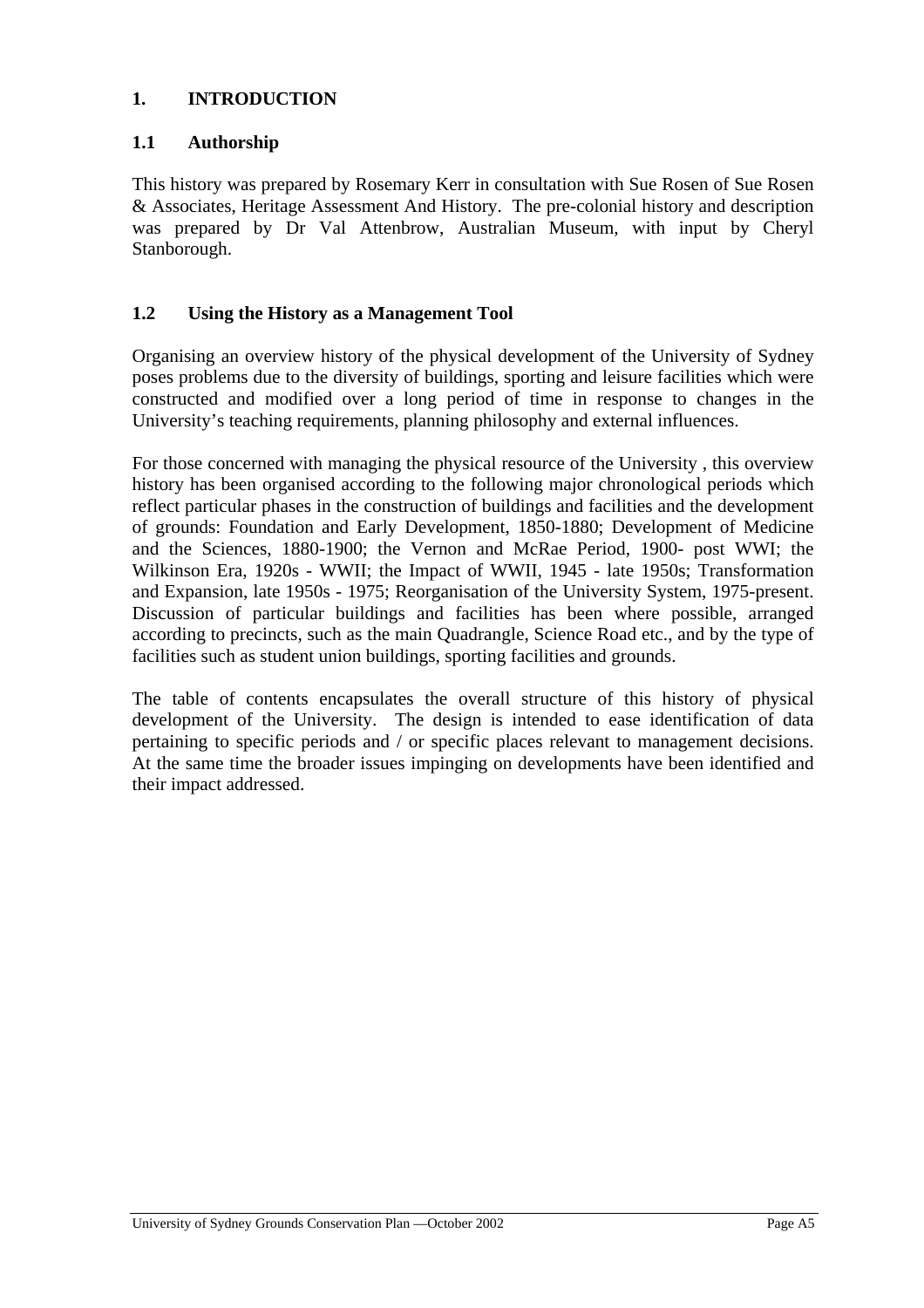# 1. INTRODUCTION

## 1.1 Authorship

This history was prepared by Rosemary Kerr in consultation with Sue Rosen of Sue Rosen & Associates, Heritage Assessment And History. The pre-colonial history and description was prepared by Dr Val Attenbrow, Australian Museum, with input by Cheryl Stanborough.

## 1.2 Using the History as a Management Tool

Organising an overview history of the physical development of the University of Sydney poses problems due to the diversity of buildings, sporting and leisure facilities which were constructed and modified over a long period of time in response to changes in the University's teaching requirements, planning philosophy and external influences.

For those concerned with managing the physical resource of the University , this overview history has been organised according to the following major chronological periods which reflect particular phases in the construction of buildings and facilities and the development of grounds: Foundation and Early Development, 1850-1880; Development of Medicine and the Sciences, 1880-1900; the Vernon and McRae Period, 1900- post WWI; the Wilkinson Era, 1920s - WWII; the Impact of WWII, 1945 - late 1950s; Transformation and Expansion, late 1950s - 1975; Reorganisation of the University System, 1975-present. Discussion of particular buildings and facilities has been where possible, arranged according to precincts, such as the main Quadrangle, Science Road etc., and by the type of facilities such as student union buildings, sporting facilities and grounds.

The table of contents encapsulates the overall structure of this history of physical development of the University. The design is intended to ease identification of data pertaining to specific periods and / or specific places relevant to management decisions. At the same time the broader issues impinging on developments have been identified and their impact addressed.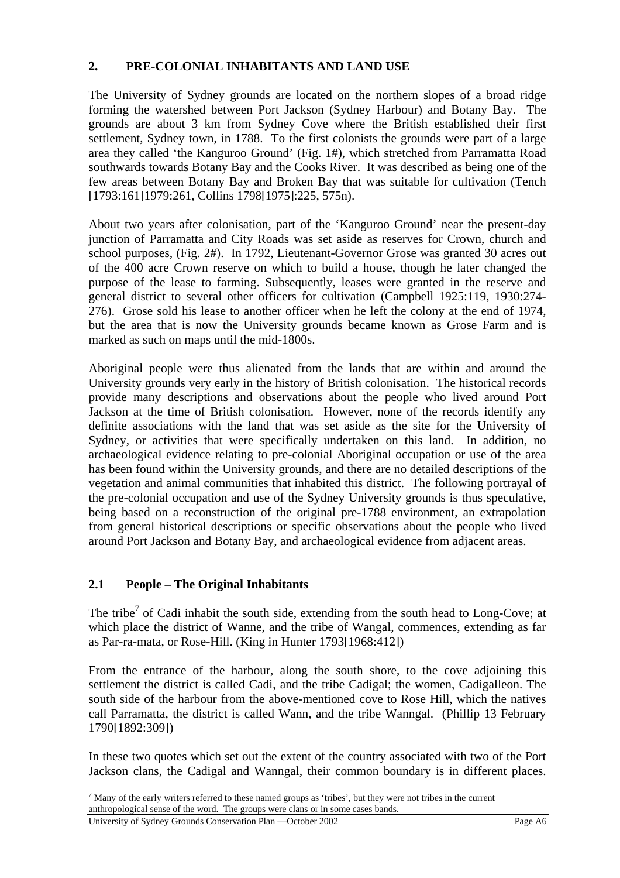## 2. PRE-COLONIAL INHABITANTS AND LAND USE

The University of Sydney grounds are located on the northern slopes of a broad ridge forming the watershed between Port Jackson (Sydney Harbour) and Botany Bay. The grounds are about 3 km from Sydney Cove where the British established their first settlement, Sydney town, in 1788. To the first colonists the grounds were part of a large area they called 'the Kanguroo Ground' (Fig. 1#), which stretched from Parramatta Road southwards towards Botany Bay and the Cooks River. It was described as being one of the few areas between Botany Bay and Broken Bay that was suitable for cultivation (Tench [1793:161]1979:261, Collins 1798[1975]:225, 575n).

About two years after colonisation, part of the 'Kanguroo Ground' near the present-day junction of Parramatta and City Roads was set aside as reserves for Crown, church and school purposes, (Fig. 2#). In 1792, Lieutenant-Governor Grose was granted 30 acres out of the 400 acre Crown reserve on which to build a house, though he later changed the purpose of the lease to farming. Subsequently, leases were granted in the reserve and general district to several other officers for cultivation (Campbell 1925:119, 1930:274-276). Grose sold his lease to another officer when he left the colony at the end of 1974, but the area that is now the University grounds became known as Grose Farm and is marked as such on maps until the mid-1800s.

Aboriginal people were thus alienated from the lands that are within and around the University grounds very early in the history of British colonisation. The historical records provide many descriptions and observations about the people who lived around Port Jackson at the time of British colonisation. However, none of the records identify any definite associations with the land that was set aside as the site for the University of Sydney, or activities that were specifically undertaken on this land. In addition, no archaeological evidence relating to pre-colonial Aboriginal occupation or use of the area has been found within the University grounds, and there are no detailed descriptions of the vegetation and animal communities that inhabited this district. The following portrayal of the pre-colonial occupation and use of the Sydney University grounds is thus speculative, being based on a reconstruction of the original pre-1788 environment, an extrapolation from general historical descriptions or specific observations about the people who lived around Port Jackson and Botany Bay, and archaeological evidence from adjacent areas.

### 2.1 People – The Original Inhabitants

The tribe[7] of Cadi inhabit the south side, extending from the south head to Long-Cove; at which place the district of Wanne, and the tribe of Wangal, commences, extending as far as Par-ra-mata, or Rose-Hill. (King in Hunter 1793[1968:412])

From the entrance of the harbour, along the south shore, to the cove adjoining this settlement the district is called Cadi, and the tribe Cadigal; the women, Cadigalleon. The south side of the harbour from the above-mentioned cove to Rose Hill, which the natives call Parramatta, the district is called Wann, and the tribe Wanngal. (Phillip 13 February 1790[1892:309])

In these two quotes which set out the extent of the country associated with two of the Port Jackson clans, the Cadigal and Wanngal, their common boundary is in different places.

[7] Many of the early writers referred to these named groups as 'tribes', but they were not tribes in the current anthropological sense of the word. The groups were clans or in some cases bands.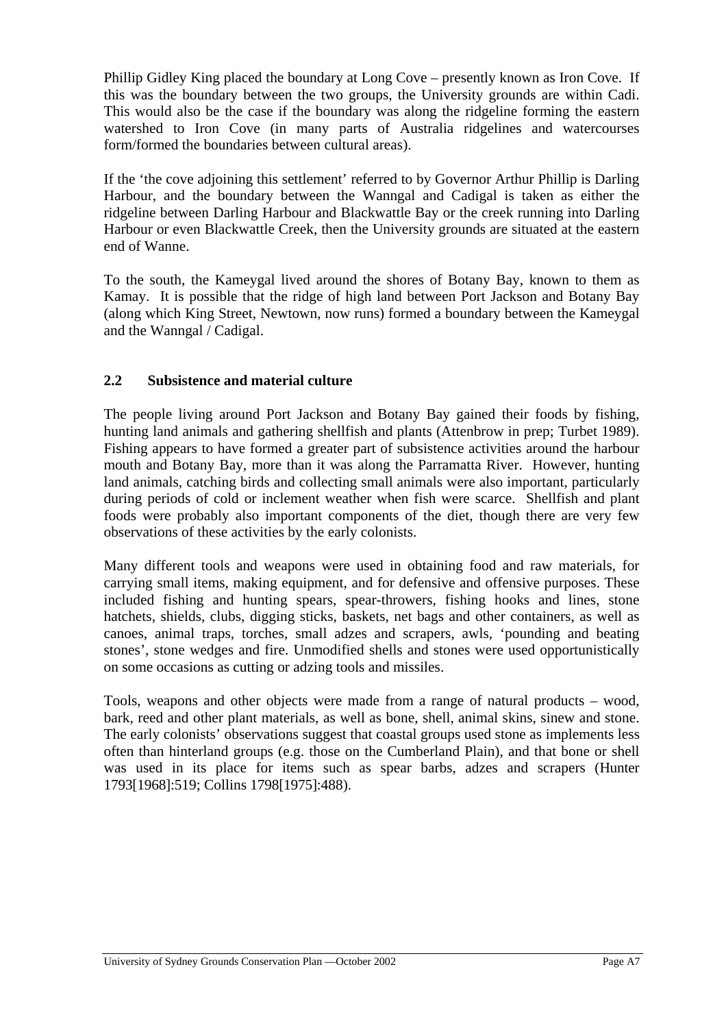Phillip Gidley King placed the boundary at Long Cove – presently known as Iron Cove. If this was the boundary between the two groups, the University grounds are within Cadi. This would also be the case if the boundary was along the ridgeline forming the eastern watershed to Iron Cove (in many parts of Australia ridgelines and watercourses form/formed the boundaries between cultural areas).

If the 'the cove adjoining this settlement' referred to by Governor Arthur Phillip is Darling Harbour, and the boundary between the Wanngal and Cadigal is taken as either the ridgeline between Darling Harbour and Blackwattle Bay or the creek running into Darling Harbour or even Blackwattle Creek, then the University grounds are situated at the eastern end of Wanne.

To the south, the Kameygal lived around the shores of Botany Bay, known to them as Kamay. It is possible that the ridge of high land between Port Jackson and Botany Bay (along which King Street, Newtown, now runs) formed a boundary between the Kameygal and the Wanngal / Cadigal.

## 2.2 Subsistence and material culture

The people living around Port Jackson and Botany Bay gained their foods by fishing, hunting land animals and gathering shellfish and plants (Attenbrow in prep; Turbet 1989). Fishing appears to have formed a greater part of subsistence activities around the harbour mouth and Botany Bay, more than it was along the Parramatta River. However, hunting land animals, catching birds and collecting small animals were also important, particularly during periods of cold or inclement weather when fish were scarce. Shellfish and plant foods were probably also important components of the diet, though there are very few observations of these activities by the early colonists.

Many different tools and weapons were used in obtaining food and raw materials, for carrying small items, making equipment, and for defensive and offensive purposes. These included fishing and hunting spears, spear-throwers, fishing hooks and lines, stone hatchets, shields, clubs, digging sticks, baskets, net bags and other containers, as well as canoes, animal traps, torches, small adzes and scrapers, awls, 'pounding and beating stones', stone wedges and fire. Unmodified shells and stones were used opportunistically on some occasions as cutting or adzing tools and missiles.

Tools, weapons and other objects were made from a range of natural products – wood, bark, reed and other plant materials, as well as bone, shell, animal skins, sinew and stone. The early colonists' observations suggest that coastal groups used stone as implements less often than hinterland groups (e.g. those on the Cumberland Plain), and that bone or shell was used in its place for items such as spear barbs, adzes and scrapers (Hunter 1793[1968]:519; Collins 1798[1975]:488).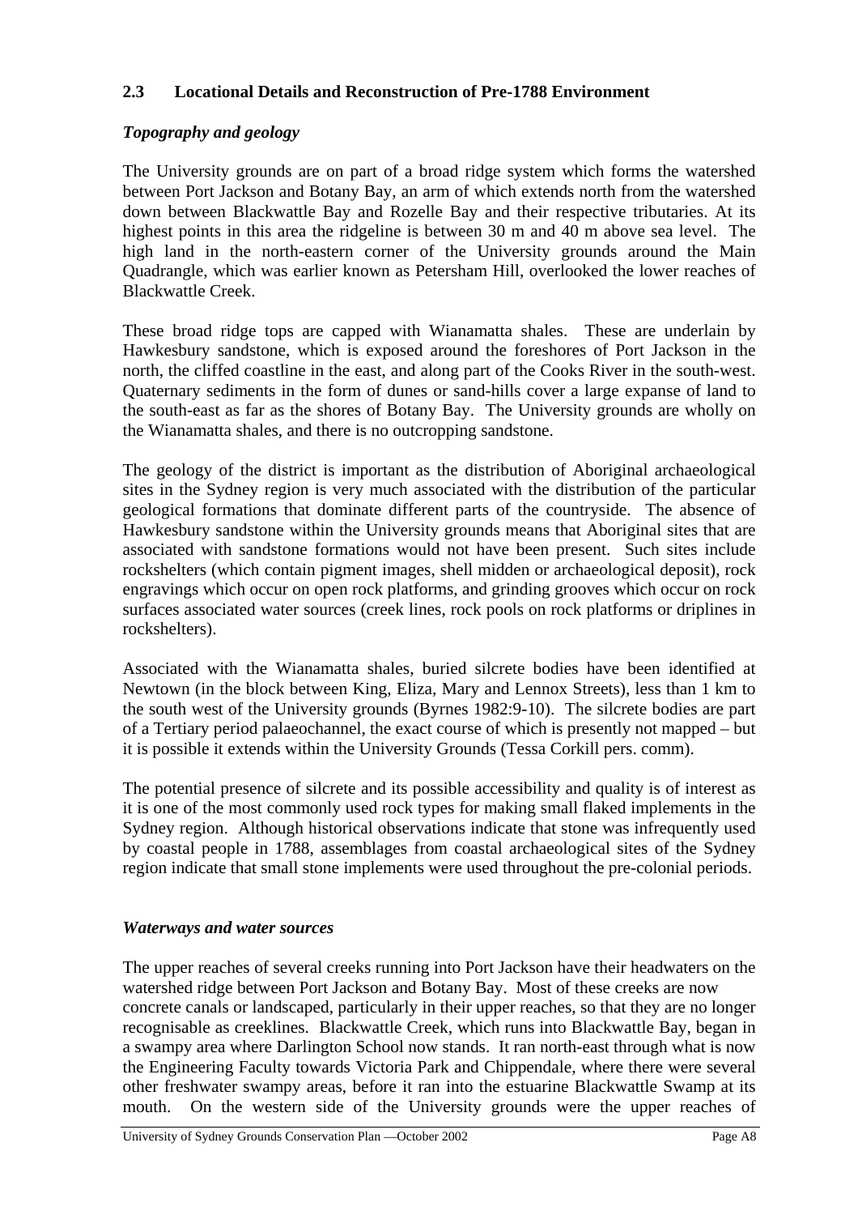## 2.3 Locational Details and Reconstruction of Pre-1788 Environment

### *Topography and geology*

The University grounds are on part of a broad ridge system which forms the watershed between Port Jackson and Botany Bay, an arm of which extends north from the watershed down between Blackwattle Bay and Rozelle Bay and their respective tributaries. At its highest points in this area the ridgeline is between 30 m and 40 m above sea level. The high land in the north-eastern corner of the University grounds around the Main Quadrangle, which was earlier known as Petersham Hill, overlooked the lower reaches of Blackwattle Creek.

These broad ridge tops are capped with Wianamatta shales. These are underlain by Hawkesbury sandstone, which is exposed around the foreshores of Port Jackson in the north, the cliffed coastline in the east, and along part of the Cooks River in the south-west. Quaternary sediments in the form of dunes or sand-hills cover a large expanse of land to the south-east as far as the shores of Botany Bay. The University grounds are wholly on the Wianamatta shales, and there is no outcropping sandstone.

The geology of the district is important as the distribution of Aboriginal archaeological sites in the Sydney region is very much associated with the distribution of the particular geological formations that dominate different parts of the countryside. The absence of Hawkesbury sandstone within the University grounds means that Aboriginal sites that are associated with sandstone formations would not have been present. Such sites include rockshelters (which contain pigment images, shell midden or archaeological deposit), rock engravings which occur on open rock platforms, and grinding grooves which occur on rock surfaces associated water sources (creek lines, rock pools on rock platforms or driplines in rockshelters).

Associated with the Wianamatta shales, buried silcrete bodies have been identified at Newtown (in the block between King, Eliza, Mary and Lennox Streets), less than 1 km to the south west of the University grounds (Byrnes 1982:9-10). The silcrete bodies are part of a Tertiary period palaeochannel, the exact course of which is presently not mapped – but it is possible it extends within the University Grounds (Tessa Corkill pers. comm).

The potential presence of silcrete and its possible accessibility and quality is of interest as it is one of the most commonly used rock types for making small flaked implements in the Sydney region. Although historical observations indicate that stone was infrequently used by coastal people in 1788, assemblages from coastal archaeological sites of the Sydney region indicate that small stone implements were used throughout the pre-colonial periods.

### *Waterways and water sources*

The upper reaches of several creeks running into Port Jackson have their headwaters on the watershed ridge between Port Jackson and Botany Bay. Most of these creeks are now concrete canals or landscaped, particularly in their upper reaches, so that they are no longer recognisable as creeklines. Blackwattle Creek, which runs into Blackwattle Bay, began in a swampy area where Darlington School now stands. It ran north-east through what is now the Engineering Faculty towards Victoria Park and Chippendale, where there were several other freshwater swampy areas, before it ran into the estuarine Blackwattle Swamp at its mouth. On the western side of the University grounds were the upper reaches of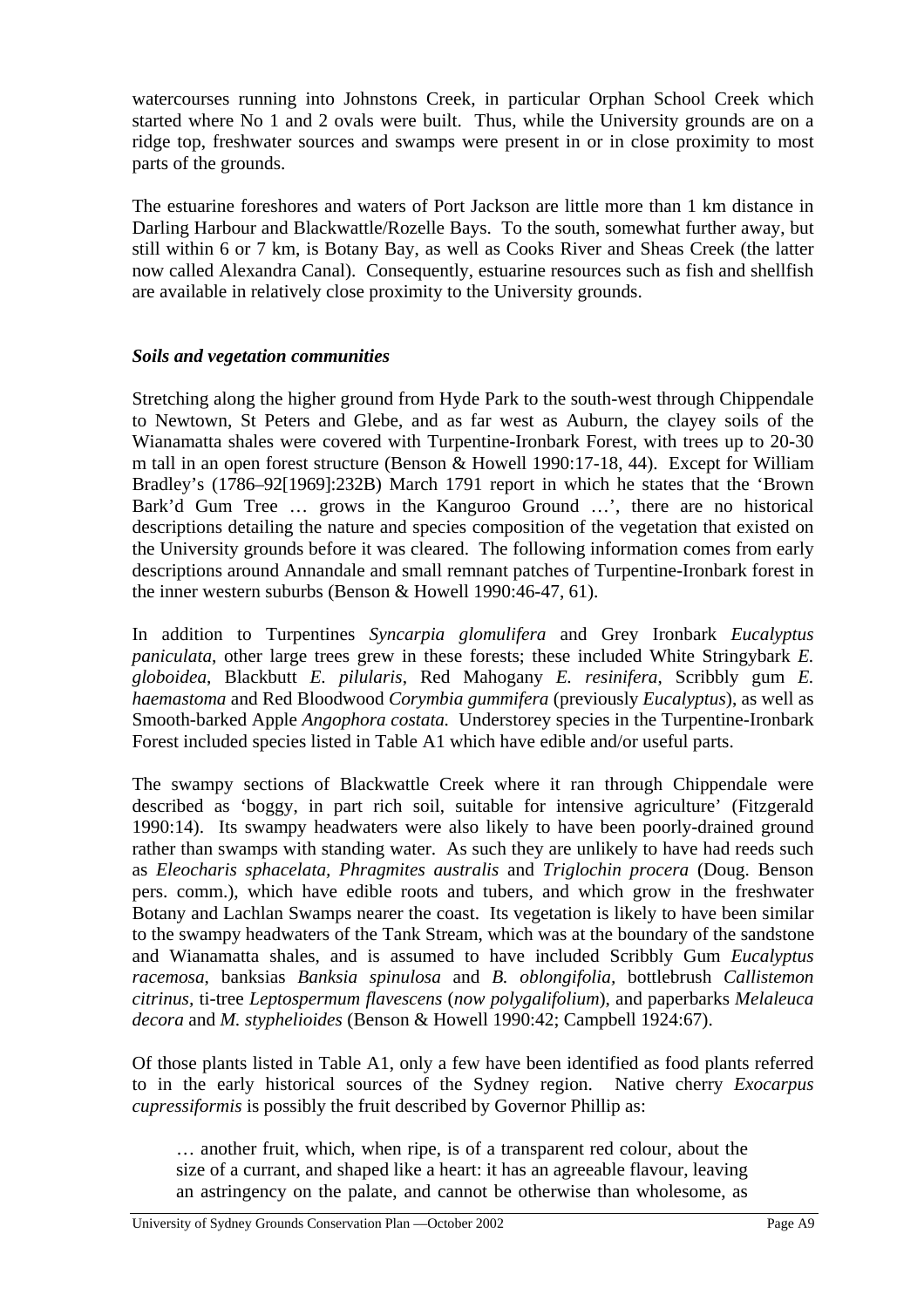watercourses running into Johnstons Creek, in particular Orphan School Creek which started where No 1 and 2 ovals were built. Thus, while the University grounds are on a ridge top, freshwater sources and swamps were present in or in close proximity to most parts of the grounds.

The estuarine foreshores and waters of Port Jackson are little more than 1 km distance in Darling Harbour and Blackwattle/Rozelle Bays. To the south, somewhat further away, but still within 6 or 7 km, is Botany Bay, as well as Cooks River and Sheas Creek (the latter now called Alexandra Canal). Consequently, estuarine resources such as fish and shellfish are available in relatively close proximity to the University grounds.

### *Soils and vegetation communities*

Stretching along the higher ground from Hyde Park to the south-west through Chippendale to Newtown, St Peters and Glebe, and as far west as Auburn, the clayey soils of the Wianamatta shales were covered with Turpentine-Ironbark Forest, with trees up to 20-30 m tall in an open forest structure (Benson & Howell 1990:17-18, 44). Except for William Bradley's (1786–92[1969]:232B) March 1791 report in which he states that the 'Brown Bark'd Gum Tree … grows in the Kanguroo Ground …', there are no historical descriptions detailing the nature and species composition of the vegetation that existed on the University grounds before it was cleared. The following information comes from early descriptions around Annandale and small remnant patches of Turpentine-Ironbark forest in the inner western suburbs (Benson & Howell 1990:46-47, 61).

In addition to Turpentines *Syncarpia glomulifera* and Grey Ironbark *Eucalyptus paniculata*, other large trees grew in these forests; these included White Stringybark *E. globoidea*, Blackbutt *E. pilularis*, Red Mahogany *E. resinifera*, Scribbly gum *E. haemastoma* and Red Bloodwood *Corymbia gummifera* (previously *Eucalyptus*), as well as Smooth-barked Apple *Angophora costata.* Understorey species in the Turpentine-Ironbark Forest included species listed in Table A1 which have edible and/or useful parts.

The swampy sections of Blackwattle Creek where it ran through Chippendale were described as 'boggy, in part rich soil, suitable for intensive agriculture' (Fitzgerald 1990:14). Its swampy headwaters were also likely to have been poorly-drained ground rather than swamps with standing water. As such they are unlikely to have had reeds such as *Eleocharis sphacelata*, *Phragmites australis* and *Triglochin procera* (Doug. Benson pers. comm.), which have edible roots and tubers, and which grow in the freshwater Botany and Lachlan Swamps nearer the coast. Its vegetation is likely to have been similar to the swampy headwaters of the Tank Stream, which was at the boundary of the sandstone and Wianamatta shales, and is assumed to have included Scribbly Gum *Eucalyptus racemosa*, banksias *Banksia spinulosa* and *B. oblongifolia*, bottlebrush *Callistemon citrinus*, ti-tree *Leptospermum flavescens* (*now polygalifolium*), and paperbarks *Melaleuca decora* and *M. styphelioides* (Benson & Howell 1990:42; Campbell 1924:67).

Of those plants listed in Table A1, only a few have been identified as food plants referred to in the early historical sources of the Sydney region. Native cherry *Exocarpus cupressiformis* is possibly the fruit described by Governor Phillip as:

> … another fruit, which, when ripe, is of a transparent red colour, about the size of a currant, and shaped like a heart: it has an agreeable flavour, leaving an astringency on the palate, and cannot be otherwise than wholesome, as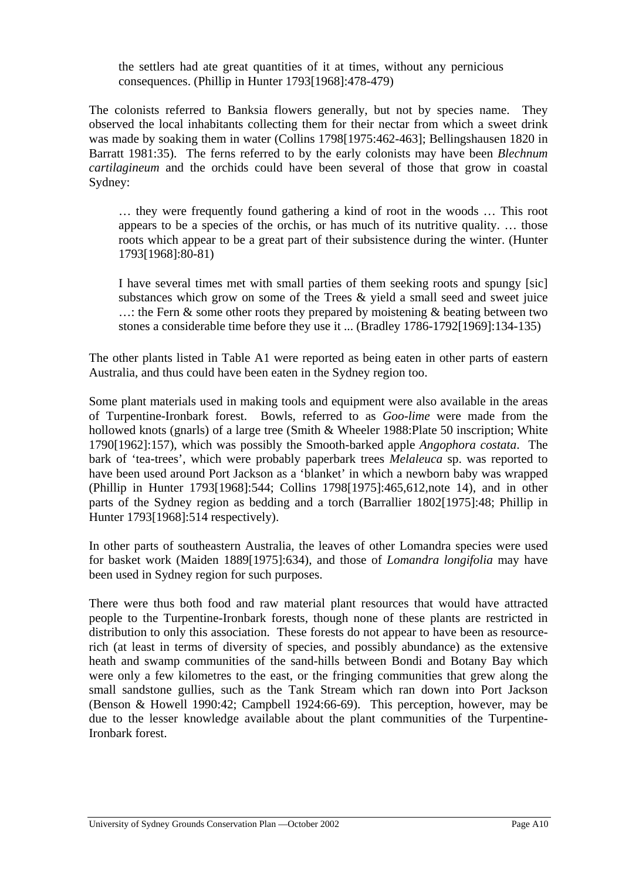> the settlers had ate great quantities of it at times, without any pernicious consequences. (Phillip in Hunter 1793[1968]:478-479)

The colonists referred to Banksia flowers generally, but not by species name. They observed the local inhabitants collecting them for their nectar from which a sweet drink was made by soaking them in water (Collins 1798[1975:462-463]; Bellingshausen 1820 in Barratt 1981:35). The ferns referred to by the early colonists may have been *Blechnum cartilagineum* and the orchids could have been several of those that grow in coastal Sydney:

> … they were frequently found gathering a kind of root in the woods … This root appears to be a species of the orchis, or has much of its nutritive quality. … those roots which appear to be a great part of their subsistence during the winter. (Hunter 1793[1968]:80-81)

> I have several times met with small parties of them seeking roots and spungy [sic] substances which grow on some of the Trees & yield a small seed and sweet juice …: the Fern & some other roots they prepared by moistening & beating between two stones a considerable time before they use it ... (Bradley 1786-1792[1969]:134-135)

The other plants listed in Table A1 were reported as being eaten in other parts of eastern Australia, and thus could have been eaten in the Sydney region too.

Some plant materials used in making tools and equipment were also available in the areas of Turpentine-Ironbark forest. Bowls, referred to as *Goo-lime* were made from the hollowed knots (gnarls) of a large tree (Smith & Wheeler 1988:Plate 50 inscription; White 1790[1962]:157), which was possibly the Smooth-barked apple *Angophora costata*. The bark of 'tea-trees', which were probably paperbark trees *Melaleuca* sp. was reported to have been used around Port Jackson as a 'blanket' in which a newborn baby was wrapped (Phillip in Hunter 1793[1968]:544; Collins 1798[1975]:465,612,note 14), and in other parts of the Sydney region as bedding and a torch (Barrallier 1802[1975]:48; Phillip in Hunter 1793[1968]:514 respectively).

In other parts of southeastern Australia, the leaves of other Lomandra species were used for basket work (Maiden 1889[1975]:634), and those of *Lomandra longifolia* may have been used in Sydney region for such purposes.

There were thus both food and raw material plant resources that would have attracted people to the Turpentine-Ironbark forests, though none of these plants are restricted in distribution to only this association. These forests do not appear to have been as resource-rich (at least in terms of diversity of species, and possibly abundance) as the extensive heath and swamp communities of the sand-hills between Bondi and Botany Bay which were only a few kilometres to the east, or the fringing communities that grew along the small sandstone gullies, such as the Tank Stream which ran down into Port Jackson (Benson & Howell 1990:42; Campbell 1924:66-69). This perception, however, may be due to the lesser knowledge available about the plant communities of the Turpentine-Ironbark forest.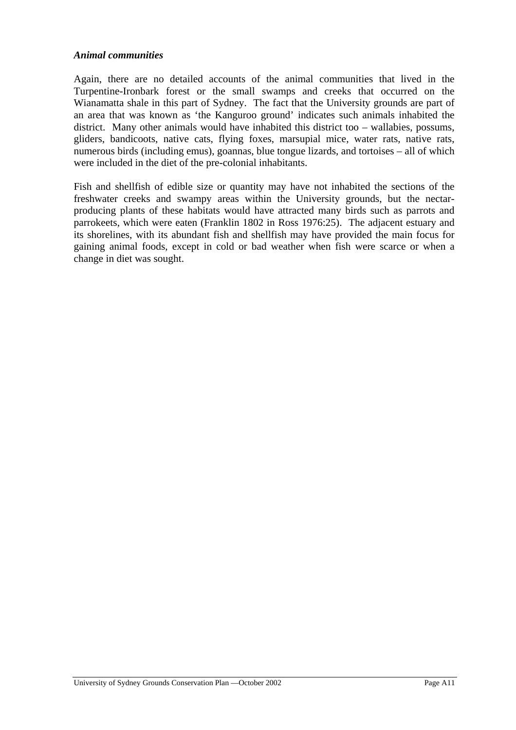### *Animal communities*

Again, there are no detailed accounts of the animal communities that lived in the Turpentine-Ironbark forest or the small swamps and creeks that occurred on the Wianamatta shale in this part of Sydney. The fact that the University grounds are part of an area that was known as 'the Kanguroo ground' indicates such animals inhabited the district. Many other animals would have inhabited this district too – wallabies, possums, gliders, bandicoots, native cats, flying foxes, marsupial mice, water rats, native rats, numerous birds (including emus), goannas, blue tongue lizards, and tortoises – all of which were included in the diet of the pre-colonial inhabitants.

Fish and shellfish of edible size or quantity may have not inhabited the sections of the freshwater creeks and swampy areas within the University grounds, but the nectar-producing plants of these habitats would have attracted many birds such as parrots and parrokeets, which were eaten (Franklin 1802 in Ross 1976:25). The adjacent estuary and its shorelines, with its abundant fish and shellfish may have provided the main focus for gaining animal foods, except in cold or bad weather when fish were scarce or when a change in diet was sought.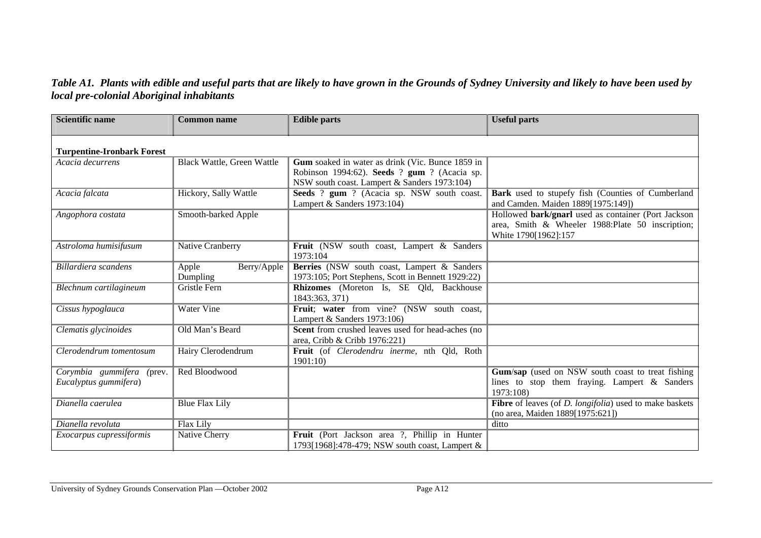*Table A1. Plants with edible and useful parts that are likely to have grown in the Grounds of Sydney University and likely to have been used by local pre-colonial Aboriginal inhabitants*

| Scientific name | Common name | Edible parts | Useful parts |
|---|---|---|---|
| **Turpentine-Ironbark Forest** | | | |
| *Acacia decurrens* | Black Wattle, Green Wattle | **Gum** soaked in water as drink (Vic. Bunce 1859 in Robinson 1994:62). **Seeds** ? **gum** ? (Acacia sp. NSW south coast. Lampert & Sanders 1973:104) | |
| *Acacia falcata* | Hickory, Sally Wattle | **Seeds** ? **gum** ? (Acacia sp. NSW south coast. Lampert & Sanders 1973:104) | **Bark** used to stupefy fish (Counties of Cumberland and Camden. Maiden 1889[1975:149]) |
| *Angophora costata* | Smooth-barked Apple | | Hollowed **bark/gnarl** used as container (Port Jackson area, Smith & Wheeler 1988:Plate 50 inscription; White 1790[1962]:157 |
| *Astroloma humisifusum* | Native Cranberry | **Fruit** (NSW south coast, Lampert & Sanders 1973:104 | |
| *Billardiera scandens* | Apple Berry/Apple Dumpling | **Berries** (NSW south coast, Lampert & Sanders 1973:105; Port Stephens, Scott in Bennett 1929:22) | |
| *Blechnum cartilagineum* | Gristle Fern | **Rhizomes** (Moreton Is, SE Qld, Backhouse 1843:363, 371) | |
| *Cissus hypoglauca* | Water Vine | **Fruit**; **water** from vine? (NSW south coast, Lampert & Sanders 1973:106) | |
| *Clematis glycinoides* | Old Man's Beard | **Scent** from crushed leaves used for head-aches (no area, Cribb & Cribb 1976:221) | |
| *Clerodendrum tomentosum* | Hairy Clerodendrum | **Fruit** (of *Clerodendru inerme*, nth Qld, Roth 1901:10) | |
| *Corymbia gummifera* (prev. *Eucalyptus gummifera*) | Red Bloodwood | | **Gum**/**sap** (used on NSW south coast to treat fishing lines to stop them fraying. Lampert & Sanders 1973:108) |
| *Dianella caerulea* | Blue Flax Lily | | **Fibre** of leaves (of *D. longifolia*) used to make baskets (no area, Maiden 1889[1975:621]) |
| *Dianella revoluta* | Flax Lily | | ditto |
| *Exocarpus cupressiformis* | Native Cherry | **Fruit** (Port Jackson area ?, Phillip in Hunter 1793[1968]:478-479; NSW south coast, Lampert & | |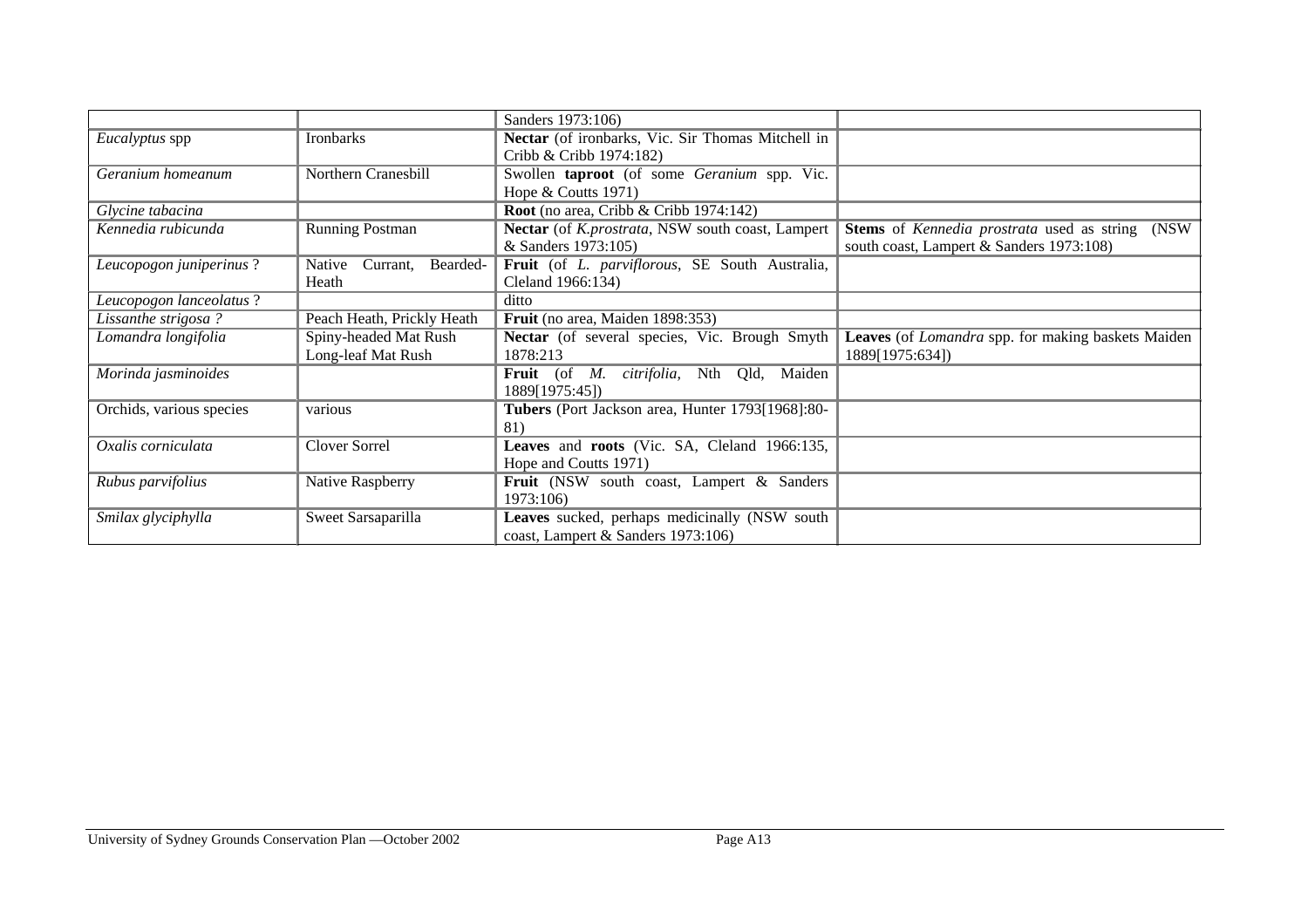| | | | |
|---|---|---|---|
| | | Sanders 1973:106) | |
| *Eucalyptus* spp | Ironbarks | **Nectar** (of ironbarks, Vic. Sir Thomas Mitchell in Cribb & Cribb 1974:182) | |
| *Geranium homeanum* | Northern Cranesbill | Swollen **taproot** (of some *Geranium* spp. Vic. Hope & Coutts 1971) | |
| *Glycine tabacina* | | **Root** (no area, Cribb & Cribb 1974:142) | |
| *Kennedia rubicunda* | Running Postman | **Nectar** (of *K.prostrata*, NSW south coast, Lampert & Sanders 1973:105) | **Stems** of *Kennedia prostrata* used as string (NSW south coast, Lampert & Sanders 1973:108) |
| *Leucopogon juniperinus* ? | Native Currant, Bearded-Heath | **Fruit** (of *L. parviflorous*, SE South Australia, Cleland 1966:134) | |
| *Leucopogon lanceolatus* ? | | ditto | |
| *Lissanthe strigosa ?* | Peach Heath, Prickly Heath | **Fruit** (no area, Maiden 1898:353) | |
| *Lomandra longifolia* | Spiny-headed Mat Rush Long-leaf Mat Rush | **Nectar** (of several species, Vic. Brough Smyth 1878:213 | **Leaves** (of *Lomandra* spp. for making baskets Maiden 1889[1975:634]) |
| *Morinda jasminoides* | | **Fruit** (of *M. citrifolia,* Nth Qld, Maiden 1889[1975:45]) | |
| Orchids, various species | various | **Tubers** (Port Jackson area, Hunter 1793[1968]:80-81) | |
| *Oxalis corniculata* | Clover Sorrel | **Leaves** and **roots** (Vic. SA, Cleland 1966:135, Hope and Coutts 1971) | |
| *Rubus parvifolius* | Native Raspberry | **Fruit** (NSW south coast, Lampert & Sanders 1973:106) | |
| *Smilax glyciphylla* | Sweet Sarsaparilla | **Leaves** sucked, perhaps medicinally (NSW south coast, Lampert & Sanders 1973:106) | |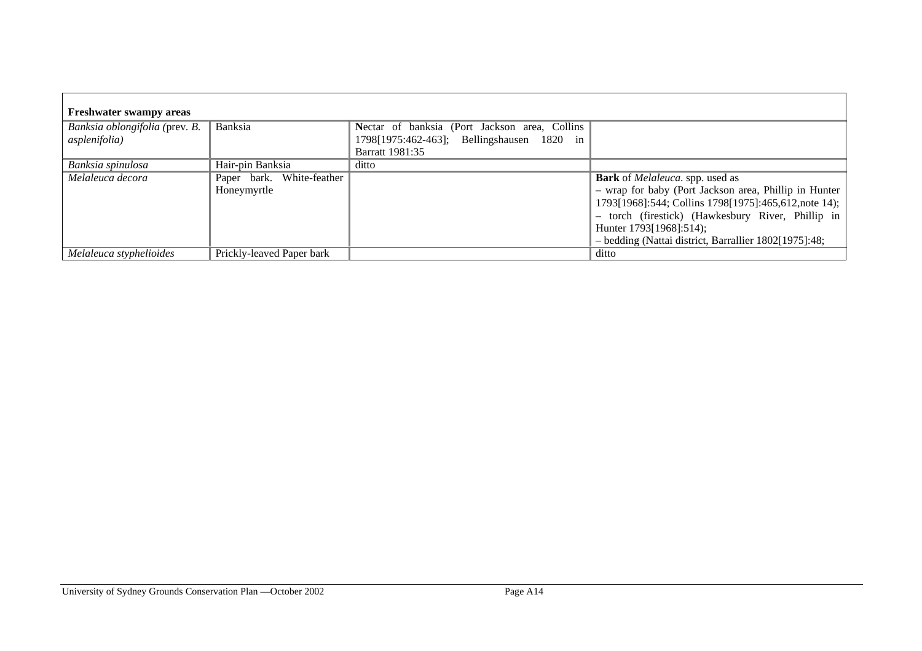| **Freshwater swampy areas** | | | |
|---|---|---|---|
| *Banksia oblongifolia (*prev. *B. asplenifolia)* | Banksia | **N**ectar of banksia (Port Jackson area, Collins 1798[1975:462-463]; Bellingshausen 1820 in Barratt 1981:35 | |
| *Banksia spinulosa* | Hair-pin Banksia | ditto | |
| *Melaleuca decora* | Paper bark. White-feather Honeymyrtle | | **Bark** of *Melaleuca*. spp. used as<br>– wrap for baby (Port Jackson area, Phillip in Hunter 1793[1968]:544; Collins 1798[1975]:465,612,note 14);<br>– torch (firestick) (Hawkesbury River, Phillip in Hunter 1793[1968]:514);<br>– bedding (Nattai district, Barrallier 1802[1975]:48; |
| *Melaleuca styphelioides* | Prickly-leaved Paper bark | | ditto |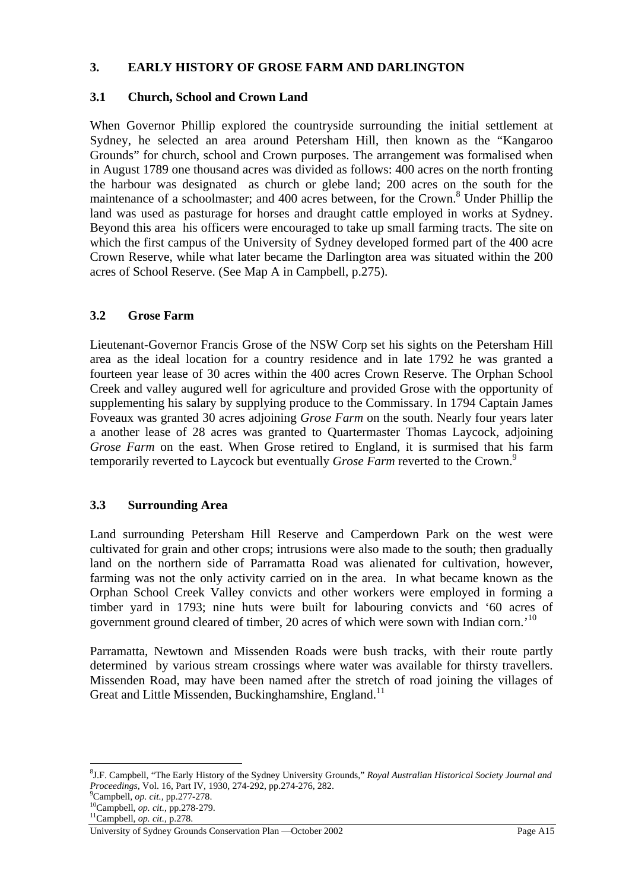## 3. EARLY HISTORY OF GROSE FARM AND DARLINGTON

### 3.1 Church, School and Crown Land

When Governor Phillip explored the countryside surrounding the initial settlement at Sydney, he selected an area around Petersham Hill, then known as the "Kangaroo Grounds" for church, school and Crown purposes. The arrangement was formalised when in August 1789 one thousand acres was divided as follows: 400 acres on the north fronting the harbour was designated as church or glebe land; 200 acres on the south for the maintenance of a schoolmaster; and 400 acres between, for the Crown.[8] Under Phillip the land was used as pasturage for horses and draught cattle employed in works at Sydney. Beyond this area his officers were encouraged to take up small farming tracts. The site on which the first campus of the University of Sydney developed formed part of the 400 acre Crown Reserve, while what later became the Darlington area was situated within the 200 acres of School Reserve. (See Map A in Campbell, p.275).

### 3.2 Grose Farm

Lieutenant-Governor Francis Grose of the NSW Corp set his sights on the Petersham Hill area as the ideal location for a country residence and in late 1792 he was granted a fourteen year lease of 30 acres within the 400 acres Crown Reserve. The Orphan School Creek and valley augured well for agriculture and provided Grose with the opportunity of supplementing his salary by supplying produce to the Commissary. In 1794 Captain James Foveaux was granted 30 acres adjoining *Grose Farm* on the south. Nearly four years later a another lease of 28 acres was granted to Quartermaster Thomas Laycock, adjoining *Grose Farm* on the east. When Grose retired to England, it is surmised that his farm temporarily reverted to Laycock but eventually *Grose Farm* reverted to the Crown.[9]

### 3.3 Surrounding Area

Land surrounding Petersham Hill Reserve and Camperdown Park on the west were cultivated for grain and other crops; intrusions were also made to the south; then gradually land on the northern side of Parramatta Road was alienated for cultivation, however, farming was not the only activity carried on in the area. In what became known as the Orphan School Creek Valley convicts and other workers were employed in forming a timber yard in 1793; nine huts were built for labouring convicts and '60 acres of government ground cleared of timber, 20 acres of which were sown with Indian corn.'[10]

Parramatta, Newtown and Missenden Roads were bush tracks, with their route partly determined by various stream crossings where water was available for thirsty travellers. Missenden Road, may have been named after the stretch of road joining the villages of Great and Little Missenden, Buckinghamshire, England.[11]

---

[8] J.F. Campbell, "The Early History of the Sydney University Grounds," *Royal Australian Historical Society Journal and Proceedings,* Vol. 16, Part IV, 1930, 274-292, pp.274-276, 282.

[9] Campbell, *op. cit.,* pp.277-278.

[10] Campbell, *op. cit.,* pp.278-279.

[11] Campbell, *op. cit.,* p.278.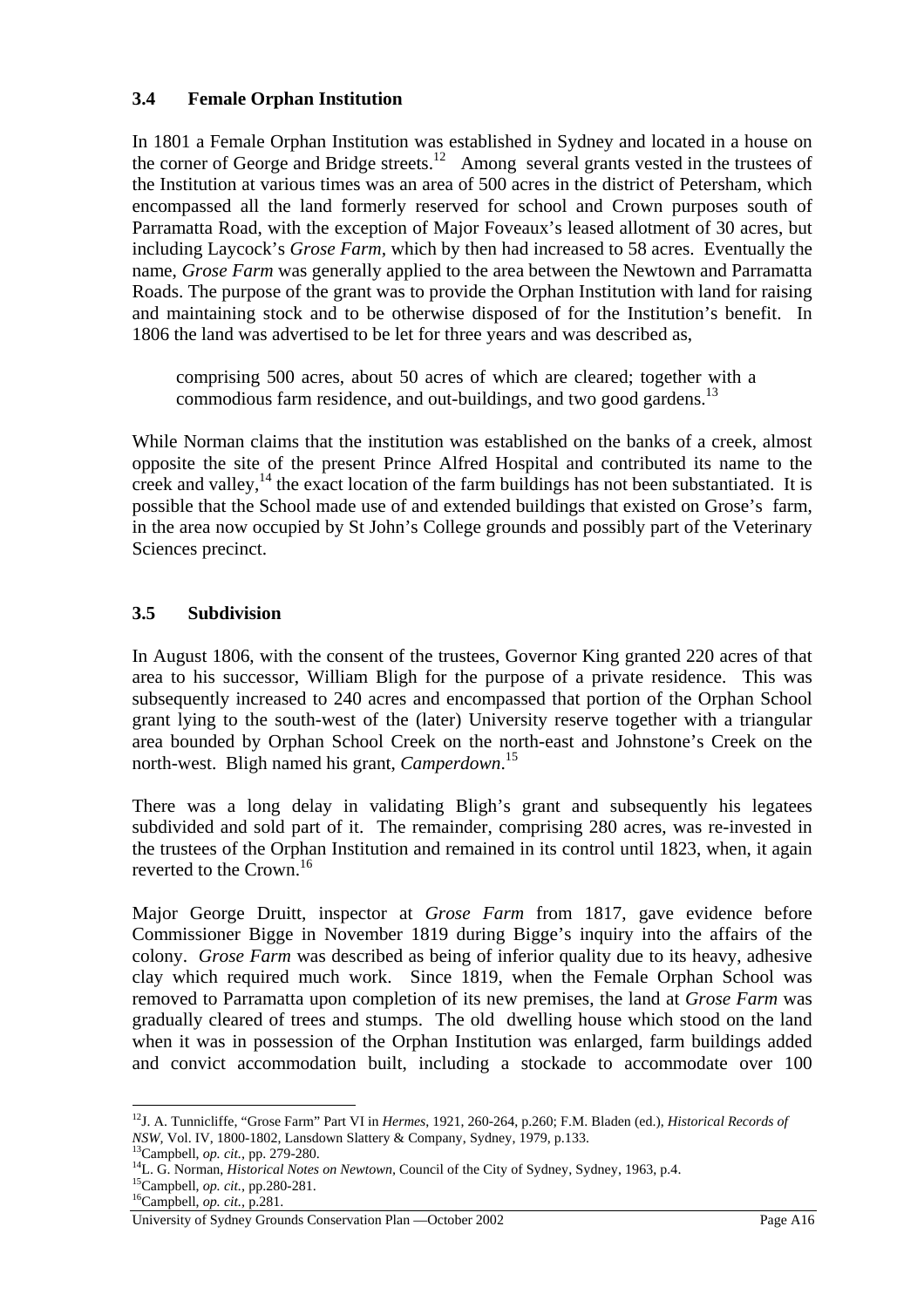### 3.4 Female Orphan Institution

In 1801 a Female Orphan Institution was established in Sydney and located in a house on the corner of George and Bridge streets.[12] Among several grants vested in the trustees of the Institution at various times was an area of 500 acres in the district of Petersham, which encompassed all the land formerly reserved for school and Crown purposes south of Parramatta Road, with the exception of Major Foveaux's leased allotment of 30 acres, but including Laycock's *Grose Farm*, which by then had increased to 58 acres. Eventually the name, *Grose Farm* was generally applied to the area between the Newtown and Parramatta Roads. The purpose of the grant was to provide the Orphan Institution with land for raising and maintaining stock and to be otherwise disposed of for the Institution's benefit. In 1806 the land was advertised to be let for three years and was described as,

> comprising 500 acres, about 50 acres of which are cleared; together with a commodious farm residence, and out-buildings, and two good gardens.[13]

While Norman claims that the institution was established on the banks of a creek, almost opposite the site of the present Prince Alfred Hospital and contributed its name to the creek and valley,[14] the exact location of the farm buildings has not been substantiated. It is possible that the School made use of and extended buildings that existed on Grose's farm, in the area now occupied by St John's College grounds and possibly part of the Veterinary Sciences precinct.

### 3.5 Subdivision

In August 1806, with the consent of the trustees, Governor King granted 220 acres of that area to his successor, William Bligh for the purpose of a private residence. This was subsequently increased to 240 acres and encompassed that portion of the Orphan School grant lying to the south-west of the (later) University reserve together with a triangular area bounded by Orphan School Creek on the north-east and Johnstone's Creek on the north-west. Bligh named his grant, *Camperdown*.[15]

There was a long delay in validating Bligh's grant and subsequently his legatees subdivided and sold part of it. The remainder, comprising 280 acres, was re-invested in the trustees of the Orphan Institution and remained in its control until 1823, when, it again reverted to the Crown.[16]

Major George Druitt, inspector at *Grose Farm* from 1817, gave evidence before Commissioner Bigge in November 1819 during Bigge's inquiry into the affairs of the colony. *Grose Farm* was described as being of inferior quality due to its heavy, adhesive clay which required much work. Since 1819, when the Female Orphan School was removed to Parramatta upon completion of its new premises, the land at *Grose Farm* was gradually cleared of trees and stumps. The old dwelling house which stood on the land when it was in possession of the Orphan Institution was enlarged, farm buildings added and convict accommodation built, including a stockade to accommodate over 100

---

[12] J. A. Tunnicliffe, "Grose Farm" Part VI in *Hermes*, 1921, 260-264, p.260; F.M. Bladen (ed.), *Historical Records of NSW*, Vol. IV, 1800-1802, Lansdown Slattery & Company, Sydney, 1979, p.133.

[13] Campbell, *op. cit.*, pp. 279-280.

[14] L. G. Norman, *Historical Notes on Newtown*, Council of the City of Sydney, Sydney, 1963, p.4.

[15] Campbell, *op. cit.*, pp.280-281.

[16] Campbell, *op. cit.*, p.281.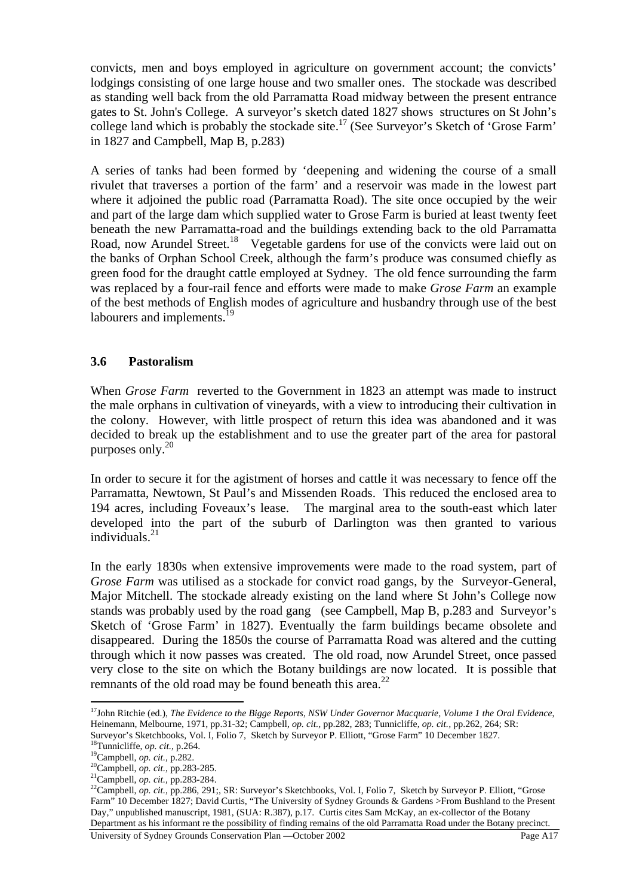convicts, men and boys employed in agriculture on government account; the convicts' lodgings consisting of one large house and two smaller ones. The stockade was described as standing well back from the old Parramatta Road midway between the present entrance gates to St. John's College. A surveyor's sketch dated 1827 shows structures on St John's college land which is probably the stockade site.[17] (See Surveyor's Sketch of 'Grose Farm' in 1827 and Campbell, Map B, p.283)

A series of tanks had been formed by 'deepening and widening the course of a small rivulet that traverses a portion of the farm' and a reservoir was made in the lowest part where it adjoined the public road (Parramatta Road). The site once occupied by the weir and part of the large dam which supplied water to Grose Farm is buried at least twenty feet beneath the new Parramatta-road and the buildings extending back to the old Parramatta Road, now Arundel Street.[18] Vegetable gardens for use of the convicts were laid out on the banks of Orphan School Creek, although the farm's produce was consumed chiefly as green food for the draught cattle employed at Sydney. The old fence surrounding the farm was replaced by a four-rail fence and efforts were made to make *Grose Farm* an example of the best methods of English modes of agriculture and husbandry through use of the best labourers and implements.[19]

### 3.6 Pastoralism

When *Grose Farm* reverted to the Government in 1823 an attempt was made to instruct the male orphans in cultivation of vineyards, with a view to introducing their cultivation in the colony. However, with little prospect of return this idea was abandoned and it was decided to break up the establishment and to use the greater part of the area for pastoral purposes only.[20]

In order to secure it for the agistment of horses and cattle it was necessary to fence off the Parramatta, Newtown, St Paul's and Missenden Roads. This reduced the enclosed area to 194 acres, including Foveaux's lease. The marginal area to the south-east which later developed into the part of the suburb of Darlington was then granted to various individuals.[21]

In the early 1830s when extensive improvements were made to the road system, part of *Grose Farm* was utilised as a stockade for convict road gangs, by the Surveyor-General, Major Mitchell. The stockade already existing on the land where St John's College now stands was probably used by the road gang (see Campbell, Map B, p.283 and Surveyor's Sketch of 'Grose Farm' in 1827). Eventually the farm buildings became obsolete and disappeared. During the 1850s the course of Parramatta Road was altered and the cutting through which it now passes was created. The old road, now Arundel Street, once passed very close to the site on which the Botany buildings are now located. It is possible that remnants of the old road may be found beneath this area.[22]

---

[17] John Ritchie (ed.), *The Evidence to the Bigge Reports, NSW Under Governor Macquarie, Volume 1 the Oral Evidence*, Heinemann, Melbourne, 1971, pp.31-32; Campbell, *op. cit.*, pp.282, 283; Tunnicliffe, *op. cit.*, pp.262, 264; SR: Surveyor's Sketchbooks, Vol. I, Folio 7, Sketch by Surveyor P. Elliott, "Grose Farm" 10 December 1827.

[18] Tunnicliffe, *op. cit.*, p.264.

[19] Campbell, *op. cit.*, p.282.

[20] Campbell, *op. cit.*, pp.283-285.

[21] Campbell, *op. cit.*, pp.283-284.

[22] Campbell, *op. cit.*, pp.286, 291;, SR: Surveyor's Sketchbooks, Vol. I, Folio 7, Sketch by Surveyor P. Elliott, "Grose Farm" 10 December 1827; David Curtis, "The University of Sydney Grounds & Gardens >From Bushland to the Present Day," unpublished manuscript, 1981, (SUA: R.387), p.17. Curtis cites Sam McKay, an ex-collector of the Botany Department as his informant re the possibility of finding remains of the old Parramatta Road under the Botany precinct.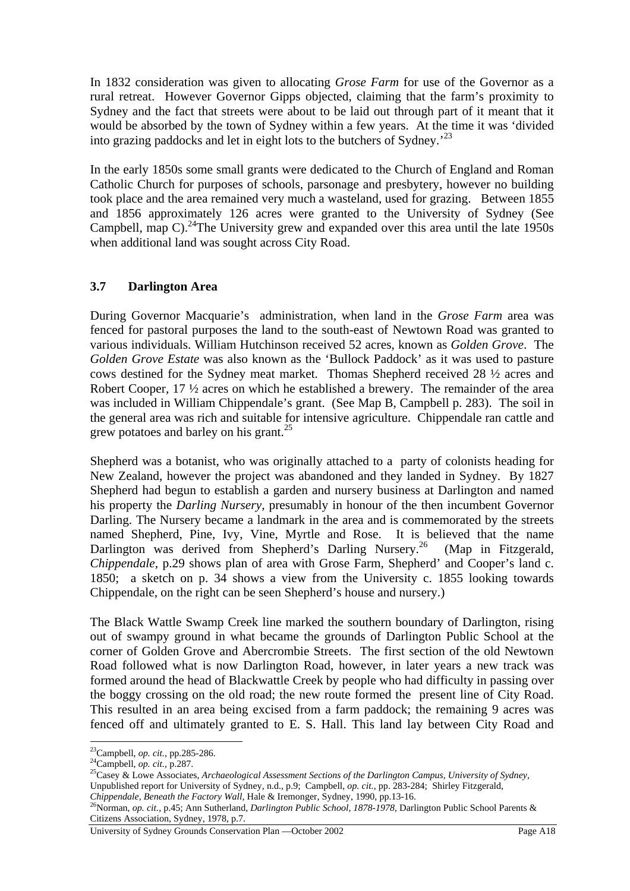In 1832 consideration was given to allocating *Grose Farm* for use of the Governor as a rural retreat. However Governor Gipps objected, claiming that the farm's proximity to Sydney and the fact that streets were about to be laid out through part of it meant that it would be absorbed by the town of Sydney within a few years. At the time it was 'divided into grazing paddocks and let in eight lots to the butchers of Sydney.'[23]

In the early 1850s some small grants were dedicated to the Church of England and Roman Catholic Church for purposes of schools, parsonage and presbytery, however no building took place and the area remained very much a wasteland, used for grazing. Between 1855 and 1856 approximately 126 acres were granted to the University of Sydney (See Campbell, map C).[24]The University grew and expanded over this area until the late 1950s when additional land was sought across City Road.

### 3.7 Darlington Area

During Governor Macquarie's administration, when land in the *Grose Farm* area was fenced for pastoral purposes the land to the south-east of Newtown Road was granted to various individuals. William Hutchinson received 52 acres, known as *Golden Grove*. The *Golden Grove Estate* was also known as the 'Bullock Paddock' as it was used to pasture cows destined for the Sydney meat market. Thomas Shepherd received 28 ½ acres and Robert Cooper, 17 ½ acres on which he established a brewery. The remainder of the area was included in William Chippendale's grant. (See Map B, Campbell p. 283). The soil in the general area was rich and suitable for intensive agriculture. Chippendale ran cattle and grew potatoes and barley on his grant.[25]

Shepherd was a botanist, who was originally attached to a party of colonists heading for New Zealand, however the project was abandoned and they landed in Sydney. By 1827 Shepherd had begun to establish a garden and nursery business at Darlington and named his property the *Darling Nursery*, presumably in honour of the then incumbent Governor Darling. The Nursery became a landmark in the area and is commemorated by the streets named Shepherd, Pine, Ivy, Vine, Myrtle and Rose. It is believed that the name Darlington was derived from Shepherd's Darling Nursery.[26] (Map in Fitzgerald, *Chippendale*, p.29 shows plan of area with Grose Farm, Shepherd' and Cooper's land c. 1850; a sketch on p. 34 shows a view from the University c. 1855 looking towards Chippendale, on the right can be seen Shepherd's house and nursery.)

The Black Wattle Swamp Creek line marked the southern boundary of Darlington, rising out of swampy ground in what became the grounds of Darlington Public School at the corner of Golden Grove and Abercrombie Streets. The first section of the old Newtown Road followed what is now Darlington Road, however, in later years a new track was formed around the head of Blackwattle Creek by people who had difficulty in passing over the boggy crossing on the old road; the new route formed the present line of City Road. This resulted in an area being excised from a farm paddock; the remaining 9 acres was fenced off and ultimately granted to E. S. Hall. This land lay between City Road and

---

[23]Campbell, *op. cit.*, pp.285-286.
[24]Campbell, *op. cit.*, p.287.
[25]Casey & Lowe Associates, *Archaeological Assessment Sections of the Darlington Campus, University of Sydney*, Unpublished report for University of Sydney, n.d., p.9; Campbell, *op. cit.*, pp. 283-284; Shirley Fitzgerald, *Chippendale, Beneath the Factory Wall*, Hale & Iremonger, Sydney, 1990, pp.13-16.
[26]Norman, *op. cit.*, p.45; Ann Sutherland, *Darlington Public School, 1878-1978*, Darlington Public School Parents & Citizens Association, Sydney, 1978, p.7.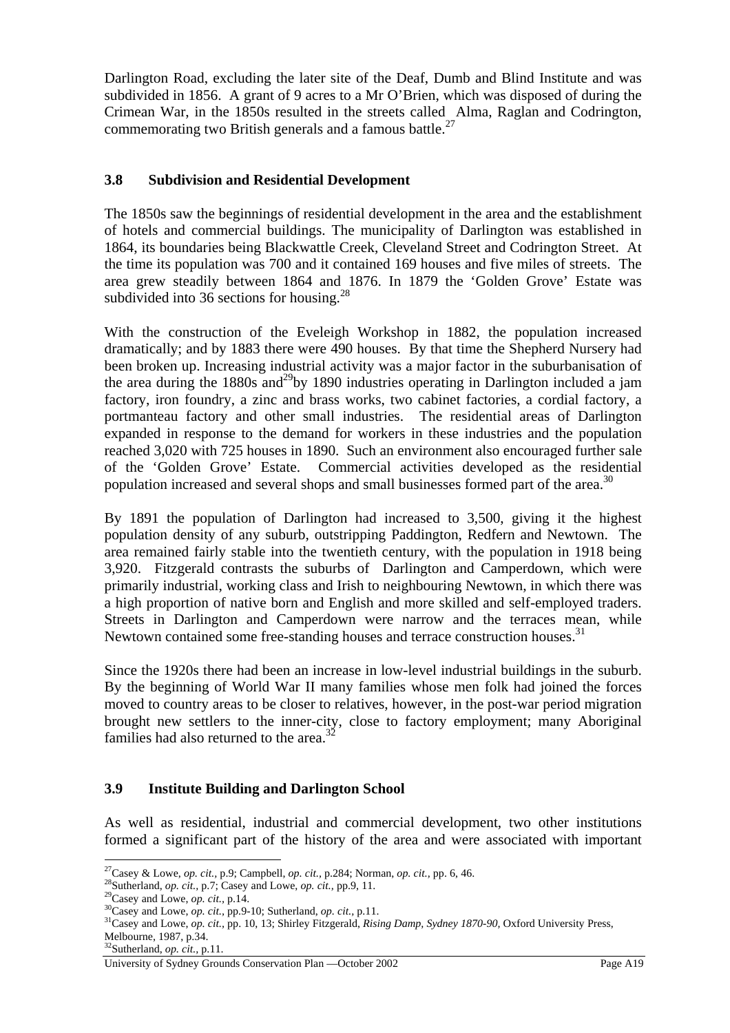Darlington Road, excluding the later site of the Deaf, Dumb and Blind Institute and was subdivided in 1856. A grant of 9 acres to a Mr O'Brien, which was disposed of during the Crimean War, in the 1850s resulted in the streets called Alma, Raglan and Codrington, commemorating two British generals and a famous battle.[27]

### 3.8 Subdivision and Residential Development

The 1850s saw the beginnings of residential development in the area and the establishment of hotels and commercial buildings. The municipality of Darlington was established in 1864, its boundaries being Blackwattle Creek, Cleveland Street and Codrington Street. At the time its population was 700 and it contained 169 houses and five miles of streets. The area grew steadily between 1864 and 1876. In 1879 the 'Golden Grove' Estate was subdivided into 36 sections for housing.[28]

With the construction of the Eveleigh Workshop in 1882, the population increased dramatically; and by 1883 there were 490 houses. By that time the Shepherd Nursery had been broken up. Increasing industrial activity was a major factor in the suburbanisation of the area during the 1880s and[29] by 1890 industries operating in Darlington included a jam factory, iron foundry, a zinc and brass works, two cabinet factories, a cordial factory, a portmanteau factory and other small industries. The residential areas of Darlington expanded in response to the demand for workers in these industries and the population reached 3,020 with 725 houses in 1890. Such an environment also encouraged further sale of the 'Golden Grove' Estate. Commercial activities developed as the residential population increased and several shops and small businesses formed part of the area.[30]

By 1891 the population of Darlington had increased to 3,500, giving it the highest population density of any suburb, outstripping Paddington, Redfern and Newtown. The area remained fairly stable into the twentieth century, with the population in 1918 being 3,920. Fitzgerald contrasts the suburbs of Darlington and Camperdown, which were primarily industrial, working class and Irish to neighbouring Newtown, in which there was a high proportion of native born and English and more skilled and self-employed traders. Streets in Darlington and Camperdown were narrow and the terraces mean, while Newtown contained some free-standing houses and terrace construction houses.[31]

Since the 1920s there had been an increase in low-level industrial buildings in the suburb. By the beginning of World War II many families whose men folk had joined the forces moved to country areas to be closer to relatives, however, in the post-war period migration brought new settlers to the inner-city, close to factory employment; many Aboriginal families had also returned to the area.[32]

### 3.9 Institute Building and Darlington School

As well as residential, industrial and commercial development, two other institutions formed a significant part of the history of the area and were associated with important

---

[27] Casey & Lowe, *op. cit.*, p.9; Campbell, *op. cit.*, p.284; Norman, *op. cit.*, pp. 6, 46.
[28] Sutherland, *op. cit.*, p.7; Casey and Lowe, *op. cit.*, pp.9, 11.
[29] Casey and Lowe, *op. cit.*, p.14.
[30] Casey and Lowe, *op. cit.*, pp.9-10; Sutherland, *op. cit.*, p.11.
[31] Casey and Lowe, *op. cit.*, pp. 10, 13; Shirley Fitzgerald, *Rising Damp, Sydney 1870-90*, Oxford University Press, Melbourne, 1987, p.34.
[32] Sutherland, *op. cit.*, p.11.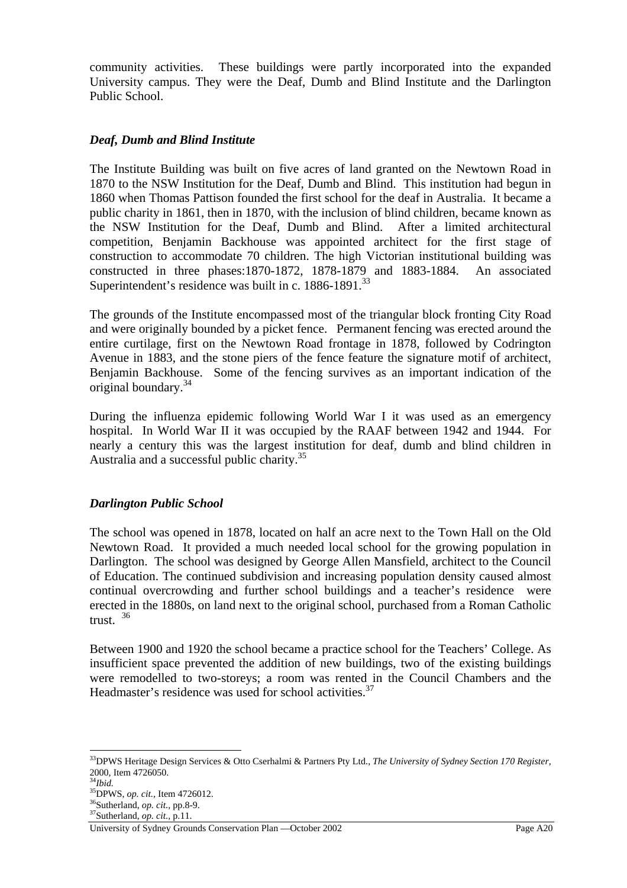community activities. These buildings were partly incorporated into the expanded University campus. They were the Deaf, Dumb and Blind Institute and the Darlington Public School.

### *Deaf, Dumb and Blind Institute*

The Institute Building was built on five acres of land granted on the Newtown Road in 1870 to the NSW Institution for the Deaf, Dumb and Blind. This institution had begun in 1860 when Thomas Pattison founded the first school for the deaf in Australia. It became a public charity in 1861, then in 1870, with the inclusion of blind children, became known as the NSW Institution for the Deaf, Dumb and Blind. After a limited architectural competition, Benjamin Backhouse was appointed architect for the first stage of construction to accommodate 70 children. The high Victorian institutional building was constructed in three phases:1870-1872, 1878-1879 and 1883-1884. An associated Superintendent's residence was built in c. 1886-1891.[33]

The grounds of the Institute encompassed most of the triangular block fronting City Road and were originally bounded by a picket fence. Permanent fencing was erected around the entire curtilage, first on the Newtown Road frontage in 1878, followed by Codrington Avenue in 1883, and the stone piers of the fence feature the signature motif of architect, Benjamin Backhouse. Some of the fencing survives as an important indication of the original boundary.[34]

During the influenza epidemic following World War I it was used as an emergency hospital. In World War II it was occupied by the RAAF between 1942 and 1944. For nearly a century this was the largest institution for deaf, dumb and blind children in Australia and a successful public charity.[35]

### *Darlington Public School*

The school was opened in 1878, located on half an acre next to the Town Hall on the Old Newtown Road. It provided a much needed local school for the growing population in Darlington. The school was designed by George Allen Mansfield, architect to the Council of Education. The continued subdivision and increasing population density caused almost continual overcrowding and further school buildings and a teacher's residence were erected in the 1880s, on land next to the original school, purchased from a Roman Catholic trust. [36]

Between 1900 and 1920 the school became a practice school for the Teachers' College. As insufficient space prevented the addition of new buildings, two of the existing buildings were remodelled to two-storeys; a room was rented in the Council Chambers and the Headmaster's residence was used for school activities.[37]

---

[33] DPWS Heritage Design Services & Otto Cserhalmi & Partners Pty Ltd., *The University of Sydney Section 170 Register,* 2000, Item 4726050.

[34] *Ibid.*

[35] DPWS, *op. cit.*, Item 4726012.

[36] Sutherland, *op. cit.*, pp.8-9.

[37] Sutherland, *op. cit.*, p.11.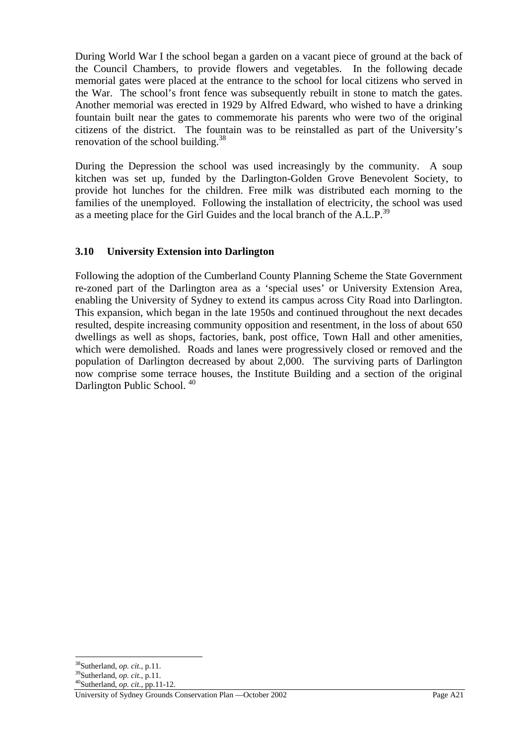During World War I the school began a garden on a vacant piece of ground at the back of the Council Chambers, to provide flowers and vegetables. In the following decade memorial gates were placed at the entrance to the school for local citizens who served in the War. The school's front fence was subsequently rebuilt in stone to match the gates. Another memorial was erected in 1929 by Alfred Edward, who wished to have a drinking fountain built near the gates to commemorate his parents who were two of the original citizens of the district. The fountain was to be reinstalled as part of the University's renovation of the school building.[38]

During the Depression the school was used increasingly by the community. A soup kitchen was set up, funded by the Darlington-Golden Grove Benevolent Society, to provide hot lunches for the children. Free milk was distributed each morning to the families of the unemployed. Following the installation of electricity, the school was used as a meeting place for the Girl Guides and the local branch of the A.L.P.[39]

### 3.10 University Extension into Darlington

Following the adoption of the Cumberland County Planning Scheme the State Government re-zoned part of the Darlington area as a 'special uses' or University Extension Area, enabling the University of Sydney to extend its campus across City Road into Darlington. This expansion, which began in the late 1950s and continued throughout the next decades resulted, despite increasing community opposition and resentment, in the loss of about 650 dwellings as well as shops, factories, bank, post office, Town Hall and other amenities, which were demolished. Roads and lanes were progressively closed or removed and the population of Darlington decreased by about 2,000. The surviving parts of Darlington now comprise some terrace houses, the Institute Building and a section of the original Darlington Public School. [40]

---

[38] Sutherland, *op. cit.*, p.11.
[39] Sutherland, *op. cit.*, p.11.
[40] Sutherland, *op. cit.*, pp.11-12.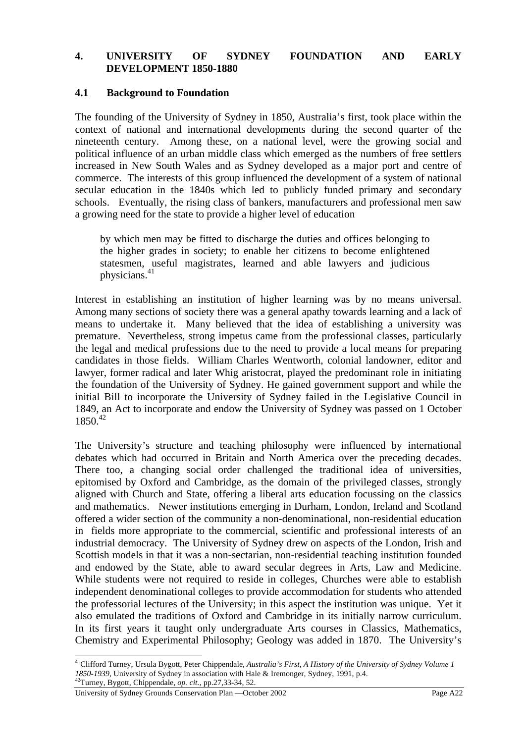## 4. UNIVERSITY OF SYDNEY FOUNDATION AND EARLY DEVELOPMENT 1850-1880

### 4.1 Background to Foundation

The founding of the University of Sydney in 1850, Australia's first, took place within the context of national and international developments during the second quarter of the nineteenth century. Among these, on a national level, were the growing social and political influence of an urban middle class which emerged as the numbers of free settlers increased in New South Wales and as Sydney developed as a major port and centre of commerce. The interests of this group influenced the development of a system of national secular education in the 1840s which led to publicly funded primary and secondary schools. Eventually, the rising class of bankers, manufacturers and professional men saw a growing need for the state to provide a higher level of education

> by which men may be fitted to discharge the duties and offices belonging to the higher grades in society; to enable her citizens to become enlightened statesmen, useful magistrates, learned and able lawyers and judicious physicians.[41]

Interest in establishing an institution of higher learning was by no means universal. Among many sections of society there was a general apathy towards learning and a lack of means to undertake it. Many believed that the idea of establishing a university was premature. Nevertheless, strong impetus came from the professional classes, particularly the legal and medical professions due to the need to provide a local means for preparing candidates in those fields. William Charles Wentworth, colonial landowner, editor and lawyer, former radical and later Whig aristocrat, played the predominant role in initiating the foundation of the University of Sydney. He gained government support and while the initial Bill to incorporate the University of Sydney failed in the Legislative Council in 1849, an Act to incorporate and endow the University of Sydney was passed on 1 October 1850.[42]

The University's structure and teaching philosophy were influenced by international debates which had occurred in Britain and North America over the preceding decades. There too, a changing social order challenged the traditional idea of universities, epitomised by Oxford and Cambridge, as the domain of the privileged classes, strongly aligned with Church and State, offering a liberal arts education focussing on the classics and mathematics. Newer institutions emerging in Durham, London, Ireland and Scotland offered a wider section of the community a non-denominational, non-residential education in fields more appropriate to the commercial, scientific and professional interests of an industrial democracy. The University of Sydney drew on aspects of the London, Irish and Scottish models in that it was a non-sectarian, non-residential teaching institution founded and endowed by the State, able to award secular degrees in Arts, Law and Medicine. While students were not required to reside in colleges, Churches were able to establish independent denominational colleges to provide accommodation for students who attended the professorial lectures of the University; in this aspect the institution was unique. Yet it also emulated the traditions of Oxford and Cambridge in its initially narrow curriculum. In its first years it taught only undergraduate Arts courses in Classics, Mathematics, Chemistry and Experimental Philosophy; Geology was added in 1870. The University's

---

[41] Clifford Turney, Ursula Bygott, Peter Chippendale, *Australia's First, A History of the University of Sydney Volume 1 1850-1939*, University of Sydney in association with Hale & Iremonger, Sydney, 1991, p.4.

[42] Turney, Bygott, Chippendale, *op. cit.*, pp.27,33-34, 52.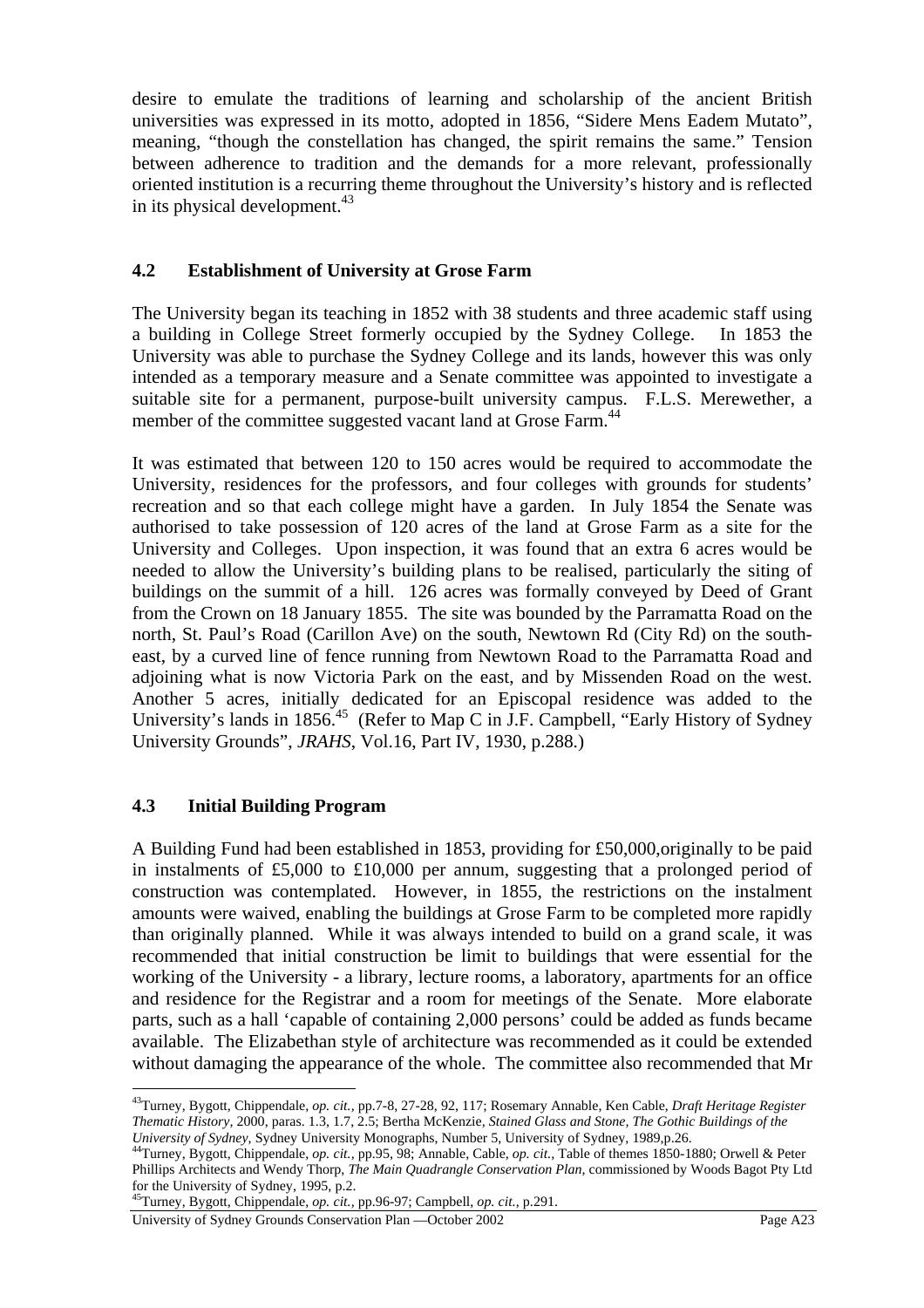desire to emulate the traditions of learning and scholarship of the ancient British universities was expressed in its motto, adopted in 1856, "Sidere Mens Eadem Mutato", meaning, "though the constellation has changed, the spirit remains the same." Tension between adherence to tradition and the demands for a more relevant, professionally oriented institution is a recurring theme throughout the University's history and is reflected in its physical development.[43]

## 4.2 Establishment of University at Grose Farm

The University began its teaching in 1852 with 38 students and three academic staff using a building in College Street formerly occupied by the Sydney College. In 1853 the University was able to purchase the Sydney College and its lands, however this was only intended as a temporary measure and a Senate committee was appointed to investigate a suitable site for a permanent, purpose-built university campus. F.L.S. Merewether, a member of the committee suggested vacant land at Grose Farm.[44]

It was estimated that between 120 to 150 acres would be required to accommodate the University, residences for the professors, and four colleges with grounds for students' recreation and so that each college might have a garden. In July 1854 the Senate was authorised to take possession of 120 acres of the land at Grose Farm as a site for the University and Colleges. Upon inspection, it was found that an extra 6 acres would be needed to allow the University's building plans to be realised, particularly the siting of buildings on the summit of a hill. 126 acres was formally conveyed by Deed of Grant from the Crown on 18 January 1855. The site was bounded by the Parramatta Road on the north, St. Paul's Road (Carillon Ave) on the south, Newtown Rd (City Rd) on the south-east, by a curved line of fence running from Newtown Road to the Parramatta Road and adjoining what is now Victoria Park on the east, and by Missenden Road on the west. Another 5 acres, initially dedicated for an Episcopal residence was added to the University's lands in 1856.[45] (Refer to Map C in J.F. Campbell, "Early History of Sydney University Grounds", *JRAHS*, Vol.16, Part IV, 1930, p.288.)

## 4.3 Initial Building Program

A Building Fund had been established in 1853, providing for £50,000,originally to be paid in instalments of £5,000 to £10,000 per annum, suggesting that a prolonged period of construction was contemplated. However, in 1855, the restrictions on the instalment amounts were waived, enabling the buildings at Grose Farm to be completed more rapidly than originally planned. While it was always intended to build on a grand scale, it was recommended that initial construction be limit to buildings that were essential for the working of the University - a library, lecture rooms, a laboratory, apartments for an office and residence for the Registrar and a room for meetings of the Senate. More elaborate parts, such as a hall 'capable of containing 2,000 persons' could be added as funds became available. The Elizabethan style of architecture was recommended as it could be extended without damaging the appearance of the whole. The committee also recommended that Mr

---

[43] Turney, Bygott, Chippendale, *op. cit.*, pp.7-8, 27-28, 92, 117; Rosemary Annable, Ken Cable, *Draft Heritage Register Thematic History*, 2000, paras. 1.3, 1.7, 2.5; Bertha McKenzie, *Stained Glass and Stone, The Gothic Buildings of the University of Sydney*, Sydney University Monographs, Number 5, University of Sydney, 1989,p.26.

[44] Turney, Bygott, Chippendale, *op. cit.*, pp.95, 98; Annable, Cable, *op. cit.*, Table of themes 1850-1880; Orwell & Peter Phillips Architects and Wendy Thorp, *The Main Quadrangle Conservation Plan*, commissioned by Woods Bagot Pty Ltd for the University of Sydney, 1995, p.2.

[45] Turney, Bygott, Chippendale, *op. cit.*, pp.96-97; Campbell, *op. cit.*, p.291.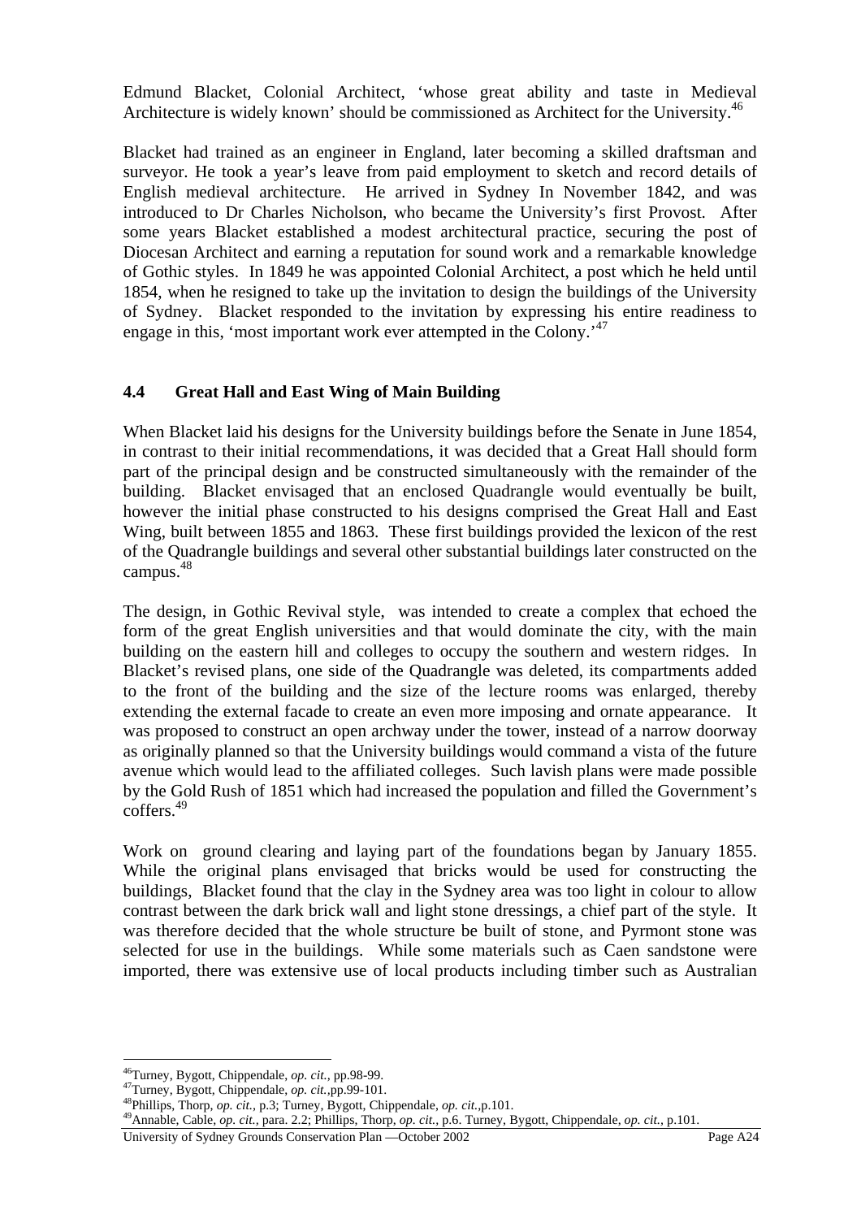Edmund Blacket, Colonial Architect, 'whose great ability and taste in Medieval Architecture is widely known' should be commissioned as Architect for the University.[46]

Blacket had trained as an engineer in England, later becoming a skilled draftsman and surveyor. He took a year's leave from paid employment to sketch and record details of English medieval architecture. He arrived in Sydney In November 1842, and was introduced to Dr Charles Nicholson, who became the University's first Provost. After some years Blacket established a modest architectural practice, securing the post of Diocesan Architect and earning a reputation for sound work and a remarkable knowledge of Gothic styles. In 1849 he was appointed Colonial Architect, a post which he held until 1854, when he resigned to take up the invitation to design the buildings of the University of Sydney. Blacket responded to the invitation by expressing his entire readiness to engage in this, 'most important work ever attempted in the Colony.'[47]

## 4.4 Great Hall and East Wing of Main Building

When Blacket laid his designs for the University buildings before the Senate in June 1854, in contrast to their initial recommendations, it was decided that a Great Hall should form part of the principal design and be constructed simultaneously with the remainder of the building. Blacket envisaged that an enclosed Quadrangle would eventually be built, however the initial phase constructed to his designs comprised the Great Hall and East Wing, built between 1855 and 1863. These first buildings provided the lexicon of the rest of the Quadrangle buildings and several other substantial buildings later constructed on the campus.[48]

The design, in Gothic Revival style, was intended to create a complex that echoed the form of the great English universities and that would dominate the city, with the main building on the eastern hill and colleges to occupy the southern and western ridges. In Blacket's revised plans, one side of the Quadrangle was deleted, its compartments added to the front of the building and the size of the lecture rooms was enlarged, thereby extending the external facade to create an even more imposing and ornate appearance. It was proposed to construct an open archway under the tower, instead of a narrow doorway as originally planned so that the University buildings would command a vista of the future avenue which would lead to the affiliated colleges. Such lavish plans were made possible by the Gold Rush of 1851 which had increased the population and filled the Government's coffers.[49]

Work on ground clearing and laying part of the foundations began by January 1855. While the original plans envisaged that bricks would be used for constructing the buildings, Blacket found that the clay in the Sydney area was too light in colour to allow contrast between the dark brick wall and light stone dressings, a chief part of the style. It was therefore decided that the whole structure be built of stone, and Pyrmont stone was selected for use in the buildings. While some materials such as Caen sandstone were imported, there was extensive use of local products including timber such as Australian

---

[46] Turney, Bygott, Chippendale, *op. cit.*, pp.98-99.

[47] Turney, Bygott, Chippendale, *op. cit.*, pp.99-101.

[48] Phillips, Thorp, *op. cit.*, p.3; Turney, Bygott, Chippendale, *op. cit.*, p.101.

[49] Annable, Cable, *op. cit.*, para. 2.2; Phillips, Thorp, *op. cit.*, p.6. Turney, Bygott, Chippendale, *op. cit.*, p.101.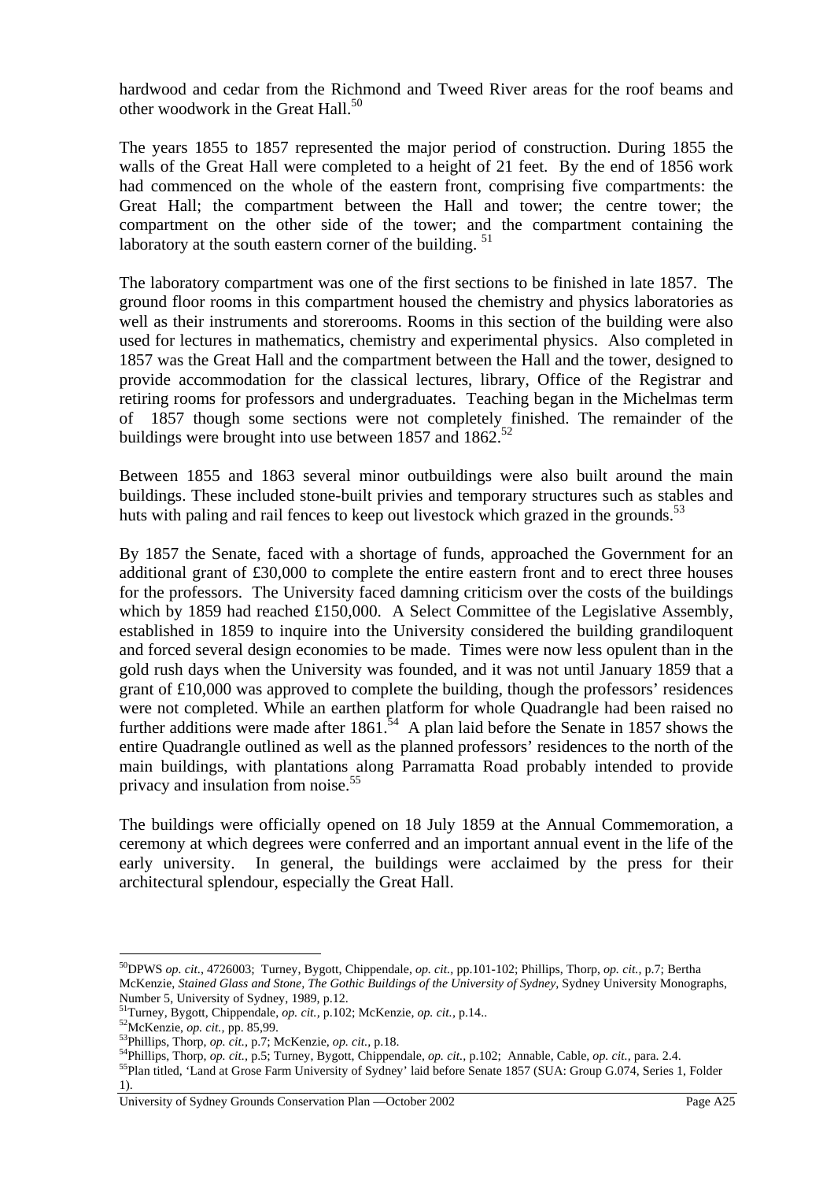hardwood and cedar from the Richmond and Tweed River areas for the roof beams and other woodwork in the Great Hall.[50]

The years 1855 to 1857 represented the major period of construction. During 1855 the walls of the Great Hall were completed to a height of 21 feet. By the end of 1856 work had commenced on the whole of the eastern front, comprising five compartments: the Great Hall; the compartment between the Hall and tower; the centre tower; the compartment on the other side of the tower; and the compartment containing the laboratory at the south eastern corner of the building. [51]

The laboratory compartment was one of the first sections to be finished in late 1857. The ground floor rooms in this compartment housed the chemistry and physics laboratories as well as their instruments and storerooms. Rooms in this section of the building were also used for lectures in mathematics, chemistry and experimental physics. Also completed in 1857 was the Great Hall and the compartment between the Hall and the tower, designed to provide accommodation for the classical lectures, library, Office of the Registrar and retiring rooms for professors and undergraduates. Teaching began in the Michelmas term of 1857 though some sections were not completely finished. The remainder of the buildings were brought into use between 1857 and 1862.[52]

Between 1855 and 1863 several minor outbuildings were also built around the main buildings. These included stone-built privies and temporary structures such as stables and huts with paling and rail fences to keep out livestock which grazed in the grounds.[53]

By 1857 the Senate, faced with a shortage of funds, approached the Government for an additional grant of £30,000 to complete the entire eastern front and to erect three houses for the professors. The University faced damning criticism over the costs of the buildings which by 1859 had reached £150,000. A Select Committee of the Legislative Assembly, established in 1859 to inquire into the University considered the building grandiloquent and forced several design economies to be made. Times were now less opulent than in the gold rush days when the University was founded, and it was not until January 1859 that a grant of £10,000 was approved to complete the building, though the professors' residences were not completed. While an earthen platform for whole Quadrangle had been raised no further additions were made after 1861.[54] A plan laid before the Senate in 1857 shows the entire Quadrangle outlined as well as the planned professors' residences to the north of the main buildings, with plantations along Parramatta Road probably intended to provide privacy and insulation from noise.[55]

The buildings were officially opened on 18 July 1859 at the Annual Commemoration, a ceremony at which degrees were conferred and an important annual event in the life of the early university. In general, the buildings were acclaimed by the press for their architectural splendour, especially the Great Hall.

---

[50] DPWS *op. cit.*, 4726003; Turney, Bygott, Chippendale, *op. cit.*, pp.101-102; Phillips, Thorp, *op. cit.*, p.7; Bertha McKenzie, *Stained Glass and Stone, The Gothic Buildings of the University of Sydney*, Sydney University Monographs, Number 5, University of Sydney, 1989, p.12.

[51] Turney, Bygott, Chippendale, *op. cit.*, p.102; McKenzie, *op. cit.*, p.14..

[52] McKenzie, *op. cit.*, pp. 85,99.

[53] Phillips, Thorp, *op. cit.*, p.7; McKenzie, *op. cit.*, p.18.

[54] Phillips, Thorp, *op. cit.*, p.5; Turney, Bygott, Chippendale, *op. cit.*, p.102; Annable, Cable, *op. cit.*, para. 2.4.

[55] Plan titled, 'Land at Grose Farm University of Sydney' laid before Senate 1857 (SUA: Group G.074, Series 1, Folder 1).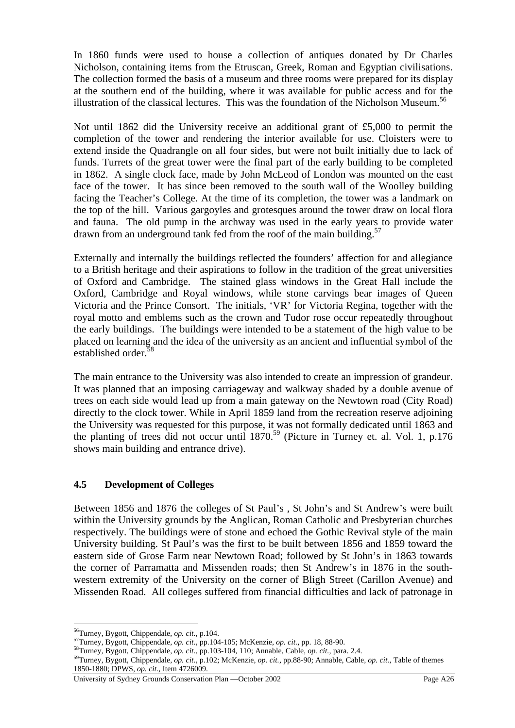In 1860 funds were used to house a collection of antiques donated by Dr Charles Nicholson, containing items from the Etruscan, Greek, Roman and Egyptian civilisations. The collection formed the basis of a museum and three rooms were prepared for its display at the southern end of the building, where it was available for public access and for the illustration of the classical lectures. This was the foundation of the Nicholson Museum.[56]

Not until 1862 did the University receive an additional grant of £5,000 to permit the completion of the tower and rendering the interior available for use. Cloisters were to extend inside the Quadrangle on all four sides, but were not built initially due to lack of funds. Turrets of the great tower were the final part of the early building to be completed in 1862. A single clock face, made by John McLeod of London was mounted on the east face of the tower. It has since been removed to the south wall of the Woolley building facing the Teacher's College. At the time of its completion, the tower was a landmark on the top of the hill. Various gargoyles and grotesques around the tower draw on local flora and fauna. The old pump in the archway was used in the early years to provide water drawn from an underground tank fed from the roof of the main building.[57]

Externally and internally the buildings reflected the founders' affection for and allegiance to a British heritage and their aspirations to follow in the tradition of the great universities of Oxford and Cambridge. The stained glass windows in the Great Hall include the Oxford, Cambridge and Royal windows, while stone carvings bear images of Queen Victoria and the Prince Consort. The initials, 'VR' for Victoria Regina, together with the royal motto and emblems such as the crown and Tudor rose occur repeatedly throughout the early buildings. The buildings were intended to be a statement of the high value to be placed on learning and the idea of the university as an ancient and influential symbol of the established order.[58]

The main entrance to the University was also intended to create an impression of grandeur. It was planned that an imposing carriageway and walkway shaded by a double avenue of trees on each side would lead up from a main gateway on the Newtown road (City Road) directly to the clock tower. While in April 1859 land from the recreation reserve adjoining the University was requested for this purpose, it was not formally dedicated until 1863 and the planting of trees did not occur until 1870.[59] (Picture in Turney et. al. Vol. 1, p.176 shows main building and entrance drive).

## 4.5 Development of Colleges

Between 1856 and 1876 the colleges of St Paul's , St John's and St Andrew's were built within the University grounds by the Anglican, Roman Catholic and Presbyterian churches respectively. The buildings were of stone and echoed the Gothic Revival style of the main University building. St Paul's was the first to be built between 1856 and 1859 toward the eastern side of Grose Farm near Newtown Road; followed by St John's in 1863 towards the corner of Parramatta and Missenden roads; then St Andrew's in 1876 in the south-western extremity of the University on the corner of Bligh Street (Carillon Avenue) and Missenden Road. All colleges suffered from financial difficulties and lack of patronage in

---

[56] Turney, Bygott, Chippendale, *op. cit.,* p.104.

[57] Turney, Bygott, Chippendale, *op. cit.,* pp.104-105; McKenzie, *op. cit.,* pp. 18, 88-90.

[58] Turney, Bygott, Chippendale, *op. cit.,* pp.103-104, 110; Annable, Cable, *op. cit.,* para. 2.4.

[59] Turney, Bygott, Chippendale, *op. cit.,* p.102; McKenzie, *op. cit.,* pp.88-90; Annable, Cable, *op. cit.,* Table of themes 1850-1880; DPWS, *op. cit.,* Item 4726009.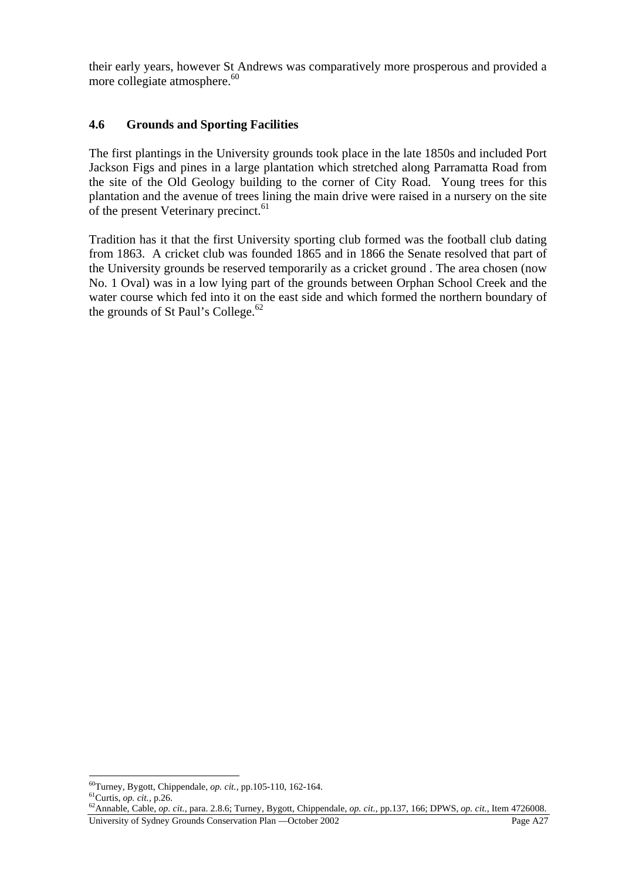their early years, however St Andrews was comparatively more prosperous and provided a more collegiate atmosphere.[60]

## 4.6 Grounds and Sporting Facilities

The first plantings in the University grounds took place in the late 1850s and included Port Jackson Figs and pines in a large plantation which stretched along Parramatta Road from the site of the Old Geology building to the corner of City Road. Young trees for this plantation and the avenue of trees lining the main drive were raised in a nursery on the site of the present Veterinary precinct.[61]

Tradition has it that the first University sporting club formed was the football club dating from 1863. A cricket club was founded 1865 and in 1866 the Senate resolved that part of the University grounds be reserved temporarily as a cricket ground . The area chosen (now No. 1 Oval) was in a low lying part of the grounds between Orphan School Creek and the water course which fed into it on the east side and which formed the northern boundary of the grounds of St Paul's College.[62]

---

[60] Turney, Bygott, Chippendale, *op. cit.,* pp.105-110, 162-164.

[61] Curtis, *op. cit.,* p.26.

[62] Annable, Cable, *op. cit.,* para. 2.8.6; Turney, Bygott, Chippendale, *op. cit.,* pp.137, 166; DPWS, *op. cit.,* Item 4726008.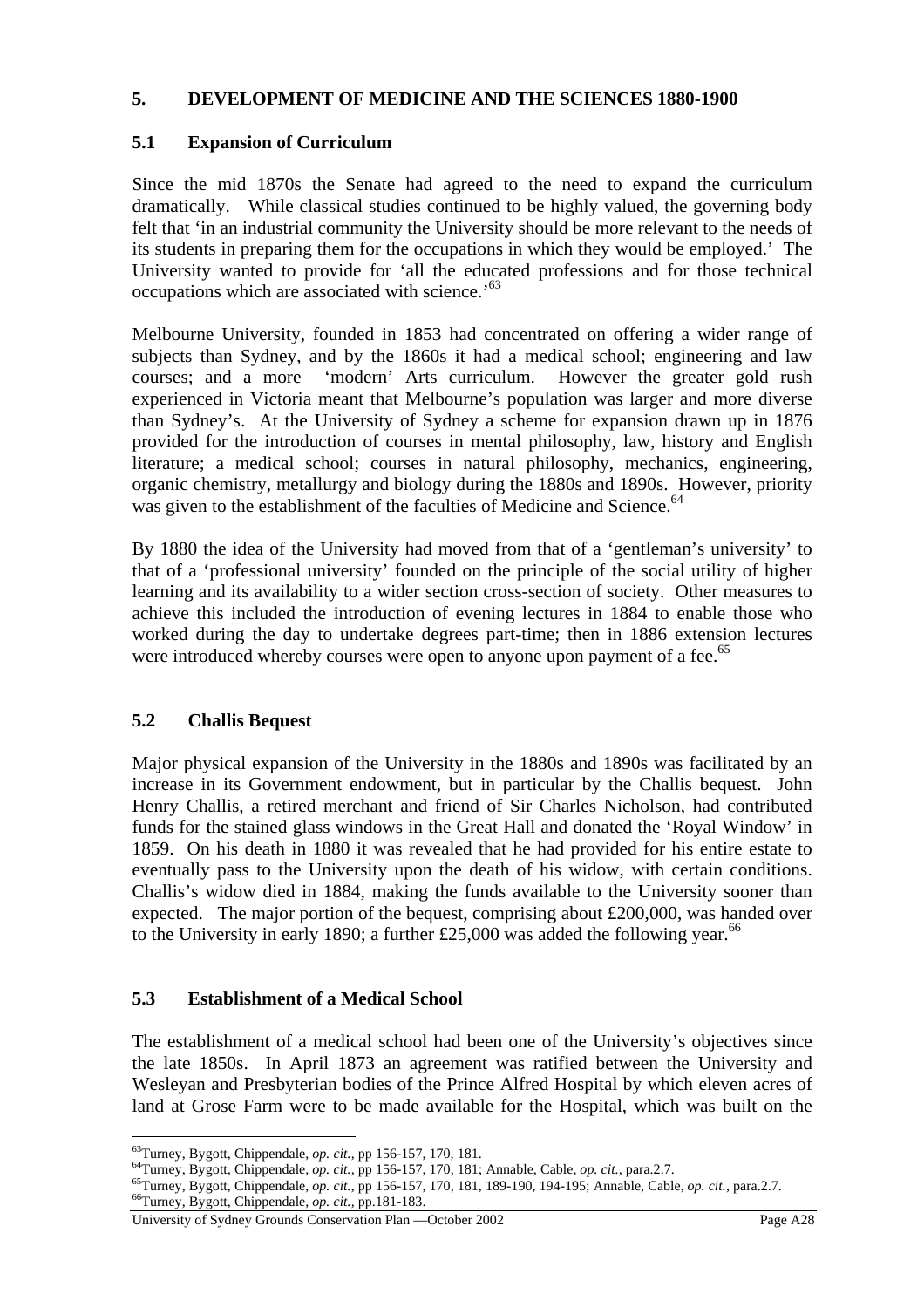## 5. DEVELOPMENT OF MEDICINE AND THE SCIENCES 1880-1900

### 5.1 Expansion of Curriculum

Since the mid 1870s the Senate had agreed to the need to expand the curriculum dramatically. While classical studies continued to be highly valued, the governing body felt that 'in an industrial community the University should be more relevant to the needs of its students in preparing them for the occupations in which they would be employed.' The University wanted to provide for 'all the educated professions and for those technical occupations which are associated with science.'[63]

Melbourne University, founded in 1853 had concentrated on offering a wider range of subjects than Sydney, and by the 1860s it had a medical school; engineering and law courses; and a more 'modern' Arts curriculum. However the greater gold rush experienced in Victoria meant that Melbourne's population was larger and more diverse than Sydney's. At the University of Sydney a scheme for expansion drawn up in 1876 provided for the introduction of courses in mental philosophy, law, history and English literature; a medical school; courses in natural philosophy, mechanics, engineering, organic chemistry, metallurgy and biology during the 1880s and 1890s. However, priority was given to the establishment of the faculties of Medicine and Science.[64]

By 1880 the idea of the University had moved from that of a 'gentleman's university' to that of a 'professional university' founded on the principle of the social utility of higher learning and its availability to a wider section cross-section of society. Other measures to achieve this included the introduction of evening lectures in 1884 to enable those who worked during the day to undertake degrees part-time; then in 1886 extension lectures were introduced whereby courses were open to anyone upon payment of a fee.[65]

### 5.2 Challis Bequest

Major physical expansion of the University in the 1880s and 1890s was facilitated by an increase in its Government endowment, but in particular by the Challis bequest. John Henry Challis, a retired merchant and friend of Sir Charles Nicholson, had contributed funds for the stained glass windows in the Great Hall and donated the 'Royal Window' in 1859. On his death in 1880 it was revealed that he had provided for his entire estate to eventually pass to the University upon the death of his widow, with certain conditions. Challis's widow died in 1884, making the funds available to the University sooner than expected. The major portion of the bequest, comprising about £200,000, was handed over to the University in early 1890; a further £25,000 was added the following year.[66]

### 5.3 Establishment of a Medical School

The establishment of a medical school had been one of the University's objectives since the late 1850s. In April 1873 an agreement was ratified between the University and Wesleyan and Presbyterian bodies of the Prince Alfred Hospital by which eleven acres of land at Grose Farm were to be made available for the Hospital, which was built on the

---

[63] Turney, Bygott, Chippendale, *op. cit.,* pp 156-157, 170, 181.
[64] Turney, Bygott, Chippendale, *op. cit.,* pp 156-157, 170, 181; Annable, Cable, *op. cit.,* para.2.7.
[65] Turney, Bygott, Chippendale, *op. cit.,* pp 156-157, 170, 181, 189-190, 194-195; Annable, Cable, *op. cit.,* para.2.7.
[66] Turney, Bygott, Chippendale, *op. cit.,* pp.181-183.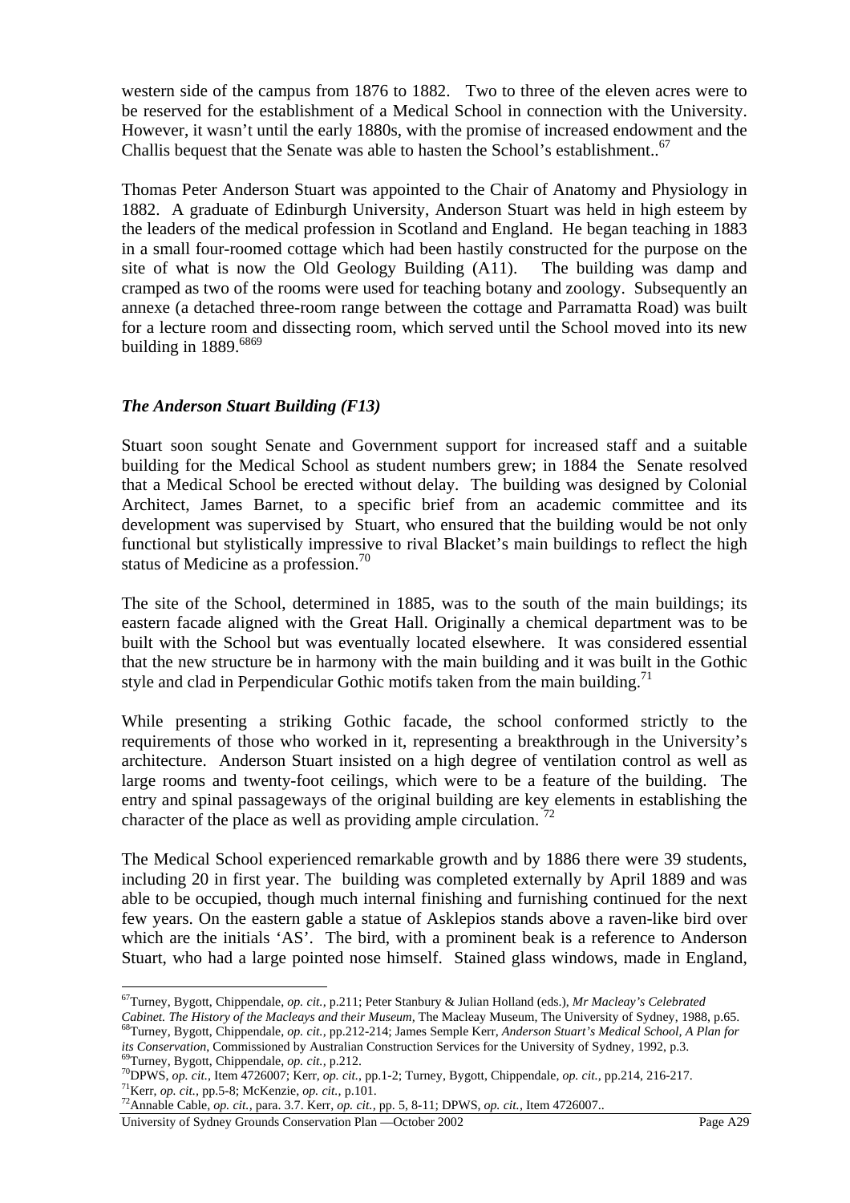western side of the campus from 1876 to 1882. Two to three of the eleven acres were to be reserved for the establishment of a Medical School in connection with the University. However, it wasn't until the early 1880s, with the promise of increased endowment and the Challis bequest that the Senate was able to hasten the School's establishment..[67]

Thomas Peter Anderson Stuart was appointed to the Chair of Anatomy and Physiology in 1882. A graduate of Edinburgh University, Anderson Stuart was held in high esteem by the leaders of the medical profession in Scotland and England. He began teaching in 1883 in a small four-roomed cottage which had been hastily constructed for the purpose on the site of what is now the Old Geology Building (A11). The building was damp and cramped as two of the rooms were used for teaching botany and zoology. Subsequently an annexe (a detached three-room range between the cottage and Parramatta Road) was built for a lecture room and dissecting room, which served until the School moved into its new building in 1889.[68][69]

### *The Anderson Stuart Building (F13)*

Stuart soon sought Senate and Government support for increased staff and a suitable building for the Medical School as student numbers grew; in 1884 the Senate resolved that a Medical School be erected without delay. The building was designed by Colonial Architect, James Barnet, to a specific brief from an academic committee and its development was supervised by Stuart, who ensured that the building would be not only functional but stylistically impressive to rival Blacket's main buildings to reflect the high status of Medicine as a profession.[70]

The site of the School, determined in 1885, was to the south of the main buildings; its eastern facade aligned with the Great Hall. Originally a chemical department was to be built with the School but was eventually located elsewhere. It was considered essential that the new structure be in harmony with the main building and it was built in the Gothic style and clad in Perpendicular Gothic motifs taken from the main building.[71]

While presenting a striking Gothic facade, the school conformed strictly to the requirements of those who worked in it, representing a breakthrough in the University's architecture. Anderson Stuart insisted on a high degree of ventilation control as well as large rooms and twenty-foot ceilings, which were to be a feature of the building. The entry and spinal passageways of the original building are key elements in establishing the character of the place as well as providing ample circulation. [72]

The Medical School experienced remarkable growth and by 1886 there were 39 students, including 20 in first year. The building was completed externally by April 1889 and was able to be occupied, though much internal finishing and furnishing continued for the next few years. On the eastern gable a statue of Asklepios stands above a raven-like bird over which are the initials 'AS'. The bird, with a prominent beak is a reference to Anderson Stuart, who had a large pointed nose himself. Stained glass windows, made in England,

---

[67] Turney, Bygott, Chippendale, *op. cit.,* p.211; Peter Stanbury & Julian Holland (eds.), *Mr Macleay's Celebrated Cabinet. The History of the Macleays and their Museum*, The Macleay Museum, The University of Sydney, 1988, p.65.

[68] Turney, Bygott, Chippendale, *op. cit.,* pp.212-214; James Semple Kerr, *Anderson Stuart's Medical School, A Plan for its Conservation*, Commissioned by Australian Construction Services for the University of Sydney, 1992, p.3.

[69] Turney, Bygott, Chippendale, *op. cit.,* p.212.

[70] DPWS, *op. cit.,* Item 4726007; Kerr, *op. cit.,* pp.1-2; Turney, Bygott, Chippendale, *op. cit.,* pp.214, 216-217.

[71] Kerr, *op. cit.,* pp.5-8; McKenzie, *op. cit.,* p.101.

[72] Annable Cable, *op. cit.,* para. 3.7. Kerr, *op. cit.,* pp. 5, 8-11; DPWS, *op. cit.,* Item 4726007..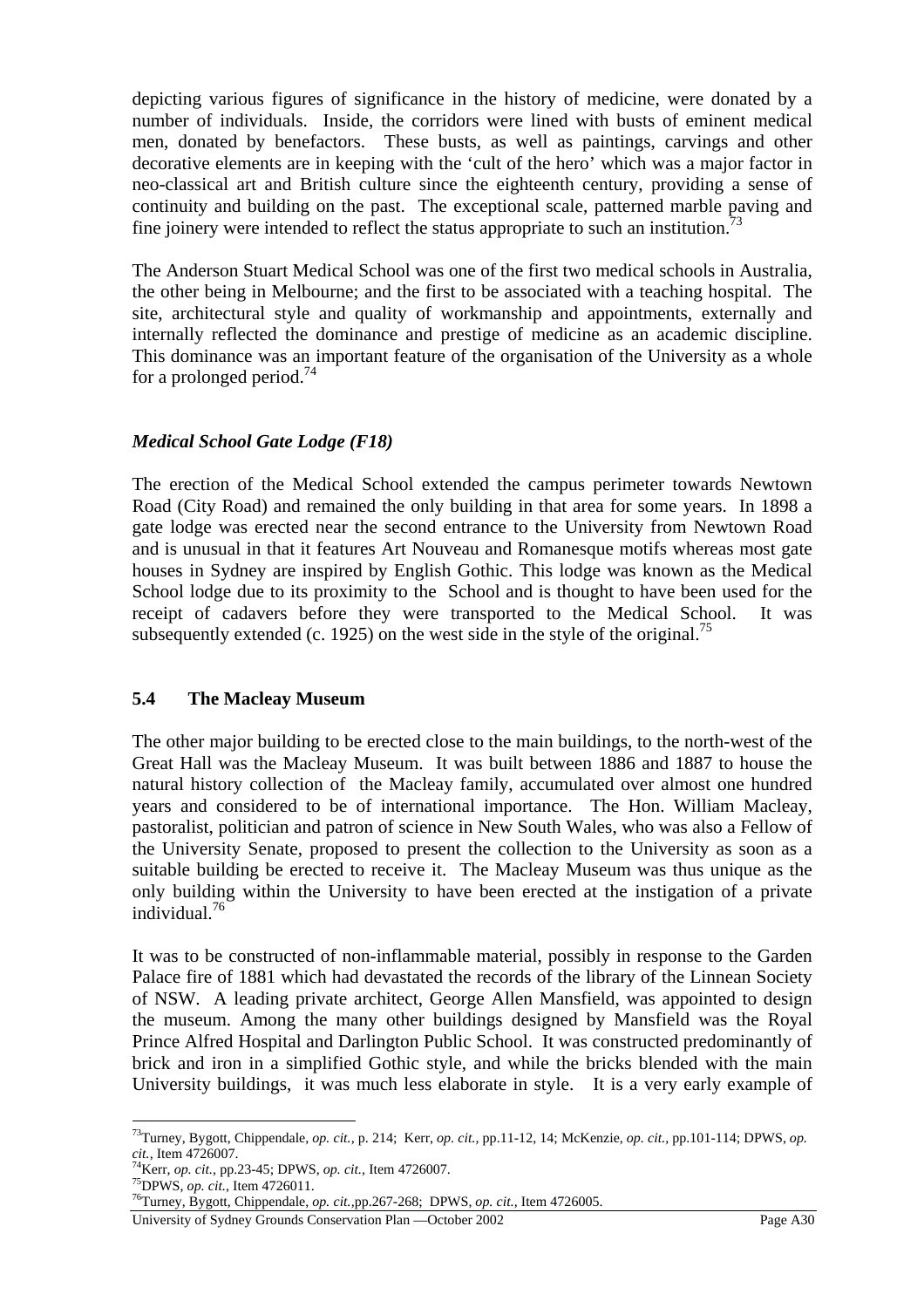depicting various figures of significance in the history of medicine, were donated by a number of individuals. Inside, the corridors were lined with busts of eminent medical men, donated by benefactors. These busts, as well as paintings, carvings and other decorative elements are in keeping with the 'cult of the hero' which was a major factor in neo-classical art and British culture since the eighteenth century, providing a sense of continuity and building on the past. The exceptional scale, patterned marble paving and fine joinery were intended to reflect the status appropriate to such an institution.[73]

The Anderson Stuart Medical School was one of the first two medical schools in Australia, the other being in Melbourne; and the first to be associated with a teaching hospital. The site, architectural style and quality of workmanship and appointments, externally and internally reflected the dominance and prestige of medicine as an academic discipline. This dominance was an important feature of the organisation of the University as a whole for a prolonged period.[74]

### *Medical School Gate Lodge (F18)*

The erection of the Medical School extended the campus perimeter towards Newtown Road (City Road) and remained the only building in that area for some years. In 1898 a gate lodge was erected near the second entrance to the University from Newtown Road and is unusual in that it features Art Nouveau and Romanesque motifs whereas most gate houses in Sydney are inspired by English Gothic. This lodge was known as the Medical School lodge due to its proximity to the School and is thought to have been used for the receipt of cadavers before they were transported to the Medical School. It was subsequently extended (c. 1925) on the west side in the style of the original.[75]

## 5.4 The Macleay Museum

The other major building to be erected close to the main buildings, to the north-west of the Great Hall was the Macleay Museum. It was built between 1886 and 1887 to house the natural history collection of the Macleay family, accumulated over almost one hundred years and considered to be of international importance. The Hon. William Macleay, pastoralist, politician and patron of science in New South Wales, who was also a Fellow of the University Senate, proposed to present the collection to the University as soon as a suitable building be erected to receive it. The Macleay Museum was thus unique as the only building within the University to have been erected at the instigation of a private individual.[76]

It was to be constructed of non-inflammable material, possibly in response to the Garden Palace fire of 1881 which had devastated the records of the library of the Linnean Society of NSW. A leading private architect, George Allen Mansfield, was appointed to design the museum. Among the many other buildings designed by Mansfield was the Royal Prince Alfred Hospital and Darlington Public School. It was constructed predominantly of brick and iron in a simplified Gothic style, and while the bricks blended with the main University buildings, it was much less elaborate in style. It is a very early example of

---

[73] Turney, Bygott, Chippendale, *op. cit.*, p. 214; Kerr, *op. cit.*, pp.11-12, 14; McKenzie, *op. cit.*, pp.101-114; DPWS, *op. cit.*, Item 4726007.

[74] Kerr, *op. cit.*, pp.23-45; DPWS, *op. cit.*, Item 4726007.

[75] DPWS, *op. cit.*, Item 4726011.

[76] Turney, Bygott, Chippendale, *op. cit.*,pp.267-268; DPWS, *op. cit.*, Item 4726005.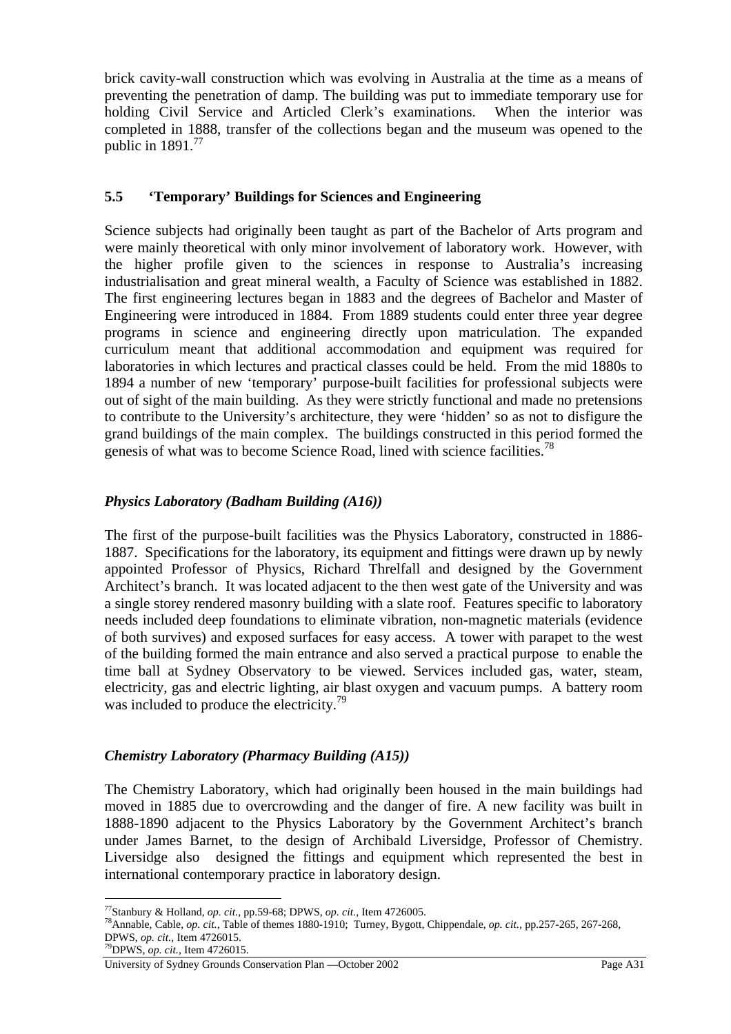brick cavity-wall construction which was evolving in Australia at the time as a means of preventing the penetration of damp. The building was put to immediate temporary use for holding Civil Service and Articled Clerk's examinations. When the interior was completed in 1888, transfer of the collections began and the museum was opened to the public in 1891.[77]

### 5.5 'Temporary' Buildings for Sciences and Engineering

Science subjects had originally been taught as part of the Bachelor of Arts program and were mainly theoretical with only minor involvement of laboratory work. However, with the higher profile given to the sciences in response to Australia's increasing industrialisation and great mineral wealth, a Faculty of Science was established in 1882. The first engineering lectures began in 1883 and the degrees of Bachelor and Master of Engineering were introduced in 1884. From 1889 students could enter three year degree programs in science and engineering directly upon matriculation. The expanded curriculum meant that additional accommodation and equipment was required for laboratories in which lectures and practical classes could be held. From the mid 1880s to 1894 a number of new 'temporary' purpose-built facilities for professional subjects were out of sight of the main building. As they were strictly functional and made no pretensions to contribute to the University's architecture, they were 'hidden' so as not to disfigure the grand buildings of the main complex. The buildings constructed in this period formed the genesis of what was to become Science Road, lined with science facilities.[78]

#### *Physics Laboratory (Badham Building (A16))*

The first of the purpose-built facilities was the Physics Laboratory, constructed in 1886-1887. Specifications for the laboratory, its equipment and fittings were drawn up by newly appointed Professor of Physics, Richard Threlfall and designed by the Government Architect's branch. It was located adjacent to the then west gate of the University and was a single storey rendered masonry building with a slate roof. Features specific to laboratory needs included deep foundations to eliminate vibration, non-magnetic materials (evidence of both survives) and exposed surfaces for easy access. A tower with parapet to the west of the building formed the main entrance and also served a practical purpose to enable the time ball at Sydney Observatory to be viewed. Services included gas, water, steam, electricity, gas and electric lighting, air blast oxygen and vacuum pumps. A battery room was included to produce the electricity.[79]

#### *Chemistry Laboratory (Pharmacy Building (A15))*

The Chemistry Laboratory, which had originally been housed in the main buildings had moved in 1885 due to overcrowding and the danger of fire. A new facility was built in 1888-1890 adjacent to the Physics Laboratory by the Government Architect's branch under James Barnet, to the design of Archibald Liversidge, Professor of Chemistry. Liversidge also designed the fittings and equipment which represented the best in international contemporary practice in laboratory design.

---

[77] Stanbury & Holland, *op. cit.,* pp.59-68; DPWS, *op. cit.,* Item 4726005.

[78] Annable, Cable, *op. cit.,* Table of themes 1880-1910; Turney, Bygott, Chippendale, *op. cit.,* pp.257-265, 267-268, DPWS, *op. cit.,* Item 4726015.

[79] DPWS, *op. cit.,* Item 4726015.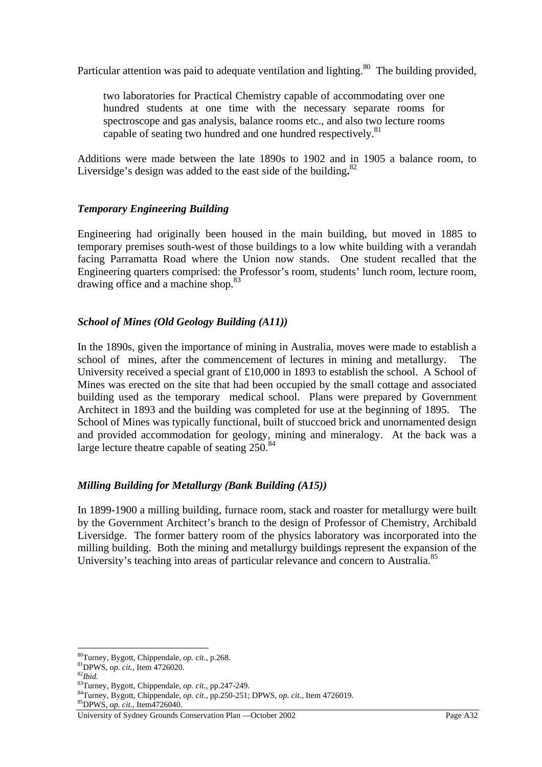Particular attention was paid to adequate ventilation and lighting.[80] The building provided,

> two laboratories for Practical Chemistry capable of accommodating over one hundred students at one time with the necessary separate rooms for spectroscope and gas analysis, balance rooms etc., and also two lecture rooms capable of seating two hundred and one hundred respectively.[81]

Additions were made between the late 1890s to 1902 and in 1905 a balance room, to Liversidge's design was added to the east side of the building**.**[82]

### *Temporary Engineering Building*

Engineering had originally been housed in the main building, but moved in 1885 to temporary premises south-west of those buildings to a low white building with a verandah facing Parramatta Road where the Union now stands. One student recalled that the Engineering quarters comprised: the Professor's room, students' lunch room, lecture room, drawing office and a machine shop.[83]

### *School of Mines (Old Geology Building (A11))*

In the 1890s, given the importance of mining in Australia, moves were made to establish a school of mines, after the commencement of lectures in mining and metallurgy. The University received a special grant of £10,000 in 1893 to establish the school. A School of Mines was erected on the site that had been occupied by the small cottage and associated building used as the temporary medical school. Plans were prepared by Government Architect in 1893 and the building was completed for use at the beginning of 1895. The School of Mines was typically functional, built of stuccoed brick and unornamented design and provided accommodation for geology, mining and mineralogy. At the back was a large lecture theatre capable of seating 250.[84]

### *Milling Building for Metallurgy (Bank Building (A15))*

In 1899-1900 a milling building, furnace room, stack and roaster for metallurgy were built by the Government Architect's branch to the design of Professor of Chemistry, Archibald Liversidge. The former battery room of the physics laboratory was incorporated into the milling building. Both the mining and metallurgy buildings represent the expansion of the University's teaching into areas of particular relevance and concern to Australia.[85]

---

[80] Turney, Bygott, Chippendale, *op. cit.,* p.268.
[81] DPWS, *op. cit.*, Item 4726020.
[82] *Ibid.*
[83] Turney, Bygott, Chippendale, *op. cit.,* pp.247-249.
[84] Turney, Bygott, Chippendale, *op. cit.,* pp.250-251; DPWS, *op. cit.,* Item 4726019.
[85] DPWS, *op. cit.,* Item4726040.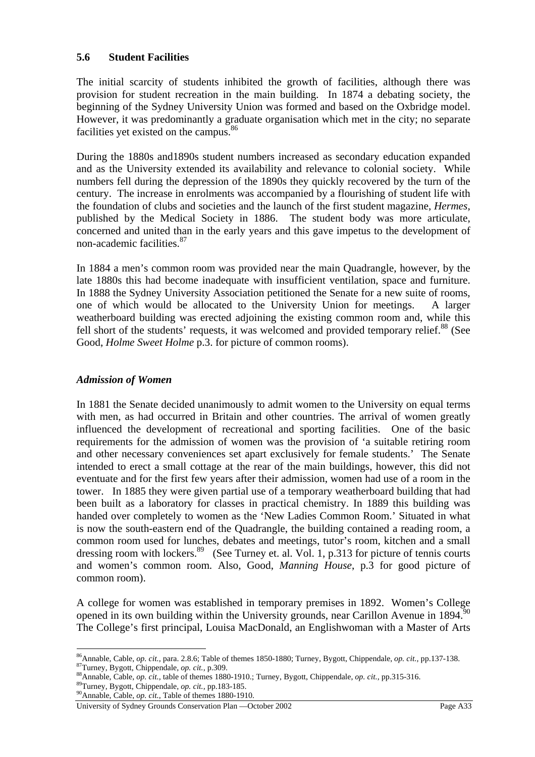## 5.6 Student Facilities

The initial scarcity of students inhibited the growth of facilities, although there was provision for student recreation in the main building. In 1874 a debating society, the beginning of the Sydney University Union was formed and based on the Oxbridge model. However, it was predominantly a graduate organisation which met in the city; no separate facilities yet existed on the campus.[86]

During the 1880s and1890s student numbers increased as secondary education expanded and as the University extended its availability and relevance to colonial society. While numbers fell during the depression of the 1890s they quickly recovered by the turn of the century. The increase in enrolments was accompanied by a flourishing of student life with the foundation of clubs and societies and the launch of the first student magazine, *Hermes*, published by the Medical Society in 1886. The student body was more articulate, concerned and united than in the early years and this gave impetus to the development of non-academic facilities.[87]

In 1884 a men's common room was provided near the main Quadrangle, however, by the late 1880s this had become inadequate with insufficient ventilation, space and furniture. In 1888 the Sydney University Association petitioned the Senate for a new suite of rooms, one of which would be allocated to the University Union for meetings. A larger weatherboard building was erected adjoining the existing common room and, while this fell short of the students' requests, it was welcomed and provided temporary relief.[88] (See Good, *Holme Sweet Holme* p.3. for picture of common rooms).

### *Admission of Women*

In 1881 the Senate decided unanimously to admit women to the University on equal terms with men, as had occurred in Britain and other countries. The arrival of women greatly influenced the development of recreational and sporting facilities. One of the basic requirements for the admission of women was the provision of 'a suitable retiring room and other necessary conveniences set apart exclusively for female students.' The Senate intended to erect a small cottage at the rear of the main buildings, however, this did not eventuate and for the first few years after their admission, women had use of a room in the tower. In 1885 they were given partial use of a temporary weatherboard building that had been built as a laboratory for classes in practical chemistry. In 1889 this building was handed over completely to women as the 'New Ladies Common Room.' Situated in what is now the south-eastern end of the Quadrangle, the building contained a reading room, a common room used for lunches, debates and meetings, tutor's room, kitchen and a small dressing room with lockers.[89] (See Turney et. al. Vol. 1, p.313 for picture of tennis courts and women's common room. Also, Good, *Manning House*, p.3 for good picture of common room).

A college for women was established in temporary premises in 1892. Women's College opened in its own building within the University grounds, near Carillon Avenue in 1894.[90] The College's first principal, Louisa MacDonald, an Englishwoman with a Master of Arts

---

[86] Annable, Cable, *op. cit.,* para. 2.8.6; Table of themes 1850-1880; Turney, Bygott, Chippendale, *op. cit.,* pp.137-138.

[87] Turney, Bygott, Chippendale, *op. cit.,* p.309.

[88] Annable, Cable, *op. cit.,* table of themes 1880-1910.; Turney, Bygott, Chippendale, *op. cit.,* pp.315-316.

[89] Turney, Bygott, Chippendale, *op. cit.,* pp.183-185.

[90] Annable, Cable, *op. cit.,* Table of themes 1880-1910.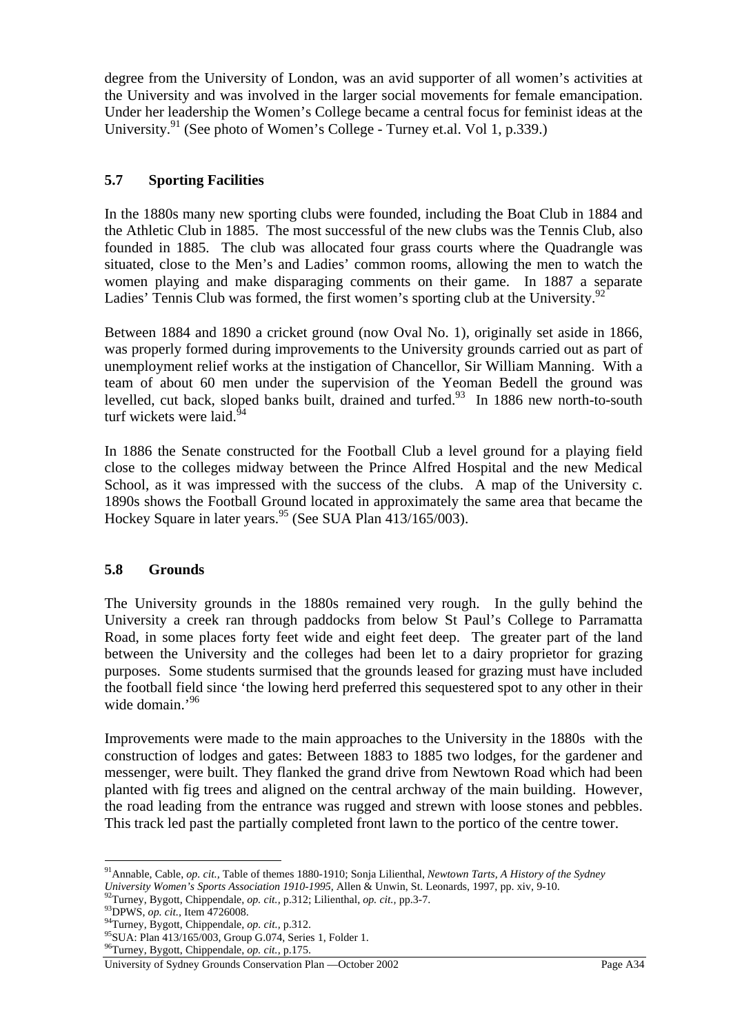degree from the University of London, was an avid supporter of all women's activities at the University and was involved in the larger social movements for female emancipation. Under her leadership the Women's College became a central focus for feminist ideas at the University.[91] (See photo of Women's College - Turney et.al. Vol 1, p.339.)

### 5.7 Sporting Facilities

In the 1880s many new sporting clubs were founded, including the Boat Club in 1884 and the Athletic Club in 1885. The most successful of the new clubs was the Tennis Club, also founded in 1885. The club was allocated four grass courts where the Quadrangle was situated, close to the Men's and Ladies' common rooms, allowing the men to watch the women playing and make disparaging comments on their game. In 1887 a separate Ladies' Tennis Club was formed, the first women's sporting club at the University.[92]

Between 1884 and 1890 a cricket ground (now Oval No. 1), originally set aside in 1866, was properly formed during improvements to the University grounds carried out as part of unemployment relief works at the instigation of Chancellor, Sir William Manning. With a team of about 60 men under the supervision of the Yeoman Bedell the ground was levelled, cut back, sloped banks built, drained and turfed.[93] In 1886 new north-to-south turf wickets were laid.[94]

In 1886 the Senate constructed for the Football Club a level ground for a playing field close to the colleges midway between the Prince Alfred Hospital and the new Medical School, as it was impressed with the success of the clubs. A map of the University c. 1890s shows the Football Ground located in approximately the same area that became the Hockey Square in later years.[95] (See SUA Plan 413/165/003).

### 5.8 Grounds

The University grounds in the 1880s remained very rough. In the gully behind the University a creek ran through paddocks from below St Paul's College to Parramatta Road, in some places forty feet wide and eight feet deep. The greater part of the land between the University and the colleges had been let to a dairy proprietor for grazing purposes. Some students surmised that the grounds leased for grazing must have included the football field since 'the lowing herd preferred this sequestered spot to any other in their wide domain.'[96]

Improvements were made to the main approaches to the University in the 1880s with the construction of lodges and gates: Between 1883 to 1885 two lodges, for the gardener and messenger, were built. They flanked the grand drive from Newtown Road which had been planted with fig trees and aligned on the central archway of the main building. However, the road leading from the entrance was rugged and strewn with loose stones and pebbles. This track led past the partially completed front lawn to the portico of the centre tower.

---

[91] Annable, Cable, *op. cit.,* Table of themes 1880-1910; Sonja Lilienthal, *Newtown Tarts, A History of the Sydney University Women's Sports Association 1910-1995,* Allen & Unwin, St. Leonards, 1997, pp. xiv, 9-10.
[92] Turney, Bygott, Chippendale, *op. cit.,* p.312; Lilienthal, *op. cit.,* pp.3-7.
[93] DPWS, *op. cit.,* Item 4726008.
[94] Turney, Bygott, Chippendale, *op. cit.,* p.312.
[95] SUA: Plan 413/165/003, Group G.074, Series 1, Folder 1.
[96] Turney, Bygott, Chippendale, *op. cit.,* p.175.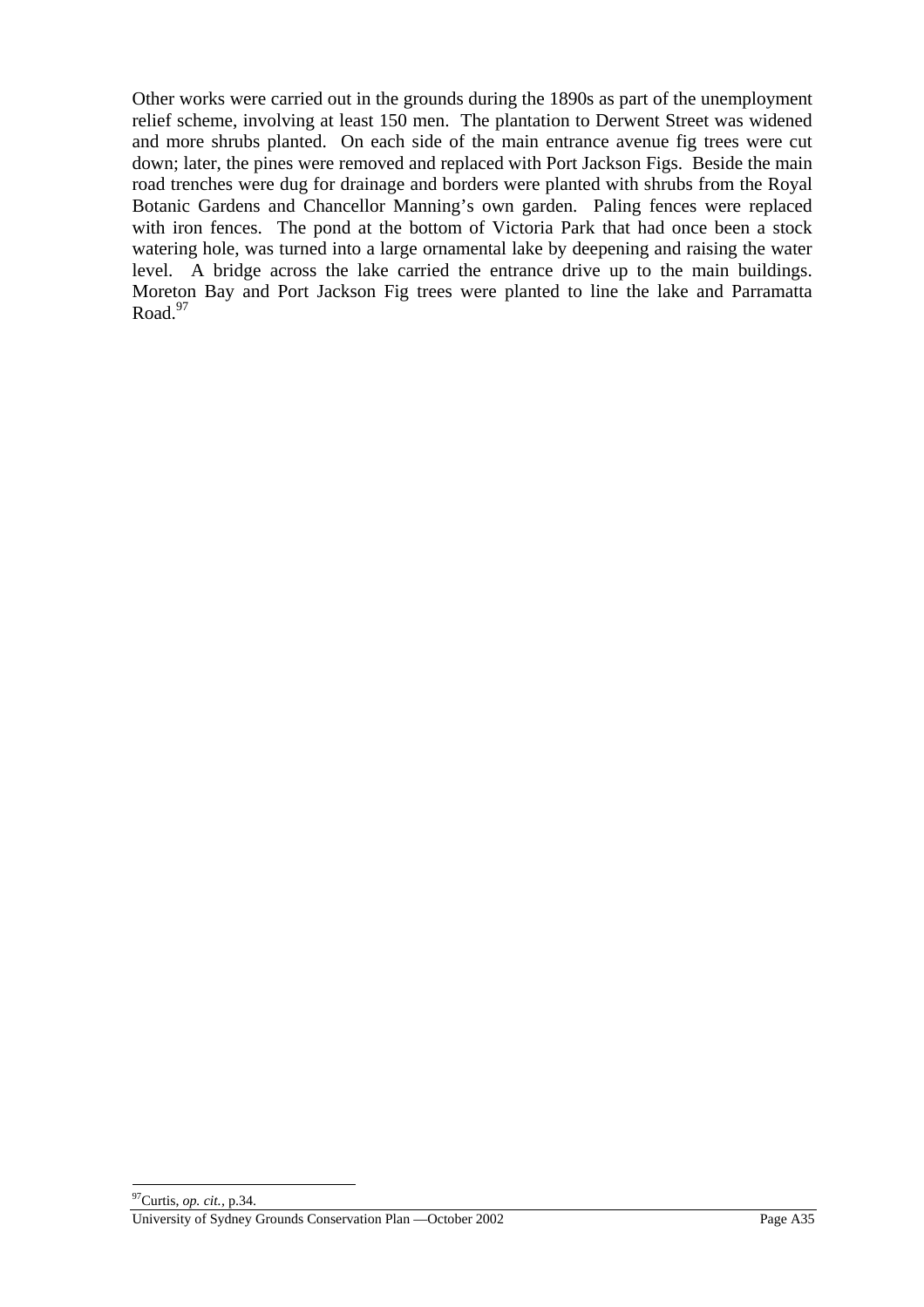Other works were carried out in the grounds during the 1890s as part of the unemployment relief scheme, involving at least 150 men. The plantation to Derwent Street was widened and more shrubs planted. On each side of the main entrance avenue fig trees were cut down; later, the pines were removed and replaced with Port Jackson Figs. Beside the main road trenches were dug for drainage and borders were planted with shrubs from the Royal Botanic Gardens and Chancellor Manning's own garden. Paling fences were replaced with iron fences. The pond at the bottom of Victoria Park that had once been a stock watering hole, was turned into a large ornamental lake by deepening and raising the water level. A bridge across the lake carried the entrance drive up to the main buildings. Moreton Bay and Port Jackson Fig trees were planted to line the lake and Parramatta Road.[97]

[97] Curtis, *op. cit.*, p.34.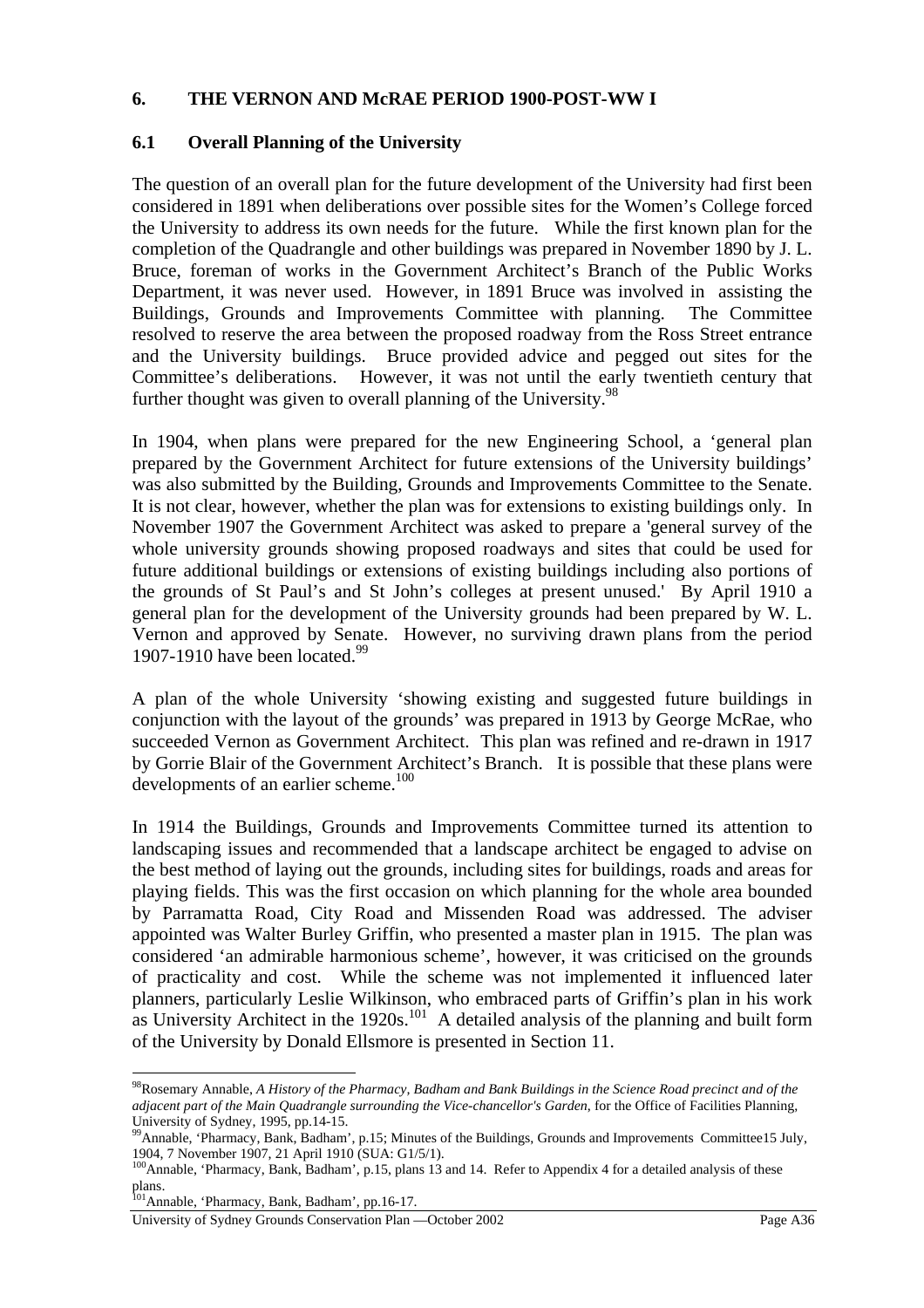## 6. THE VERNON AND McRAE PERIOD 1900-POST-WW I

### 6.1 Overall Planning of the University

The question of an overall plan for the future development of the University had first been considered in 1891 when deliberations over possible sites for the Women's College forced the University to address its own needs for the future. While the first known plan for the completion of the Quadrangle and other buildings was prepared in November 1890 by J. L. Bruce, foreman of works in the Government Architect's Branch of the Public Works Department, it was never used. However, in 1891 Bruce was involved in assisting the Buildings, Grounds and Improvements Committee with planning. The Committee resolved to reserve the area between the proposed roadway from the Ross Street entrance and the University buildings. Bruce provided advice and pegged out sites for the Committee's deliberations. However, it was not until the early twentieth century that further thought was given to overall planning of the University.[98]

In 1904, when plans were prepared for the new Engineering School, a 'general plan prepared by the Government Architect for future extensions of the University buildings' was also submitted by the Building, Grounds and Improvements Committee to the Senate. It is not clear, however, whether the plan was for extensions to existing buildings only. In November 1907 the Government Architect was asked to prepare a 'general survey of the whole university grounds showing proposed roadways and sites that could be used for future additional buildings or extensions of existing buildings including also portions of the grounds of St Paul's and St John's colleges at present unused.' By April 1910 a general plan for the development of the University grounds had been prepared by W. L. Vernon and approved by Senate. However, no surviving drawn plans from the period 1907-1910 have been located.[99]

A plan of the whole University 'showing existing and suggested future buildings in conjunction with the layout of the grounds' was prepared in 1913 by George McRae, who succeeded Vernon as Government Architect. This plan was refined and re-drawn in 1917 by Gorrie Blair of the Government Architect's Branch. It is possible that these plans were developments of an earlier scheme.[100]

In 1914 the Buildings, Grounds and Improvements Committee turned its attention to landscaping issues and recommended that a landscape architect be engaged to advise on the best method of laying out the grounds, including sites for buildings, roads and areas for playing fields. This was the first occasion on which planning for the whole area bounded by Parramatta Road, City Road and Missenden Road was addressed. The adviser appointed was Walter Burley Griffin, who presented a master plan in 1915. The plan was considered 'an admirable harmonious scheme', however, it was criticised on the grounds of practicality and cost. While the scheme was not implemented it influenced later planners, particularly Leslie Wilkinson, who embraced parts of Griffin's plan in his work as University Architect in the 1920s.[101] A detailed analysis of the planning and built form of the University by Donald Ellsmore is presented in Section 11.

---

[98] Rosemary Annable, *A History of the Pharmacy, Badham and Bank Buildings in the Science Road precinct and of the adjacent part of the Main Quadrangle surrounding the Vice-chancellor's Garden*, for the Office of Facilities Planning, University of Sydney, 1995, pp.14-15.

[99] Annable, 'Pharmacy, Bank, Badham', p.15; Minutes of the Buildings, Grounds and Improvements Committee15 July, 1904, 7 November 1907, 21 April 1910 (SUA: G1/5/1).

[100] Annable, 'Pharmacy, Bank, Badham', p.15, plans 13 and 14. Refer to Appendix 4 for a detailed analysis of these plans.

[101] Annable, 'Pharmacy, Bank, Badham', pp.16-17.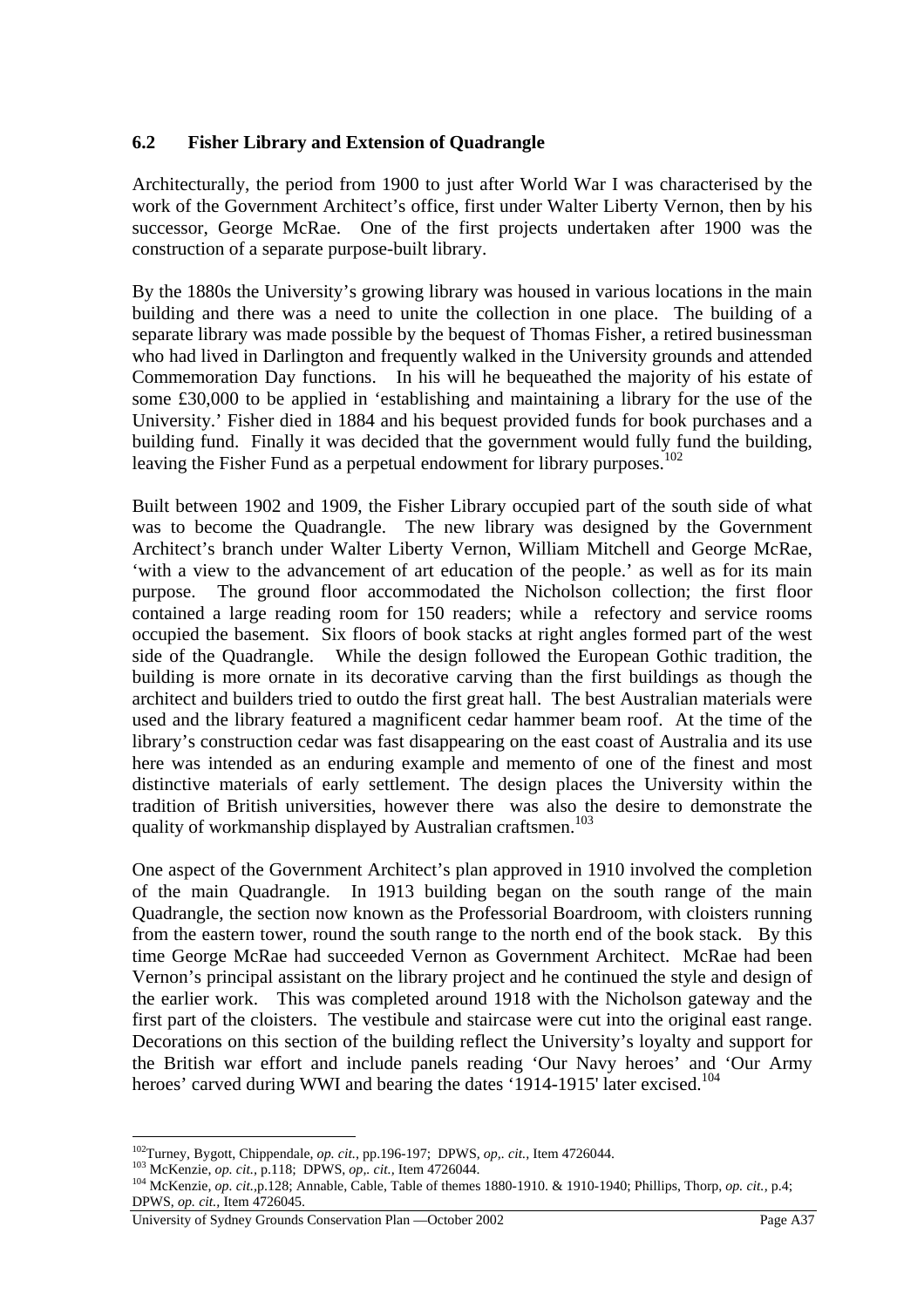### 6.2 Fisher Library and Extension of Quadrangle

Architecturally, the period from 1900 to just after World War I was characterised by the work of the Government Architect's office, first under Walter Liberty Vernon, then by his successor, George McRae. One of the first projects undertaken after 1900 was the construction of a separate purpose-built library.

By the 1880s the University's growing library was housed in various locations in the main building and there was a need to unite the collection in one place. The building of a separate library was made possible by the bequest of Thomas Fisher, a retired businessman who had lived in Darlington and frequently walked in the University grounds and attended Commemoration Day functions. In his will he bequeathed the majority of his estate of some £30,000 to be applied in 'establishing and maintaining a library for the use of the University.' Fisher died in 1884 and his bequest provided funds for book purchases and a building fund. Finally it was decided that the government would fully fund the building, leaving the Fisher Fund as a perpetual endowment for library purposes.[102]

Built between 1902 and 1909, the Fisher Library occupied part of the south side of what was to become the Quadrangle. The new library was designed by the Government Architect's branch under Walter Liberty Vernon, William Mitchell and George McRae, 'with a view to the advancement of art education of the people.' as well as for its main purpose. The ground floor accommodated the Nicholson collection; the first floor contained a large reading room for 150 readers; while a refectory and service rooms occupied the basement. Six floors of book stacks at right angles formed part of the west side of the Quadrangle. While the design followed the European Gothic tradition, the building is more ornate in its decorative carving than the first buildings as though the architect and builders tried to outdo the first great hall. The best Australian materials were used and the library featured a magnificent cedar hammer beam roof. At the time of the library's construction cedar was fast disappearing on the east coast of Australia and its use here was intended as an enduring example and memento of one of the finest and most distinctive materials of early settlement. The design places the University within the tradition of British universities, however there was also the desire to demonstrate the quality of workmanship displayed by Australian craftsmen.[103]

One aspect of the Government Architect's plan approved in 1910 involved the completion of the main Quadrangle. In 1913 building began on the south range of the main Quadrangle, the section now known as the Professorial Boardroom, with cloisters running from the eastern tower, round the south range to the north end of the book stack. By this time George McRae had succeeded Vernon as Government Architect. McRae had been Vernon's principal assistant on the library project and he continued the style and design of the earlier work. This was completed around 1918 with the Nicholson gateway and the first part of the cloisters. The vestibule and staircase were cut into the original east range. Decorations on this section of the building reflect the University's loyalty and support for the British war effort and include panels reading 'Our Navy heroes' and 'Our Army heroes' carved during WWI and bearing the dates '1914-1915' later excised.[104]

---

[102] Turney, Bygott, Chippendale, *op. cit.*, pp.196-197; DPWS, *op,. cit.*, Item 4726044.

[103] McKenzie, *op. cit.*, p.118; DPWS, *op,. cit.*, Item 4726044.

[104] McKenzie, *op. cit.*,p.128; Annable, Cable, Table of themes 1880-1910. & 1910-1940; Phillips, Thorp, *op. cit.*, p.4; DPWS, *op. cit.*, Item 4726045.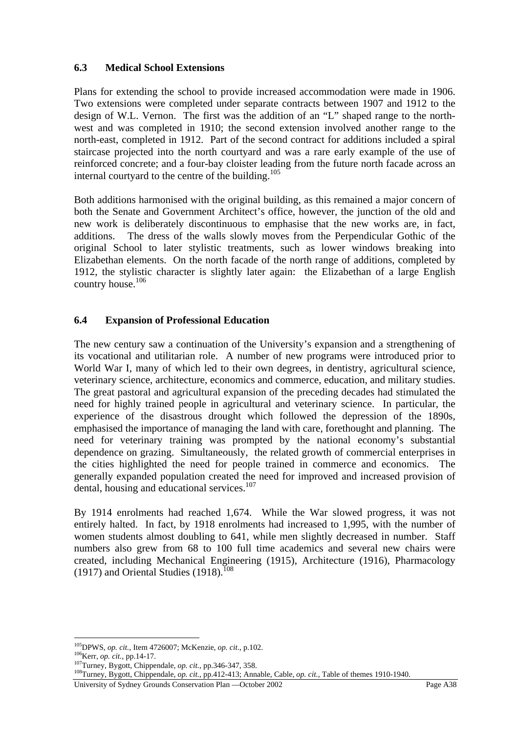### 6.3 Medical School Extensions

Plans for extending the school to provide increased accommodation were made in 1906. Two extensions were completed under separate contracts between 1907 and 1912 to the design of W.L. Vernon. The first was the addition of an "L" shaped range to the north-west and was completed in 1910; the second extension involved another range to the north-east, completed in 1912. Part of the second contract for additions included a spiral staircase projected into the north courtyard and was a rare early example of the use of reinforced concrete; and a four-bay cloister leading from the future north facade across an internal courtyard to the centre of the building.[105]

Both additions harmonised with the original building, as this remained a major concern of both the Senate and Government Architect's office, however, the junction of the old and new work is deliberately discontinuous to emphasise that the new works are, in fact, additions. The dress of the walls slowly moves from the Perpendicular Gothic of the original School to later stylistic treatments, such as lower windows breaking into Elizabethan elements. On the north facade of the north range of additions, completed by 1912, the stylistic character is slightly later again: the Elizabethan of a large English country house.[106]

### 6.4 Expansion of Professional Education

The new century saw a continuation of the University's expansion and a strengthening of its vocational and utilitarian role. A number of new programs were introduced prior to World War I, many of which led to their own degrees, in dentistry, agricultural science, veterinary science, architecture, economics and commerce, education, and military studies. The great pastoral and agricultural expansion of the preceding decades had stimulated the need for highly trained people in agricultural and veterinary science. In particular, the experience of the disastrous drought which followed the depression of the 1890s, emphasised the importance of managing the land with care, forethought and planning. The need for veterinary training was prompted by the national economy's substantial dependence on grazing. Simultaneously, the related growth of commercial enterprises in the cities highlighted the need for people trained in commerce and economics. The generally expanded population created the need for improved and increased provision of dental, housing and educational services.[107]

By 1914 enrolments had reached 1,674. While the War slowed progress, it was not entirely halted. In fact, by 1918 enrolments had increased to 1,995, with the number of women students almost doubling to 641, while men slightly decreased in number. Staff numbers also grew from 68 to 100 full time academics and several new chairs were created, including Mechanical Engineering (1915), Architecture (1916), Pharmacology (1917) and Oriental Studies (1918).[108]

---

[105] DPWS, *op. cit.,* Item 4726007; McKenzie, *op. cit*., p.102.
[106] Kerr, *op. cit.,* pp.14-17.
[107] Turney, Bygott, Chippendale, *op. cit.,* pp.346-347, 358.
[108] Turney, Bygott, Chippendale, *op. cit.,* pp.412-413; Annable, Cable, *op. cit.,* Table of themes 1910-1940.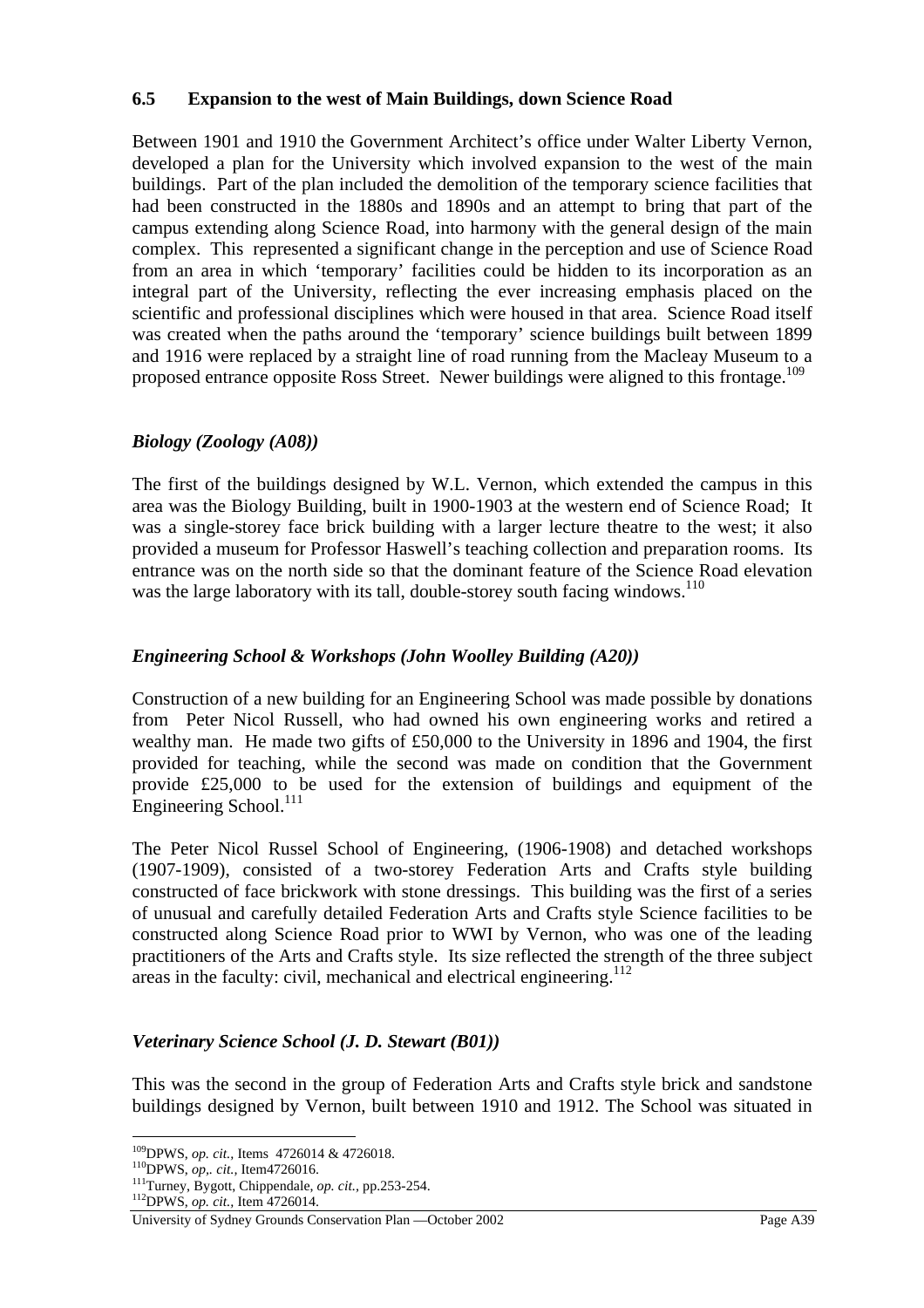### 6.5 Expansion to the west of Main Buildings, down Science Road

Between 1901 and 1910 the Government Architect's office under Walter Liberty Vernon, developed a plan for the University which involved expansion to the west of the main buildings. Part of the plan included the demolition of the temporary science facilities that had been constructed in the 1880s and 1890s and an attempt to bring that part of the campus extending along Science Road, into harmony with the general design of the main complex. This represented a significant change in the perception and use of Science Road from an area in which 'temporary' facilities could be hidden to its incorporation as an integral part of the University, reflecting the ever increasing emphasis placed on the scientific and professional disciplines which were housed in that area. Science Road itself was created when the paths around the 'temporary' science buildings built between 1899 and 1916 were replaced by a straight line of road running from the Macleay Museum to a proposed entrance opposite Ross Street. Newer buildings were aligned to this frontage.[109]

#### *Biology (Zoology (A08))*

The first of the buildings designed by W.L. Vernon, which extended the campus in this area was the Biology Building, built in 1900-1903 at the western end of Science Road; It was a single-storey face brick building with a larger lecture theatre to the west; it also provided a museum for Professor Haswell's teaching collection and preparation rooms. Its entrance was on the north side so that the dominant feature of the Science Road elevation was the large laboratory with its tall, double-storey south facing windows.[110]

#### *Engineering School & Workshops (John Woolley Building (A20))*

Construction of a new building for an Engineering School was made possible by donations from Peter Nicol Russell, who had owned his own engineering works and retired a wealthy man. He made two gifts of £50,000 to the University in 1896 and 1904, the first provided for teaching, while the second was made on condition that the Government provide £25,000 to be used for the extension of buildings and equipment of the Engineering School.[111]

The Peter Nicol Russel School of Engineering, (1906-1908) and detached workshops (1907-1909), consisted of a two-storey Federation Arts and Crafts style building constructed of face brickwork with stone dressings. This building was the first of a series of unusual and carefully detailed Federation Arts and Crafts style Science facilities to be constructed along Science Road prior to WWI by Vernon, who was one of the leading practitioners of the Arts and Crafts style. Its size reflected the strength of the three subject areas in the faculty: civil, mechanical and electrical engineering.[112]

#### *Veterinary Science School (J. D. Stewart (B01))*

This was the second in the group of Federation Arts and Crafts style brick and sandstone buildings designed by Vernon, built between 1910 and 1912. The School was situated in

---

[109] DPWS, *op. cit.*, Items 4726014 & 4726018.
[110] DPWS, *op,. cit.*, Item4726016.
[111] Turney, Bygott, Chippendale, *op. cit.*, pp.253-254.
[112] DPWS, *op. cit.*, Item 4726014.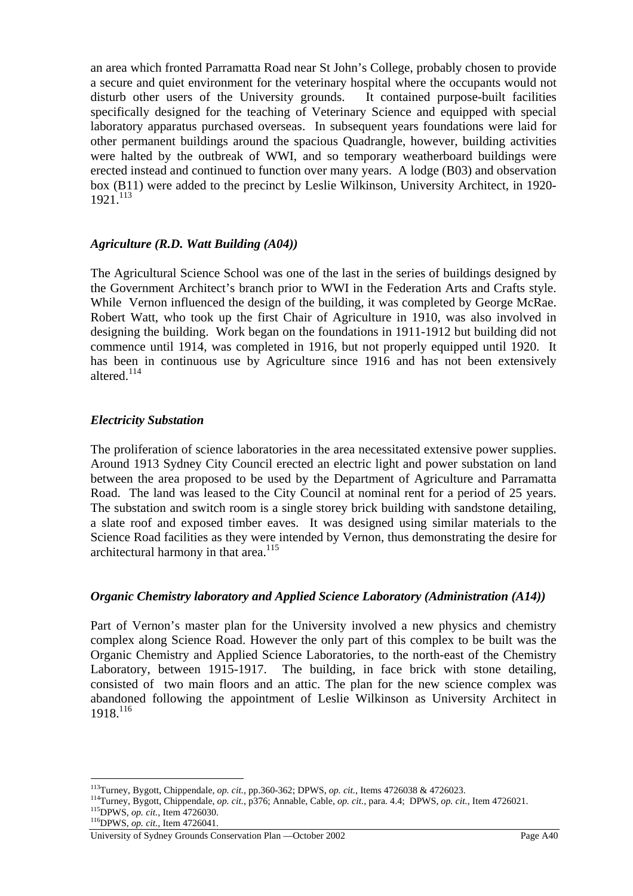an area which fronted Parramatta Road near St John's College, probably chosen to provide a secure and quiet environment for the veterinary hospital where the occupants would not disturb other users of the University grounds. It contained purpose-built facilities specifically designed for the teaching of Veterinary Science and equipped with special laboratory apparatus purchased overseas. In subsequent years foundations were laid for other permanent buildings around the spacious Quadrangle, however, building activities were halted by the outbreak of WWI, and so temporary weatherboard buildings were erected instead and continued to function over many years. A lodge (B03) and observation box (B11) were added to the precinct by Leslie Wilkinson, University Architect, in 1920-1921.[113]

### *Agriculture (R.D. Watt Building (A04))*

The Agricultural Science School was one of the last in the series of buildings designed by the Government Architect's branch prior to WWI in the Federation Arts and Crafts style. While Vernon influenced the design of the building, it was completed by George McRae. Robert Watt, who took up the first Chair of Agriculture in 1910, was also involved in designing the building. Work began on the foundations in 1911-1912 but building did not commence until 1914, was completed in 1916, but not properly equipped until 1920. It has been in continuous use by Agriculture since 1916 and has not been extensively altered.[114]

### *Electricity Substation*

The proliferation of science laboratories in the area necessitated extensive power supplies. Around 1913 Sydney City Council erected an electric light and power substation on land between the area proposed to be used by the Department of Agriculture and Parramatta Road. The land was leased to the City Council at nominal rent for a period of 25 years. The substation and switch room is a single storey brick building with sandstone detailing, a slate roof and exposed timber eaves. It was designed using similar materials to the Science Road facilities as they were intended by Vernon, thus demonstrating the desire for architectural harmony in that area.[115]

### *Organic Chemistry laboratory and Applied Science Laboratory (Administration (A14))*

Part of Vernon's master plan for the University involved a new physics and chemistry complex along Science Road. However the only part of this complex to be built was the Organic Chemistry and Applied Science Laboratories, to the north-east of the Chemistry Laboratory, between 1915-1917. The building, in face brick with stone detailing, consisted of two main floors and an attic. The plan for the new science complex was abandoned following the appointment of Leslie Wilkinson as University Architect in 1918.[116]

---

[113] Turney, Bygott, Chippendale, *op. cit.*, pp.360-362; DPWS, *op. cit.*, Items 4726038 & 4726023.

[114] Turney, Bygott, Chippendale, *op. cit.,* p376; Annable, Cable, *op. cit.,* para. 4.4; DPWS, *op. cit.,* Item 4726021.

[115] DPWS, *op. cit.,* Item 4726030.

[116] DPWS, *op. cit.,* Item 4726041.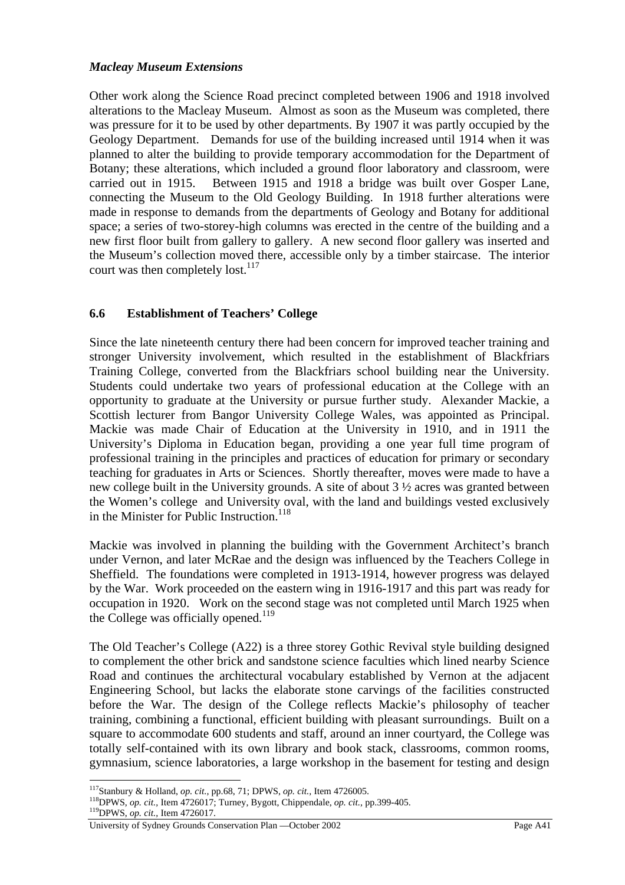*Macleay Museum Extensions*

Other work along the Science Road precinct completed between 1906 and 1918 involved alterations to the Macleay Museum. Almost as soon as the Museum was completed, there was pressure for it to be used by other departments. By 1907 it was partly occupied by the Geology Department. Demands for use of the building increased until 1914 when it was planned to alter the building to provide temporary accommodation for the Department of Botany; these alterations, which included a ground floor laboratory and classroom, were carried out in 1915. Between 1915 and 1918 a bridge was built over Gosper Lane, connecting the Museum to the Old Geology Building. In 1918 further alterations were made in response to demands from the departments of Geology and Botany for additional space; a series of two-storey-high columns was erected in the centre of the building and a new first floor built from gallery to gallery. A new second floor gallery was inserted and the Museum's collection moved there, accessible only by a timber staircase. The interior court was then completely lost.[117]

## 6.6 Establishment of Teachers' College

Since the late nineteenth century there had been concern for improved teacher training and stronger University involvement, which resulted in the establishment of Blackfriars Training College, converted from the Blackfriars school building near the University. Students could undertake two years of professional education at the College with an opportunity to graduate at the University or pursue further study. Alexander Mackie, a Scottish lecturer from Bangor University College Wales, was appointed as Principal. Mackie was made Chair of Education at the University in 1910, and in 1911 the University's Diploma in Education began, providing a one year full time program of professional training in the principles and practices of education for primary or secondary teaching for graduates in Arts or Sciences. Shortly thereafter, moves were made to have a new college built in the University grounds. A site of about 3 ½ acres was granted between the Women's college and University oval, with the land and buildings vested exclusively in the Minister for Public Instruction.[118]

Mackie was involved in planning the building with the Government Architect's branch under Vernon, and later McRae and the design was influenced by the Teachers College in Sheffield. The foundations were completed in 1913-1914, however progress was delayed by the War. Work proceeded on the eastern wing in 1916-1917 and this part was ready for occupation in 1920. Work on the second stage was not completed until March 1925 when the College was officially opened.[119]

The Old Teacher's College (A22) is a three storey Gothic Revival style building designed to complement the other brick and sandstone science faculties which lined nearby Science Road and continues the architectural vocabulary established by Vernon at the adjacent Engineering School, but lacks the elaborate stone carvings of the facilities constructed before the War. The design of the College reflects Mackie's philosophy of teacher training, combining a functional, efficient building with pleasant surroundings. Built on a square to accommodate 600 students and staff, around an inner courtyard, the College was totally self-contained with its own library and book stack, classrooms, common rooms, gymnasium, science laboratories, a large workshop in the basement for testing and design

---

[117] Stanbury & Holland, *op. cit.*, pp.68, 71; DPWS, *op. cit.*, Item 4726005.

[118] DPWS, *op. cit.*, Item 4726017; Turney, Bygott, Chippendale, *op. cit.*, pp.399-405.

[119] DPWS, *op. cit.*, Item 4726017.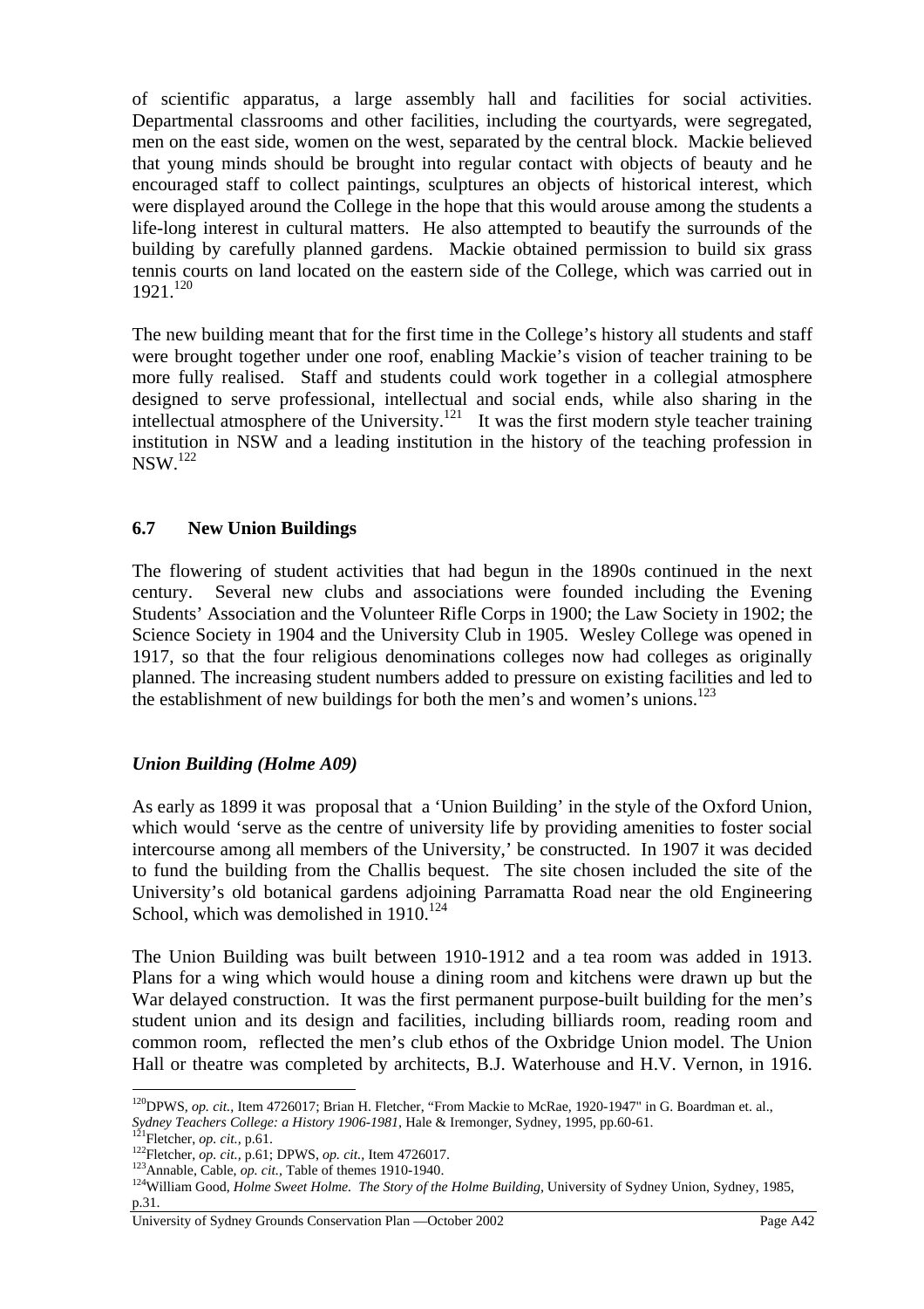of scientific apparatus, a large assembly hall and facilities for social activities. Departmental classrooms and other facilities, including the courtyards, were segregated, men on the east side, women on the west, separated by the central block. Mackie believed that young minds should be brought into regular contact with objects of beauty and he encouraged staff to collect paintings, sculptures an objects of historical interest, which were displayed around the College in the hope that this would arouse among the students a life-long interest in cultural matters. He also attempted to beautify the surrounds of the building by carefully planned gardens. Mackie obtained permission to build six grass tennis courts on land located on the eastern side of the College, which was carried out in 1921.[120]

The new building meant that for the first time in the College's history all students and staff were brought together under one roof, enabling Mackie's vision of teacher training to be more fully realised. Staff and students could work together in a collegial atmosphere designed to serve professional, intellectual and social ends, while also sharing in the intellectual atmosphere of the University.[121] It was the first modern style teacher training institution in NSW and a leading institution in the history of the teaching profession in NSW.[122]

### 6.7 New Union Buildings

The flowering of student activities that had begun in the 1890s continued in the next century. Several new clubs and associations were founded including the Evening Students' Association and the Volunteer Rifle Corps in 1900; the Law Society in 1902; the Science Society in 1904 and the University Club in 1905. Wesley College was opened in 1917, so that the four religious denominations colleges now had colleges as originally planned. The increasing student numbers added to pressure on existing facilities and led to the establishment of new buildings for both the men's and women's unions.[123]

#### *Union Building (Holme A09)*

As early as 1899 it was proposal that a 'Union Building' in the style of the Oxford Union, which would 'serve as the centre of university life by providing amenities to foster social intercourse among all members of the University,' be constructed. In 1907 it was decided to fund the building from the Challis bequest. The site chosen included the site of the University's old botanical gardens adjoining Parramatta Road near the old Engineering School, which was demolished in 1910.[124]

The Union Building was built between 1910-1912 and a tea room was added in 1913. Plans for a wing which would house a dining room and kitchens were drawn up but the War delayed construction. It was the first permanent purpose-built building for the men's student union and its design and facilities, including billiards room, reading room and common room, reflected the men's club ethos of the Oxbridge Union model. The Union Hall or theatre was completed by architects, B.J. Waterhouse and H.V. Vernon, in 1916.

---

[120] DPWS, *op. cit.*, Item 4726017; Brian H. Fletcher, "From Mackie to McRae, 1920-1947" in G. Boardman et. al., *Sydney Teachers College: a History 1906-1981*, Hale & Iremonger, Sydney, 1995, pp.60-61.

[121] Fletcher, *op. cit.*, p.61.

[122] Fletcher, *op. cit.*, p.61; DPWS, *op. cit.*, Item 4726017.

[123] Annable, Cable, *op. cit.*, Table of themes 1910-1940.

[124] William Good, *Holme Sweet Holme. The Story of the Holme Building*, University of Sydney Union, Sydney, 1985, p.31.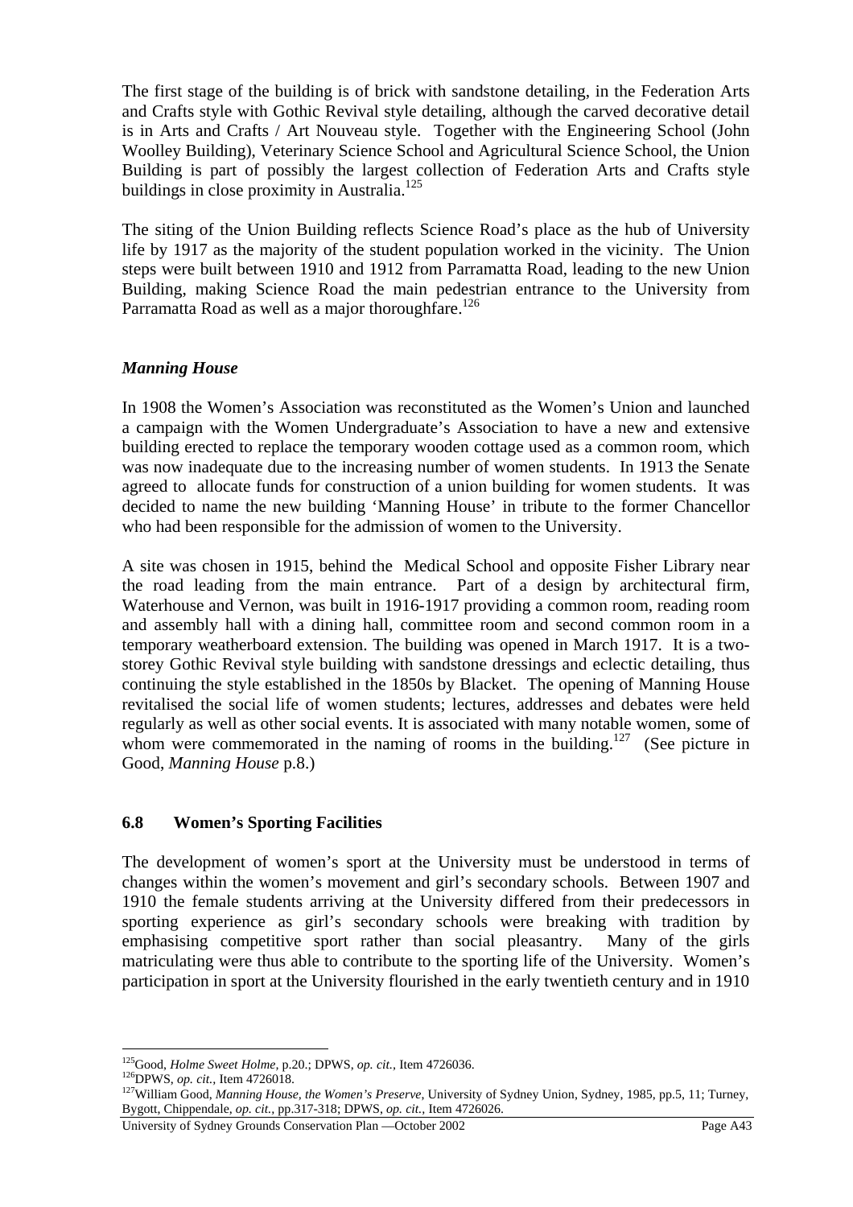The first stage of the building is of brick with sandstone detailing, in the Federation Arts and Crafts style with Gothic Revival style detailing, although the carved decorative detail is in Arts and Crafts / Art Nouveau style. Together with the Engineering School (John Woolley Building), Veterinary Science School and Agricultural Science School, the Union Building is part of possibly the largest collection of Federation Arts and Crafts style buildings in close proximity in Australia.[125]

The siting of the Union Building reflects Science Road's place as the hub of University life by 1917 as the majority of the student population worked in the vicinity. The Union steps were built between 1910 and 1912 from Parramatta Road, leading to the new Union Building, making Science Road the main pedestrian entrance to the University from Parramatta Road as well as a major thoroughfare.[126]

### *Manning House*

In 1908 the Women's Association was reconstituted as the Women's Union and launched a campaign with the Women Undergraduate's Association to have a new and extensive building erected to replace the temporary wooden cottage used as a common room, which was now inadequate due to the increasing number of women students. In 1913 the Senate agreed to allocate funds for construction of a union building for women students. It was decided to name the new building 'Manning House' in tribute to the former Chancellor who had been responsible for the admission of women to the University.

A site was chosen in 1915, behind the Medical School and opposite Fisher Library near the road leading from the main entrance. Part of a design by architectural firm, Waterhouse and Vernon, was built in 1916-1917 providing a common room, reading room and assembly hall with a dining hall, committee room and second common room in a temporary weatherboard extension. The building was opened in March 1917. It is a two-storey Gothic Revival style building with sandstone dressings and eclectic detailing, thus continuing the style established in the 1850s by Blacket. The opening of Manning House revitalised the social life of women students; lectures, addresses and debates were held regularly as well as other social events. It is associated with many notable women, some of whom were commemorated in the naming of rooms in the building.[127] (See picture in Good, *Manning House* p.8.)

## 6.8 Women's Sporting Facilities

The development of women's sport at the University must be understood in terms of changes within the women's movement and girl's secondary schools. Between 1907 and 1910 the female students arriving at the University differed from their predecessors in sporting experience as girl's secondary schools were breaking with tradition by emphasising competitive sport rather than social pleasantry. Many of the girls matriculating were thus able to contribute to the sporting life of the University. Women's participation in sport at the University flourished in the early twentieth century and in 1910

---

[125] Good, *Holme Sweet Holme*, p.20.; DPWS, *op. cit.*, Item 4726036.

[126] DPWS, *op. cit.*, Item 4726018.

[127] William Good, *Manning House, the Women's Preserve*, University of Sydney Union, Sydney, 1985, pp.5, 11; Turney, Bygott, Chippendale, *op. cit.*, pp.317-318; DPWS, *op. cit.*, Item 4726026.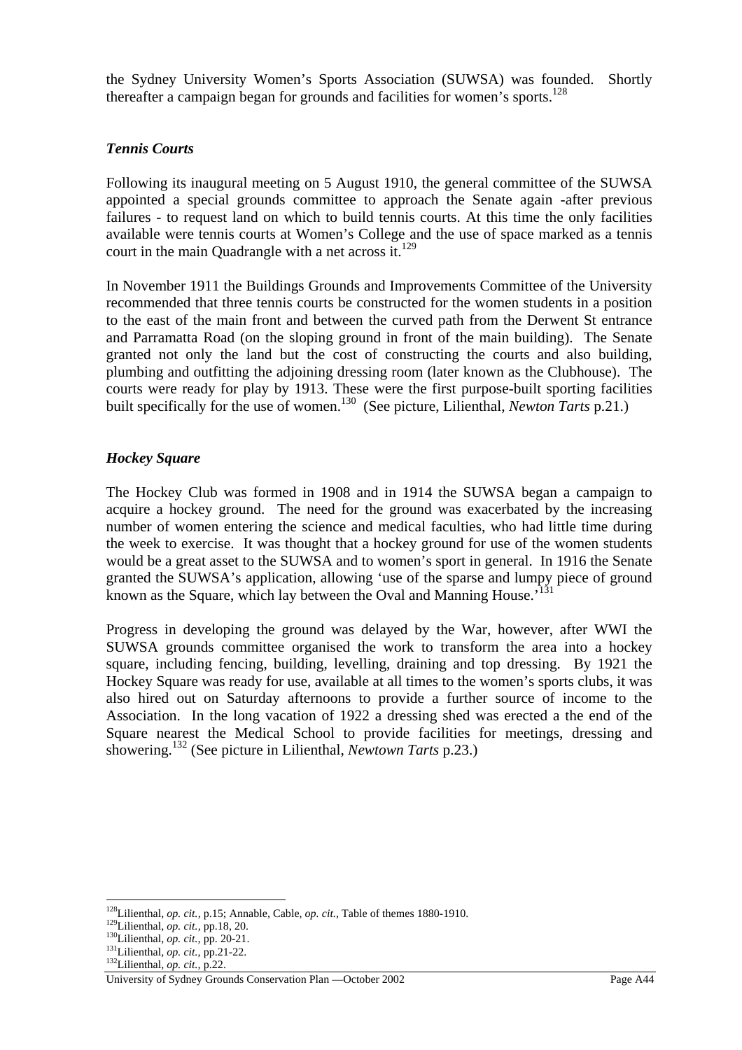the Sydney University Women's Sports Association (SUWSA) was founded. Shortly thereafter a campaign began for grounds and facilities for women's sports.[128]

### *Tennis Courts*

Following its inaugural meeting on 5 August 1910, the general committee of the SUWSA appointed a special grounds committee to approach the Senate again -after previous failures - to request land on which to build tennis courts. At this time the only facilities available were tennis courts at Women's College and the use of space marked as a tennis court in the main Quadrangle with a net across it.[129]

In November 1911 the Buildings Grounds and Improvements Committee of the University recommended that three tennis courts be constructed for the women students in a position to the east of the main front and between the curved path from the Derwent St entrance and Parramatta Road (on the sloping ground in front of the main building). The Senate granted not only the land but the cost of constructing the courts and also building, plumbing and outfitting the adjoining dressing room (later known as the Clubhouse). The courts were ready for play by 1913. These were the first purpose-built sporting facilities built specifically for the use of women.[130] (See picture, Lilienthal, *Newton Tarts* p.21.)

### *Hockey Square*

The Hockey Club was formed in 1908 and in 1914 the SUWSA began a campaign to acquire a hockey ground. The need for the ground was exacerbated by the increasing number of women entering the science and medical faculties, who had little time during the week to exercise. It was thought that a hockey ground for use of the women students would be a great asset to the SUWSA and to women's sport in general. In 1916 the Senate granted the SUWSA's application, allowing 'use of the sparse and lumpy piece of ground known as the Square, which lay between the Oval and Manning House.'[131]

Progress in developing the ground was delayed by the War, however, after WWI the SUWSA grounds committee organised the work to transform the area into a hockey square, including fencing, building, levelling, draining and top dressing. By 1921 the Hockey Square was ready for use, available at all times to the women's sports clubs, it was also hired out on Saturday afternoons to provide a further source of income to the Association. In the long vacation of 1922 a dressing shed was erected a the end of the Square nearest the Medical School to provide facilities for meetings, dressing and showering.[132] (See picture in Lilienthal, *Newtown Tarts* p.23.)

---

[128] Lilienthal, *op. cit.,* p.15; Annable, Cable, *op. cit.,* Table of themes 1880-1910.
[129] Lilienthal, *op. cit.,* pp.18, 20.
[130] Lilienthal, *op. cit.,* pp. 20-21.
[131] Lilienthal, *op. cit.,* pp.21-22.
[132] Lilienthal, *op. cit.,* p.22.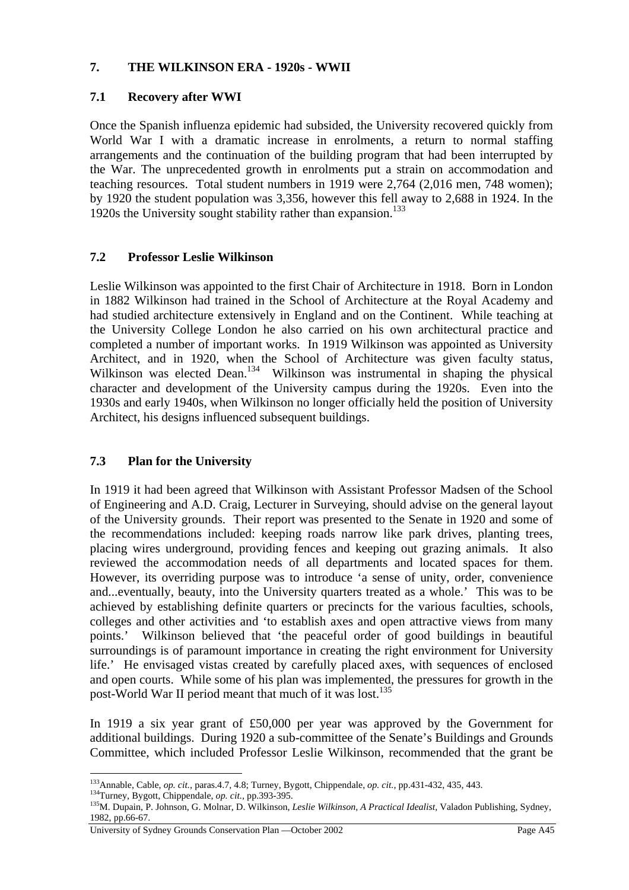## 7. THE WILKINSON ERA - 1920s - WWII

### 7.1 Recovery after WWI

Once the Spanish influenza epidemic had subsided, the University recovered quickly from World War I with a dramatic increase in enrolments, a return to normal staffing arrangements and the continuation of the building program that had been interrupted by the War. The unprecedented growth in enrolments put a strain on accommodation and teaching resources. Total student numbers in 1919 were 2,764 (2,016 men, 748 women); by 1920 the student population was 3,356, however this fell away to 2,688 in 1924. In the 1920s the University sought stability rather than expansion.[133]

### 7.2 Professor Leslie Wilkinson

Leslie Wilkinson was appointed to the first Chair of Architecture in 1918. Born in London in 1882 Wilkinson had trained in the School of Architecture at the Royal Academy and had studied architecture extensively in England and on the Continent. While teaching at the University College London he also carried on his own architectural practice and completed a number of important works. In 1919 Wilkinson was appointed as University Architect, and in 1920, when the School of Architecture was given faculty status, Wilkinson was elected Dean.[134] Wilkinson was instrumental in shaping the physical character and development of the University campus during the 1920s. Even into the 1930s and early 1940s, when Wilkinson no longer officially held the position of University Architect, his designs influenced subsequent buildings.

### 7.3 Plan for the University

In 1919 it had been agreed that Wilkinson with Assistant Professor Madsen of the School of Engineering and A.D. Craig, Lecturer in Surveying, should advise on the general layout of the University grounds. Their report was presented to the Senate in 1920 and some of the recommendations included: keeping roads narrow like park drives, planting trees, placing wires underground, providing fences and keeping out grazing animals. It also reviewed the accommodation needs of all departments and located spaces for them. However, its overriding purpose was to introduce 'a sense of unity, order, convenience and...eventually, beauty, into the University quarters treated as a whole.' This was to be achieved by establishing definite quarters or precincts for the various faculties, schools, colleges and other activities and 'to establish axes and open attractive views from many points.' Wilkinson believed that 'the peaceful order of good buildings in beautiful surroundings is of paramount importance in creating the right environment for University life.' He envisaged vistas created by carefully placed axes, with sequences of enclosed and open courts. While some of his plan was implemented, the pressures for growth in the post-World War II period meant that much of it was lost.[135]

In 1919 a six year grant of £50,000 per year was approved by the Government for additional buildings. During 1920 a sub-committee of the Senate's Buildings and Grounds Committee, which included Professor Leslie Wilkinson, recommended that the grant be

---

[133] Annable, Cable, *op. cit.*, paras.4.7, 4.8; Turney, Bygott, Chippendale, *op. cit.*, pp.431-432, 435, 443.

[134] Turney, Bygott, Chippendale, *op. cit.*, pp.393-395.

[135] M. Dupain, P. Johnson, G. Molnar, D. Wilkinson, *Leslie Wilkinson, A Practical Idealist*, Valadon Publishing, Sydney, 1982, pp.66-67.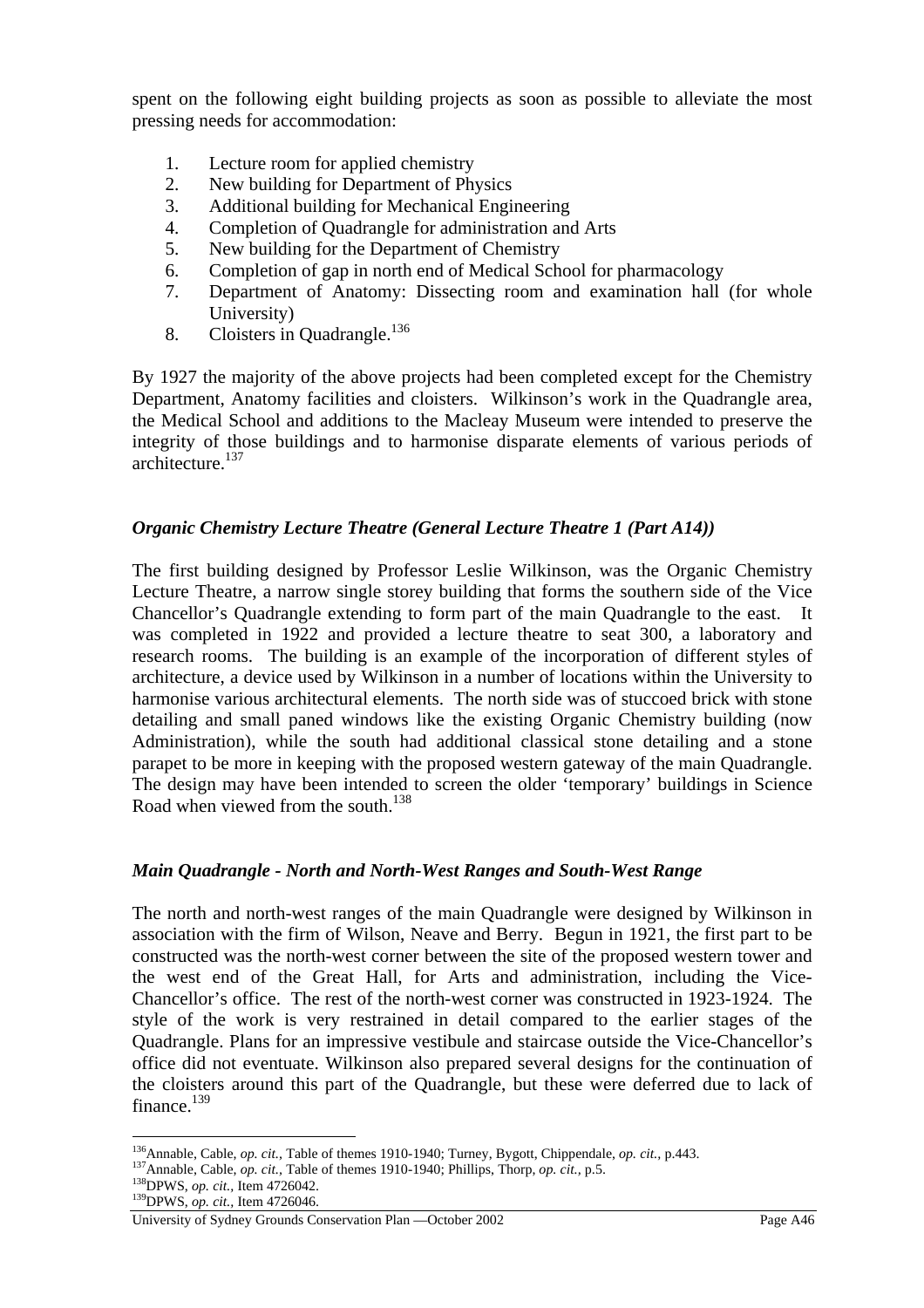spent on the following eight building projects as soon as possible to alleviate the most pressing needs for accommodation:

1. Lecture room for applied chemistry
2. New building for Department of Physics
3. Additional building for Mechanical Engineering
4. Completion of Quadrangle for administration and Arts
5. New building for the Department of Chemistry
6. Completion of gap in north end of Medical School for pharmacology
7. Department of Anatomy: Dissecting room and examination hall (for whole University)
8. Cloisters in Quadrangle.[136]

By 1927 the majority of the above projects had been completed except for the Chemistry Department, Anatomy facilities and cloisters. Wilkinson's work in the Quadrangle area, the Medical School and additions to the Macleay Museum were intended to preserve the integrity of those buildings and to harmonise disparate elements of various periods of architecture.[137]

### *Organic Chemistry Lecture Theatre (General Lecture Theatre 1 (Part A14))*

The first building designed by Professor Leslie Wilkinson, was the Organic Chemistry Lecture Theatre, a narrow single storey building that forms the southern side of the Vice Chancellor's Quadrangle extending to form part of the main Quadrangle to the east. It was completed in 1922 and provided a lecture theatre to seat 300, a laboratory and research rooms. The building is an example of the incorporation of different styles of architecture, a device used by Wilkinson in a number of locations within the University to harmonise various architectural elements. The north side was of stuccoed brick with stone detailing and small paned windows like the existing Organic Chemistry building (now Administration), while the south had additional classical stone detailing and a stone parapet to be more in keeping with the proposed western gateway of the main Quadrangle. The design may have been intended to screen the older 'temporary' buildings in Science Road when viewed from the south.[138]

### *Main Quadrangle - North and North-West Ranges and South-West Range*

The north and north-west ranges of the main Quadrangle were designed by Wilkinson in association with the firm of Wilson, Neave and Berry. Begun in 1921, the first part to be constructed was the north-west corner between the site of the proposed western tower and the west end of the Great Hall, for Arts and administration, including the Vice-Chancellor's office. The rest of the north-west corner was constructed in 1923-1924. The style of the work is very restrained in detail compared to the earlier stages of the Quadrangle. Plans for an impressive vestibule and staircase outside the Vice-Chancellor's office did not eventuate. Wilkinson also prepared several designs for the continuation of the cloisters around this part of the Quadrangle, but these were deferred due to lack of finance.[139]

---

[136] Annable, Cable, *op. cit.*, Table of themes 1910-1940; Turney, Bygott, Chippendale, *op. cit.*, p.443.
[137] Annable, Cable, *op. cit.*, Table of themes 1910-1940; Phillips, Thorp, *op. cit.*, p.5.
[138] DPWS, *op. cit.*, Item 4726042.
[139] DPWS, *op. cit.*, Item 4726046.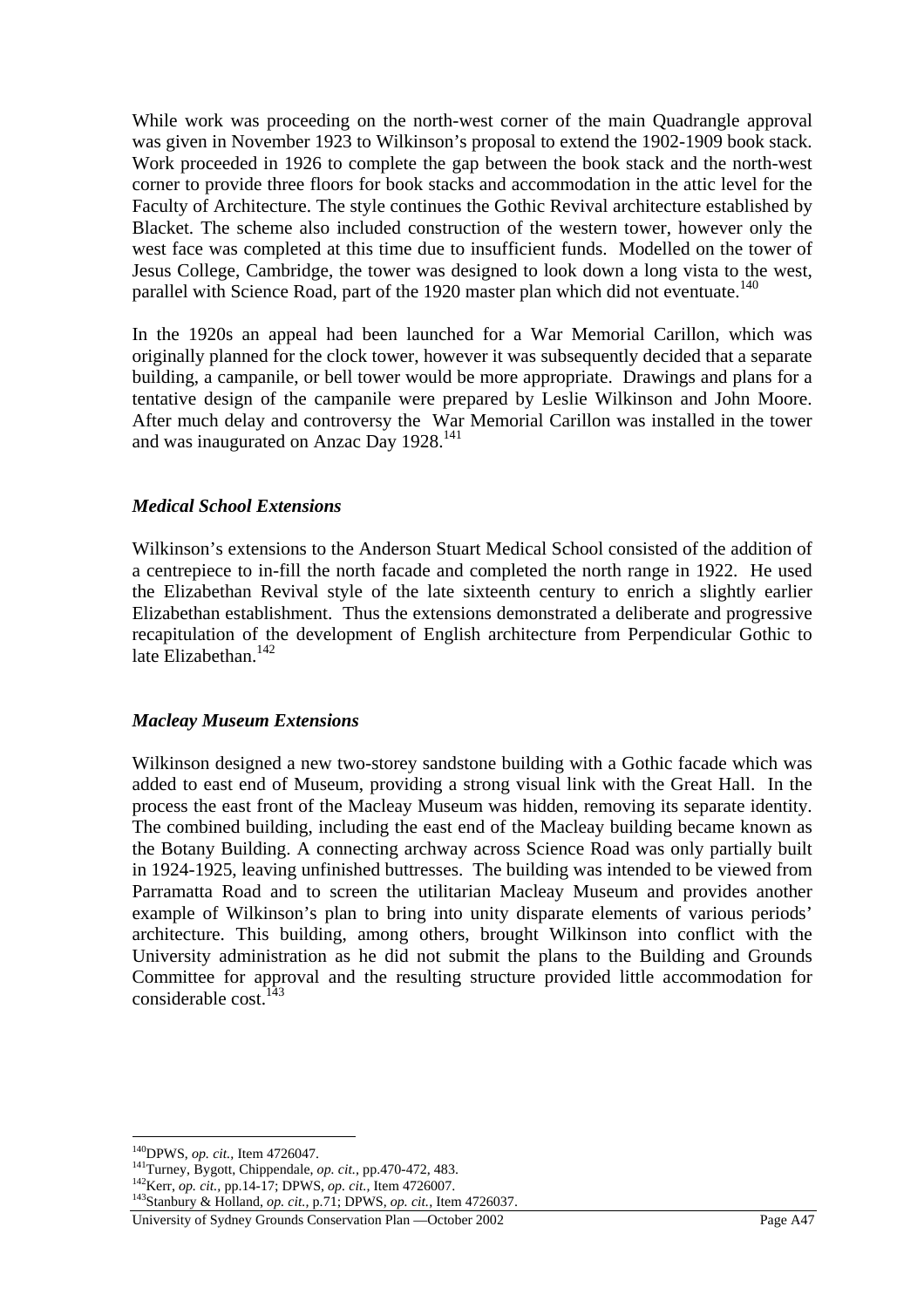While work was proceeding on the north-west corner of the main Quadrangle approval was given in November 1923 to Wilkinson's proposal to extend the 1902-1909 book stack. Work proceeded in 1926 to complete the gap between the book stack and the north-west corner to provide three floors for book stacks and accommodation in the attic level for the Faculty of Architecture. The style continues the Gothic Revival architecture established by Blacket. The scheme also included construction of the western tower, however only the west face was completed at this time due to insufficient funds. Modelled on the tower of Jesus College, Cambridge, the tower was designed to look down a long vista to the west, parallel with Science Road, part of the 1920 master plan which did not eventuate.[140]

In the 1920s an appeal had been launched for a War Memorial Carillon, which was originally planned for the clock tower, however it was subsequently decided that a separate building, a campanile, or bell tower would be more appropriate. Drawings and plans for a tentative design of the campanile were prepared by Leslie Wilkinson and John Moore. After much delay and controversy the War Memorial Carillon was installed in the tower and was inaugurated on Anzac Day 1928.[141]

### *Medical School Extensions*

Wilkinson's extensions to the Anderson Stuart Medical School consisted of the addition of a centrepiece to in-fill the north facade and completed the north range in 1922. He used the Elizabethan Revival style of the late sixteenth century to enrich a slightly earlier Elizabethan establishment. Thus the extensions demonstrated a deliberate and progressive recapitulation of the development of English architecture from Perpendicular Gothic to late Elizabethan.[142]

### *Macleay Museum Extensions*

Wilkinson designed a new two-storey sandstone building with a Gothic facade which was added to east end of Museum, providing a strong visual link with the Great Hall. In the process the east front of the Macleay Museum was hidden, removing its separate identity. The combined building, including the east end of the Macleay building became known as the Botany Building. A connecting archway across Science Road was only partially built in 1924-1925, leaving unfinished buttresses. The building was intended to be viewed from Parramatta Road and to screen the utilitarian Macleay Museum and provides another example of Wilkinson's plan to bring into unity disparate elements of various periods' architecture. This building, among others, brought Wilkinson into conflict with the University administration as he did not submit the plans to the Building and Grounds Committee for approval and the resulting structure provided little accommodation for considerable cost.[143]

---

[140] DPWS, *op. cit.,* Item 4726047.

[141] Turney, Bygott, Chippendale, *op. cit.,* pp.470-472, 483.

[142] Kerr, *op. cit.,* pp.14-17; DPWS, *op. cit.,* Item 4726007.

[143] Stanbury & Holland, *op. cit.,* p.71; DPWS, *op. cit.,* Item 4726037.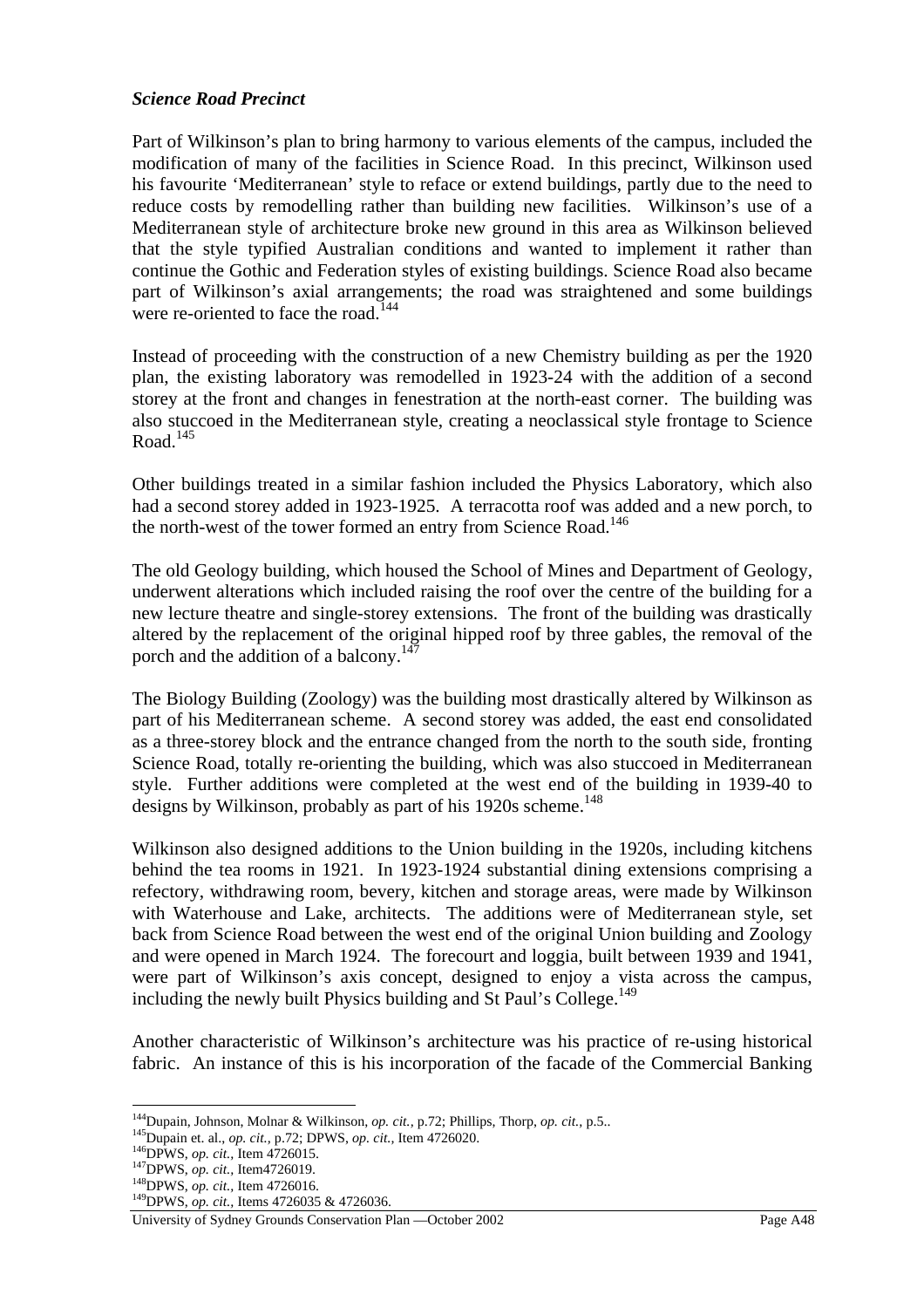***Science Road Precinct***

Part of Wilkinson's plan to bring harmony to various elements of the campus, included the modification of many of the facilities in Science Road. In this precinct, Wilkinson used his favourite 'Mediterranean' style to reface or extend buildings, partly due to the need to reduce costs by remodelling rather than building new facilities. Wilkinson's use of a Mediterranean style of architecture broke new ground in this area as Wilkinson believed that the style typified Australian conditions and wanted to implement it rather than continue the Gothic and Federation styles of existing buildings. Science Road also became part of Wilkinson's axial arrangements; the road was straightened and some buildings were re-oriented to face the road.[144]

Instead of proceeding with the construction of a new Chemistry building as per the 1920 plan, the existing laboratory was remodelled in 1923-24 with the addition of a second storey at the front and changes in fenestration at the north-east corner. The building was also stuccoed in the Mediterranean style, creating a neoclassical style frontage to Science Road.[145]

Other buildings treated in a similar fashion included the Physics Laboratory, which also had a second storey added in 1923-1925. A terracotta roof was added and a new porch, to the north-west of the tower formed an entry from Science Road.[146]

The old Geology building, which housed the School of Mines and Department of Geology, underwent alterations which included raising the roof over the centre of the building for a new lecture theatre and single-storey extensions. The front of the building was drastically altered by the replacement of the original hipped roof by three gables, the removal of the porch and the addition of a balcony.[147]

The Biology Building (Zoology) was the building most drastically altered by Wilkinson as part of his Mediterranean scheme. A second storey was added, the east end consolidated as a three-storey block and the entrance changed from the north to the south side, fronting Science Road, totally re-orienting the building, which was also stuccoed in Mediterranean style. Further additions were completed at the west end of the building in 1939-40 to designs by Wilkinson, probably as part of his 1920s scheme.[148]

Wilkinson also designed additions to the Union building in the 1920s, including kitchens behind the tea rooms in 1921. In 1923-1924 substantial dining extensions comprising a refectory, withdrawing room, bevery, kitchen and storage areas, were made by Wilkinson with Waterhouse and Lake, architects. The additions were of Mediterranean style, set back from Science Road between the west end of the original Union building and Zoology and were opened in March 1924. The forecourt and loggia, built between 1939 and 1941, were part of Wilkinson's axis concept, designed to enjoy a vista across the campus, including the newly built Physics building and St Paul's College.[149]

Another characteristic of Wilkinson's architecture was his practice of re-using historical fabric. An instance of this is his incorporation of the facade of the Commercial Banking

---

[144] Dupain, Johnson, Molnar & Wilkinson, *op. cit.,* p.72; Phillips, Thorp, *op. cit.*, p.5..
[145] Dupain et. al., *op. cit.,* p.72; DPWS, *op. cit.,* Item 4726020.
[146] DPWS, *op. cit.,* Item 4726015.
[147] DPWS, *op. cit.,* Item4726019.
[148] DPWS, *op. cit.,* Item 4726016.
[149] DPWS, *op. cit.,* Items 4726035 & 4726036.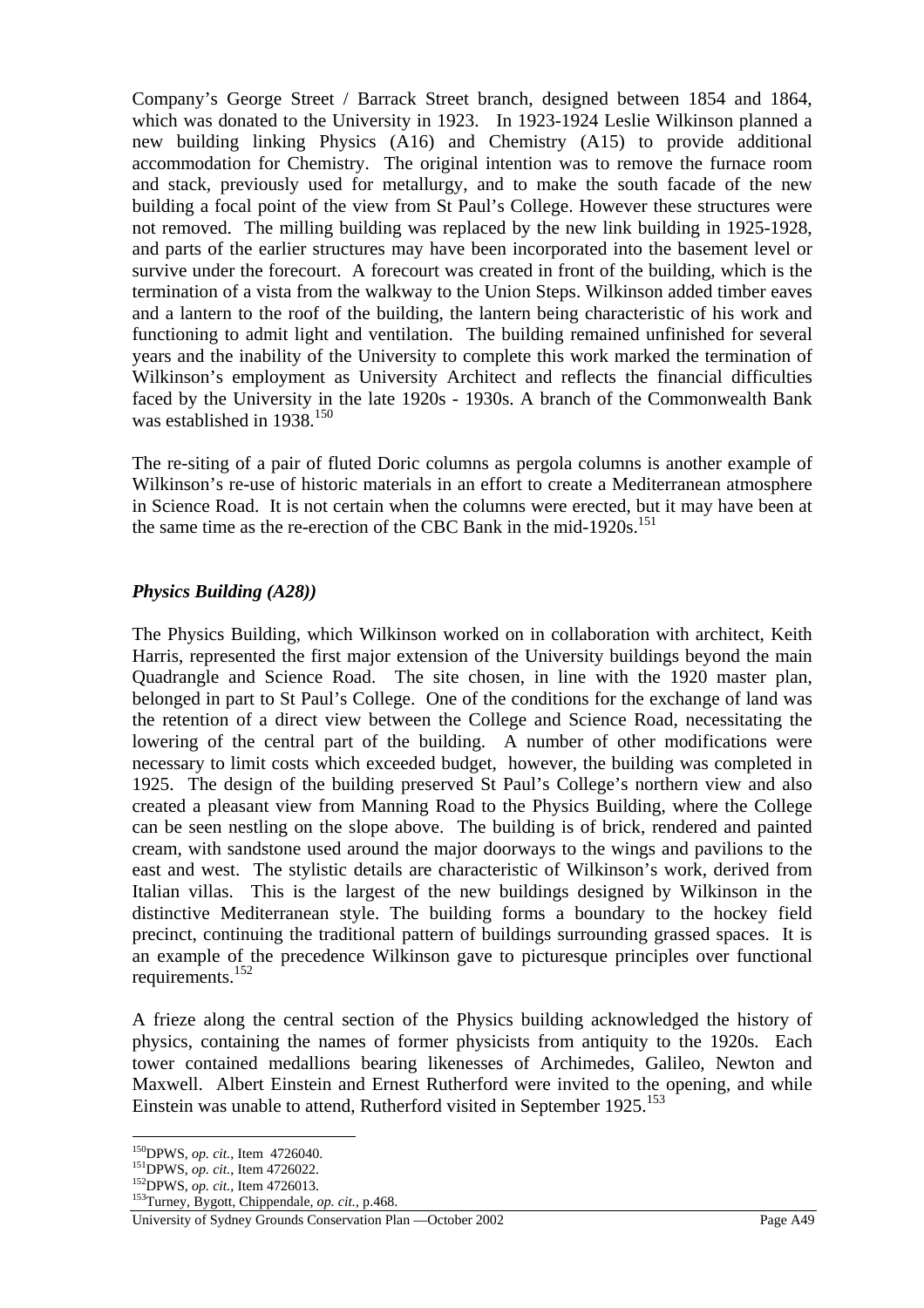Company's George Street / Barrack Street branch, designed between 1854 and 1864, which was donated to the University in 1923. In 1923-1924 Leslie Wilkinson planned a new building linking Physics (A16) and Chemistry (A15) to provide additional accommodation for Chemistry. The original intention was to remove the furnace room and stack, previously used for metallurgy, and to make the south facade of the new building a focal point of the view from St Paul's College. However these structures were not removed. The milling building was replaced by the new link building in 1925-1928, and parts of the earlier structures may have been incorporated into the basement level or survive under the forecourt. A forecourt was created in front of the building, which is the termination of a vista from the walkway to the Union Steps. Wilkinson added timber eaves and a lantern to the roof of the building, the lantern being characteristic of his work and functioning to admit light and ventilation. The building remained unfinished for several years and the inability of the University to complete this work marked the termination of Wilkinson's employment as University Architect and reflects the financial difficulties faced by the University in the late 1920s - 1930s. A branch of the Commonwealth Bank was established in 1938.[150]

The re-siting of a pair of fluted Doric columns as pergola columns is another example of Wilkinson's re-use of historic materials in an effort to create a Mediterranean atmosphere in Science Road. It is not certain when the columns were erected, but it may have been at the same time as the re-erection of the CBC Bank in the mid-1920s.[151]

### *Physics Building (A28))*

The Physics Building, which Wilkinson worked on in collaboration with architect, Keith Harris, represented the first major extension of the University buildings beyond the main Quadrangle and Science Road. The site chosen, in line with the 1920 master plan, belonged in part to St Paul's College. One of the conditions for the exchange of land was the retention of a direct view between the College and Science Road, necessitating the lowering of the central part of the building. A number of other modifications were necessary to limit costs which exceeded budget, however, the building was completed in 1925. The design of the building preserved St Paul's College's northern view and also created a pleasant view from Manning Road to the Physics Building, where the College can be seen nestling on the slope above. The building is of brick, rendered and painted cream, with sandstone used around the major doorways to the wings and pavilions to the east and west. The stylistic details are characteristic of Wilkinson's work, derived from Italian villas. This is the largest of the new buildings designed by Wilkinson in the distinctive Mediterranean style. The building forms a boundary to the hockey field precinct, continuing the traditional pattern of buildings surrounding grassed spaces. It is an example of the precedence Wilkinson gave to picturesque principles over functional requirements.[152]

A frieze along the central section of the Physics building acknowledged the history of physics, containing the names of former physicists from antiquity to the 1920s. Each tower contained medallions bearing likenesses of Archimedes, Galileo, Newton and Maxwell. Albert Einstein and Ernest Rutherford were invited to the opening, and while Einstein was unable to attend, Rutherford visited in September 1925.[153]

---

[150] DPWS, *op. cit.*, Item 4726040.
[151] DPWS, *op. cit.*, Item 4726022.
[152] DPWS, *op. cit.*, Item 4726013.
[153] Turney, Bygott, Chippendale, *op. cit.*, p.468.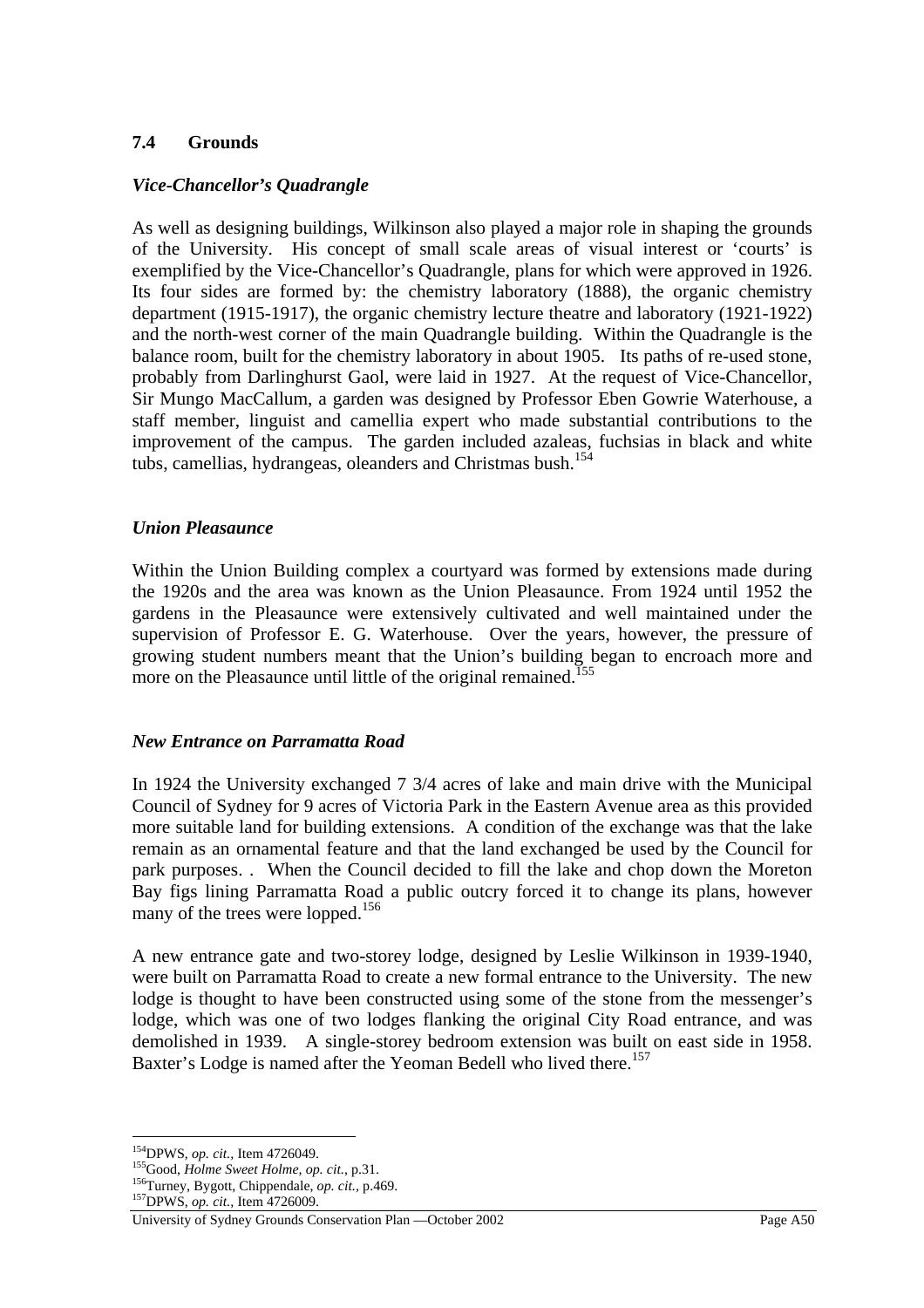## 7.4 Grounds

### *Vice-Chancellor's Quadrangle*

As well as designing buildings, Wilkinson also played a major role in shaping the grounds of the University. His concept of small scale areas of visual interest or 'courts' is exemplified by the Vice-Chancellor's Quadrangle, plans for which were approved in 1926. Its four sides are formed by: the chemistry laboratory (1888), the organic chemistry department (1915-1917), the organic chemistry lecture theatre and laboratory (1921-1922) and the north-west corner of the main Quadrangle building. Within the Quadrangle is the balance room, built for the chemistry laboratory in about 1905. Its paths of re-used stone, probably from Darlinghurst Gaol, were laid in 1927. At the request of Vice-Chancellor, Sir Mungo MacCallum, a garden was designed by Professor Eben Gowrie Waterhouse, a staff member, linguist and camellia expert who made substantial contributions to the improvement of the campus. The garden included azaleas, fuchsias in black and white tubs, camellias, hydrangeas, oleanders and Christmas bush.[154]

### *Union Pleasaunce*

Within the Union Building complex a courtyard was formed by extensions made during the 1920s and the area was known as the Union Pleasaunce. From 1924 until 1952 the gardens in the Pleasaunce were extensively cultivated and well maintained under the supervision of Professor E. G. Waterhouse. Over the years, however, the pressure of growing student numbers meant that the Union's building began to encroach more and more on the Pleasaunce until little of the original remained.[155]

### *New Entrance on Parramatta Road*

In 1924 the University exchanged 7 3/4 acres of lake and main drive with the Municipal Council of Sydney for 9 acres of Victoria Park in the Eastern Avenue area as this provided more suitable land for building extensions. A condition of the exchange was that the lake remain as an ornamental feature and that the land exchanged be used by the Council for park purposes. . When the Council decided to fill the lake and chop down the Moreton Bay figs lining Parramatta Road a public outcry forced it to change its plans, however many of the trees were lopped.[156]

A new entrance gate and two-storey lodge, designed by Leslie Wilkinson in 1939-1940, were built on Parramatta Road to create a new formal entrance to the University. The new lodge is thought to have been constructed using some of the stone from the messenger's lodge, which was one of two lodges flanking the original City Road entrance, and was demolished in 1939. A single-storey bedroom extension was built on east side in 1958. Baxter's Lodge is named after the Yeoman Bedell who lived there.[157]

---

[154] DPWS, *op. cit.*, Item 4726049.
[155] Good, *Holme Sweet Holme, op. cit.*, p.31.
[156] Turney, Bygott, Chippendale, *op. cit.*, p.469.
[157] DPWS, *op. cit.*, Item 4726009.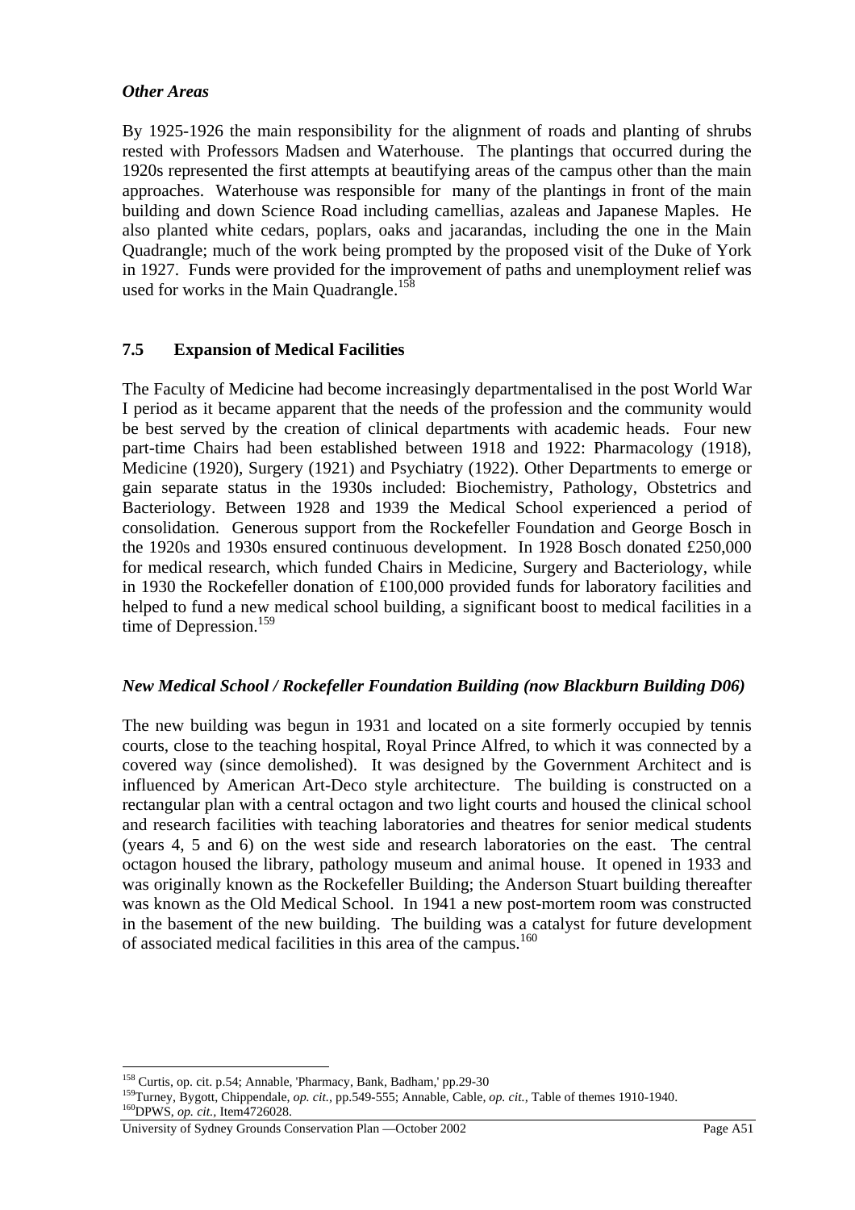### *Other Areas*

By 1925-1926 the main responsibility for the alignment of roads and planting of shrubs rested with Professors Madsen and Waterhouse. The plantings that occurred during the 1920s represented the first attempts at beautifying areas of the campus other than the main approaches. Waterhouse was responsible for many of the plantings in front of the main building and down Science Road including camellias, azaleas and Japanese Maples. He also planted white cedars, poplars, oaks and jacarandas, including the one in the Main Quadrangle; much of the work being prompted by the proposed visit of the Duke of York in 1927. Funds were provided for the improvement of paths and unemployment relief was used for works in the Main Quadrangle.[158]

## 7.5 Expansion of Medical Facilities

The Faculty of Medicine had become increasingly departmentalised in the post World War I period as it became apparent that the needs of the profession and the community would be best served by the creation of clinical departments with academic heads. Four new part-time Chairs had been established between 1918 and 1922: Pharmacology (1918), Medicine (1920), Surgery (1921) and Psychiatry (1922). Other Departments to emerge or gain separate status in the 1930s included: Biochemistry, Pathology, Obstetrics and Bacteriology. Between 1928 and 1939 the Medical School experienced a period of consolidation. Generous support from the Rockefeller Foundation and George Bosch in the 1920s and 1930s ensured continuous development. In 1928 Bosch donated £250,000 for medical research, which funded Chairs in Medicine, Surgery and Bacteriology, while in 1930 the Rockefeller donation of £100,000 provided funds for laboratory facilities and helped to fund a new medical school building, a significant boost to medical facilities in a time of Depression.[159]

### *New Medical School / Rockefeller Foundation Building (now Blackburn Building D06)*

The new building was begun in 1931 and located on a site formerly occupied by tennis courts, close to the teaching hospital, Royal Prince Alfred, to which it was connected by a covered way (since demolished). It was designed by the Government Architect and is influenced by American Art-Deco style architecture. The building is constructed on a rectangular plan with a central octagon and two light courts and housed the clinical school and research facilities with teaching laboratories and theatres for senior medical students (years 4, 5 and 6) on the west side and research laboratories on the east. The central octagon housed the library, pathology museum and animal house. It opened in 1933 and was originally known as the Rockefeller Building; the Anderson Stuart building thereafter was known as the Old Medical School. In 1941 a new post-mortem room was constructed in the basement of the new building. The building was a catalyst for future development of associated medical facilities in this area of the campus.[160]

---

[158] Curtis, op. cit. p.54; Annable, 'Pharmacy, Bank, Badham,' pp.29-30

[159] Turney, Bygott, Chippendale, *op. cit.,* pp.549-555; Annable, Cable, *op. cit.,* Table of themes 1910-1940.

[160] DPWS, *op. cit.,* Item4726028.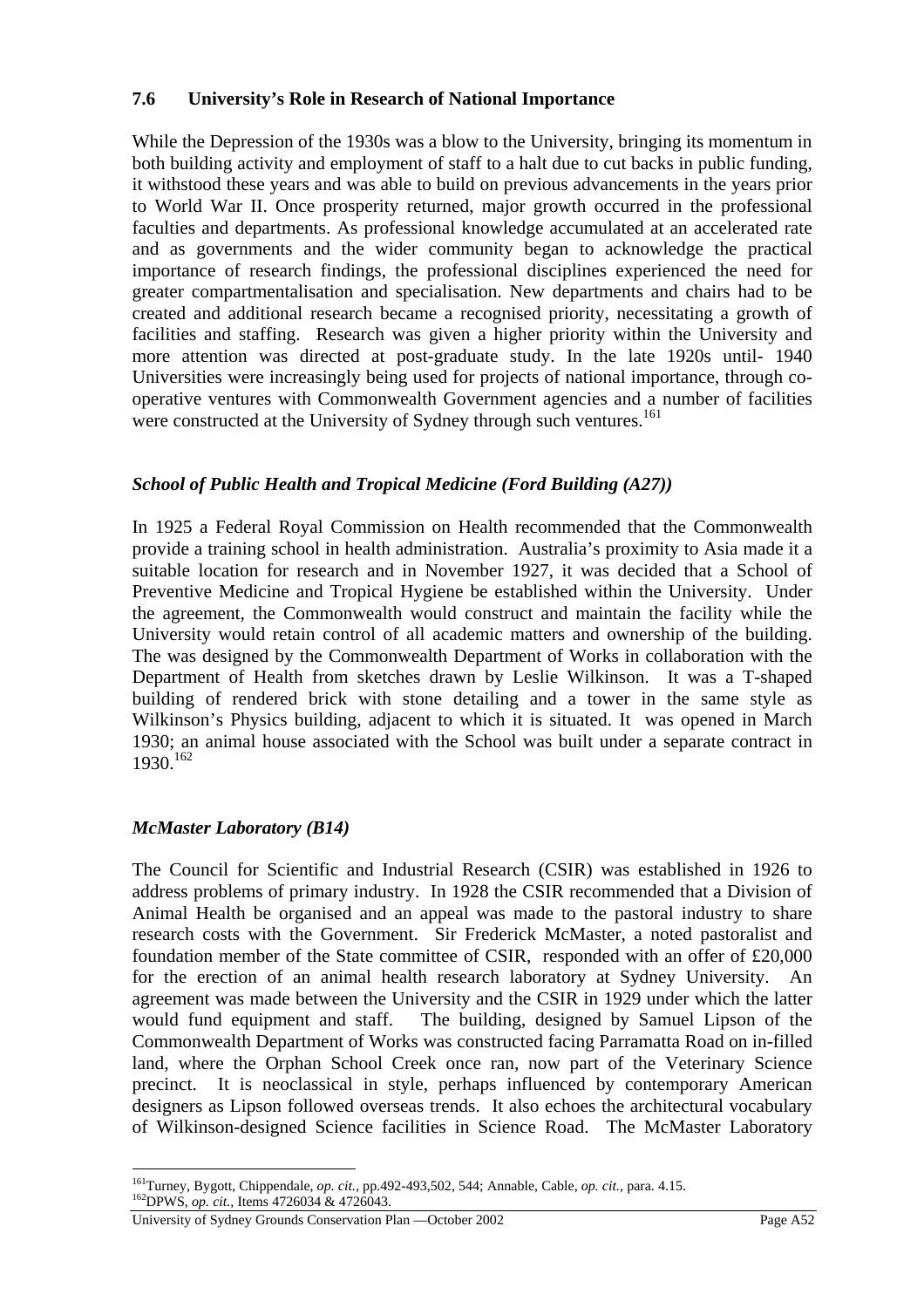### 7.6 University's Role in Research of National Importance

While the Depression of the 1930s was a blow to the University, bringing its momentum in both building activity and employment of staff to a halt due to cut backs in public funding, it withstood these years and was able to build on previous advancements in the years prior to World War II. Once prosperity returned, major growth occurred in the professional faculties and departments. As professional knowledge accumulated at an accelerated rate and as governments and the wider community began to acknowledge the practical importance of research findings, the professional disciplines experienced the need for greater compartmentalisation and specialisation. New departments and chairs had to be created and additional research became a recognised priority, necessitating a growth of facilities and staffing. Research was given a higher priority within the University and more attention was directed at post-graduate study. In the late 1920s until- 1940 Universities were increasingly being used for projects of national importance, through co-operative ventures with Commonwealth Government agencies and a number of facilities were constructed at the University of Sydney through such ventures.[161]

***School of Public Health and Tropical Medicine (Ford Building (A27))***

In 1925 a Federal Royal Commission on Health recommended that the Commonwealth provide a training school in health administration. Australia's proximity to Asia made it a suitable location for research and in November 1927, it was decided that a School of Preventive Medicine and Tropical Hygiene be established within the University. Under the agreement, the Commonwealth would construct and maintain the facility while the University would retain control of all academic matters and ownership of the building. The was designed by the Commonwealth Department of Works in collaboration with the Department of Health from sketches drawn by Leslie Wilkinson. It was a T-shaped building of rendered brick with stone detailing and a tower in the same style as Wilkinson's Physics building, adjacent to which it is situated. It was opened in March 1930; an animal house associated with the School was built under a separate contract in 1930.[162]

***McMaster Laboratory (B14)***

The Council for Scientific and Industrial Research (CSIR) was established in 1926 to address problems of primary industry. In 1928 the CSIR recommended that a Division of Animal Health be organised and an appeal was made to the pastoral industry to share research costs with the Government. Sir Frederick McMaster, a noted pastoralist and foundation member of the State committee of CSIR, responded with an offer of £20,000 for the erection of an animal health research laboratory at Sydney University. An agreement was made between the University and the CSIR in 1929 under which the latter would fund equipment and staff. The building, designed by Samuel Lipson of the Commonwealth Department of Works was constructed facing Parramatta Road on in-filled land, where the Orphan School Creek once ran, now part of the Veterinary Science precinct. It is neoclassical in style, perhaps influenced by contemporary American designers as Lipson followed overseas trends. It also echoes the architectural vocabulary of Wilkinson-designed Science facilities in Science Road. The McMaster Laboratory

---

[161] Turney, Bygott, Chippendale, *op. cit.*, pp.492-493,502, 544; Annable, Cable, *op. cit.*, para. 4.15.

[162] DPWS, *op. cit.*, Items 4726034 & 4726043.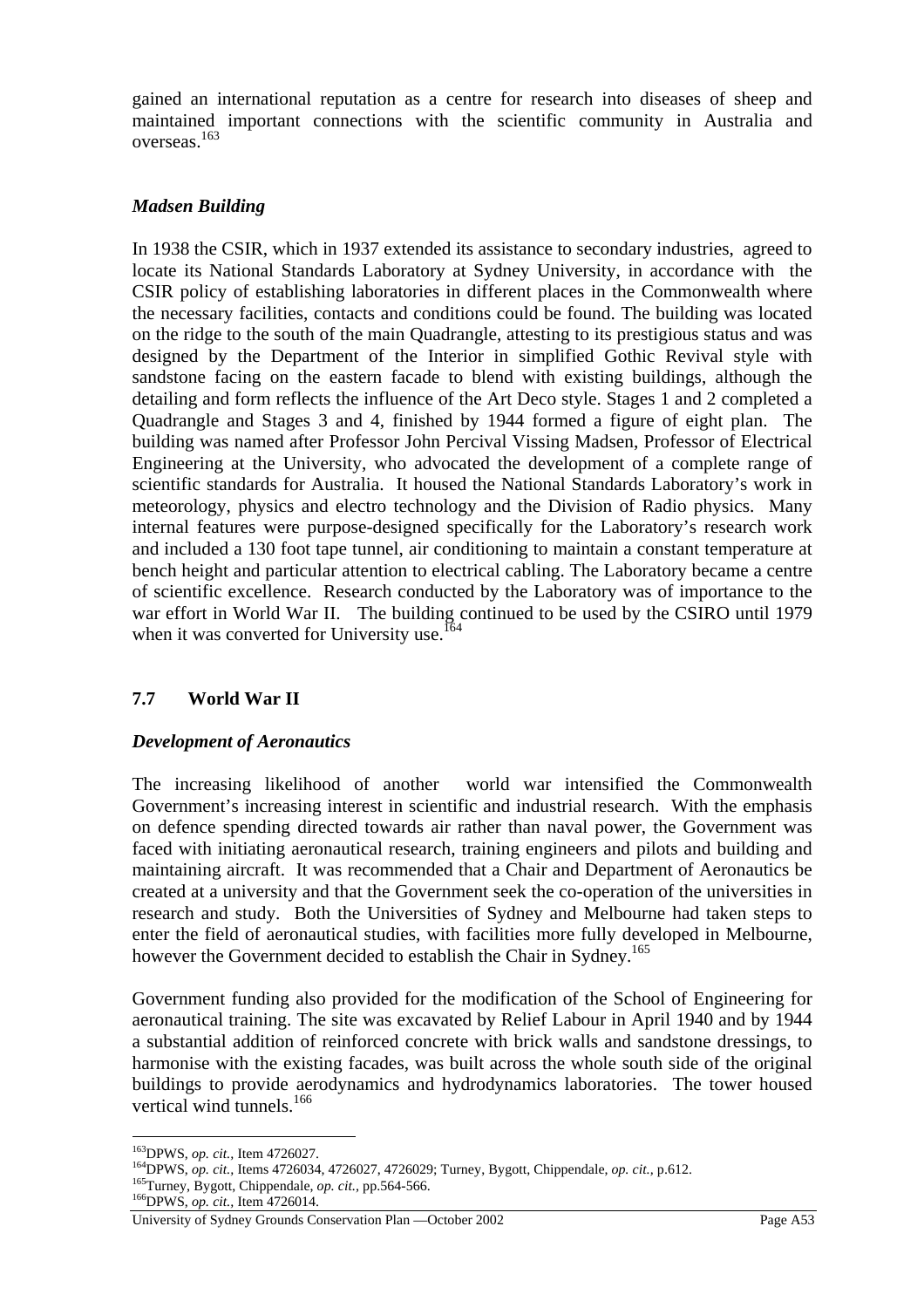gained an international reputation as a centre for research into diseases of sheep and maintained important connections with the scientific community in Australia and overseas.[163]

### *Madsen Building*

In 1938 the CSIR, which in 1937 extended its assistance to secondary industries, agreed to locate its National Standards Laboratory at Sydney University, in accordance with the CSIR policy of establishing laboratories in different places in the Commonwealth where the necessary facilities, contacts and conditions could be found. The building was located on the ridge to the south of the main Quadrangle, attesting to its prestigious status and was designed by the Department of the Interior in simplified Gothic Revival style with sandstone facing on the eastern facade to blend with existing buildings, although the detailing and form reflects the influence of the Art Deco style. Stages 1 and 2 completed a Quadrangle and Stages 3 and 4, finished by 1944 formed a figure of eight plan. The building was named after Professor John Percival Vissing Madsen, Professor of Electrical Engineering at the University, who advocated the development of a complete range of scientific standards for Australia. It housed the National Standards Laboratory's work in meteorology, physics and electro technology and the Division of Radio physics. Many internal features were purpose-designed specifically for the Laboratory's research work and included a 130 foot tape tunnel, air conditioning to maintain a constant temperature at bench height and particular attention to electrical cabling. The Laboratory became a centre of scientific excellence. Research conducted by the Laboratory was of importance to the war effort in World War II. The building continued to be used by the CSIRO until 1979 when it was converted for University use.[164]

## 7.7 World War II

### *Development of Aeronautics*

The increasing likelihood of another world war intensified the Commonwealth Government's increasing interest in scientific and industrial research. With the emphasis on defence spending directed towards air rather than naval power, the Government was faced with initiating aeronautical research, training engineers and pilots and building and maintaining aircraft. It was recommended that a Chair and Department of Aeronautics be created at a university and that the Government seek the co-operation of the universities in research and study. Both the Universities of Sydney and Melbourne had taken steps to enter the field of aeronautical studies, with facilities more fully developed in Melbourne, however the Government decided to establish the Chair in Sydney.[165]

Government funding also provided for the modification of the School of Engineering for aeronautical training. The site was excavated by Relief Labour in April 1940 and by 1944 a substantial addition of reinforced concrete with brick walls and sandstone dressings, to harmonise with the existing facades, was built across the whole south side of the original buildings to provide aerodynamics and hydrodynamics laboratories. The tower housed vertical wind tunnels.[166]

---

[163] DPWS, *op. cit.*, Item 4726027.
[164] DPWS, *op. cit.*, Items 4726034, 4726027, 4726029; Turney, Bygott, Chippendale, *op. cit.*, p.612.
[165] Turney, Bygott, Chippendale, *op. cit.*, pp.564-566.
[166] DPWS, *op. cit.*, Item 4726014.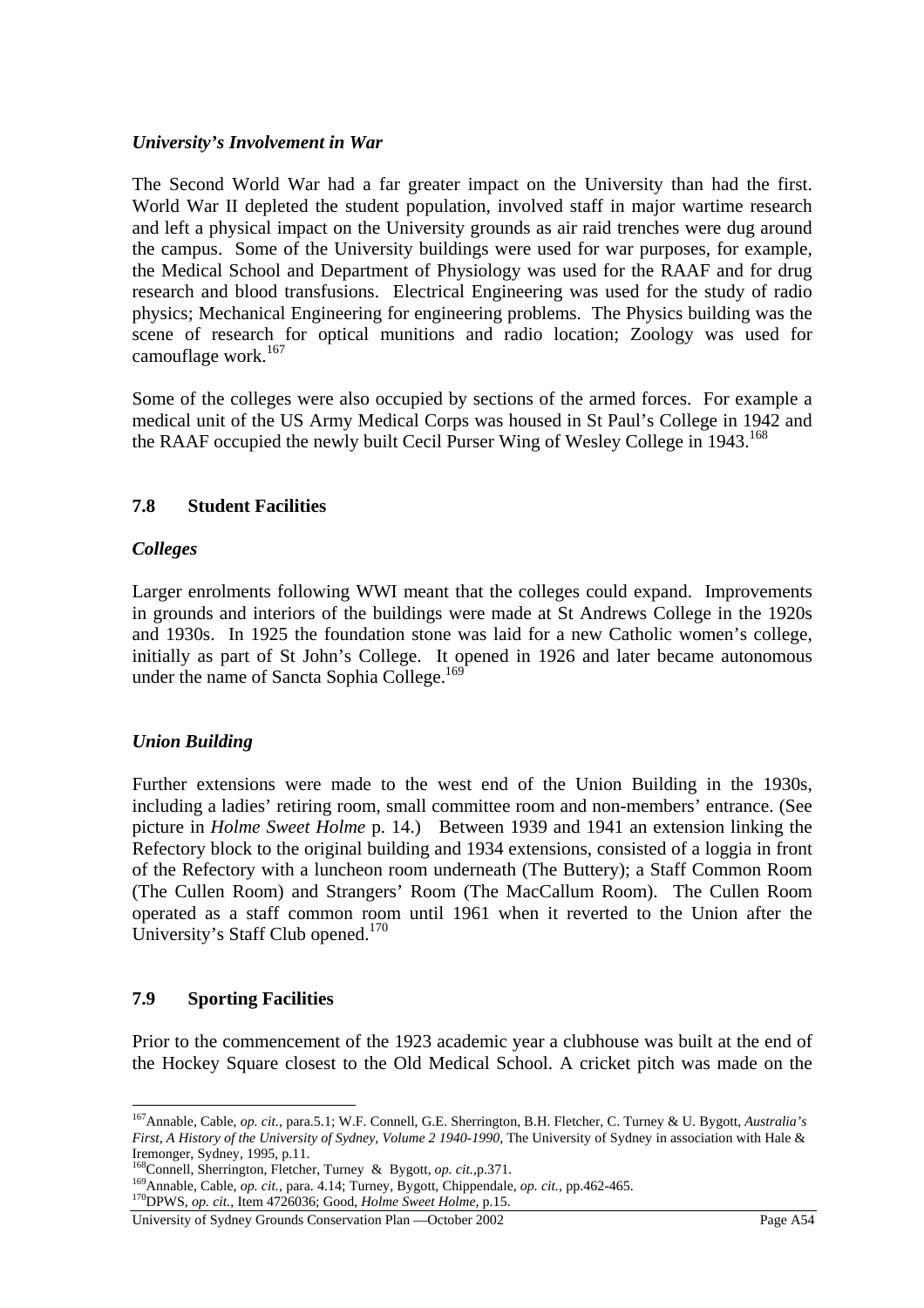### *University's Involvement in War*

The Second World War had a far greater impact on the University than had the first. World War II depleted the student population, involved staff in major wartime research and left a physical impact on the University grounds as air raid trenches were dug around the campus. Some of the University buildings were used for war purposes, for example, the Medical School and Department of Physiology was used for the RAAF and for drug research and blood transfusions. Electrical Engineering was used for the study of radio physics; Mechanical Engineering for engineering problems. The Physics building was the scene of research for optical munitions and radio location; Zoology was used for camouflage work.[167]

Some of the colleges were also occupied by sections of the armed forces. For example a medical unit of the US Army Medical Corps was housed in St Paul's College in 1942 and the RAAF occupied the newly built Cecil Purser Wing of Wesley College in 1943.[168]

## 7.8 Student Facilities

### *Colleges*

Larger enrolments following WWI meant that the colleges could expand. Improvements in grounds and interiors of the buildings were made at St Andrews College in the 1920s and 1930s. In 1925 the foundation stone was laid for a new Catholic women's college, initially as part of St John's College. It opened in 1926 and later became autonomous under the name of Sancta Sophia College.[169]

### *Union Building*

Further extensions were made to the west end of the Union Building in the 1930s, including a ladies' retiring room, small committee room and non-members' entrance. (See picture in *Holme Sweet Holme* p. 14.) Between 1939 and 1941 an extension linking the Refectory block to the original building and 1934 extensions, consisted of a loggia in front of the Refectory with a luncheon room underneath (The Buttery); a Staff Common Room (The Cullen Room) and Strangers' Room (The MacCallum Room). The Cullen Room operated as a staff common room until 1961 when it reverted to the Union after the University's Staff Club opened.[170]

## 7.9 Sporting Facilities

Prior to the commencement of the 1923 academic year a clubhouse was built at the end of the Hockey Square closest to the Old Medical School. A cricket pitch was made on the

---

[167] Annable, Cable, *op. cit.,* para.5.1; W.F. Connell, G.E. Sherrington, B.H. Fletcher, C. Turney & U. Bygott, *Australia's First, A History of the University of Sydney, Volume 2 1940-1990,* The University of Sydney in association with Hale & Iremonger, Sydney, 1995, p.11.

[168] Connell, Sherrington, Fletcher, Turney & Bygott, *op. cit.,*p.371.

[169] Annable, Cable, *op. cit.,* para. 4.14; Turney, Bygott, Chippendale, *op. cit.,* pp.462-465.

[170] DPWS, *op. cit.,* Item 4726036; Good, *Holme Sweet Holme,* p.15.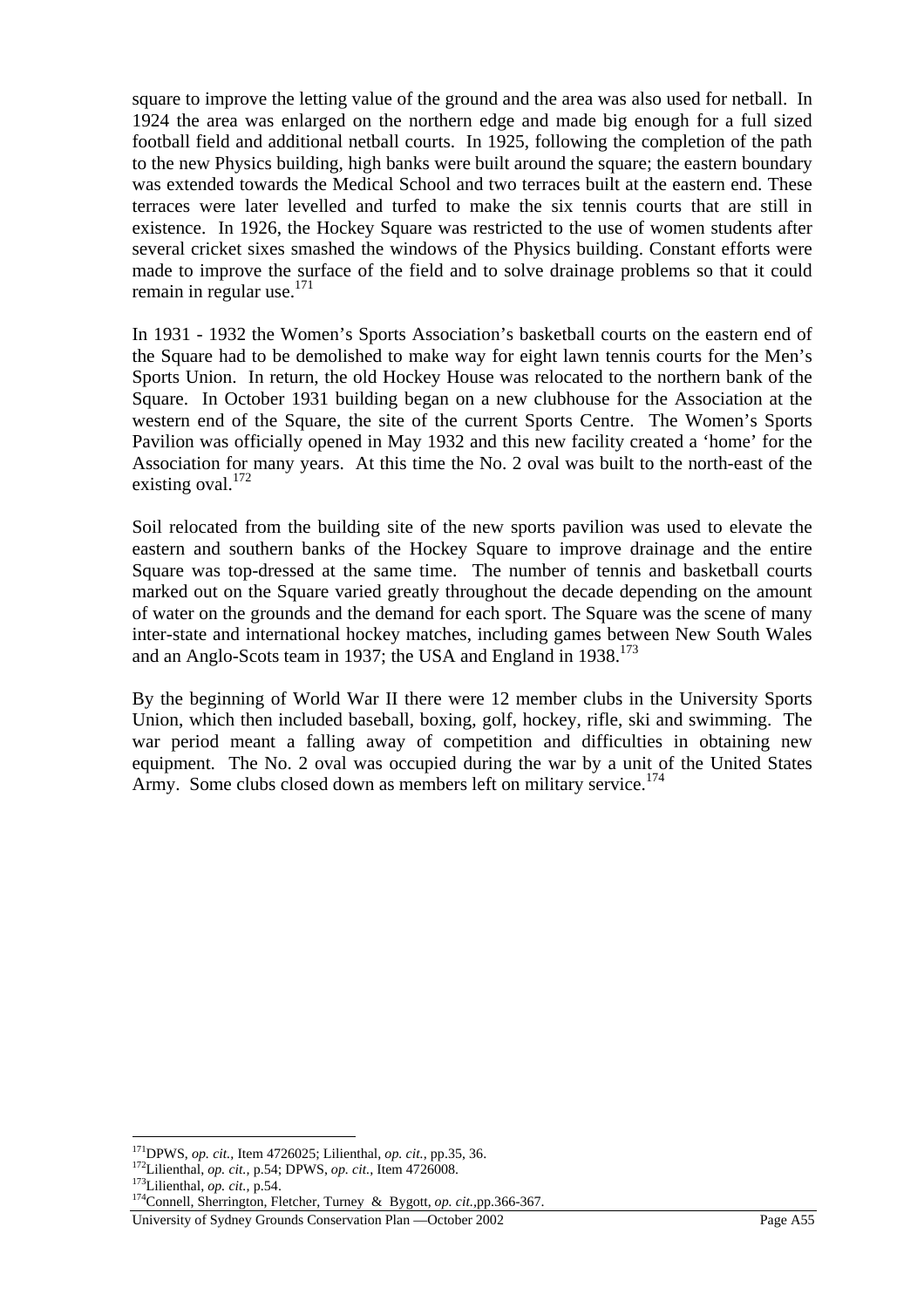square to improve the letting value of the ground and the area was also used for netball. In 1924 the area was enlarged on the northern edge and made big enough for a full sized football field and additional netball courts. In 1925, following the completion of the path to the new Physics building, high banks were built around the square; the eastern boundary was extended towards the Medical School and two terraces built at the eastern end. These terraces were later levelled and turfed to make the six tennis courts that are still in existence. In 1926, the Hockey Square was restricted to the use of women students after several cricket sixes smashed the windows of the Physics building. Constant efforts were made to improve the surface of the field and to solve drainage problems so that it could remain in regular use.[171]

In 1931 - 1932 the Women's Sports Association's basketball courts on the eastern end of the Square had to be demolished to make way for eight lawn tennis courts for the Men's Sports Union. In return, the old Hockey House was relocated to the northern bank of the Square. In October 1931 building began on a new clubhouse for the Association at the western end of the Square, the site of the current Sports Centre. The Women's Sports Pavilion was officially opened in May 1932 and this new facility created a 'home' for the Association for many years. At this time the No. 2 oval was built to the north-east of the existing oval.[172]

Soil relocated from the building site of the new sports pavilion was used to elevate the eastern and southern banks of the Hockey Square to improve drainage and the entire Square was top-dressed at the same time. The number of tennis and basketball courts marked out on the Square varied greatly throughout the decade depending on the amount of water on the grounds and the demand for each sport. The Square was the scene of many inter-state and international hockey matches, including games between New South Wales and an Anglo-Scots team in 1937; the USA and England in 1938.[173]

By the beginning of World War II there were 12 member clubs in the University Sports Union, which then included baseball, boxing, golf, hockey, rifle, ski and swimming. The war period meant a falling away of competition and difficulties in obtaining new equipment. The No. 2 oval was occupied during the war by a unit of the United States Army. Some clubs closed down as members left on military service.[174]

---

[171] DPWS, *op. cit.*, Item 4726025; Lilienthal, *op. cit.*, pp.35, 36.
[172] Lilienthal, *op. cit.*, p.54; DPWS, *op. cit.*, Item 4726008.
[173] Lilienthal, *op. cit.*, p.54.
[174] Connell, Sherrington, Fletcher, Turney & Bygott, *op. cit.*,pp.366-367.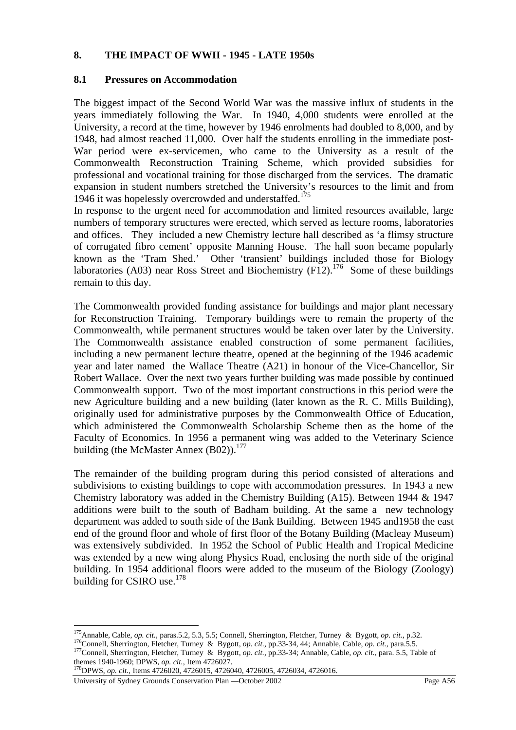## 8. THE IMPACT OF WWII - 1945 - LATE 1950s

### 8.1 Pressures on Accommodation

The biggest impact of the Second World War was the massive influx of students in the years immediately following the War. In 1940, 4,000 students were enrolled at the University, a record at the time, however by 1946 enrolments had doubled to 8,000, and by 1948, had almost reached 11,000. Over half the students enrolling in the immediate post-War period were ex-servicemen, who came to the University as a result of the Commonwealth Reconstruction Training Scheme, which provided subsidies for professional and vocational training for those discharged from the services. The dramatic expansion in student numbers stretched the University's resources to the limit and from 1946 it was hopelessly overcrowded and understaffed.[175]

In response to the urgent need for accommodation and limited resources available, large numbers of temporary structures were erected, which served as lecture rooms, laboratories and offices. They included a new Chemistry lecture hall described as 'a flimsy structure of corrugated fibro cement' opposite Manning House. The hall soon became popularly known as the 'Tram Shed.' Other 'transient' buildings included those for Biology laboratories (A03) near Ross Street and Biochemistry (F12).[176] Some of these buildings remain to this day.

The Commonwealth provided funding assistance for buildings and major plant necessary for Reconstruction Training. Temporary buildings were to remain the property of the Commonwealth, while permanent structures would be taken over later by the University. The Commonwealth assistance enabled construction of some permanent facilities, including a new permanent lecture theatre, opened at the beginning of the 1946 academic year and later named the Wallace Theatre (A21) in honour of the Vice-Chancellor, Sir Robert Wallace. Over the next two years further building was made possible by continued Commonwealth support. Two of the most important constructions in this period were the new Agriculture building and a new building (later known as the R. C. Mills Building), originally used for administrative purposes by the Commonwealth Office of Education, which administered the Commonwealth Scholarship Scheme then as the home of the Faculty of Economics. In 1956 a permanent wing was added to the Veterinary Science building (the McMaster Annex (B02)).[177]

The remainder of the building program during this period consisted of alterations and subdivisions to existing buildings to cope with accommodation pressures. In 1943 a new Chemistry laboratory was added in the Chemistry Building (A15). Between 1944 & 1947 additions were built to the south of Badham building. At the same a new technology department was added to south side of the Bank Building. Between 1945 and1958 the east end of the ground floor and whole of first floor of the Botany Building (Macleay Museum) was extensively subdivided. In 1952 the School of Public Health and Tropical Medicine was extended by a new wing along Physics Road, enclosing the north side of the original building. In 1954 additional floors were added to the museum of the Biology (Zoology) building for CSIRO use.[178]

---

[175] Annable, Cable, *op. cit.*, paras.5.2, 5.3, 5.5; Connell, Sherrington, Fletcher, Turney & Bygott, *op. cit.*, p.32.

[176] Connell, Sherrington, Fletcher, Turney & Bygott, *op. cit.*, pp.33-34, 44; Annable, Cable, *op. cit.*, para.5.5.

[177] Connell, Sherrington, Fletcher, Turney & Bygott, *op. cit.*, pp.33-34; Annable, Cable, *op. cit.*, para. 5.5, Table of themes 1940-1960; DPWS, *op. cit.*, Item 4726027.

[178] DPWS, *op. cit.*, Items 4726020, 4726015, 4726040, 4726005, 4726034, 4726016.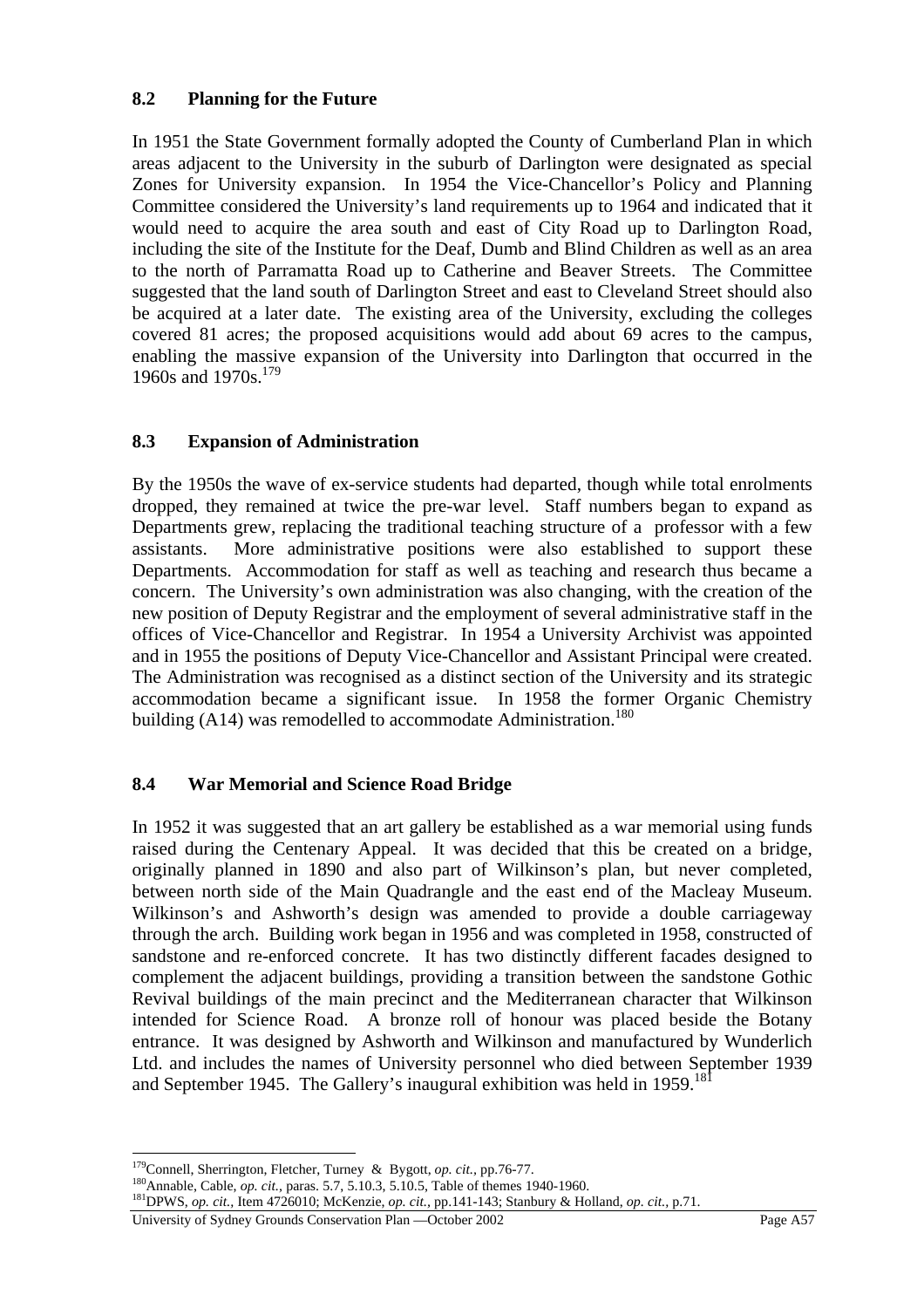### 8.2 Planning for the Future

In 1951 the State Government formally adopted the County of Cumberland Plan in which areas adjacent to the University in the suburb of Darlington were designated as special Zones for University expansion. In 1954 the Vice-Chancellor's Policy and Planning Committee considered the University's land requirements up to 1964 and indicated that it would need to acquire the area south and east of City Road up to Darlington Road, including the site of the Institute for the Deaf, Dumb and Blind Children as well as an area to the north of Parramatta Road up to Catherine and Beaver Streets. The Committee suggested that the land south of Darlington Street and east to Cleveland Street should also be acquired at a later date. The existing area of the University, excluding the colleges covered 81 acres; the proposed acquisitions would add about 69 acres to the campus, enabling the massive expansion of the University into Darlington that occurred in the 1960s and 1970s.[179]

### 8.3 Expansion of Administration

By the 1950s the wave of ex-service students had departed, though while total enrolments dropped, they remained at twice the pre-war level. Staff numbers began to expand as Departments grew, replacing the traditional teaching structure of a professor with a few assistants. More administrative positions were also established to support these Departments. Accommodation for staff as well as teaching and research thus became a concern. The University's own administration was also changing, with the creation of the new position of Deputy Registrar and the employment of several administrative staff in the offices of Vice-Chancellor and Registrar. In 1954 a University Archivist was appointed and in 1955 the positions of Deputy Vice-Chancellor and Assistant Principal were created. The Administration was recognised as a distinct section of the University and its strategic accommodation became a significant issue. In 1958 the former Organic Chemistry building (A14) was remodelled to accommodate Administration.[180]

### 8.4 War Memorial and Science Road Bridge

In 1952 it was suggested that an art gallery be established as a war memorial using funds raised during the Centenary Appeal. It was decided that this be created on a bridge, originally planned in 1890 and also part of Wilkinson's plan, but never completed, between north side of the Main Quadrangle and the east end of the Macleay Museum. Wilkinson's and Ashworth's design was amended to provide a double carriageway through the arch. Building work began in 1956 and was completed in 1958, constructed of sandstone and re-enforced concrete. It has two distinctly different facades designed to complement the adjacent buildings, providing a transition between the sandstone Gothic Revival buildings of the main precinct and the Mediterranean character that Wilkinson intended for Science Road. A bronze roll of honour was placed beside the Botany entrance. It was designed by Ashworth and Wilkinson and manufactured by Wunderlich Ltd. and includes the names of University personnel who died between September 1939 and September 1945. The Gallery's inaugural exhibition was held in 1959.[181]

---

[179] Connell, Sherrington, Fletcher, Turney & Bygott, *op. cit.*, pp.76-77.

[180] Annable, Cable, *op. cit.*, paras. 5.7, 5.10.3, 5.10.5, Table of themes 1940-1960.

[181] DPWS, *op. cit.*, Item 4726010; McKenzie, *op. cit.*, pp.141-143; Stanbury & Holland, *op. cit.*, p.71.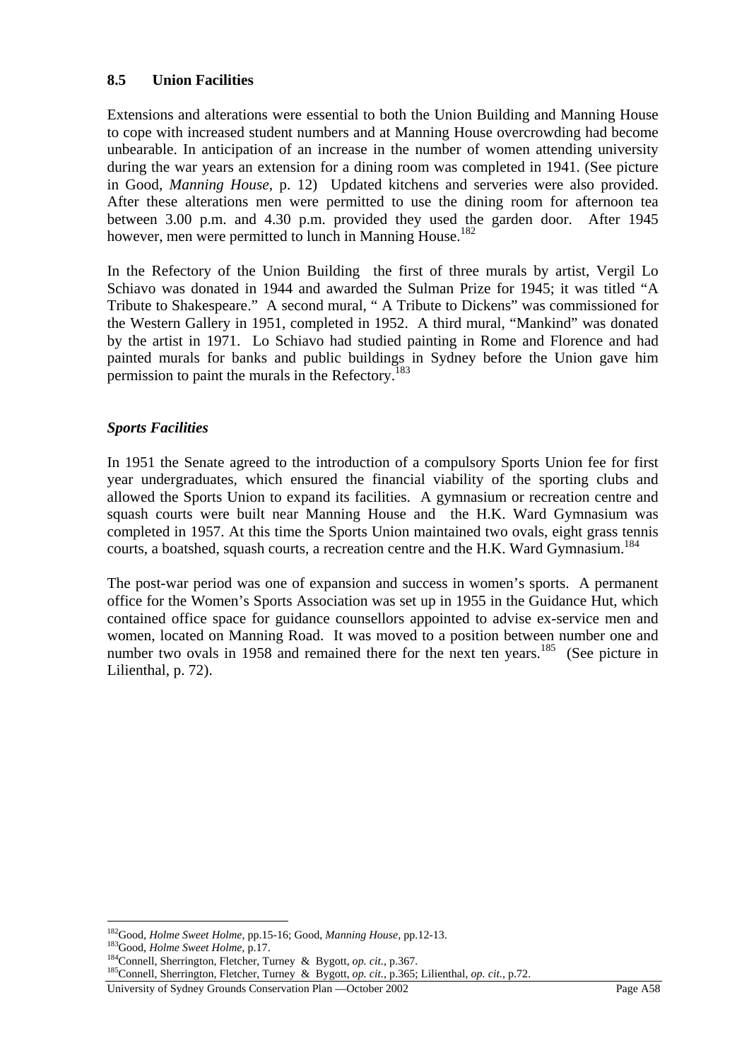### 8.5 Union Facilities

Extensions and alterations were essential to both the Union Building and Manning House to cope with increased student numbers and at Manning House overcrowding had become unbearable. In anticipation of an increase in the number of women attending university during the war years an extension for a dining room was completed in 1941. (See picture in Good, *Manning House,* p. 12) Updated kitchens and serveries were also provided. After these alterations men were permitted to use the dining room for afternoon tea between 3.00 p.m. and 4.30 p.m. provided they used the garden door. After 1945 however, men were permitted to lunch in Manning House.[182]

In the Refectory of the Union Building the first of three murals by artist, Vergil Lo Schiavo was donated in 1944 and awarded the Sulman Prize for 1945; it was titled "A Tribute to Shakespeare." A second mural, " A Tribute to Dickens" was commissioned for the Western Gallery in 1951, completed in 1952. A third mural, "Mankind" was donated by the artist in 1971. Lo Schiavo had studied painting in Rome and Florence and had painted murals for banks and public buildings in Sydney before the Union gave him permission to paint the murals in the Refectory.[183]

***Sports Facilities***

In 1951 the Senate agreed to the introduction of a compulsory Sports Union fee for first year undergraduates, which ensured the financial viability of the sporting clubs and allowed the Sports Union to expand its facilities. A gymnasium or recreation centre and squash courts were built near Manning House and the H.K. Ward Gymnasium was completed in 1957. At this time the Sports Union maintained two ovals, eight grass tennis courts, a boatshed, squash courts, a recreation centre and the H.K. Ward Gymnasium.[184]

The post-war period was one of expansion and success in women's sports. A permanent office for the Women's Sports Association was set up in 1955 in the Guidance Hut, which contained office space for guidance counsellors appointed to advise ex-service men and women, located on Manning Road. It was moved to a position between number one and number two ovals in 1958 and remained there for the next ten years.[185] (See picture in Lilienthal, p. 72).

---

[182] Good, *Holme Sweet Holme,* pp.15-16; Good, *Manning House,* pp.12-13.
[183] Good, *Holme Sweet Holme,* p.17.
[184] Connell, Sherrington, Fletcher, Turney & Bygott, *op. cit.,* p.367.
[185] Connell, Sherrington, Fletcher, Turney & Bygott, *op. cit.,* p.365; Lilienthal, *op. cit.,* p.72.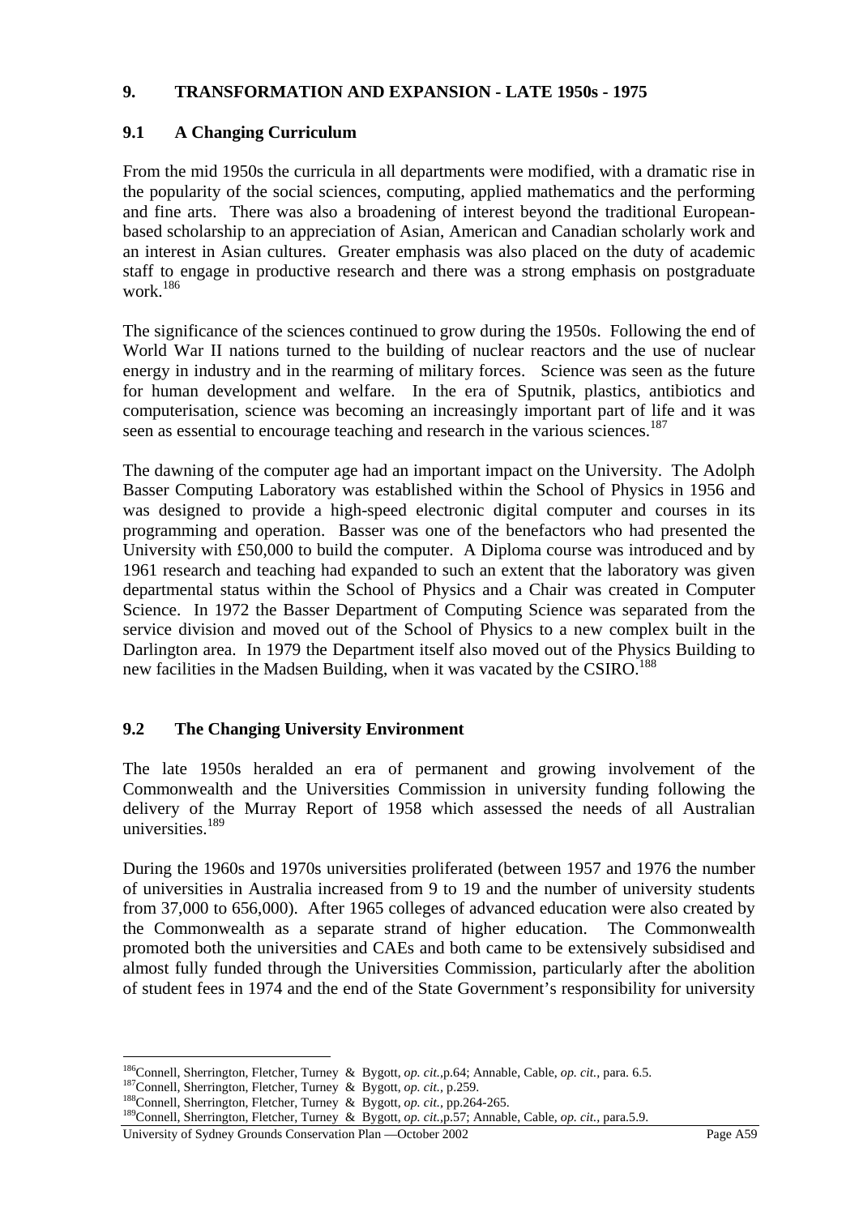## 9. TRANSFORMATION AND EXPANSION - LATE 1950s - 1975

### 9.1 A Changing Curriculum

From the mid 1950s the curricula in all departments were modified, with a dramatic rise in the popularity of the social sciences, computing, applied mathematics and the performing and fine arts. There was also a broadening of interest beyond the traditional European-based scholarship to an appreciation of Asian, American and Canadian scholarly work and an interest in Asian cultures. Greater emphasis was also placed on the duty of academic staff to engage in productive research and there was a strong emphasis on postgraduate work.[186]

The significance of the sciences continued to grow during the 1950s. Following the end of World War II nations turned to the building of nuclear reactors and the use of nuclear energy in industry and in the rearming of military forces. Science was seen as the future for human development and welfare. In the era of Sputnik, plastics, antibiotics and computerisation, science was becoming an increasingly important part of life and it was seen as essential to encourage teaching and research in the various sciences.[187]

The dawning of the computer age had an important impact on the University. The Adolph Basser Computing Laboratory was established within the School of Physics in 1956 and was designed to provide a high-speed electronic digital computer and courses in its programming and operation. Basser was one of the benefactors who had presented the University with £50,000 to build the computer. A Diploma course was introduced and by 1961 research and teaching had expanded to such an extent that the laboratory was given departmental status within the School of Physics and a Chair was created in Computer Science. In 1972 the Basser Department of Computing Science was separated from the service division and moved out of the School of Physics to a new complex built in the Darlington area. In 1979 the Department itself also moved out of the Physics Building to new facilities in the Madsen Building, when it was vacated by the CSIRO.[188]

### 9.2 The Changing University Environment

The late 1950s heralded an era of permanent and growing involvement of the Commonwealth and the Universities Commission in university funding following the delivery of the Murray Report of 1958 which assessed the needs of all Australian universities.[189]

During the 1960s and 1970s universities proliferated (between 1957 and 1976 the number of universities in Australia increased from 9 to 19 and the number of university students from 37,000 to 656,000). After 1965 colleges of advanced education were also created by the Commonwealth as a separate strand of higher education. The Commonwealth promoted both the universities and CAEs and both came to be extensively subsidised and almost fully funded through the Universities Commission, particularly after the abolition of student fees in 1974 and the end of the State Government's responsibility for university

---

[186] Connell, Sherrington, Fletcher, Turney & Bygott, *op. cit.*,p.64; Annable, Cable, *op. cit.*, para. 6.5.

[187] Connell, Sherrington, Fletcher, Turney & Bygott, *op. cit.*, p.259.

[188] Connell, Sherrington, Fletcher, Turney & Bygott, *op. cit.*, pp.264-265.

[189] Connell, Sherrington, Fletcher, Turney & Bygott, *op. cit.*,p.57; Annable, Cable, *op. cit.*, para.5.9.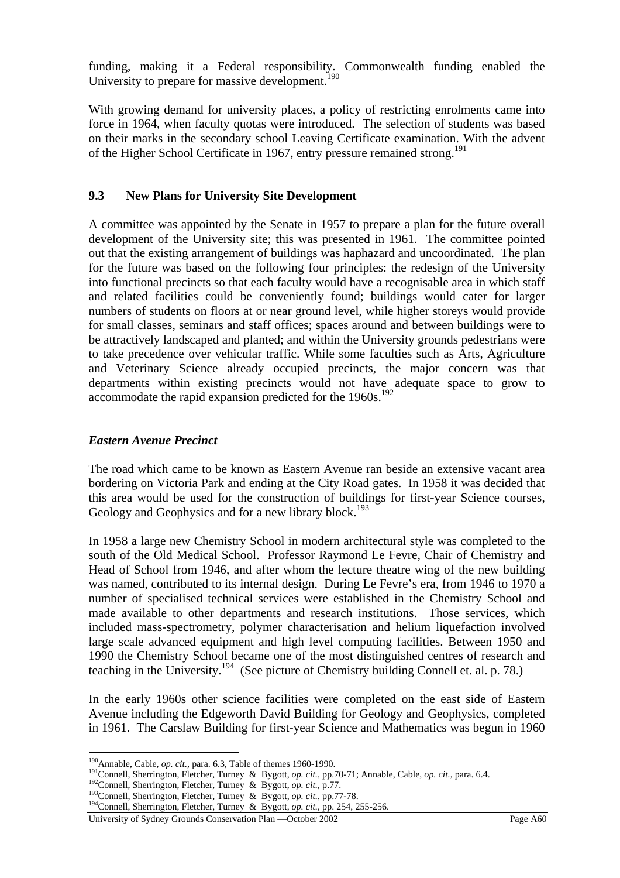funding, making it a Federal responsibility. Commonwealth funding enabled the University to prepare for massive development.[190]

With growing demand for university places, a policy of restricting enrolments came into force in 1964, when faculty quotas were introduced. The selection of students was based on their marks in the secondary school Leaving Certificate examination. With the advent of the Higher School Certificate in 1967, entry pressure remained strong.[191]

## 9.3 New Plans for University Site Development

A committee was appointed by the Senate in 1957 to prepare a plan for the future overall development of the University site; this was presented in 1961. The committee pointed out that the existing arrangement of buildings was haphazard and uncoordinated. The plan for the future was based on the following four principles: the redesign of the University into functional precincts so that each faculty would have a recognisable area in which staff and related facilities could be conveniently found; buildings would cater for larger numbers of students on floors at or near ground level, while higher storeys would provide for small classes, seminars and staff offices; spaces around and between buildings were to be attractively landscaped and planted; and within the University grounds pedestrians were to take precedence over vehicular traffic. While some faculties such as Arts, Agriculture and Veterinary Science already occupied precincts, the major concern was that departments within existing precincts would not have adequate space to grow to accommodate the rapid expansion predicted for the 1960s.[192]

### *Eastern Avenue Precinct*

The road which came to be known as Eastern Avenue ran beside an extensive vacant area bordering on Victoria Park and ending at the City Road gates. In 1958 it was decided that this area would be used for the construction of buildings for first-year Science courses, Geology and Geophysics and for a new library block.[193]

In 1958 a large new Chemistry School in modern architectural style was completed to the south of the Old Medical School. Professor Raymond Le Fevre, Chair of Chemistry and Head of School from 1946, and after whom the lecture theatre wing of the new building was named, contributed to its internal design. During Le Fevre's era, from 1946 to 1970 a number of specialised technical services were established in the Chemistry School and made available to other departments and research institutions. Those services, which included mass-spectrometry, polymer characterisation and helium liquefaction involved large scale advanced equipment and high level computing facilities. Between 1950 and 1990 the Chemistry School became one of the most distinguished centres of research and teaching in the University.[194] (See picture of Chemistry building Connell et. al. p. 78.)

In the early 1960s other science facilities were completed on the east side of Eastern Avenue including the Edgeworth David Building for Geology and Geophysics, completed in 1961. The Carslaw Building for first-year Science and Mathematics was begun in 1960

---

[190] Annable, Cable, *op. cit.*, para. 6.3, Table of themes 1960-1990.

[191] Connell, Sherrington, Fletcher, Turney & Bygott, *op. cit.*, pp.70-71; Annable, Cable, *op. cit.*, para. 6.4.

[192] Connell, Sherrington, Fletcher, Turney & Bygott, *op. cit.*, p.77.

[193] Connell, Sherrington, Fletcher, Turney & Bygott, *op. cit.*, pp.77-78.

[194] Connell, Sherrington, Fletcher, Turney & Bygott, *op. cit.*, pp. 254, 255-256.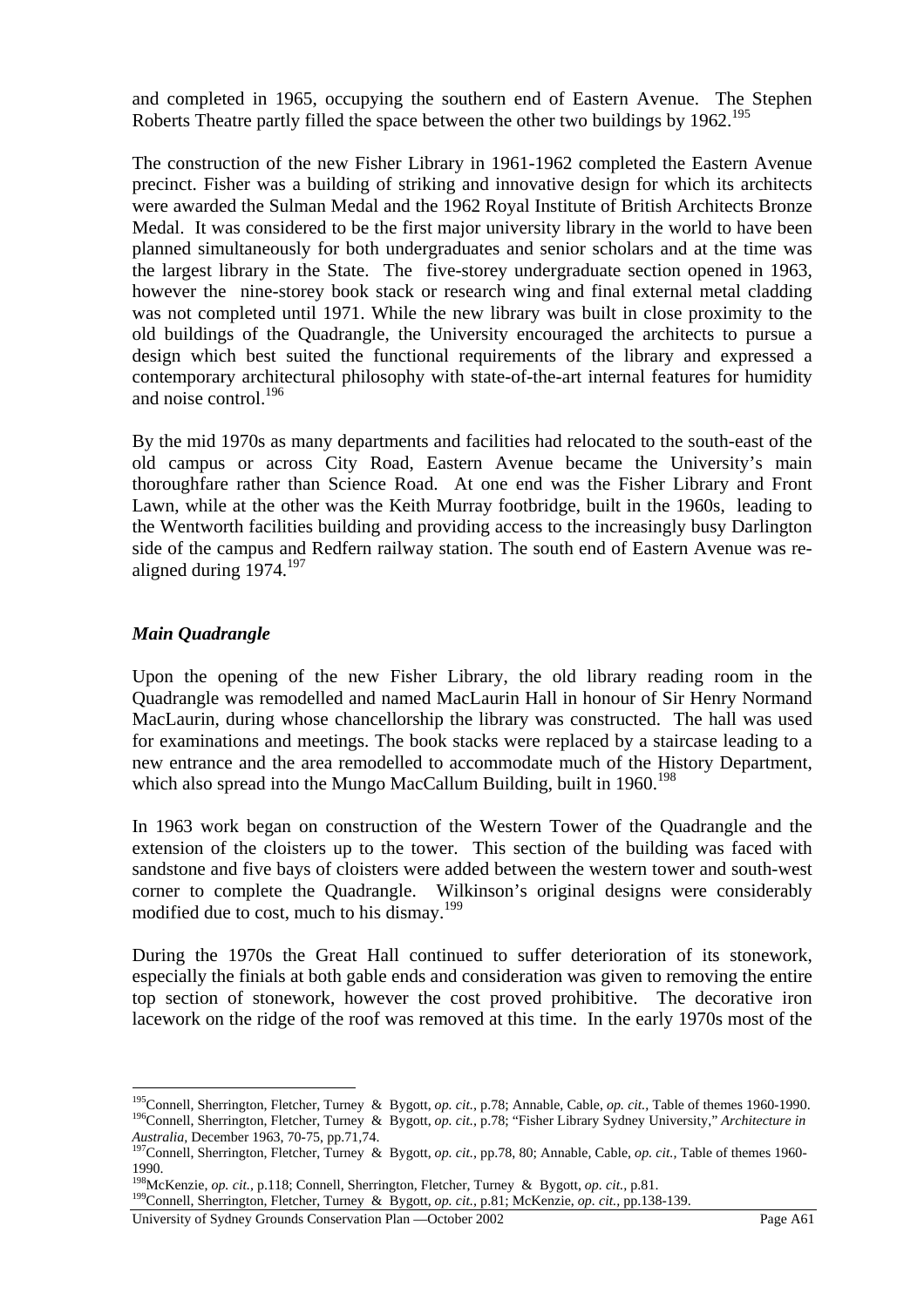and completed in 1965, occupying the southern end of Eastern Avenue. The Stephen Roberts Theatre partly filled the space between the other two buildings by 1962.[195]

The construction of the new Fisher Library in 1961-1962 completed the Eastern Avenue precinct. Fisher was a building of striking and innovative design for which its architects were awarded the Sulman Medal and the 1962 Royal Institute of British Architects Bronze Medal. It was considered to be the first major university library in the world to have been planned simultaneously for both undergraduates and senior scholars and at the time was the largest library in the State. The five-storey undergraduate section opened in 1963, however the nine-storey book stack or research wing and final external metal cladding was not completed until 1971. While the new library was built in close proximity to the old buildings of the Quadrangle, the University encouraged the architects to pursue a design which best suited the functional requirements of the library and expressed a contemporary architectural philosophy with state-of-the-art internal features for humidity and noise control.[196]

By the mid 1970s as many departments and facilities had relocated to the south-east of the old campus or across City Road, Eastern Avenue became the University's main thoroughfare rather than Science Road. At one end was the Fisher Library and Front Lawn, while at the other was the Keith Murray footbridge, built in the 1960s, leading to the Wentworth facilities building and providing access to the increasingly busy Darlington side of the campus and Redfern railway station. The south end of Eastern Avenue was re-aligned during 1974.[197]

### *Main Quadrangle*

Upon the opening of the new Fisher Library, the old library reading room in the Quadrangle was remodelled and named MacLaurin Hall in honour of Sir Henry Normand MacLaurin, during whose chancellorship the library was constructed. The hall was used for examinations and meetings. The book stacks were replaced by a staircase leading to a new entrance and the area remodelled to accommodate much of the History Department, which also spread into the Mungo MacCallum Building, built in 1960.[198]

In 1963 work began on construction of the Western Tower of the Quadrangle and the extension of the cloisters up to the tower. This section of the building was faced with sandstone and five bays of cloisters were added between the western tower and south-west corner to complete the Quadrangle. Wilkinson's original designs were considerably modified due to cost, much to his dismay.[199]

During the 1970s the Great Hall continued to suffer deterioration of its stonework, especially the finials at both gable ends and consideration was given to removing the entire top section of stonework, however the cost proved prohibitive. The decorative iron lacework on the ridge of the roof was removed at this time. In the early 1970s most of the

---

[195] Connell, Sherrington, Fletcher, Turney & Bygott, *op. cit.*, p.78; Annable, Cable, *op. cit.*, Table of themes 1960-1990.

[196] Connell, Sherrington, Fletcher, Turney & Bygott, *op. cit.*, p.78; "Fisher Library Sydney University," *Architecture in Australia*, December 1963, 70-75, pp.71,74.

[197] Connell, Sherrington, Fletcher, Turney & Bygott, *op. cit.*, pp.78, 80; Annable, Cable, *op. cit.*, Table of themes 1960-1990.

[198] McKenzie, *op. cit.*, p.118; Connell, Sherrington, Fletcher, Turney & Bygott, *op. cit.*, p.81.

[199] Connell, Sherrington, Fletcher, Turney & Bygott, *op. cit.*, p.81; McKenzie, *op. cit.*, pp.138-139.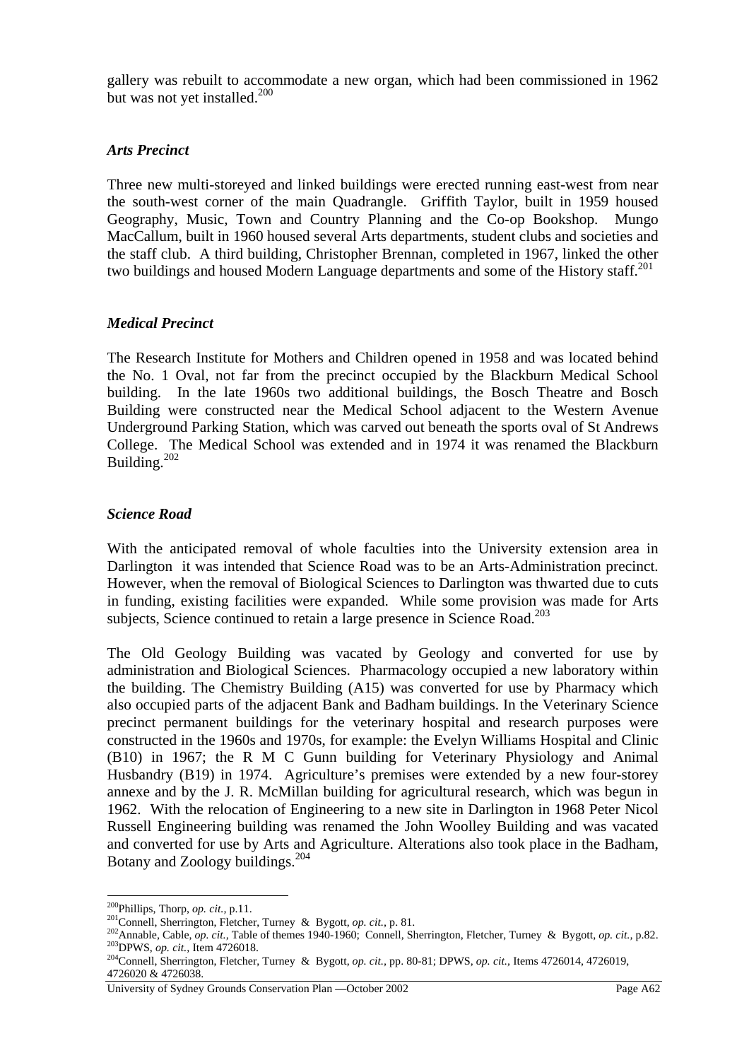gallery was rebuilt to accommodate a new organ, which had been commissioned in 1962 but was not yet installed.[200]

### *Arts Precinct*

Three new multi-storeyed and linked buildings were erected running east-west from near the south-west corner of the main Quadrangle. Griffith Taylor, built in 1959 housed Geography, Music, Town and Country Planning and the Co-op Bookshop. Mungo MacCallum, built in 1960 housed several Arts departments, student clubs and societies and the staff club. A third building, Christopher Brennan, completed in 1967, linked the other two buildings and housed Modern Language departments and some of the History staff.[201]

### *Medical Precinct*

The Research Institute for Mothers and Children opened in 1958 and was located behind the No. 1 Oval, not far from the precinct occupied by the Blackburn Medical School building. In the late 1960s two additional buildings, the Bosch Theatre and Bosch Building were constructed near the Medical School adjacent to the Western Avenue Underground Parking Station, which was carved out beneath the sports oval of St Andrews College. The Medical School was extended and in 1974 it was renamed the Blackburn Building.[202]

### *Science Road*

With the anticipated removal of whole faculties into the University extension area in Darlington it was intended that Science Road was to be an Arts-Administration precinct. However, when the removal of Biological Sciences to Darlington was thwarted due to cuts in funding, existing facilities were expanded. While some provision was made for Arts subjects, Science continued to retain a large presence in Science Road.[203]

The Old Geology Building was vacated by Geology and converted for use by administration and Biological Sciences. Pharmacology occupied a new laboratory within the building. The Chemistry Building (A15) was converted for use by Pharmacy which also occupied parts of the adjacent Bank and Badham buildings. In the Veterinary Science precinct permanent buildings for the veterinary hospital and research purposes were constructed in the 1960s and 1970s, for example: the Evelyn Williams Hospital and Clinic (B10) in 1967; the R M C Gunn building for Veterinary Physiology and Animal Husbandry (B19) in 1974. Agriculture's premises were extended by a new four-storey annexe and by the J. R. McMillan building for agricultural research, which was begun in 1962. With the relocation of Engineering to a new site in Darlington in 1968 Peter Nicol Russell Engineering building was renamed the John Woolley Building and was vacated and converted for use by Arts and Agriculture. Alterations also took place in the Badham, Botany and Zoology buildings.[204]

---

[200] Phillips, Thorp, *op. cit.,* p.11.
[201] Connell, Sherrington, Fletcher, Turney & Bygott, *op. cit.,* p. 81.
[202] Annable, Cable, *op. cit.,* Table of themes 1940-1960; Connell, Sherrington, Fletcher, Turney & Bygott, *op. cit.,* p.82.
[203] DPWS, *op. cit.,* Item 4726018.
[204] Connell, Sherrington, Fletcher, Turney & Bygott, *op. cit.,* pp. 80-81; DPWS, *op. cit.,* Items 4726014, 4726019, 4726020 & 4726038.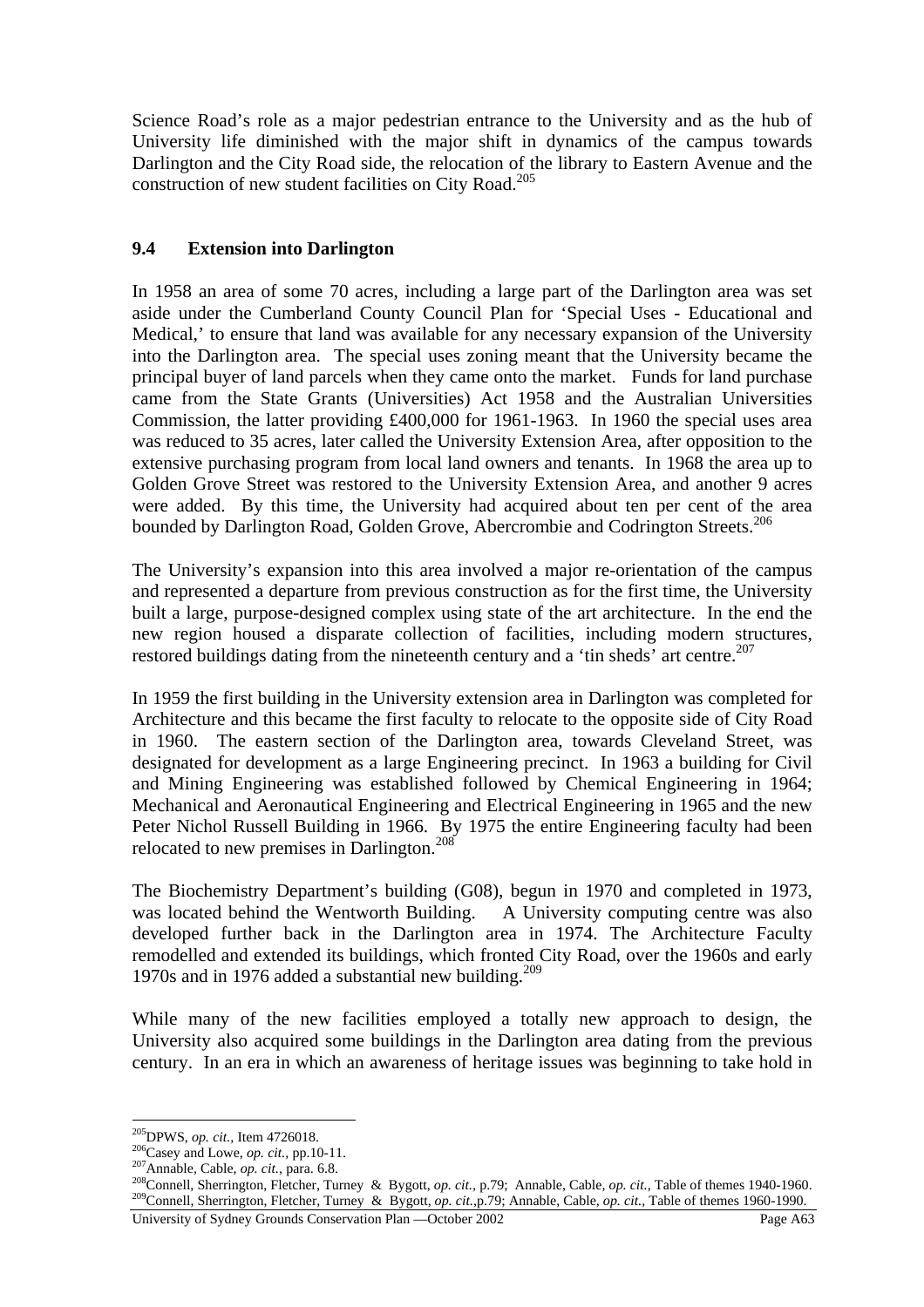Science Road's role as a major pedestrian entrance to the University and as the hub of University life diminished with the major shift in dynamics of the campus towards Darlington and the City Road side, the relocation of the library to Eastern Avenue and the construction of new student facilities on City Road.[205]

### 9.4 Extension into Darlington

In 1958 an area of some 70 acres, including a large part of the Darlington area was set aside under the Cumberland County Council Plan for 'Special Uses - Educational and Medical,' to ensure that land was available for any necessary expansion of the University into the Darlington area. The special uses zoning meant that the University became the principal buyer of land parcels when they came onto the market. Funds for land purchase came from the State Grants (Universities) Act 1958 and the Australian Universities Commission, the latter providing £400,000 for 1961-1963. In 1960 the special uses area was reduced to 35 acres, later called the University Extension Area, after opposition to the extensive purchasing program from local land owners and tenants. In 1968 the area up to Golden Grove Street was restored to the University Extension Area, and another 9 acres were added. By this time, the University had acquired about ten per cent of the area bounded by Darlington Road, Golden Grove, Abercrombie and Codrington Streets.[206]

The University's expansion into this area involved a major re-orientation of the campus and represented a departure from previous construction as for the first time, the University built a large, purpose-designed complex using state of the art architecture. In the end the new region housed a disparate collection of facilities, including modern structures, restored buildings dating from the nineteenth century and a 'tin sheds' art centre.[207]

In 1959 the first building in the University extension area in Darlington was completed for Architecture and this became the first faculty to relocate to the opposite side of City Road in 1960. The eastern section of the Darlington area, towards Cleveland Street, was designated for development as a large Engineering precinct. In 1963 a building for Civil and Mining Engineering was established followed by Chemical Engineering in 1964; Mechanical and Aeronautical Engineering and Electrical Engineering in 1965 and the new Peter Nichol Russell Building in 1966. By 1975 the entire Engineering faculty had been relocated to new premises in Darlington.[208]

The Biochemistry Department's building (G08), begun in 1970 and completed in 1973, was located behind the Wentworth Building. A University computing centre was also developed further back in the Darlington area in 1974. The Architecture Faculty remodelled and extended its buildings, which fronted City Road, over the 1960s and early 1970s and in 1976 added a substantial new building.[209]

While many of the new facilities employed a totally new approach to design, the University also acquired some buildings in the Darlington area dating from the previous century. In an era in which an awareness of heritage issues was beginning to take hold in

---

[205] DPWS, *op. cit.*, Item 4726018.
[206] Casey and Lowe, *op. cit.*, pp.10-11.
[207] Annable, Cable, *op. cit.*, para. 6.8.
[208] Connell, Sherrington, Fletcher, Turney & Bygott, *op. cit.*, p.79; Annable, Cable, *op. cit.*, Table of themes 1940-1960.
[209] Connell, Sherrington, Fletcher, Turney & Bygott, *op. cit.*,p.79; Annable, Cable, *op. cit.*, Table of themes 1960-1990.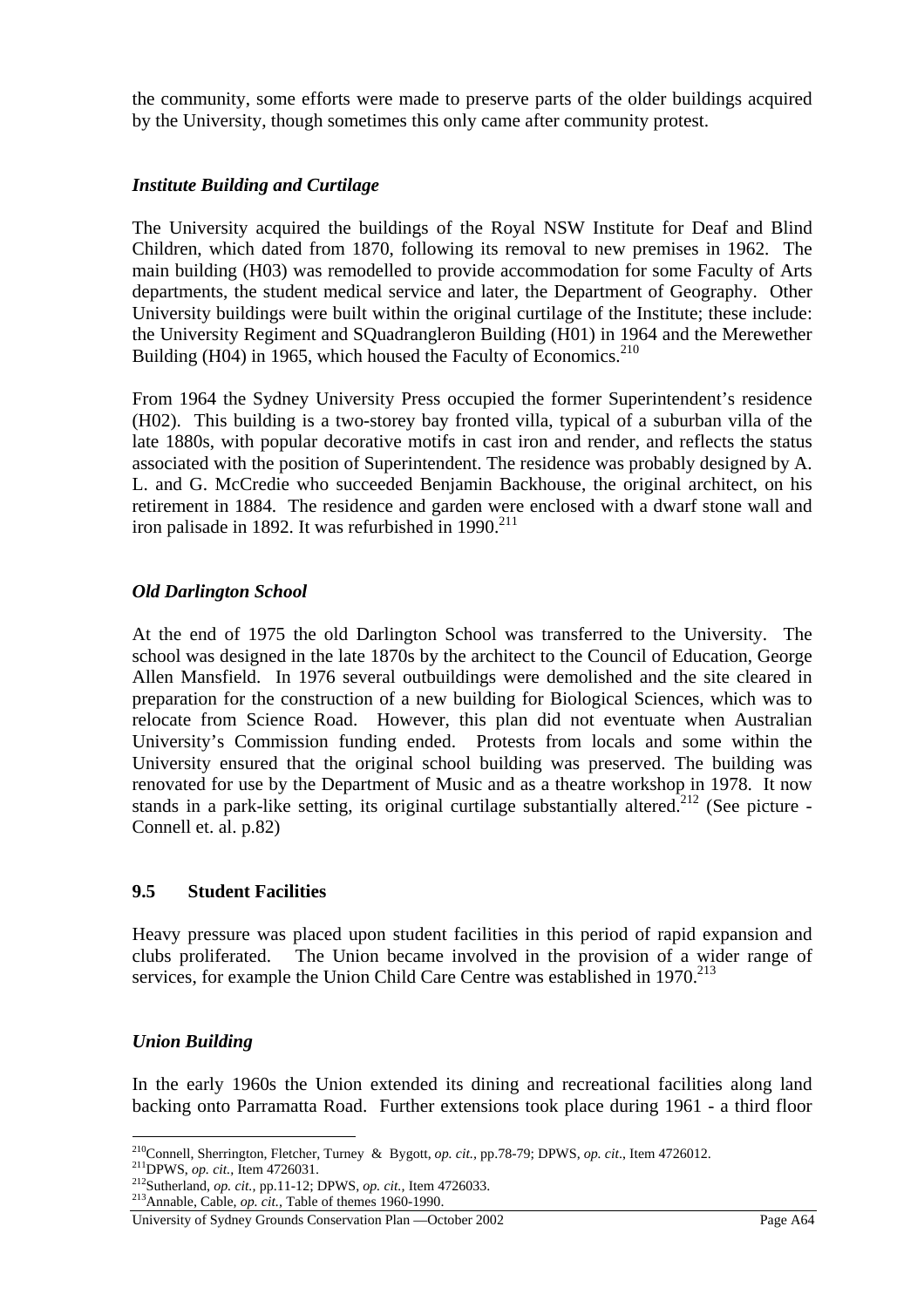the community, some efforts were made to preserve parts of the older buildings acquired by the University, though sometimes this only came after community protest.

### *Institute Building and Curtilage*

The University acquired the buildings of the Royal NSW Institute for Deaf and Blind Children, which dated from 1870, following its removal to new premises in 1962. The main building (H03) was remodelled to provide accommodation for some Faculty of Arts departments, the student medical service and later, the Department of Geography. Other University buildings were built within the original curtilage of the Institute; these include: the University Regiment and SQuadrangleron Building (H01) in 1964 and the Merewether Building (H04) in 1965, which housed the Faculty of Economics.[210]

From 1964 the Sydney University Press occupied the former Superintendent's residence (H02). This building is a two-storey bay fronted villa, typical of a suburban villa of the late 1880s, with popular decorative motifs in cast iron and render, and reflects the status associated with the position of Superintendent. The residence was probably designed by A. L. and G. McCredie who succeeded Benjamin Backhouse, the original architect, on his retirement in 1884. The residence and garden were enclosed with a dwarf stone wall and iron palisade in 1892. It was refurbished in 1990.[211]

### *Old Darlington School*

At the end of 1975 the old Darlington School was transferred to the University. The school was designed in the late 1870s by the architect to the Council of Education, George Allen Mansfield. In 1976 several outbuildings were demolished and the site cleared in preparation for the construction of a new building for Biological Sciences, which was to relocate from Science Road. However, this plan did not eventuate when Australian University's Commission funding ended. Protests from locals and some within the University ensured that the original school building was preserved. The building was renovated for use by the Department of Music and as a theatre workshop in 1978. It now stands in a park-like setting, its original curtilage substantially altered.[212] (See picture - Connell et. al. p.82)

## 9.5 Student Facilities

Heavy pressure was placed upon student facilities in this period of rapid expansion and clubs proliferated. The Union became involved in the provision of a wider range of services, for example the Union Child Care Centre was established in 1970.[213]

### *Union Building*

In the early 1960s the Union extended its dining and recreational facilities along land backing onto Parramatta Road. Further extensions took place during 1961 - a third floor

---

[210] Connell, Sherrington, Fletcher, Turney & Bygott, *op. cit.*, pp.78-79; DPWS, *op. cit*., Item 4726012.
[211] DPWS, *op. cit.*, Item 4726031.
[212] Sutherland, *op. cit.*, pp.11-12; DPWS, *op. cit.*, Item 4726033.
[213] Annable, Cable, *op. cit.*, Table of themes 1960-1990.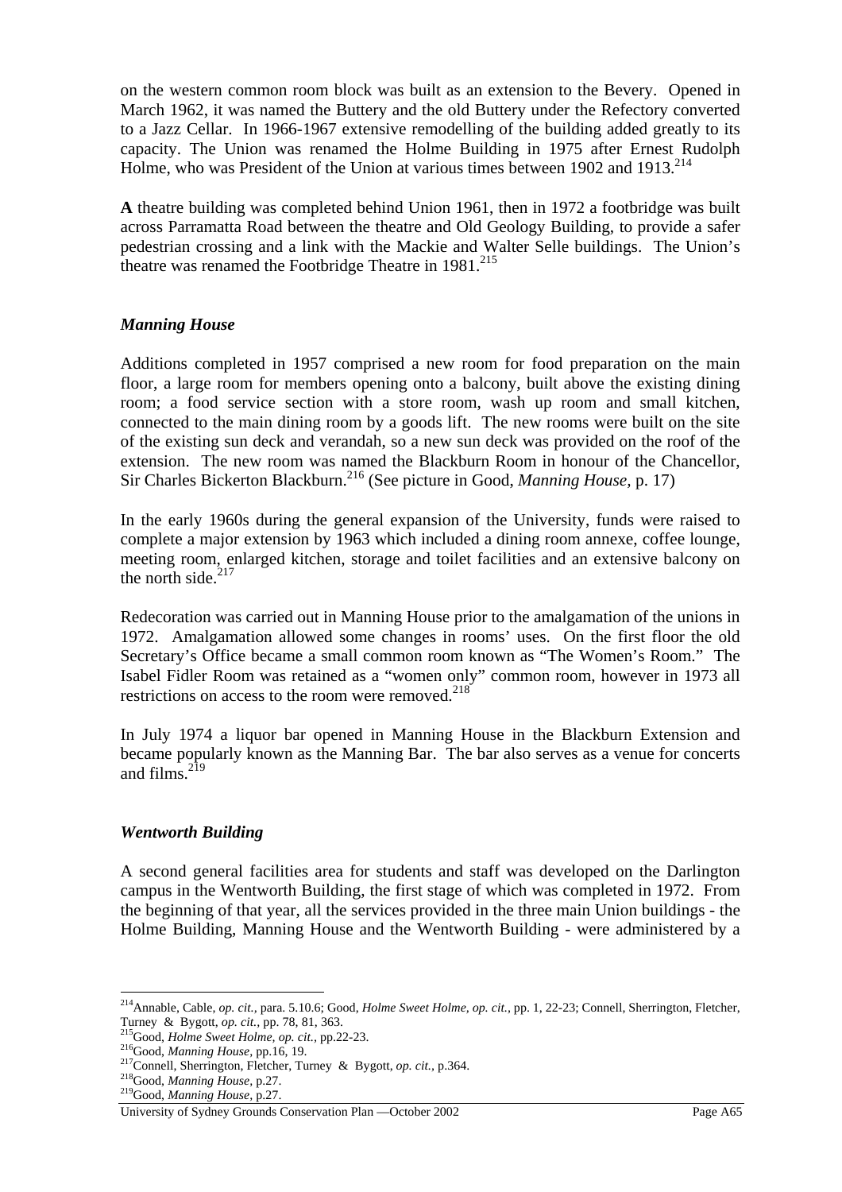on the western common room block was built as an extension to the Bevery. Opened in March 1962, it was named the Buttery and the old Buttery under the Refectory converted to a Jazz Cellar. In 1966-1967 extensive remodelling of the building added greatly to its capacity. The Union was renamed the Holme Building in 1975 after Ernest Rudolph Holme, who was President of the Union at various times between 1902 and 1913.[214]

**A** theatre building was completed behind Union 1961, then in 1972 a footbridge was built across Parramatta Road between the theatre and Old Geology Building, to provide a safer pedestrian crossing and a link with the Mackie and Walter Selle buildings. The Union's theatre was renamed the Footbridge Theatre in 1981.[215]

### *Manning House*

Additions completed in 1957 comprised a new room for food preparation on the main floor, a large room for members opening onto a balcony, built above the existing dining room; a food service section with a store room, wash up room and small kitchen, connected to the main dining room by a goods lift. The new rooms were built on the site of the existing sun deck and verandah, so a new sun deck was provided on the roof of the extension. The new room was named the Blackburn Room in honour of the Chancellor, Sir Charles Bickerton Blackburn.[216] (See picture in Good, *Manning House*, p. 17)

In the early 1960s during the general expansion of the University, funds were raised to complete a major extension by 1963 which included a dining room annexe, coffee lounge, meeting room, enlarged kitchen, storage and toilet facilities and an extensive balcony on the north side.[217]

Redecoration was carried out in Manning House prior to the amalgamation of the unions in 1972. Amalgamation allowed some changes in rooms' uses. On the first floor the old Secretary's Office became a small common room known as "The Women's Room." The Isabel Fidler Room was retained as a "women only" common room, however in 1973 all restrictions on access to the room were removed.[218]

In July 1974 a liquor bar opened in Manning House in the Blackburn Extension and became popularly known as the Manning Bar. The bar also serves as a venue for concerts and films.[219]

### *Wentworth Building*

A second general facilities area for students and staff was developed on the Darlington campus in the Wentworth Building, the first stage of which was completed in 1972. From the beginning of that year, all the services provided in the three main Union buildings - the Holme Building, Manning House and the Wentworth Building - were administered by a

---

[214] Annable, Cable, *op. cit.*, para. 5.10.6; Good, *Holme Sweet Holme, op. cit.*, pp. 1, 22-23; Connell, Sherrington, Fletcher, Turney & Bygott, *op. cit.*, pp. 78, 81, 363.

[215] Good, *Holme Sweet Holme, op. cit.*, pp.22-23.

[216] Good, *Manning House*, pp.16, 19.

[217] Connell, Sherrington, Fletcher, Turney & Bygott, *op. cit.*, p.364.

[218] Good, *Manning House*, p.27.

[219] Good, *Manning House*, p.27.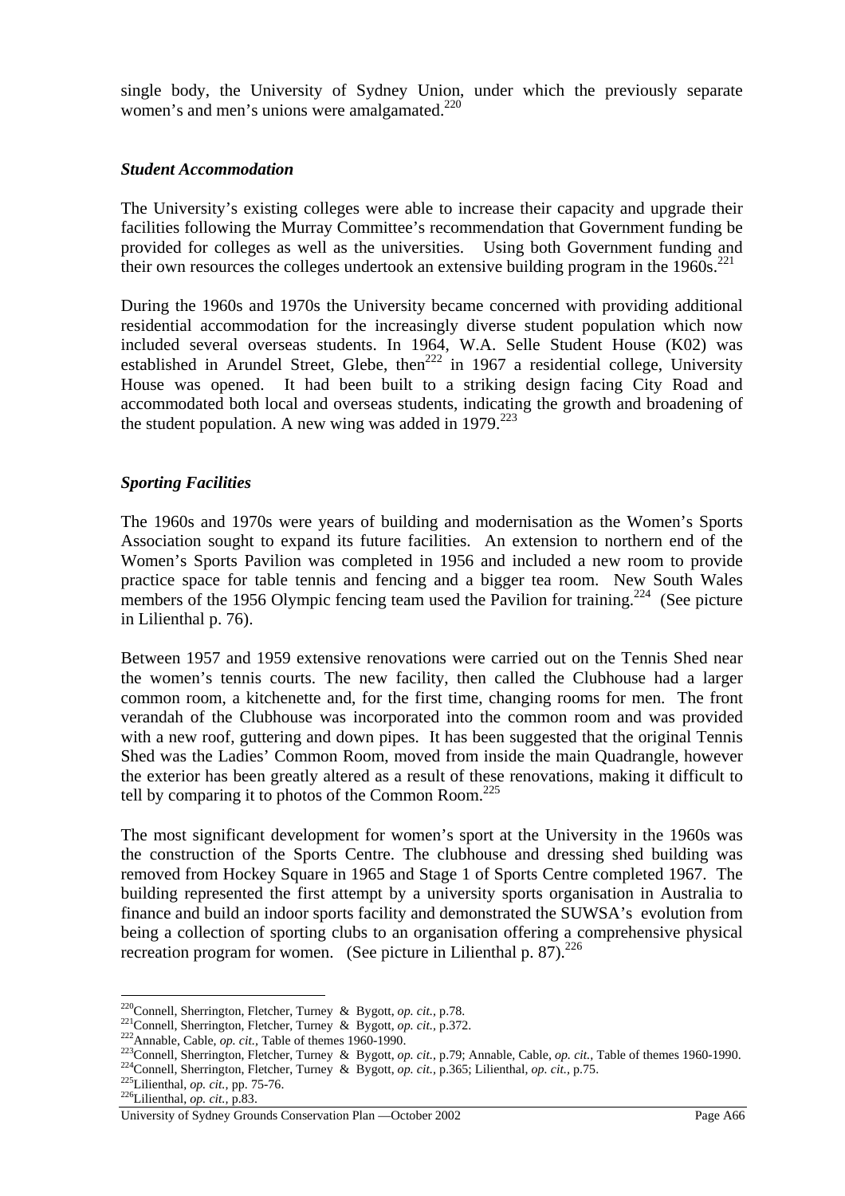single body, the University of Sydney Union, under which the previously separate women's and men's unions were amalgamated.[220]

### *Student Accommodation*

The University's existing colleges were able to increase their capacity and upgrade their facilities following the Murray Committee's recommendation that Government funding be provided for colleges as well as the universities. Using both Government funding and their own resources the colleges undertook an extensive building program in the 1960s.[221]

During the 1960s and 1970s the University became concerned with providing additional residential accommodation for the increasingly diverse student population which now included several overseas students. In 1964, W.A. Selle Student House (K02) was established in Arundel Street, Glebe, then[222] in 1967 a residential college, University House was opened. It had been built to a striking design facing City Road and accommodated both local and overseas students, indicating the growth and broadening of the student population. A new wing was added in 1979.[223]

### *Sporting Facilities*

The 1960s and 1970s were years of building and modernisation as the Women's Sports Association sought to expand its future facilities. An extension to northern end of the Women's Sports Pavilion was completed in 1956 and included a new room to provide practice space for table tennis and fencing and a bigger tea room. New South Wales members of the 1956 Olympic fencing team used the Pavilion for training.[224] (See picture in Lilienthal p. 76).

Between 1957 and 1959 extensive renovations were carried out on the Tennis Shed near the women's tennis courts. The new facility, then called the Clubhouse had a larger common room, a kitchenette and, for the first time, changing rooms for men. The front verandah of the Clubhouse was incorporated into the common room and was provided with a new roof, guttering and down pipes. It has been suggested that the original Tennis Shed was the Ladies' Common Room, moved from inside the main Quadrangle, however the exterior has been greatly altered as a result of these renovations, making it difficult to tell by comparing it to photos of the Common Room.[225]

The most significant development for women's sport at the University in the 1960s was the construction of the Sports Centre. The clubhouse and dressing shed building was removed from Hockey Square in 1965 and Stage 1 of Sports Centre completed 1967. The building represented the first attempt by a university sports organisation in Australia to finance and build an indoor sports facility and demonstrated the SUWSA's evolution from being a collection of sporting clubs to an organisation offering a comprehensive physical recreation program for women. (See picture in Lilienthal p. 87).[226]

---

[220] Connell, Sherrington, Fletcher, Turney & Bygott, *op. cit.*, p.78.
[221] Connell, Sherrington, Fletcher, Turney & Bygott, *op. cit.*, p.372.
[222] Annable, Cable, *op. cit.*, Table of themes 1960-1990.
[223] Connell, Sherrington, Fletcher, Turney & Bygott, *op. cit.*, p.79; Annable, Cable, *op. cit.*, Table of themes 1960-1990.
[224] Connell, Sherrington, Fletcher, Turney & Bygott, *op. cit.*, p.365; Lilienthal, *op. cit.*, p.75.
[225] Lilienthal, *op. cit.*, pp. 75-76.
[226] Lilienthal, *op. cit.*, p.83.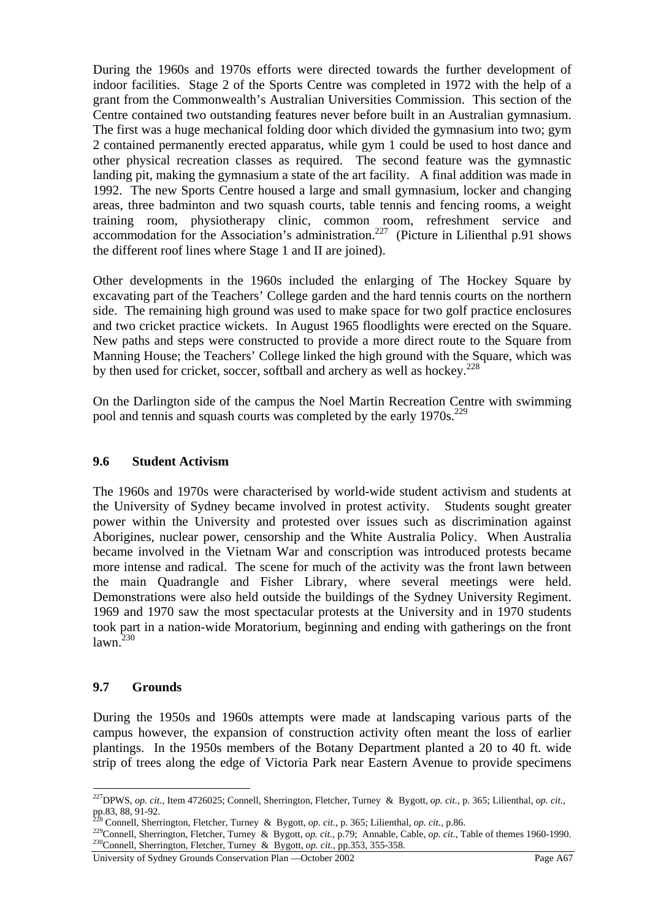During the 1960s and 1970s efforts were directed towards the further development of indoor facilities. Stage 2 of the Sports Centre was completed in 1972 with the help of a grant from the Commonwealth's Australian Universities Commission. This section of the Centre contained two outstanding features never before built in an Australian gymnasium. The first was a huge mechanical folding door which divided the gymnasium into two; gym 2 contained permanently erected apparatus, while gym 1 could be used to host dance and other physical recreation classes as required. The second feature was the gymnastic landing pit, making the gymnasium a state of the art facility. A final addition was made in 1992. The new Sports Centre housed a large and small gymnasium, locker and changing areas, three badminton and two squash courts, table tennis and fencing rooms, a weight training room, physiotherapy clinic, common room, refreshment service and accommodation for the Association's administration.[227] (Picture in Lilienthal p.91 shows the different roof lines where Stage 1 and II are joined).

Other developments in the 1960s included the enlarging of The Hockey Square by excavating part of the Teachers' College garden and the hard tennis courts on the northern side. The remaining high ground was used to make space for two golf practice enclosures and two cricket practice wickets. In August 1965 floodlights were erected on the Square. New paths and steps were constructed to provide a more direct route to the Square from Manning House; the Teachers' College linked the high ground with the Square, which was by then used for cricket, soccer, softball and archery as well as hockey.[228]

On the Darlington side of the campus the Noel Martin Recreation Centre with swimming pool and tennis and squash courts was completed by the early 1970s.[229]

## 9.6 Student Activism

The 1960s and 1970s were characterised by world-wide student activism and students at the University of Sydney became involved in protest activity. Students sought greater power within the University and protested over issues such as discrimination against Aborigines, nuclear power, censorship and the White Australia Policy. When Australia became involved in the Vietnam War and conscription was introduced protests became more intense and radical. The scene for much of the activity was the front lawn between the main Quadrangle and Fisher Library, where several meetings were held. Demonstrations were also held outside the buildings of the Sydney University Regiment. 1969 and 1970 saw the most spectacular protests at the University and in 1970 students took part in a nation-wide Moratorium, beginning and ending with gatherings on the front lawn.[230]

## 9.7 Grounds

During the 1950s and 1960s attempts were made at landscaping various parts of the campus however, the expansion of construction activity often meant the loss of earlier plantings. In the 1950s members of the Botany Department planted a 20 to 40 ft. wide strip of trees along the edge of Victoria Park near Eastern Avenue to provide specimens

---

[227] DPWS, *op. cit.*, Item 4726025; Connell, Sherrington, Fletcher, Turney & Bygott, *op. cit.*, p. 365; Lilienthal, *op. cit.*, pp.83, 88, 91-92.

[228] Connell, Sherrington, Fletcher, Turney & Bygott, *op. cit.*, p. 365; Lilienthal, *op. cit.*, p.86.

[229] Connell, Sherrington, Fletcher, Turney & Bygott, *op. cit.*, p.79; Annable, Cable, *op. cit.*, Table of themes 1960-1990.

[230] Connell, Sherrington, Fletcher, Turney & Bygott, *op. cit.*, pp.353, 355-358.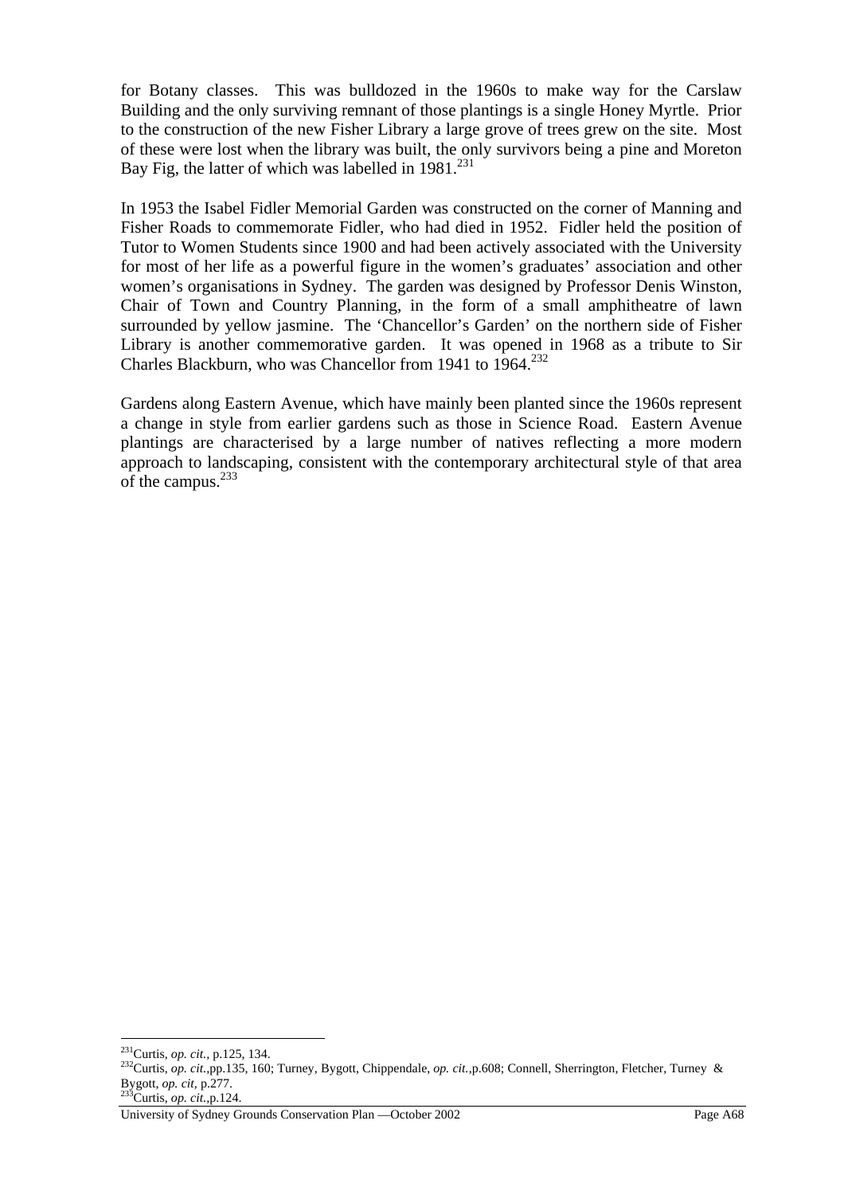for Botany classes. This was bulldozed in the 1960s to make way for the Carslaw Building and the only surviving remnant of those plantings is a single Honey Myrtle. Prior to the construction of the new Fisher Library a large grove of trees grew on the site. Most of these were lost when the library was built, the only survivors being a pine and Moreton Bay Fig, the latter of which was labelled in 1981.[231]

In 1953 the Isabel Fidler Memorial Garden was constructed on the corner of Manning and Fisher Roads to commemorate Fidler, who had died in 1952. Fidler held the position of Tutor to Women Students since 1900 and had been actively associated with the University for most of her life as a powerful figure in the women's graduates' association and other women's organisations in Sydney. The garden was designed by Professor Denis Winston, Chair of Town and Country Planning, in the form of a small amphitheatre of lawn surrounded by yellow jasmine. The 'Chancellor's Garden' on the northern side of Fisher Library is another commemorative garden. It was opened in 1968 as a tribute to Sir Charles Blackburn, who was Chancellor from 1941 to 1964.[232]

Gardens along Eastern Avenue, which have mainly been planted since the 1960s represent a change in style from earlier gardens such as those in Science Road. Eastern Avenue plantings are characterised by a large number of natives reflecting a more modern approach to landscaping, consistent with the contemporary architectural style of that area of the campus.[233]

[231] Curtis, *op. cit.*, p.125, 134.

[232] Curtis, *op. cit.*,pp.135, 160; Turney, Bygott, Chippendale, *op. cit.*,p.608; Connell, Sherrington, Fletcher, Turney & Bygott, *op. cit*, p.277.

[233] Curtis, *op. cit.*,p.124.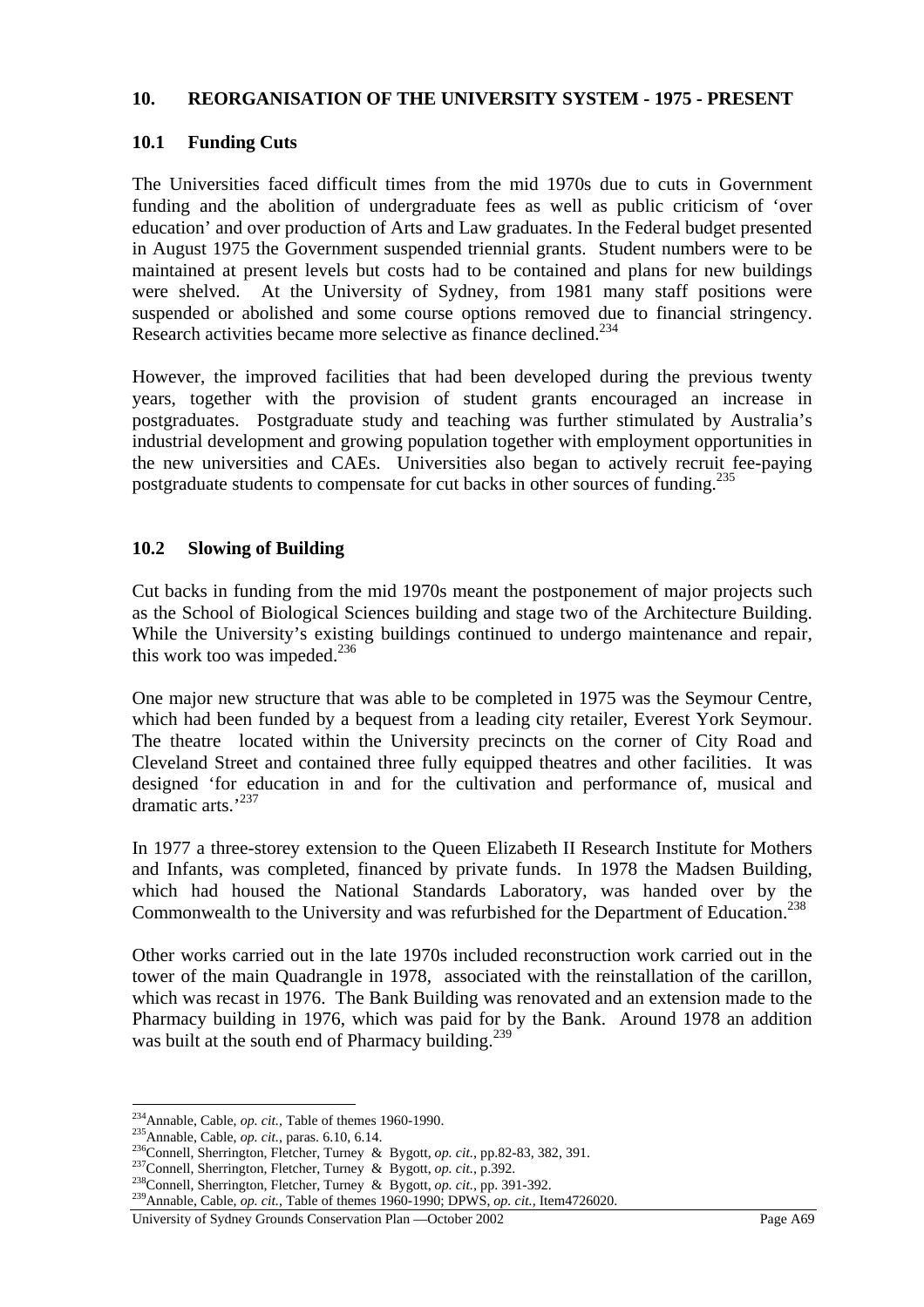## 10. REORGANISATION OF THE UNIVERSITY SYSTEM - 1975 - PRESENT

### 10.1 Funding Cuts

The Universities faced difficult times from the mid 1970s due to cuts in Government funding and the abolition of undergraduate fees as well as public criticism of 'over education' and over production of Arts and Law graduates. In the Federal budget presented in August 1975 the Government suspended triennial grants. Student numbers were to be maintained at present levels but costs had to be contained and plans for new buildings were shelved. At the University of Sydney, from 1981 many staff positions were suspended or abolished and some course options removed due to financial stringency. Research activities became more selective as finance declined.[234]

However, the improved facilities that had been developed during the previous twenty years, together with the provision of student grants encouraged an increase in postgraduates. Postgraduate study and teaching was further stimulated by Australia's industrial development and growing population together with employment opportunities in the new universities and CAEs. Universities also began to actively recruit fee-paying postgraduate students to compensate for cut backs in other sources of funding.[235]

### 10.2 Slowing of Building

Cut backs in funding from the mid 1970s meant the postponement of major projects such as the School of Biological Sciences building and stage two of the Architecture Building. While the University's existing buildings continued to undergo maintenance and repair, this work too was impeded.[236]

One major new structure that was able to be completed in 1975 was the Seymour Centre, which had been funded by a bequest from a leading city retailer, Everest York Seymour. The theatre located within the University precincts on the corner of City Road and Cleveland Street and contained three fully equipped theatres and other facilities. It was designed 'for education in and for the cultivation and performance of, musical and dramatic arts.'[237]

In 1977 a three-storey extension to the Queen Elizabeth II Research Institute for Mothers and Infants, was completed, financed by private funds. In 1978 the Madsen Building, which had housed the National Standards Laboratory, was handed over by the Commonwealth to the University and was refurbished for the Department of Education.[238]

Other works carried out in the late 1970s included reconstruction work carried out in the tower of the main Quadrangle in 1978, associated with the reinstallation of the carillon, which was recast in 1976. The Bank Building was renovated and an extension made to the Pharmacy building in 1976, which was paid for by the Bank. Around 1978 an addition was built at the south end of Pharmacy building.[239]

---

[234] Annable, Cable, *op. cit.,* Table of themes 1960-1990.
[235] Annable, Cable, *op. cit.,* paras. 6.10, 6.14.
[236] Connell, Sherrington, Fletcher, Turney & Bygott, *op. cit.,* pp.82-83, 382, 391.
[237] Connell, Sherrington, Fletcher, Turney & Bygott, *op. cit.,* p.392.
[238] Connell, Sherrington, Fletcher, Turney & Bygott, *op. cit.,* pp. 391-392.
[239] Annable, Cable, *op. cit.,* Table of themes 1960-1990; DPWS, *op. cit.,* Item4726020.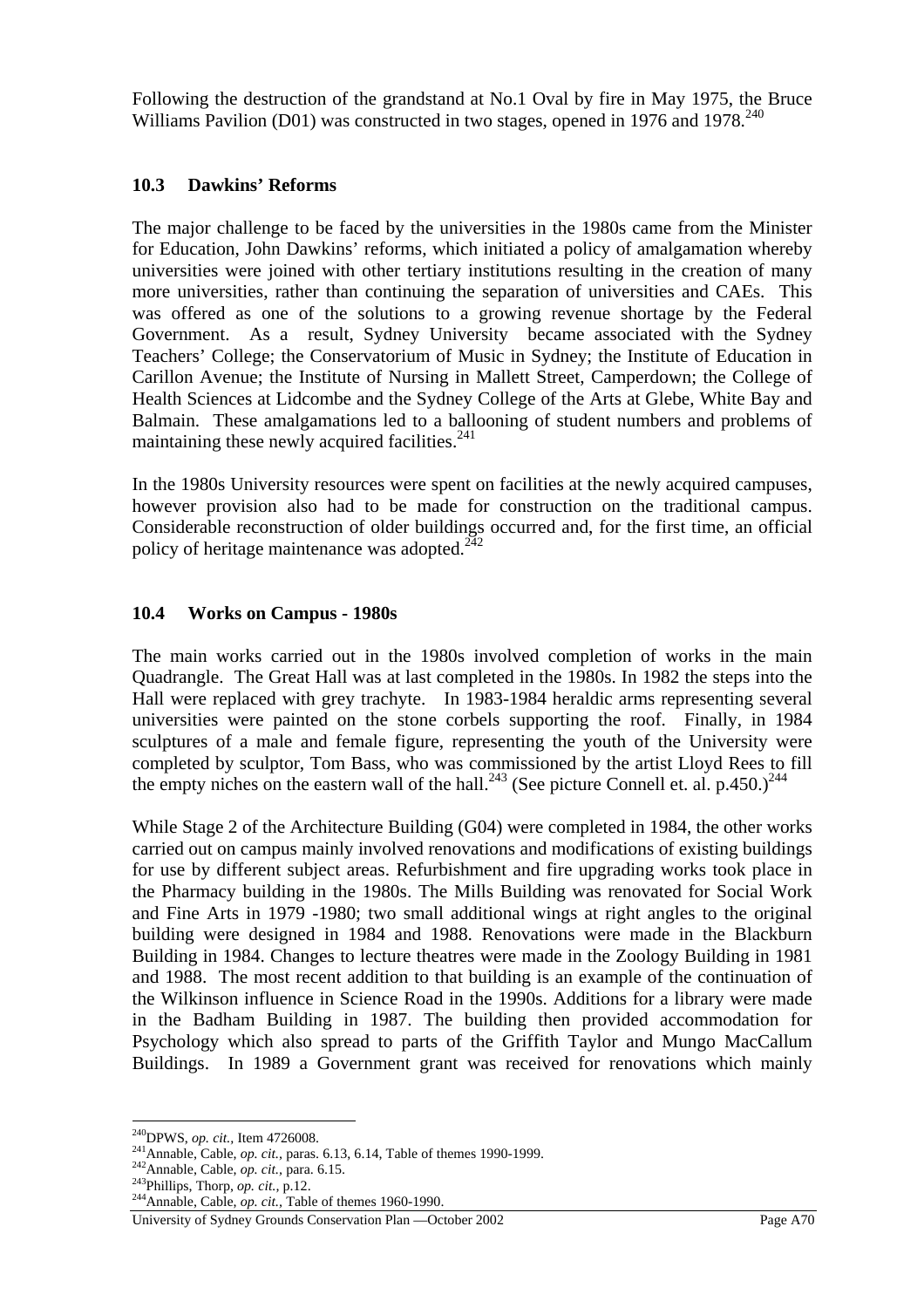Following the destruction of the grandstand at No.1 Oval by fire in May 1975, the Bruce Williams Pavilion (D01) was constructed in two stages, opened in 1976 and 1978.[240]

### 10.3 Dawkins' Reforms

The major challenge to be faced by the universities in the 1980s came from the Minister for Education, John Dawkins' reforms, which initiated a policy of amalgamation whereby universities were joined with other tertiary institutions resulting in the creation of many more universities, rather than continuing the separation of universities and CAEs. This was offered as one of the solutions to a growing revenue shortage by the Federal Government. As a result, Sydney University became associated with the Sydney Teachers' College; the Conservatorium of Music in Sydney; the Institute of Education in Carillon Avenue; the Institute of Nursing in Mallett Street, Camperdown; the College of Health Sciences at Lidcombe and the Sydney College of the Arts at Glebe, White Bay and Balmain. These amalgamations led to a ballooning of student numbers and problems of maintaining these newly acquired facilities.[241]

In the 1980s University resources were spent on facilities at the newly acquired campuses, however provision also had to be made for construction on the traditional campus. Considerable reconstruction of older buildings occurred and, for the first time, an official policy of heritage maintenance was adopted.[242]

### 10.4 Works on Campus - 1980s

The main works carried out in the 1980s involved completion of works in the main Quadrangle. The Great Hall was at last completed in the 1980s. In 1982 the steps into the Hall were replaced with grey trachyte. In 1983-1984 heraldic arms representing several universities were painted on the stone corbels supporting the roof. Finally, in 1984 sculptures of a male and female figure, representing the youth of the University were completed by sculptor, Tom Bass, who was commissioned by the artist Lloyd Rees to fill the empty niches on the eastern wall of the hall.[243] (See picture Connell et. al. p.450.)[244]

While Stage 2 of the Architecture Building (G04) were completed in 1984, the other works carried out on campus mainly involved renovations and modifications of existing buildings for use by different subject areas. Refurbishment and fire upgrading works took place in the Pharmacy building in the 1980s. The Mills Building was renovated for Social Work and Fine Arts in 1979 -1980; two small additional wings at right angles to the original building were designed in 1984 and 1988. Renovations were made in the Blackburn Building in 1984. Changes to lecture theatres were made in the Zoology Building in 1981 and 1988. The most recent addition to that building is an example of the continuation of the Wilkinson influence in Science Road in the 1990s. Additions for a library were made in the Badham Building in 1987. The building then provided accommodation for Psychology which also spread to parts of the Griffith Taylor and Mungo MacCallum Buildings. In 1989 a Government grant was received for renovations which mainly

---

[240] DPWS, *op. cit.*, Item 4726008.
[241] Annable, Cable, *op. cit.*, paras. 6.13, 6.14, Table of themes 1990-1999.
[242] Annable, Cable, *op. cit.*, para. 6.15.
[243] Phillips, Thorp, *op. cit.*, p.12.
[244] Annable, Cable, *op. cit.*, Table of themes 1960-1990.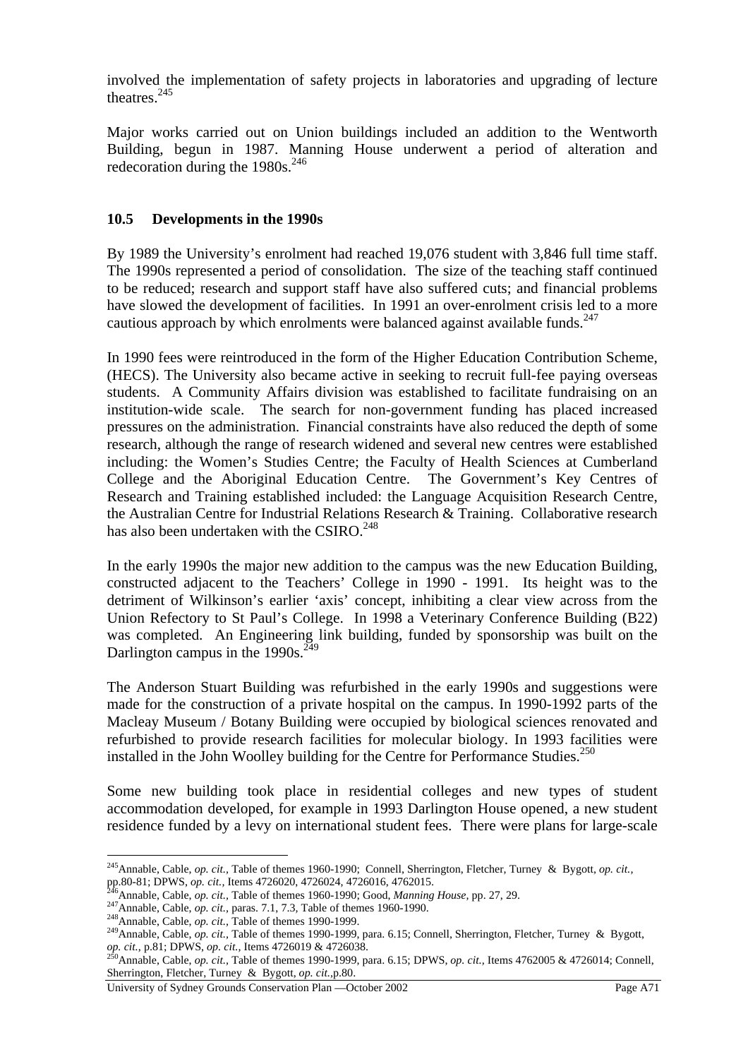involved the implementation of safety projects in laboratories and upgrading of lecture theatres.[245]

Major works carried out on Union buildings included an addition to the Wentworth Building, begun in 1987. Manning House underwent a period of alteration and redecoration during the 1980s.[246]

### 10.5 Developments in the 1990s

By 1989 the University's enrolment had reached 19,076 student with 3,846 full time staff. The 1990s represented a period of consolidation. The size of the teaching staff continued to be reduced; research and support staff have also suffered cuts; and financial problems have slowed the development of facilities. In 1991 an over-enrolment crisis led to a more cautious approach by which enrolments were balanced against available funds.[247]

In 1990 fees were reintroduced in the form of the Higher Education Contribution Scheme, (HECS). The University also became active in seeking to recruit full-fee paying overseas students. A Community Affairs division was established to facilitate fundraising on an institution-wide scale. The search for non-government funding has placed increased pressures on the administration. Financial constraints have also reduced the depth of some research, although the range of research widened and several new centres were established including: the Women's Studies Centre; the Faculty of Health Sciences at Cumberland College and the Aboriginal Education Centre. The Government's Key Centres of Research and Training established included: the Language Acquisition Research Centre, the Australian Centre for Industrial Relations Research & Training. Collaborative research has also been undertaken with the CSIRO.[248]

In the early 1990s the major new addition to the campus was the new Education Building, constructed adjacent to the Teachers' College in 1990 - 1991. Its height was to the detriment of Wilkinson's earlier 'axis' concept, inhibiting a clear view across from the Union Refectory to St Paul's College. In 1998 a Veterinary Conference Building (B22) was completed. An Engineering link building, funded by sponsorship was built on the Darlington campus in the 1990s.[249]

The Anderson Stuart Building was refurbished in the early 1990s and suggestions were made for the construction of a private hospital on the campus. In 1990-1992 parts of the Macleay Museum / Botany Building were occupied by biological sciences renovated and refurbished to provide research facilities for molecular biology. In 1993 facilities were installed in the John Woolley building for the Centre for Performance Studies.[250]

Some new building took place in residential colleges and new types of student accommodation developed, for example in 1993 Darlington House opened, a new student residence funded by a levy on international student fees. There were plans for large-scale

---

[245] Annable, Cable, *op. cit.,* Table of themes 1960-1990; Connell, Sherrington, Fletcher, Turney & Bygott, *op. cit.,* pp.80-81; DPWS, *op. cit.,* Items 4726020, 4726024, 4726016, 4762015.

[246] Annable, Cable, *op. cit.,* Table of themes 1960-1990; Good, *Manning House,* pp. 27, 29.

[247] Annable, Cable, *op. cit.,* paras. 7.1, 7.3, Table of themes 1960-1990.

[248] Annable, Cable, *op. cit.,* Table of themes 1990-1999.

[249] Annable, Cable, *op. cit.,* Table of themes 1990-1999, para. 6.15; Connell, Sherrington, Fletcher, Turney & Bygott, *op. cit.,* p.81; DPWS, *op. cit.,* Items 4726019 & 4726038.

[250] Annable, Cable, *op. cit.,* Table of themes 1990-1999, para. 6.15; DPWS, *op. cit.,* Items 4762005 & 4726014; Connell, Sherrington, Fletcher, Turney & Bygott, *op. cit.,*p.80.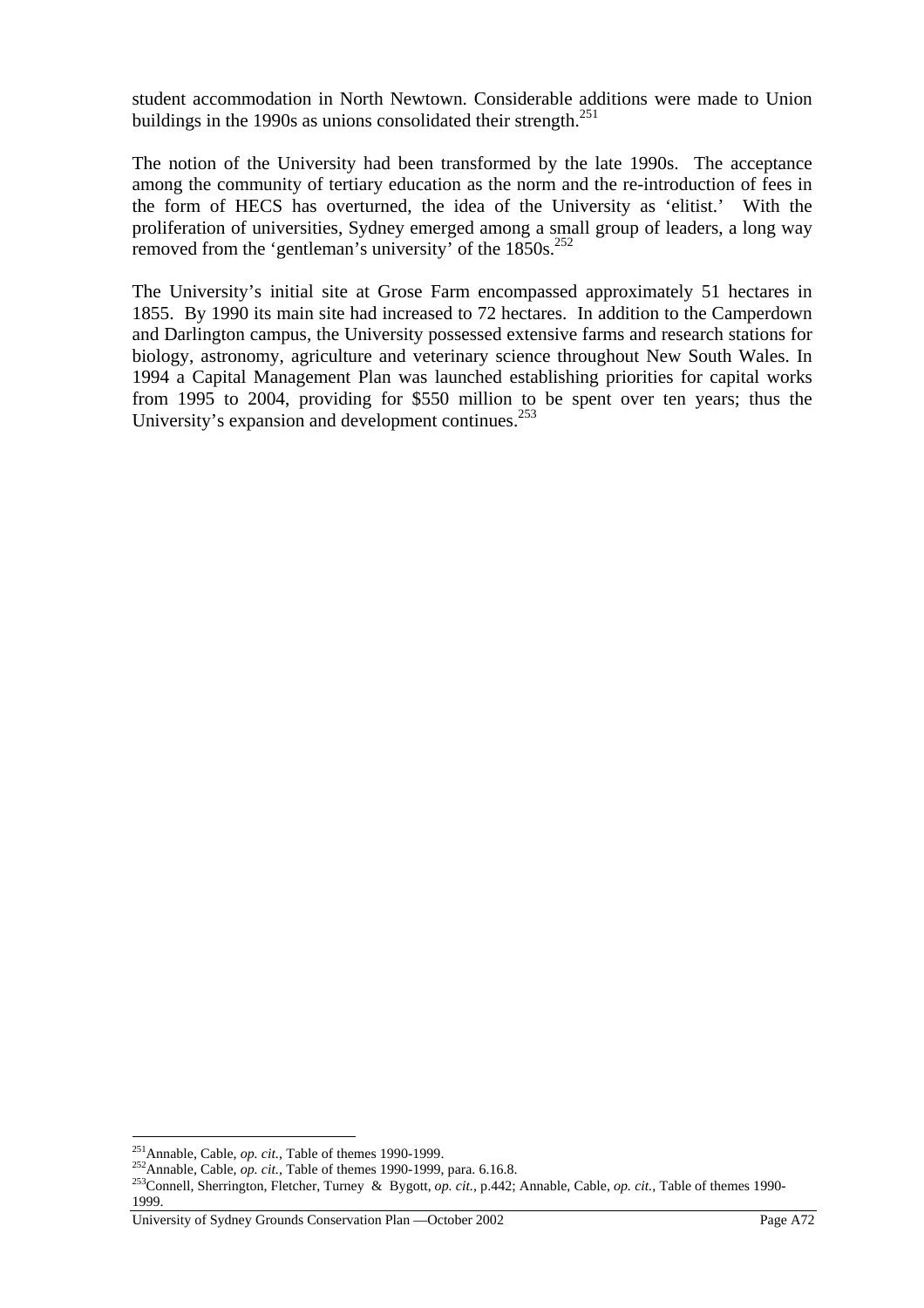student accommodation in North Newtown. Considerable additions were made to Union buildings in the 1990s as unions consolidated their strength.[251]

The notion of the University had been transformed by the late 1990s. The acceptance among the community of tertiary education as the norm and the re-introduction of fees in the form of HECS has overturned, the idea of the University as 'elitist.' With the proliferation of universities, Sydney emerged among a small group of leaders, a long way removed from the 'gentleman's university' of the 1850s.[252]

The University's initial site at Grose Farm encompassed approximately 51 hectares in 1855. By 1990 its main site had increased to 72 hectares. In addition to the Camperdown and Darlington campus, the University possessed extensive farms and research stations for biology, astronomy, agriculture and veterinary science throughout New South Wales. In 1994 a Capital Management Plan was launched establishing priorities for capital works from 1995 to 2004, providing for $550 million to be spent over ten years; thus the University's expansion and development continues.[253]

---

[251] Annable, Cable, *op. cit.*, Table of themes 1990-1999.

[252] Annable, Cable, *op. cit.*, Table of themes 1990-1999, para. 6.16.8.

[253] Connell, Sherrington, Fletcher, Turney & Bygott, *op. cit.*, p.442; Annable, Cable, *op. cit.*, Table of themes 1990-1999.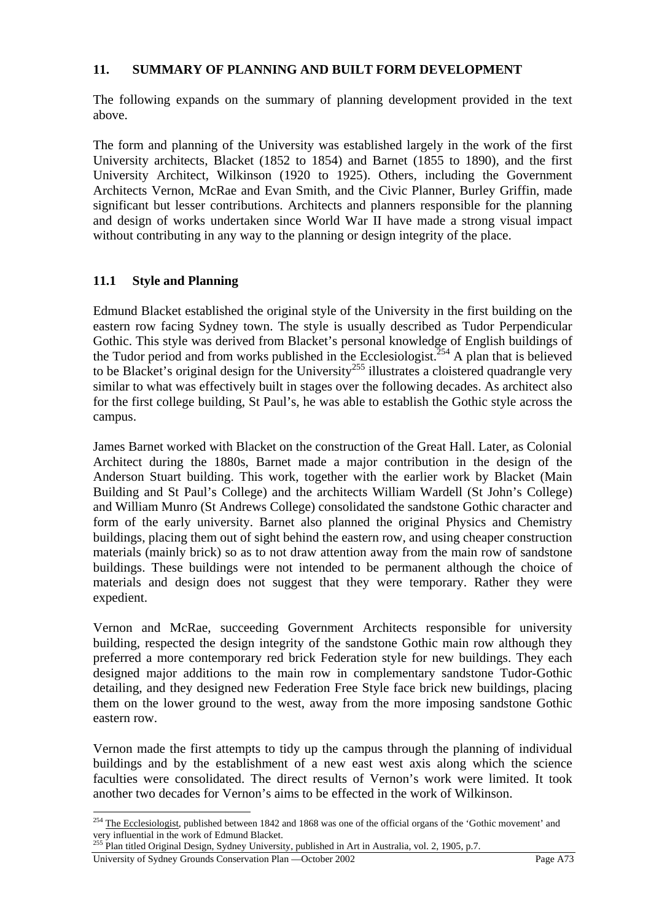## 11. SUMMARY OF PLANNING AND BUILT FORM DEVELOPMENT

The following expands on the summary of planning development provided in the text above.

The form and planning of the University was established largely in the work of the first University architects, Blacket (1852 to 1854) and Barnet (1855 to 1890), and the first University Architect, Wilkinson (1920 to 1925). Others, including the Government Architects Vernon, McRae and Evan Smith, and the Civic Planner, Burley Griffin, made significant but lesser contributions. Architects and planners responsible for the planning and design of works undertaken since World War II have made a strong visual impact without contributing in any way to the planning or design integrity of the place.

### 11.1 Style and Planning

Edmund Blacket established the original style of the University in the first building on the eastern row facing Sydney town. The style is usually described as Tudor Perpendicular Gothic. This style was derived from Blacket's personal knowledge of English buildings of the Tudor period and from works published in the Ecclesiologist.[254] A plan that is believed to be Blacket's original design for the University[255] illustrates a cloistered quadrangle very similar to what was effectively built in stages over the following decades. As architect also for the first college building, St Paul's, he was able to establish the Gothic style across the campus.

James Barnet worked with Blacket on the construction of the Great Hall. Later, as Colonial Architect during the 1880s, Barnet made a major contribution in the design of the Anderson Stuart building. This work, together with the earlier work by Blacket (Main Building and St Paul's College) and the architects William Wardell (St John's College) and William Munro (St Andrews College) consolidated the sandstone Gothic character and form of the early university. Barnet also planned the original Physics and Chemistry buildings, placing them out of sight behind the eastern row, and using cheaper construction materials (mainly brick) so as to not draw attention away from the main row of sandstone buildings. These buildings were not intended to be permanent although the choice of materials and design does not suggest that they were temporary. Rather they were expedient.

Vernon and McRae, succeeding Government Architects responsible for university building, respected the design integrity of the sandstone Gothic main row although they preferred a more contemporary red brick Federation style for new buildings. They each designed major additions to the main row in complementary sandstone Tudor-Gothic detailing, and they designed new Federation Free Style face brick new buildings, placing them on the lower ground to the west, away from the more imposing sandstone Gothic eastern row.

Vernon made the first attempts to tidy up the campus through the planning of individual buildings and by the establishment of a new east west axis along which the science faculties were consolidated. The direct results of Vernon's work were limited. It took another two decades for Vernon's aims to be effected in the work of Wilkinson.

---

[254] The Ecclesiologist, published between 1842 and 1868 was one of the official organs of the 'Gothic movement' and very influential in the work of Edmund Blacket.

[255] Plan titled Original Design, Sydney University, published in Art in Australia, vol. 2, 1905, p.7.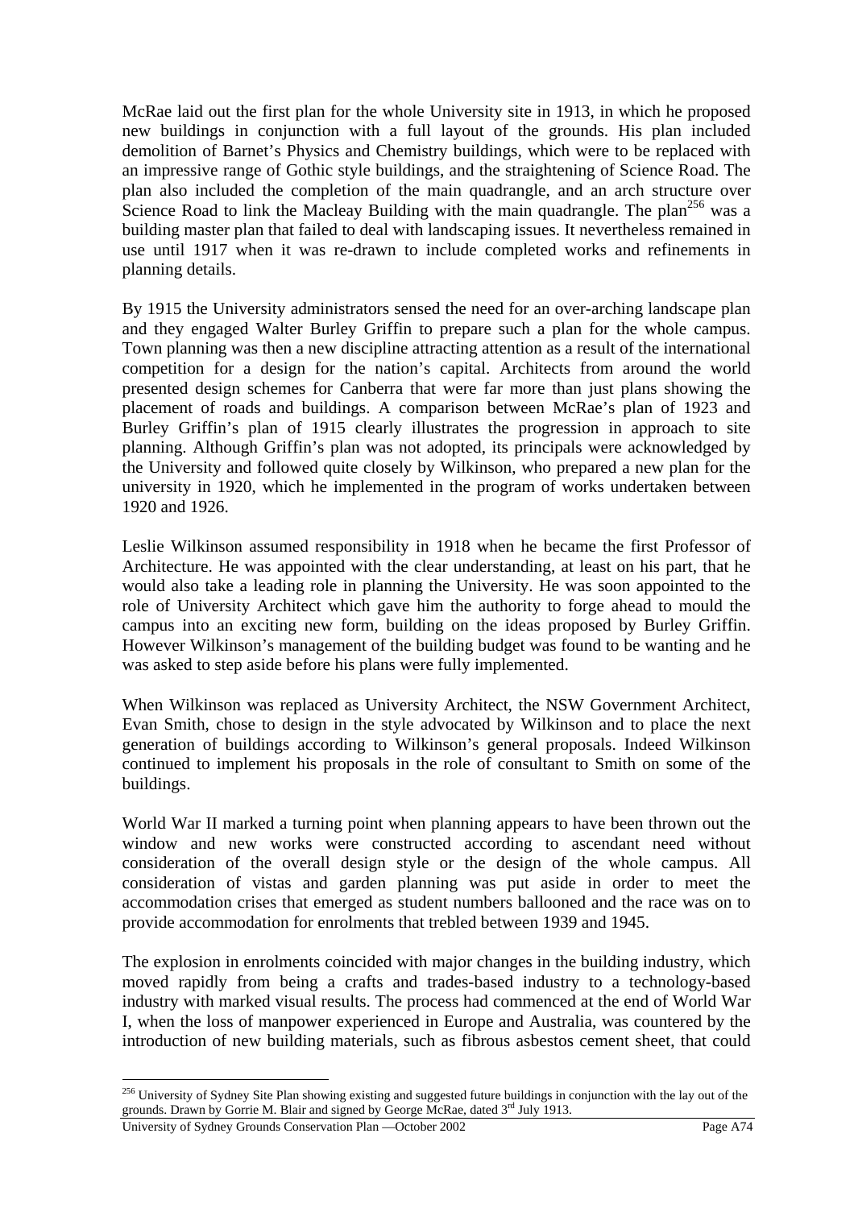McRae laid out the first plan for the whole University site in 1913, in which he proposed new buildings in conjunction with a full layout of the grounds. His plan included demolition of Barnet's Physics and Chemistry buildings, which were to be replaced with an impressive range of Gothic style buildings, and the straightening of Science Road. The plan also included the completion of the main quadrangle, and an arch structure over Science Road to link the Macleay Building with the main quadrangle. The plan[256] was a building master plan that failed to deal with landscaping issues. It nevertheless remained in use until 1917 when it was re-drawn to include completed works and refinements in planning details.

By 1915 the University administrators sensed the need for an over-arching landscape plan and they engaged Walter Burley Griffin to prepare such a plan for the whole campus. Town planning was then a new discipline attracting attention as a result of the international competition for a design for the nation's capital. Architects from around the world presented design schemes for Canberra that were far more than just plans showing the placement of roads and buildings. A comparison between McRae's plan of 1923 and Burley Griffin's plan of 1915 clearly illustrates the progression in approach to site planning. Although Griffin's plan was not adopted, its principals were acknowledged by the University and followed quite closely by Wilkinson, who prepared a new plan for the university in 1920, which he implemented in the program of works undertaken between 1920 and 1926.

Leslie Wilkinson assumed responsibility in 1918 when he became the first Professor of Architecture. He was appointed with the clear understanding, at least on his part, that he would also take a leading role in planning the University. He was soon appointed to the role of University Architect which gave him the authority to forge ahead to mould the campus into an exciting new form, building on the ideas proposed by Burley Griffin. However Wilkinson's management of the building budget was found to be wanting and he was asked to step aside before his plans were fully implemented.

When Wilkinson was replaced as University Architect, the NSW Government Architect, Evan Smith, chose to design in the style advocated by Wilkinson and to place the next generation of buildings according to Wilkinson's general proposals. Indeed Wilkinson continued to implement his proposals in the role of consultant to Smith on some of the buildings.

World War II marked a turning point when planning appears to have been thrown out the window and new works were constructed according to ascendant need without consideration of the overall design style or the design of the whole campus. All consideration of vistas and garden planning was put aside in order to meet the accommodation crises that emerged as student numbers ballooned and the race was on to provide accommodation for enrolments that trebled between 1939 and 1945.

The explosion in enrolments coincided with major changes in the building industry, which moved rapidly from being a crafts and trades-based industry to a technology-based industry with marked visual results. The process had commenced at the end of World War I, when the loss of manpower experienced in Europe and Australia, was countered by the introduction of new building materials, such as fibrous asbestos cement sheet, that could

---

[256] University of Sydney Site Plan showing existing and suggested future buildings in conjunction with the lay out of the grounds. Drawn by Gorrie M. Blair and signed by George McRae, dated 3rd July 1913.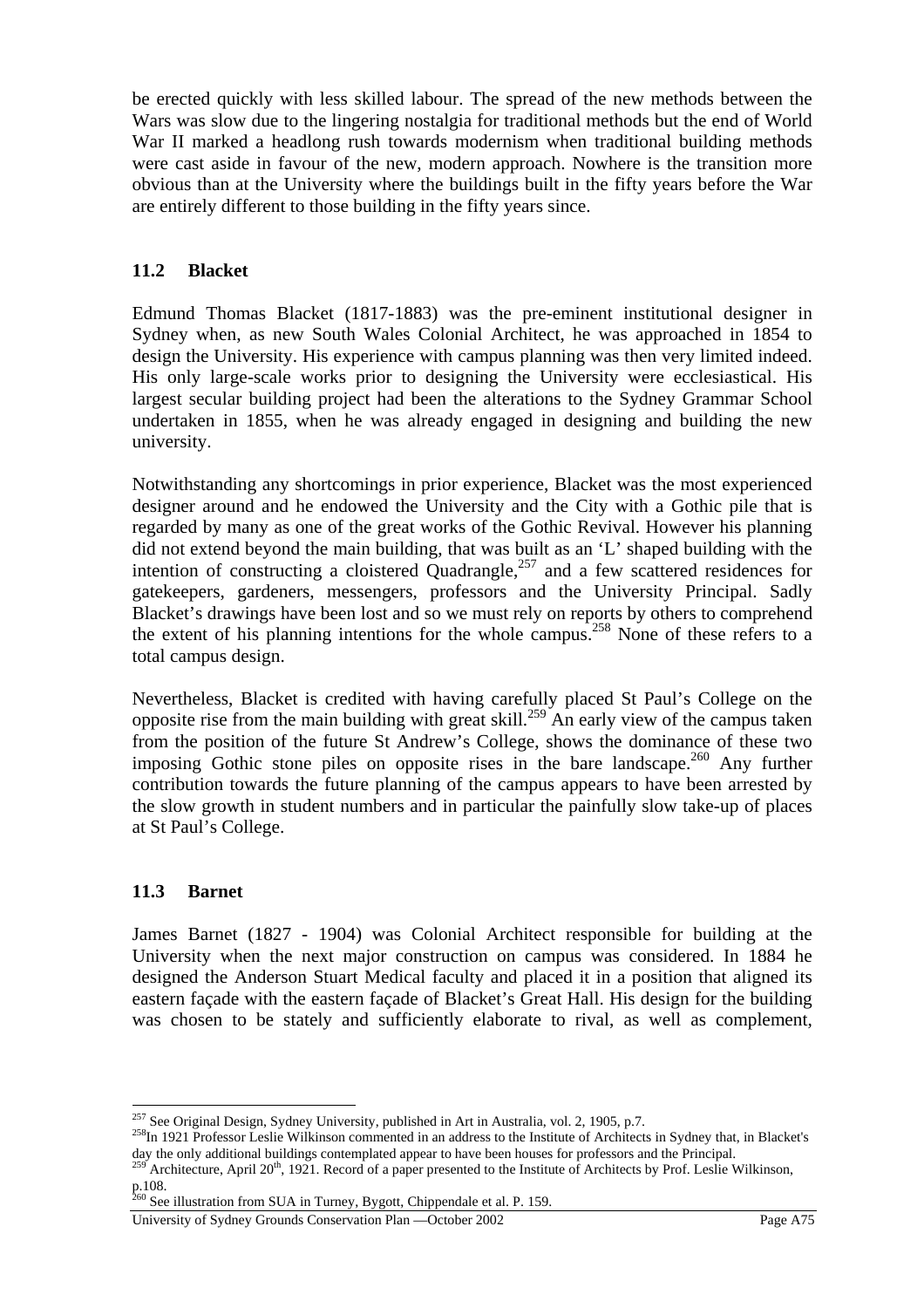be erected quickly with less skilled labour. The spread of the new methods between the Wars was slow due to the lingering nostalgia for traditional methods but the end of World War II marked a headlong rush towards modernism when traditional building methods were cast aside in favour of the new, modern approach. Nowhere is the transition more obvious than at the University where the buildings built in the fifty years before the War are entirely different to those building in the fifty years since.

### 11.2 Blacket

Edmund Thomas Blacket (1817-1883) was the pre-eminent institutional designer in Sydney when, as new South Wales Colonial Architect, he was approached in 1854 to design the University. His experience with campus planning was then very limited indeed. His only large-scale works prior to designing the University were ecclesiastical. His largest secular building project had been the alterations to the Sydney Grammar School undertaken in 1855, when he was already engaged in designing and building the new university.

Notwithstanding any shortcomings in prior experience, Blacket was the most experienced designer around and he endowed the University and the City with a Gothic pile that is regarded by many as one of the great works of the Gothic Revival. However his planning did not extend beyond the main building, that was built as an 'L' shaped building with the intention of constructing a cloistered Quadrangle,[257] and a few scattered residences for gatekeepers, gardeners, messengers, professors and the University Principal. Sadly Blacket's drawings have been lost and so we must rely on reports by others to comprehend the extent of his planning intentions for the whole campus.[258] None of these refers to a total campus design.

Nevertheless, Blacket is credited with having carefully placed St Paul's College on the opposite rise from the main building with great skill.[259] An early view of the campus taken from the position of the future St Andrew's College, shows the dominance of these two imposing Gothic stone piles on opposite rises in the bare landscape.[260] Any further contribution towards the future planning of the campus appears to have been arrested by the slow growth in student numbers and in particular the painfully slow take-up of places at St Paul's College.

### 11.3 Barnet

James Barnet (1827 - 1904) was Colonial Architect responsible for building at the University when the next major construction on campus was considered. In 1884 he designed the Anderson Stuart Medical faculty and placed it in a position that aligned its eastern façade with the eastern façade of Blacket's Great Hall. His design for the building was chosen to be stately and sufficiently elaborate to rival, as well as complement,

---

[257] See Original Design, Sydney University, published in Art in Australia, vol. 2, 1905, p.7.

[258] In 1921 Professor Leslie Wilkinson commented in an address to the Institute of Architects in Sydney that, in Blacket's day the only additional buildings contemplated appear to have been houses for professors and the Principal.

[259] Architecture, April 20th, 1921. Record of a paper presented to the Institute of Architects by Prof. Leslie Wilkinson, p.108.

[260] See illustration from SUA in Turney, Bygott, Chippendale et al. P. 159.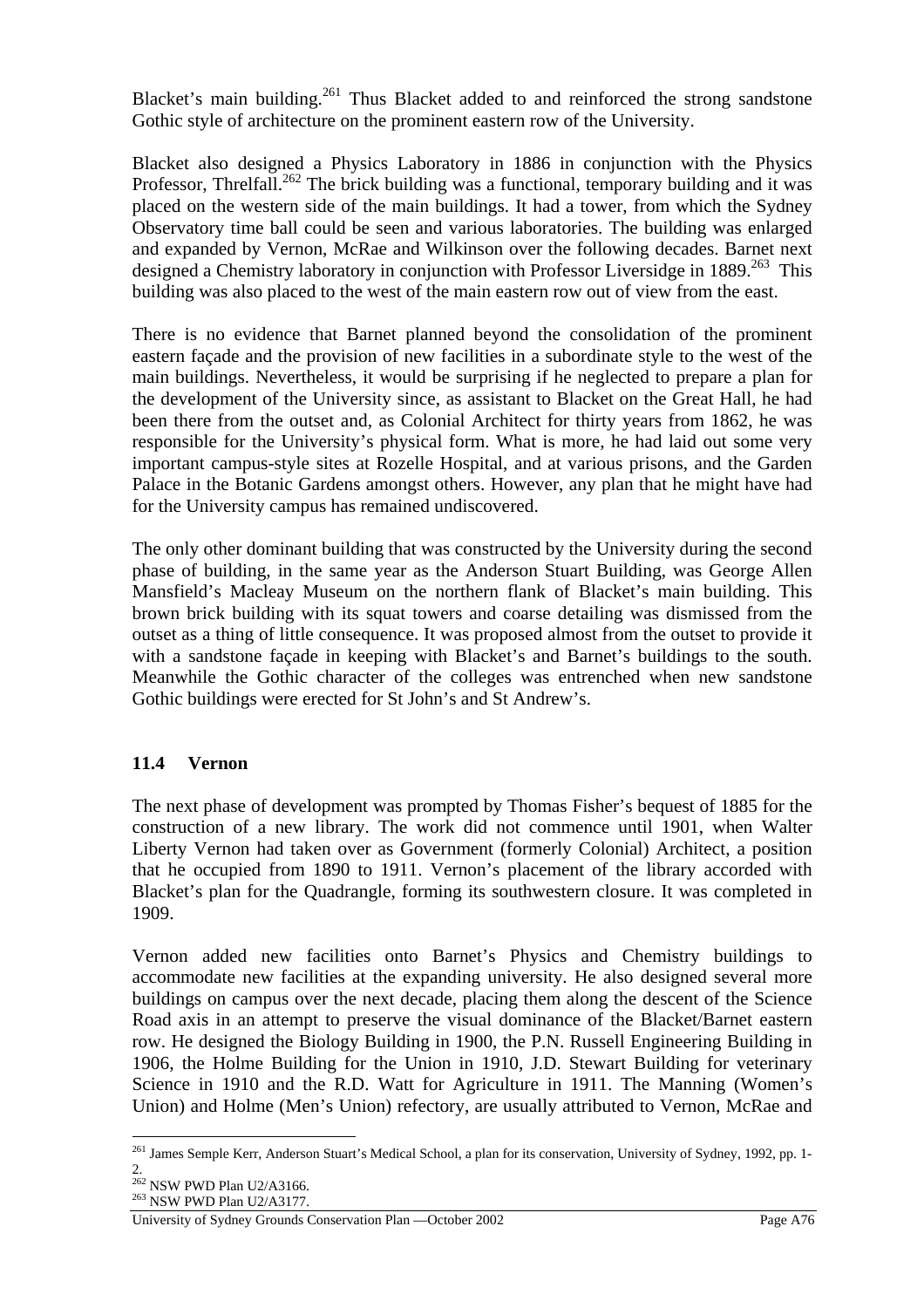Blacket's main building.[261] Thus Blacket added to and reinforced the strong sandstone Gothic style of architecture on the prominent eastern row of the University.

Blacket also designed a Physics Laboratory in 1886 in conjunction with the Physics Professor, Threlfall.[262] The brick building was a functional, temporary building and it was placed on the western side of the main buildings. It had a tower, from which the Sydney Observatory time ball could be seen and various laboratories. The building was enlarged and expanded by Vernon, McRae and Wilkinson over the following decades. Barnet next designed a Chemistry laboratory in conjunction with Professor Liversidge in 1889.[263] This building was also placed to the west of the main eastern row out of view from the east.

There is no evidence that Barnet planned beyond the consolidation of the prominent eastern façade and the provision of new facilities in a subordinate style to the west of the main buildings. Nevertheless, it would be surprising if he neglected to prepare a plan for the development of the University since, as assistant to Blacket on the Great Hall, he had been there from the outset and, as Colonial Architect for thirty years from 1862, he was responsible for the University's physical form. What is more, he had laid out some very important campus-style sites at Rozelle Hospital, and at various prisons, and the Garden Palace in the Botanic Gardens amongst others. However, any plan that he might have had for the University campus has remained undiscovered.

The only other dominant building that was constructed by the University during the second phase of building, in the same year as the Anderson Stuart Building, was George Allen Mansfield's Macleay Museum on the northern flank of Blacket's main building. This brown brick building with its squat towers and coarse detailing was dismissed from the outset as a thing of little consequence. It was proposed almost from the outset to provide it with a sandstone façade in keeping with Blacket's and Barnet's buildings to the south. Meanwhile the Gothic character of the colleges was entrenched when new sandstone Gothic buildings were erected for St John's and St Andrew's.

### 11.4 Vernon

The next phase of development was prompted by Thomas Fisher's bequest of 1885 for the construction of a new library. The work did not commence until 1901, when Walter Liberty Vernon had taken over as Government (formerly Colonial) Architect, a position that he occupied from 1890 to 1911. Vernon's placement of the library accorded with Blacket's plan for the Quadrangle, forming its southwestern closure. It was completed in 1909.

Vernon added new facilities onto Barnet's Physics and Chemistry buildings to accommodate new facilities at the expanding university. He also designed several more buildings on campus over the next decade, placing them along the descent of the Science Road axis in an attempt to preserve the visual dominance of the Blacket/Barnet eastern row. He designed the Biology Building in 1900, the P.N. Russell Engineering Building in 1906, the Holme Building for the Union in 1910, J.D. Stewart Building for veterinary Science in 1910 and the R.D. Watt for Agriculture in 1911. The Manning (Women's Union) and Holme (Men's Union) refectory, are usually attributed to Vernon, McRae and

---

[261] James Semple Kerr, Anderson Stuart's Medical School, a plan for its conservation, University of Sydney, 1992, pp. 1-2.

[262] NSW PWD Plan U2/A3166.

[263] NSW PWD Plan U2/A3177.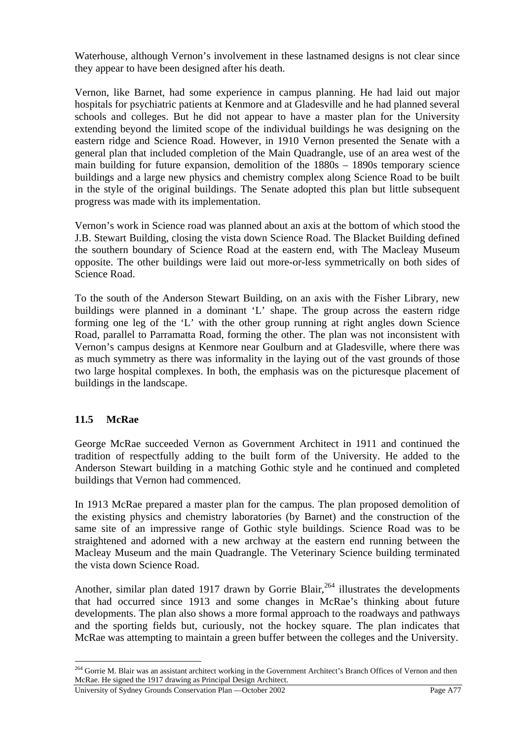Waterhouse, although Vernon's involvement in these lastnamed designs is not clear since they appear to have been designed after his death.

Vernon, like Barnet, had some experience in campus planning. He had laid out major hospitals for psychiatric patients at Kenmore and at Gladesville and he had planned several schools and colleges. But he did not appear to have a master plan for the University extending beyond the limited scope of the individual buildings he was designing on the eastern ridge and Science Road. However, in 1910 Vernon presented the Senate with a general plan that included completion of the Main Quadrangle, use of an area west of the main building for future expansion, demolition of the 1880s – 1890s temporary science buildings and a large new physics and chemistry complex along Science Road to be built in the style of the original buildings. The Senate adopted this plan but little subsequent progress was made with its implementation.

Vernon's work in Science road was planned about an axis at the bottom of which stood the J.B. Stewart Building, closing the vista down Science Road. The Blacket Building defined the southern boundary of Science Road at the eastern end, with The Macleay Museum opposite. The other buildings were laid out more-or-less symmetrically on both sides of Science Road.

To the south of the Anderson Stewart Building, on an axis with the Fisher Library, new buildings were planned in a dominant 'L' shape. The group across the eastern ridge forming one leg of the 'L' with the other group running at right angles down Science Road, parallel to Parramatta Road, forming the other. The plan was not inconsistent with Vernon's campus designs at Kenmore near Goulburn and at Gladesville, where there was as much symmetry as there was informality in the laying out of the vast grounds of those two large hospital complexes. In both, the emphasis was on the picturesque placement of buildings in the landscape.

## 11.5 McRae

George McRae succeeded Vernon as Government Architect in 1911 and continued the tradition of respectfully adding to the built form of the University. He added to the Anderson Stewart building in a matching Gothic style and he continued and completed buildings that Vernon had commenced.

In 1913 McRae prepared a master plan for the campus. The plan proposed demolition of the existing physics and chemistry laboratories (by Barnet) and the construction of the same site of an impressive range of Gothic style buildings. Science Road was to be straightened and adorned with a new archway at the eastern end running between the Macleay Museum and the main Quadrangle. The Veterinary Science building terminated the vista down Science Road.

Another, similar plan dated 1917 drawn by Gorrie Blair,[264] illustrates the developments that had occurred since 1913 and some changes in McRae's thinking about future developments. The plan also shows a more formal approach to the roadways and pathways and the sporting fields but, curiously, not the hockey square. The plan indicates that McRae was attempting to maintain a green buffer between the colleges and the University.

---

[264] Gorrie M. Blair was an assistant architect working in the Government Architect's Branch Offices of Vernon and then McRae. He signed the 1917 drawing as Principal Design Architect.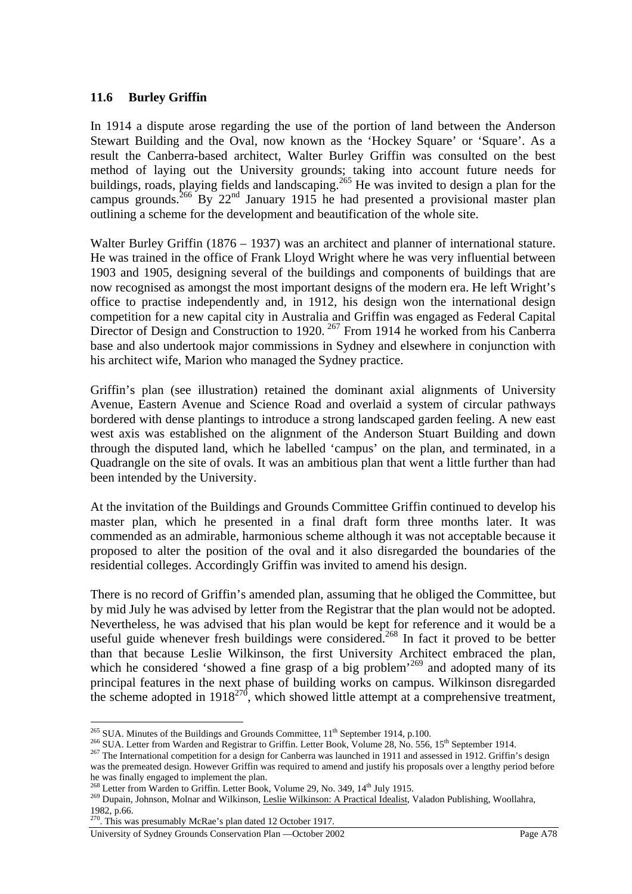## 11.6 Burley Griffin

In 1914 a dispute arose regarding the use of the portion of land between the Anderson Stewart Building and the Oval, now known as the 'Hockey Square' or 'Square'. As a result the Canberra-based architect, Walter Burley Griffin was consulted on the best method of laying out the University grounds; taking into account future needs for buildings, roads, playing fields and landscaping.[265] He was invited to design a plan for the campus grounds.[266] By 22nd January 1915 he had presented a provisional master plan outlining a scheme for the development and beautification of the whole site.

Walter Burley Griffin (1876 – 1937) was an architect and planner of international stature. He was trained in the office of Frank Lloyd Wright where he was very influential between 1903 and 1905, designing several of the buildings and components of buildings that are now recognised as amongst the most important designs of the modern era. He left Wright's office to practise independently and, in 1912, his design won the international design competition for a new capital city in Australia and Griffin was engaged as Federal Capital Director of Design and Construction to 1920. [267] From 1914 he worked from his Canberra base and also undertook major commissions in Sydney and elsewhere in conjunction with his architect wife, Marion who managed the Sydney practice.

Griffin's plan (see illustration) retained the dominant axial alignments of University Avenue, Eastern Avenue and Science Road and overlaid a system of circular pathways bordered with dense plantings to introduce a strong landscaped garden feeling. A new east west axis was established on the alignment of the Anderson Stuart Building and down through the disputed land, which he labelled 'campus' on the plan, and terminated, in a Quadrangle on the site of ovals. It was an ambitious plan that went a little further than had been intended by the University.

At the invitation of the Buildings and Grounds Committee Griffin continued to develop his master plan, which he presented in a final draft form three months later. It was commended as an admirable, harmonious scheme although it was not acceptable because it proposed to alter the position of the oval and it also disregarded the boundaries of the residential colleges. Accordingly Griffin was invited to amend his design.

There is no record of Griffin's amended plan, assuming that he obliged the Committee, but by mid July he was advised by letter from the Registrar that the plan would not be adopted. Nevertheless, he was advised that his plan would be kept for reference and it would be a useful guide whenever fresh buildings were considered.[268] In fact it proved to be better than that because Leslie Wilkinson, the first University Architect embraced the plan, which he considered 'showed a fine grasp of a big problem'[269] and adopted many of its principal features in the next phase of building works on campus. Wilkinson disregarded the scheme adopted in 1918[270], which showed little attempt at a comprehensive treatment,

---

[265] SUA. Minutes of the Buildings and Grounds Committee, 11th September 1914, p.100.

[266] SUA. Letter from Warden and Registrar to Griffin. Letter Book, Volume 28, No. 556, 15th September 1914.

[267] The International competition for a design for Canberra was launched in 1911 and assessed in 1912. Griffin's design was the premeated design. However Griffin was required to amend and justify his proposals over a lengthy period before he was finally engaged to implement the plan.

[268] Letter from Warden to Griffin. Letter Book, Volume 29, No. 349, 14th July 1915.

[269] Dupain, Johnson, Molnar and Wilkinson, Leslie Wilkinson: A Practical Idealist, Valadon Publishing, Woollahra, 1982, p.66.

[270]. This was presumably McRae's plan dated 12 October 1917.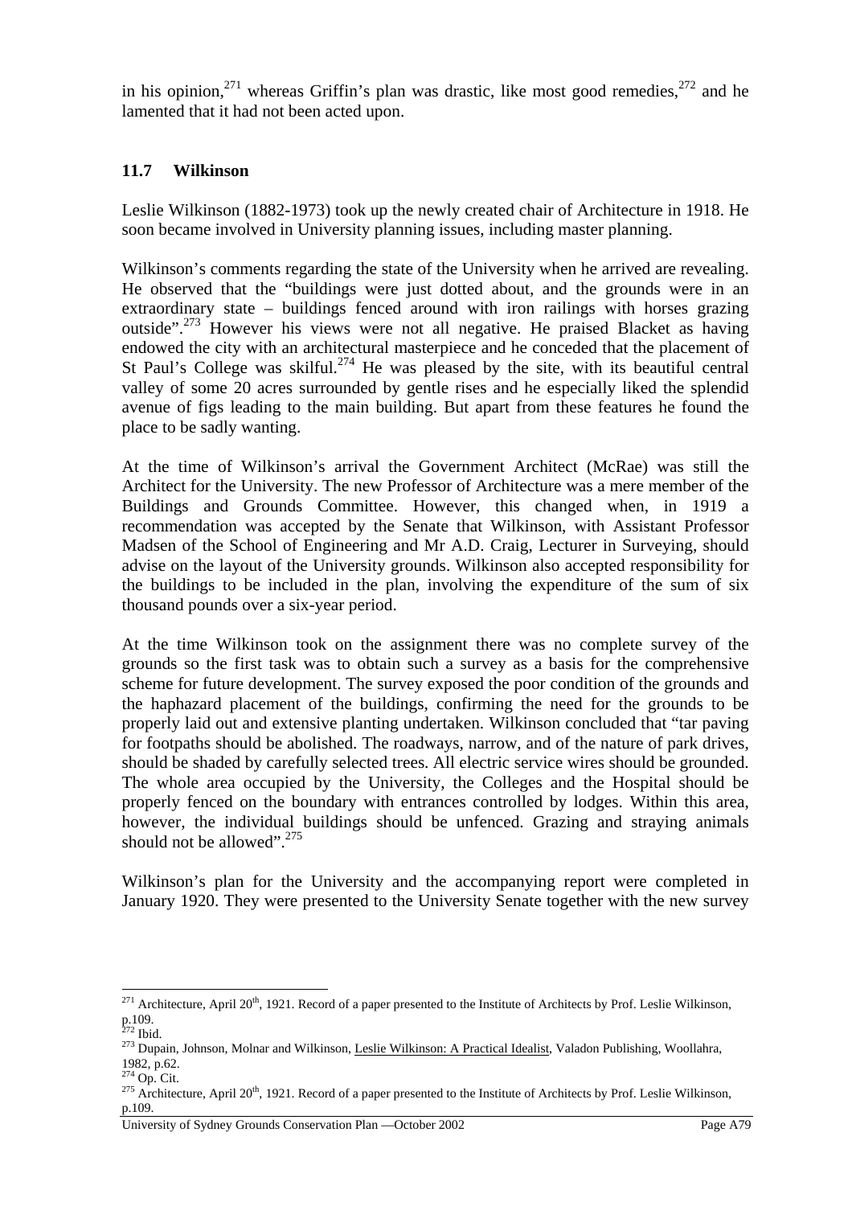in his opinion,[271] whereas Griffin's plan was drastic, like most good remedies,[272] and he lamented that it had not been acted upon.

## 11.7 Wilkinson

Leslie Wilkinson (1882-1973) took up the newly created chair of Architecture in 1918. He soon became involved in University planning issues, including master planning.

Wilkinson's comments regarding the state of the University when he arrived are revealing. He observed that the "buildings were just dotted about, and the grounds were in an extraordinary state – buildings fenced around with iron railings with horses grazing outside".[273] However his views were not all negative. He praised Blacket as having endowed the city with an architectural masterpiece and he conceded that the placement of St Paul's College was skilful.[274] He was pleased by the site, with its beautiful central valley of some 20 acres surrounded by gentle rises and he especially liked the splendid avenue of figs leading to the main building. But apart from these features he found the place to be sadly wanting.

At the time of Wilkinson's arrival the Government Architect (McRae) was still the Architect for the University. The new Professor of Architecture was a mere member of the Buildings and Grounds Committee. However, this changed when, in 1919 a recommendation was accepted by the Senate that Wilkinson, with Assistant Professor Madsen of the School of Engineering and Mr A.D. Craig, Lecturer in Surveying, should advise on the layout of the University grounds. Wilkinson also accepted responsibility for the buildings to be included in the plan, involving the expenditure of the sum of six thousand pounds over a six-year period.

At the time Wilkinson took on the assignment there was no complete survey of the grounds so the first task was to obtain such a survey as a basis for the comprehensive scheme for future development. The survey exposed the poor condition of the grounds and the haphazard placement of the buildings, confirming the need for the grounds to be properly laid out and extensive planting undertaken. Wilkinson concluded that "tar paving for footpaths should be abolished. The roadways, narrow, and of the nature of park drives, should be shaded by carefully selected trees. All electric service wires should be grounded. The whole area occupied by the University, the Colleges and the Hospital should be properly fenced on the boundary with entrances controlled by lodges. Within this area, however, the individual buildings should be unfenced. Grazing and straying animals should not be allowed".[275]

Wilkinson's plan for the University and the accompanying report were completed in January 1920. They were presented to the University Senate together with the new survey

---

[271] Architecture, April 20th, 1921. Record of a paper presented to the Institute of Architects by Prof. Leslie Wilkinson, p.109.

[272] Ibid.

[273] Dupain, Johnson, Molnar and Wilkinson, Leslie Wilkinson: A Practical Idealist, Valadon Publishing, Woollahra, 1982, p.62.

[274] Op. Cit.

[275] Architecture, April 20th, 1921. Record of a paper presented to the Institute of Architects by Prof. Leslie Wilkinson, p.109.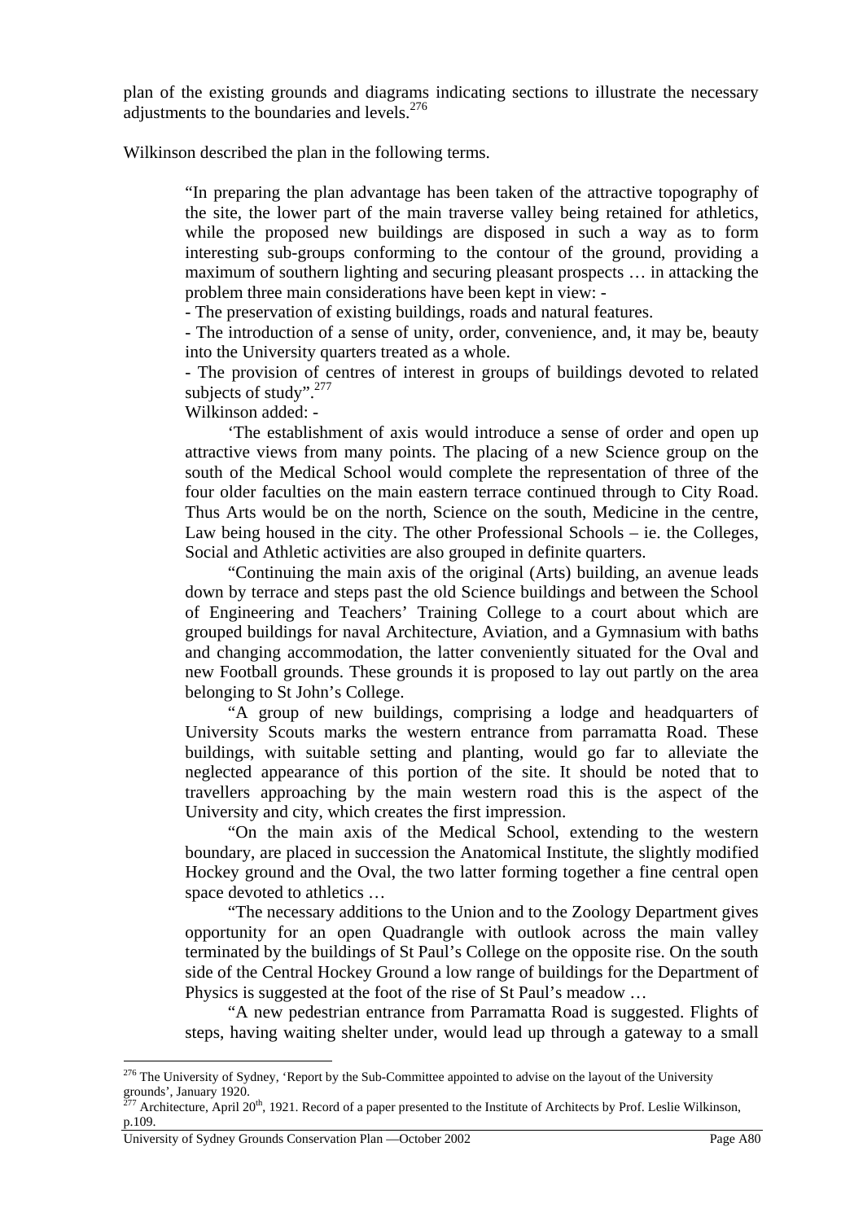plan of the existing grounds and diagrams indicating sections to illustrate the necessary adjustments to the boundaries and levels.[276]

Wilkinson described the plan in the following terms.

> "In preparing the plan advantage has been taken of the attractive topography of the site, the lower part of the main traverse valley being retained for athletics, while the proposed new buildings are disposed in such a way as to form interesting sub-groups conforming to the contour of the ground, providing a maximum of southern lighting and securing pleasant prospects … in attacking the problem three main considerations have been kept in view: -
>
> - The preservation of existing buildings, roads and natural features.
> - The introduction of a sense of unity, order, convenience, and, it may be, beauty into the University quarters treated as a whole.
> - The provision of centres of interest in groups of buildings devoted to related subjects of study".[277]
>
> Wilkinson added: -
>
> 'The establishment of axis would introduce a sense of order and open up attractive views from many points. The placing of a new Science group on the south of the Medical School would complete the representation of three of the four older faculties on the main eastern terrace continued through to City Road. Thus Arts would be on the north, Science on the south, Medicine in the centre, Law being housed in the city. The other Professional Schools – ie. the Colleges, Social and Athletic activities are also grouped in definite quarters.
>
> "Continuing the main axis of the original (Arts) building, an avenue leads down by terrace and steps past the old Science buildings and between the School of Engineering and Teachers' Training College to a court about which are grouped buildings for naval Architecture, Aviation, and a Gymnasium with baths and changing accommodation, the latter conveniently situated for the Oval and new Football grounds. These grounds it is proposed to lay out partly on the area belonging to St John's College.
>
> "A group of new buildings, comprising a lodge and headquarters of University Scouts marks the western entrance from parramatta Road. These buildings, with suitable setting and planting, would go far to alleviate the neglected appearance of this portion of the site. It should be noted that to travellers approaching by the main western road this is the aspect of the University and city, which creates the first impression.
>
> "On the main axis of the Medical School, extending to the western boundary, are placed in succession the Anatomical Institute, the slightly modified Hockey ground and the Oval, the two latter forming together a fine central open space devoted to athletics …
>
> "The necessary additions to the Union and to the Zoology Department gives opportunity for an open Quadrangle with outlook across the main valley terminated by the buildings of St Paul's College on the opposite rise. On the south side of the Central Hockey Ground a low range of buildings for the Department of Physics is suggested at the foot of the rise of St Paul's meadow …
>
> "A new pedestrian entrance from Parramatta Road is suggested. Flights of steps, having waiting shelter under, would lead up through a gateway to a small

---

[276] The University of Sydney, 'Report by the Sub-Committee appointed to advise on the layout of the University grounds', January 1920.

[277] Architecture, April 20th, 1921. Record of a paper presented to the Institute of Architects by Prof. Leslie Wilkinson, p.109.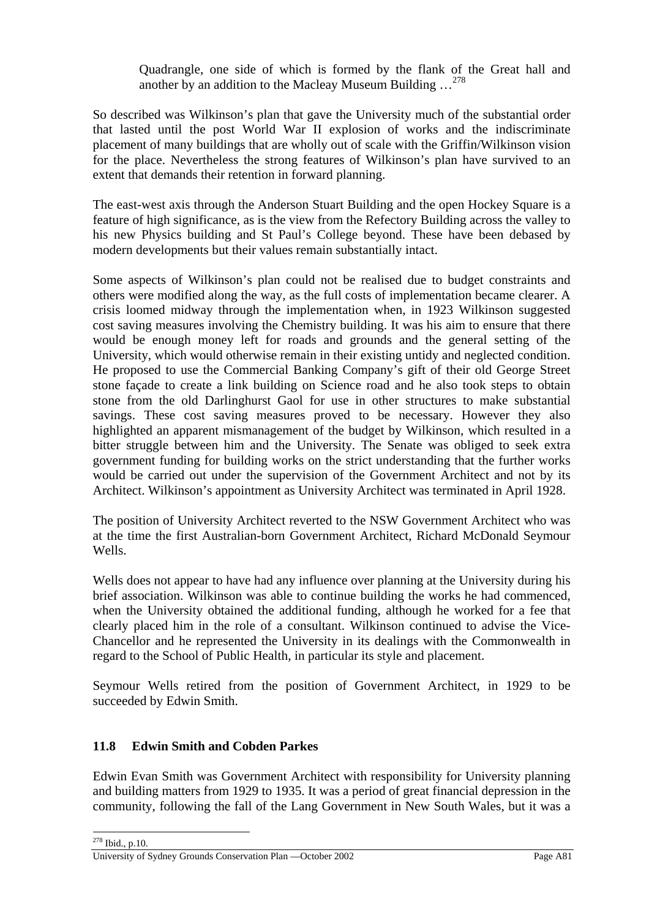> Quadrangle, one side of which is formed by the flank of the Great hall and another by an addition to the Macleay Museum Building …[278]

So described was Wilkinson's plan that gave the University much of the substantial order that lasted until the post World War II explosion of works and the indiscriminate placement of many buildings that are wholly out of scale with the Griffin/Wilkinson vision for the place. Nevertheless the strong features of Wilkinson's plan have survived to an extent that demands their retention in forward planning.

The east-west axis through the Anderson Stuart Building and the open Hockey Square is a feature of high significance, as is the view from the Refectory Building across the valley to his new Physics building and St Paul's College beyond. These have been debased by modern developments but their values remain substantially intact.

Some aspects of Wilkinson's plan could not be realised due to budget constraints and others were modified along the way, as the full costs of implementation became clearer. A crisis loomed midway through the implementation when, in 1923 Wilkinson suggested cost saving measures involving the Chemistry building. It was his aim to ensure that there would be enough money left for roads and grounds and the general setting of the University, which would otherwise remain in their existing untidy and neglected condition. He proposed to use the Commercial Banking Company's gift of their old George Street stone façade to create a link building on Science road and he also took steps to obtain stone from the old Darlinghurst Gaol for use in other structures to make substantial savings. These cost saving measures proved to be necessary. However they also highlighted an apparent mismanagement of the budget by Wilkinson, which resulted in a bitter struggle between him and the University. The Senate was obliged to seek extra government funding for building works on the strict understanding that the further works would be carried out under the supervision of the Government Architect and not by its Architect. Wilkinson's appointment as University Architect was terminated in April 1928.

The position of University Architect reverted to the NSW Government Architect who was at the time the first Australian-born Government Architect, Richard McDonald Seymour Wells.

Wells does not appear to have had any influence over planning at the University during his brief association. Wilkinson was able to continue building the works he had commenced, when the University obtained the additional funding, although he worked for a fee that clearly placed him in the role of a consultant. Wilkinson continued to advise the Vice-Chancellor and he represented the University in its dealings with the Commonwealth in regard to the School of Public Health, in particular its style and placement.

Seymour Wells retired from the position of Government Architect, in 1929 to be succeeded by Edwin Smith.

### 11.8 Edwin Smith and Cobden Parkes

Edwin Evan Smith was Government Architect with responsibility for University planning and building matters from 1929 to 1935. It was a period of great financial depression in the community, following the fall of the Lang Government in New South Wales, but it was a

[278] Ibid., p.10.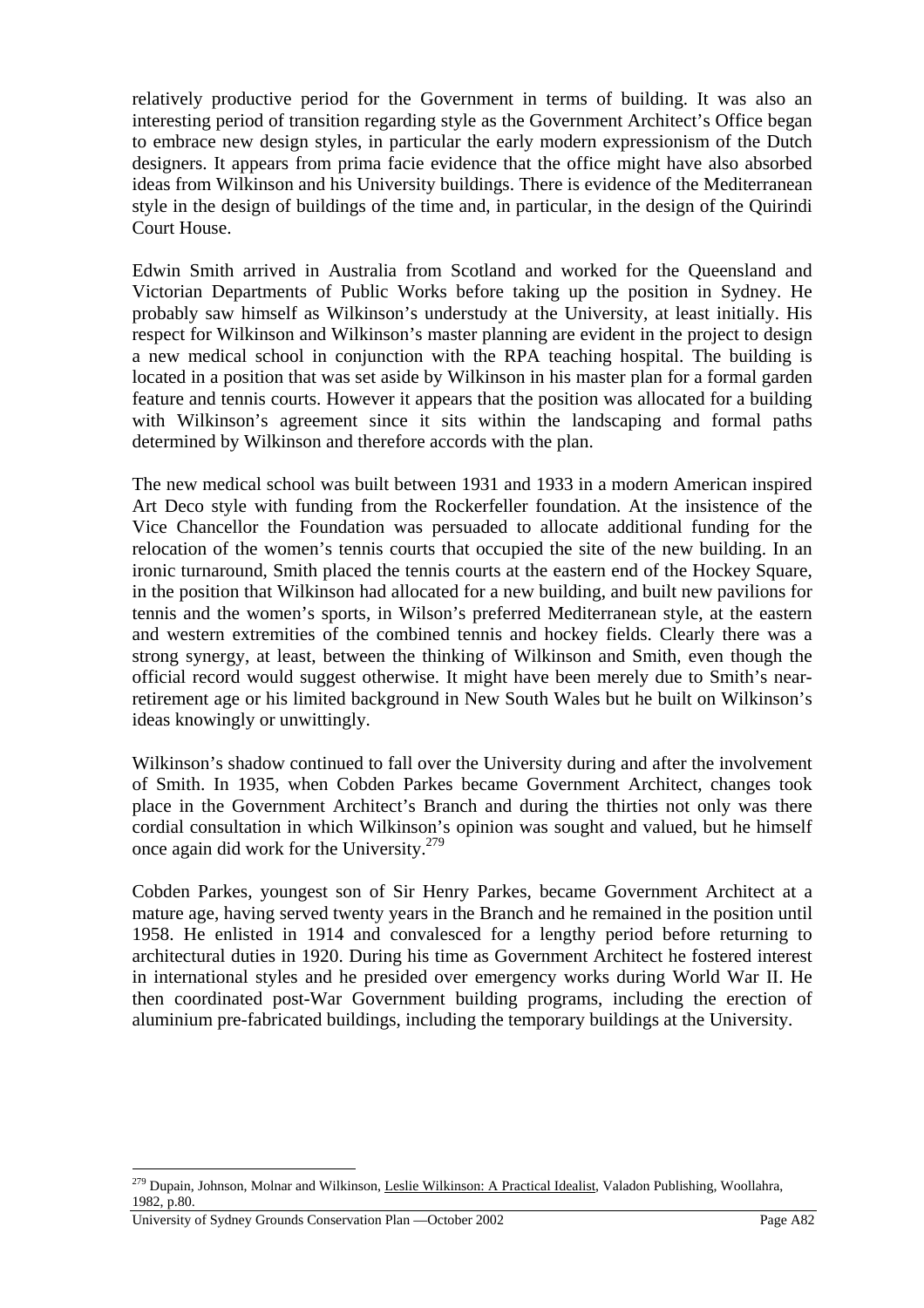relatively productive period for the Government in terms of building. It was also an interesting period of transition regarding style as the Government Architect's Office began to embrace new design styles, in particular the early modern expressionism of the Dutch designers. It appears from prima facie evidence that the office might have also absorbed ideas from Wilkinson and his University buildings. There is evidence of the Mediterranean style in the design of buildings of the time and, in particular, in the design of the Quirindi Court House.

Edwin Smith arrived in Australia from Scotland and worked for the Queensland and Victorian Departments of Public Works before taking up the position in Sydney. He probably saw himself as Wilkinson's understudy at the University, at least initially. His respect for Wilkinson and Wilkinson's master planning are evident in the project to design a new medical school in conjunction with the RPA teaching hospital. The building is located in a position that was set aside by Wilkinson in his master plan for a formal garden feature and tennis courts. However it appears that the position was allocated for a building with Wilkinson's agreement since it sits within the landscaping and formal paths determined by Wilkinson and therefore accords with the plan.

The new medical school was built between 1931 and 1933 in a modern American inspired Art Deco style with funding from the Rockerfeller foundation. At the insistence of the Vice Chancellor the Foundation was persuaded to allocate additional funding for the relocation of the women's tennis courts that occupied the site of the new building. In an ironic turnaround, Smith placed the tennis courts at the eastern end of the Hockey Square, in the position that Wilkinson had allocated for a new building, and built new pavilions for tennis and the women's sports, in Wilson's preferred Mediterranean style, at the eastern and western extremities of the combined tennis and hockey fields. Clearly there was a strong synergy, at least, between the thinking of Wilkinson and Smith, even though the official record would suggest otherwise. It might have been merely due to Smith's near-retirement age or his limited background in New South Wales but he built on Wilkinson's ideas knowingly or unwittingly.

Wilkinson's shadow continued to fall over the University during and after the involvement of Smith. In 1935, when Cobden Parkes became Government Architect, changes took place in the Government Architect's Branch and during the thirties not only was there cordial consultation in which Wilkinson's opinion was sought and valued, but he himself once again did work for the University.[279]

Cobden Parkes, youngest son of Sir Henry Parkes, became Government Architect at a mature age, having served twenty years in the Branch and he remained in the position until 1958. He enlisted in 1914 and convalesced for a lengthy period before returning to architectural duties in 1920. During his time as Government Architect he fostered interest in international styles and he presided over emergency works during World War II. He then coordinated post-War Government building programs, including the erection of aluminium pre-fabricated buildings, including the temporary buildings at the University.

[279] Dupain, Johnson, Molnar and Wilkinson, Leslie Wilkinson: A Practical Idealist, Valadon Publishing, Woollahra, 1982, p.80.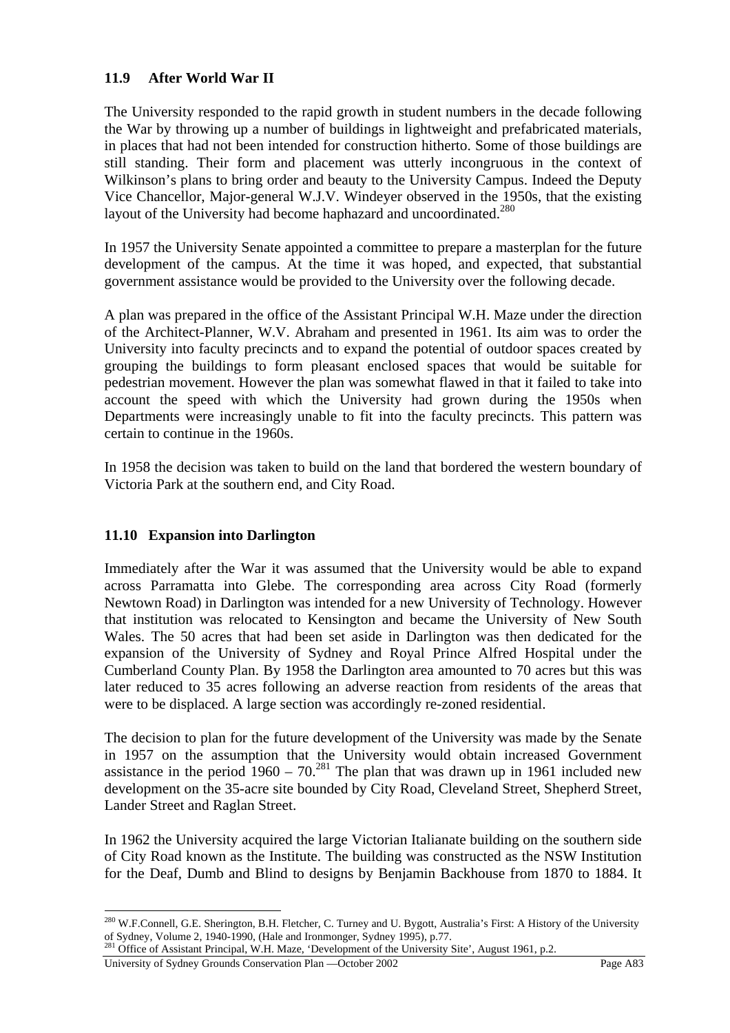## 11.9 After World War II

The University responded to the rapid growth in student numbers in the decade following the War by throwing up a number of buildings in lightweight and prefabricated materials, in places that had not been intended for construction hitherto. Some of those buildings are still standing. Their form and placement was utterly incongruous in the context of Wilkinson's plans to bring order and beauty to the University Campus. Indeed the Deputy Vice Chancellor, Major-general W.J.V. Windeyer observed in the 1950s, that the existing layout of the University had become haphazard and uncoordinated.[280]

In 1957 the University Senate appointed a committee to prepare a masterplan for the future development of the campus. At the time it was hoped, and expected, that substantial government assistance would be provided to the University over the following decade.

A plan was prepared in the office of the Assistant Principal W.H. Maze under the direction of the Architect-Planner, W.V. Abraham and presented in 1961. Its aim was to order the University into faculty precincts and to expand the potential of outdoor spaces created by grouping the buildings to form pleasant enclosed spaces that would be suitable for pedestrian movement. However the plan was somewhat flawed in that it failed to take into account the speed with which the University had grown during the 1950s when Departments were increasingly unable to fit into the faculty precincts. This pattern was certain to continue in the 1960s.

In 1958 the decision was taken to build on the land that bordered the western boundary of Victoria Park at the southern end, and City Road.

## 11.10 Expansion into Darlington

Immediately after the War it was assumed that the University would be able to expand across Parramatta into Glebe. The corresponding area across City Road (formerly Newtown Road) in Darlington was intended for a new University of Technology. However that institution was relocated to Kensington and became the University of New South Wales. The 50 acres that had been set aside in Darlington was then dedicated for the expansion of the University of Sydney and Royal Prince Alfred Hospital under the Cumberland County Plan. By 1958 the Darlington area amounted to 70 acres but this was later reduced to 35 acres following an adverse reaction from residents of the areas that were to be displaced. A large section was accordingly re-zoned residential.

The decision to plan for the future development of the University was made by the Senate in 1957 on the assumption that the University would obtain increased Government assistance in the period 1960 – 70.[281] The plan that was drawn up in 1961 included new development on the 35-acre site bounded by City Road, Cleveland Street, Shepherd Street, Lander Street and Raglan Street.

In 1962 the University acquired the large Victorian Italianate building on the southern side of City Road known as the Institute. The building was constructed as the NSW Institution for the Deaf, Dumb and Blind to designs by Benjamin Backhouse from 1870 to 1884. It

---

[280] W.F.Connell, G.E. Sherington, B.H. Fletcher, C. Turney and U. Bygott, Australia's First: A History of the University of Sydney, Volume 2, 1940-1990, (Hale and Ironmonger, Sydney 1995), p.77.

[281] Office of Assistant Principal, W.H. Maze, 'Development of the University Site', August 1961, p.2.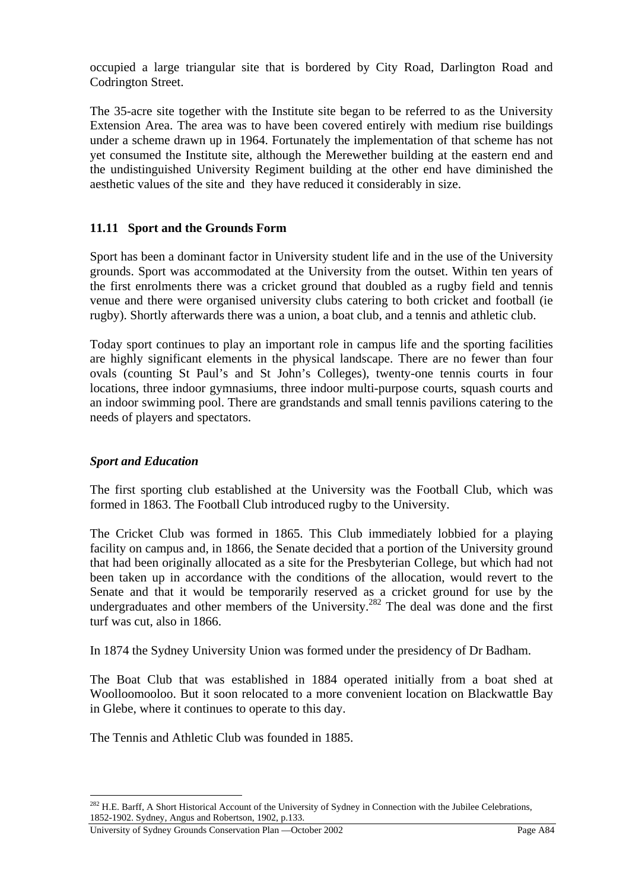occupied a large triangular site that is bordered by City Road, Darlington Road and Codrington Street.

The 35-acre site together with the Institute site began to be referred to as the University Extension Area. The area was to have been covered entirely with medium rise buildings under a scheme drawn up in 1964. Fortunately the implementation of that scheme has not yet consumed the Institute site, although the Merewether building at the eastern end and the undistinguished University Regiment building at the other end have diminished the aesthetic values of the site and they have reduced it considerably in size.

### 11.11 Sport and the Grounds Form

Sport has been a dominant factor in University student life and in the use of the University grounds. Sport was accommodated at the University from the outset. Within ten years of the first enrolments there was a cricket ground that doubled as a rugby field and tennis venue and there were organised university clubs catering to both cricket and football (ie rugby). Shortly afterwards there was a union, a boat club, and a tennis and athletic club.

Today sport continues to play an important role in campus life and the sporting facilities are highly significant elements in the physical landscape. There are no fewer than four ovals (counting St Paul's and St John's Colleges), twenty-one tennis courts in four locations, three indoor gymnasiums, three indoor multi-purpose courts, squash courts and an indoor swimming pool. There are grandstands and small tennis pavilions catering to the needs of players and spectators.

#### *Sport and Education*

The first sporting club established at the University was the Football Club, which was formed in 1863. The Football Club introduced rugby to the University.

The Cricket Club was formed in 1865. This Club immediately lobbied for a playing facility on campus and, in 1866, the Senate decided that a portion of the University ground that had been originally allocated as a site for the Presbyterian College, but which had not been taken up in accordance with the conditions of the allocation, would revert to the Senate and that it would be temporarily reserved as a cricket ground for use by the undergraduates and other members of the University.[282] The deal was done and the first turf was cut, also in 1866.

In 1874 the Sydney University Union was formed under the presidency of Dr Badham.

The Boat Club that was established in 1884 operated initially from a boat shed at Woolloomooloo. But it soon relocated to a more convenient location on Blackwattle Bay in Glebe, where it continues to operate to this day.

The Tennis and Athletic Club was founded in 1885.

[282] H.E. Barff, A Short Historical Account of the University of Sydney in Connection with the Jubilee Celebrations, 1852-1902. Sydney, Angus and Robertson, 1902, p.133.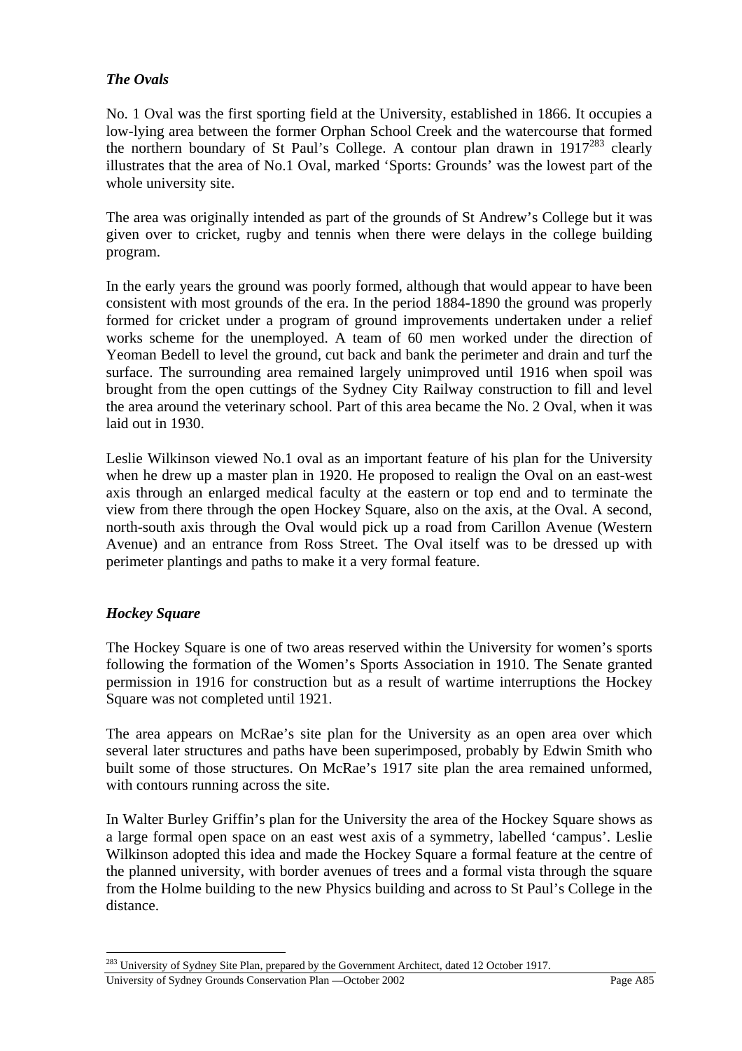### *The Ovals*

No. 1 Oval was the first sporting field at the University, established in 1866. It occupies a low-lying area between the former Orphan School Creek and the watercourse that formed the northern boundary of St Paul's College. A contour plan drawn in 1917[283] clearly illustrates that the area of No.1 Oval, marked 'Sports: Grounds' was the lowest part of the whole university site.

The area was originally intended as part of the grounds of St Andrew's College but it was given over to cricket, rugby and tennis when there were delays in the college building program.

In the early years the ground was poorly formed, although that would appear to have been consistent with most grounds of the era. In the period 1884-1890 the ground was properly formed for cricket under a program of ground improvements undertaken under a relief works scheme for the unemployed. A team of 60 men worked under the direction of Yeoman Bedell to level the ground, cut back and bank the perimeter and drain and turf the surface. The surrounding area remained largely unimproved until 1916 when spoil was brought from the open cuttings of the Sydney City Railway construction to fill and level the area around the veterinary school. Part of this area became the No. 2 Oval, when it was laid out in 1930.

Leslie Wilkinson viewed No.1 oval as an important feature of his plan for the University when he drew up a master plan in 1920. He proposed to realign the Oval on an east-west axis through an enlarged medical faculty at the eastern or top end and to terminate the view from there through the open Hockey Square, also on the axis, at the Oval. A second, north-south axis through the Oval would pick up a road from Carillon Avenue (Western Avenue) and an entrance from Ross Street. The Oval itself was to be dressed up with perimeter plantings and paths to make it a very formal feature.

### *Hockey Square*

The Hockey Square is one of two areas reserved within the University for women's sports following the formation of the Women's Sports Association in 1910. The Senate granted permission in 1916 for construction but as a result of wartime interruptions the Hockey Square was not completed until 1921.

The area appears on McRae's site plan for the University as an open area over which several later structures and paths have been superimposed, probably by Edwin Smith who built some of those structures. On McRae's 1917 site plan the area remained unformed, with contours running across the site.

In Walter Burley Griffin's plan for the University the area of the Hockey Square shows as a large formal open space on an east west axis of a symmetry, labelled 'campus'. Leslie Wilkinson adopted this idea and made the Hockey Square a formal feature at the centre of the planned university, with border avenues of trees and a formal vista through the square from the Holme building to the new Physics building and across to St Paul's College in the distance.

---

[283] University of Sydney Site Plan, prepared by the Government Architect, dated 12 October 1917.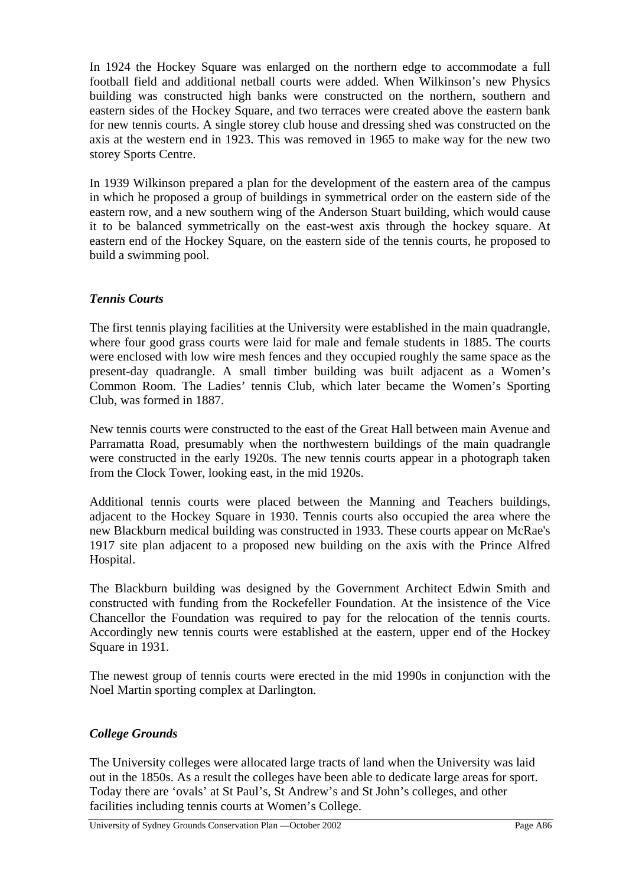In 1924 the Hockey Square was enlarged on the northern edge to accommodate a full football field and additional netball courts were added. When Wilkinson's new Physics building was constructed high banks were constructed on the northern, southern and eastern sides of the Hockey Square, and two terraces were created above the eastern bank for new tennis courts. A single storey club house and dressing shed was constructed on the axis at the western end in 1923. This was removed in 1965 to make way for the new two storey Sports Centre.

In 1939 Wilkinson prepared a plan for the development of the eastern area of the campus in which he proposed a group of buildings in symmetrical order on the eastern side of the eastern row, and a new southern wing of the Anderson Stuart building, which would cause it to be balanced symmetrically on the east-west axis through the hockey square. At eastern end of the Hockey Square, on the eastern side of the tennis courts, he proposed to build a swimming pool.

### *Tennis Courts*

The first tennis playing facilities at the University were established in the main quadrangle, where four good grass courts were laid for male and female students in 1885. The courts were enclosed with low wire mesh fences and they occupied roughly the same space as the present-day quadrangle. A small timber building was built adjacent as a Women's Common Room. The Ladies' tennis Club, which later became the Women's Sporting Club, was formed in 1887.

New tennis courts were constructed to the east of the Great Hall between main Avenue and Parramatta Road, presumably when the northwestern buildings of the main quadrangle were constructed in the early 1920s. The new tennis courts appear in a photograph taken from the Clock Tower, looking east, in the mid 1920s.

Additional tennis courts were placed between the Manning and Teachers buildings, adjacent to the Hockey Square in 1930. Tennis courts also occupied the area where the new Blackburn medical building was constructed in 1933. These courts appear on McRae's 1917 site plan adjacent to a proposed new building on the axis with the Prince Alfred Hospital.

The Blackburn building was designed by the Government Architect Edwin Smith and constructed with funding from the Rockefeller Foundation. At the insistence of the Vice Chancellor the Foundation was required to pay for the relocation of the tennis courts. Accordingly new tennis courts were established at the eastern, upper end of the Hockey Square in 1931.

The newest group of tennis courts were erected in the mid 1990s in conjunction with the Noel Martin sporting complex at Darlington.

### *College Grounds*

The University colleges were allocated large tracts of land when the University was laid out in the 1850s. As a result the colleges have been able to dedicate large areas for sport. Today there are 'ovals' at St Paul's, St Andrew's and St John's colleges, and other facilities including tennis courts at Women's College.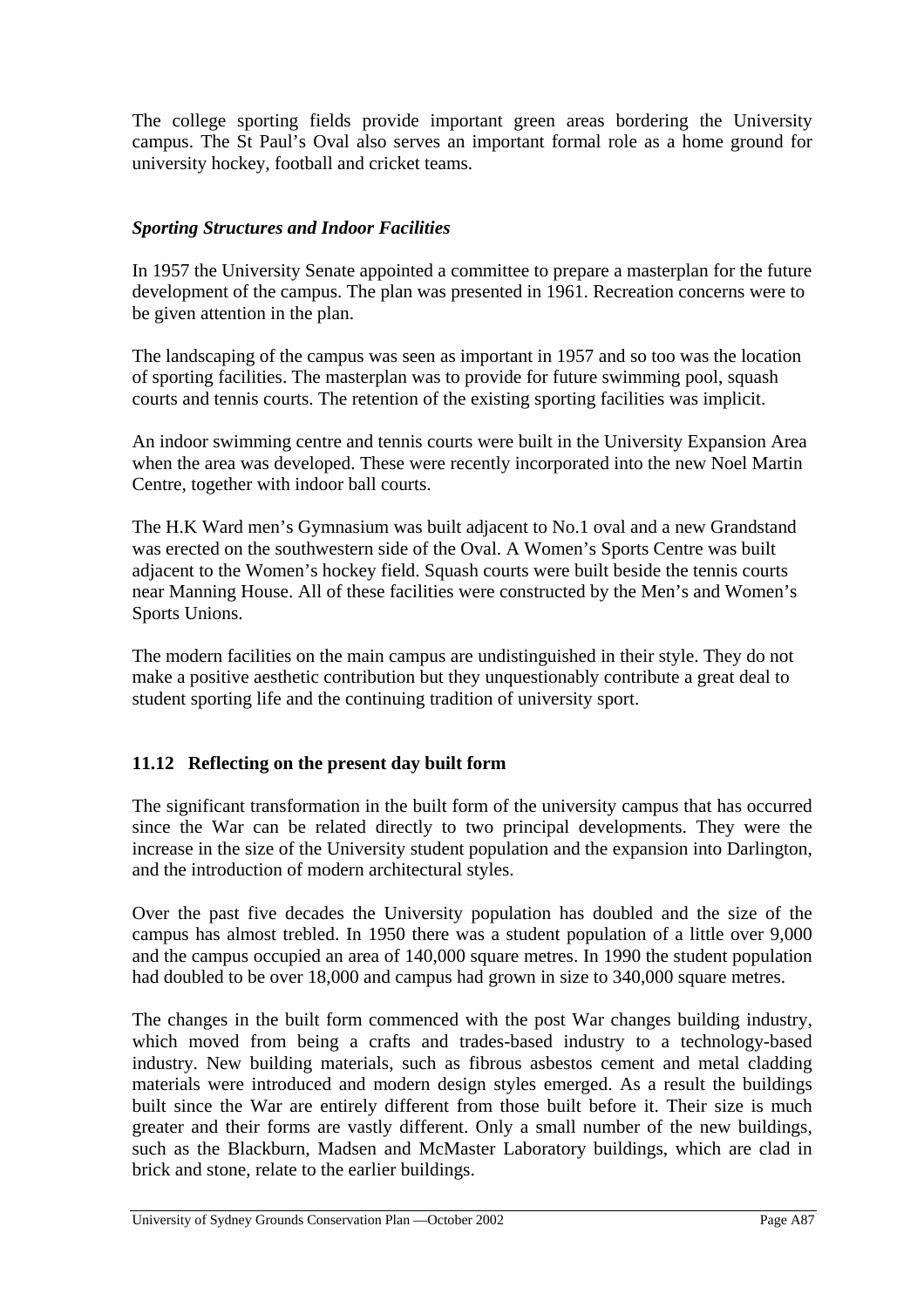The college sporting fields provide important green areas bordering the University campus. The St Paul's Oval also serves an important formal role as a home ground for university hockey, football and cricket teams.

### *Sporting Structures and Indoor Facilities*

In 1957 the University Senate appointed a committee to prepare a masterplan for the future development of the campus. The plan was presented in 1961. Recreation concerns were to be given attention in the plan.

The landscaping of the campus was seen as important in 1957 and so too was the location of sporting facilities. The masterplan was to provide for future swimming pool, squash courts and tennis courts. The retention of the existing sporting facilities was implicit.

An indoor swimming centre and tennis courts were built in the University Expansion Area when the area was developed. These were recently incorporated into the new Noel Martin Centre, together with indoor ball courts.

The H.K Ward men's Gymnasium was built adjacent to No.1 oval and a new Grandstand was erected on the southwestern side of the Oval. A Women's Sports Centre was built adjacent to the Women's hockey field. Squash courts were built beside the tennis courts near Manning House. All of these facilities were constructed by the Men's and Women's Sports Unions.

The modern facilities on the main campus are undistinguished in their style. They do not make a positive aesthetic contribution but they unquestionably contribute a great deal to student sporting life and the continuing tradition of university sport.

## 11.12 Reflecting on the present day built form

The significant transformation in the built form of the university campus that has occurred since the War can be related directly to two principal developments. They were the increase in the size of the University student population and the expansion into Darlington, and the introduction of modern architectural styles.

Over the past five decades the University population has doubled and the size of the campus has almost trebled. In 1950 there was a student population of a little over 9,000 and the campus occupied an area of 140,000 square metres. In 1990 the student population had doubled to be over 18,000 and campus had grown in size to 340,000 square metres.

The changes in the built form commenced with the post War changes building industry, which moved from being a crafts and trades-based industry to a technology-based industry. New building materials, such as fibrous asbestos cement and metal cladding materials were introduced and modern design styles emerged. As a result the buildings built since the War are entirely different from those built before it. Their size is much greater and their forms are vastly different. Only a small number of the new buildings, such as the Blackburn, Madsen and McMaster Laboratory buildings, which are clad in brick and stone, relate to the earlier buildings.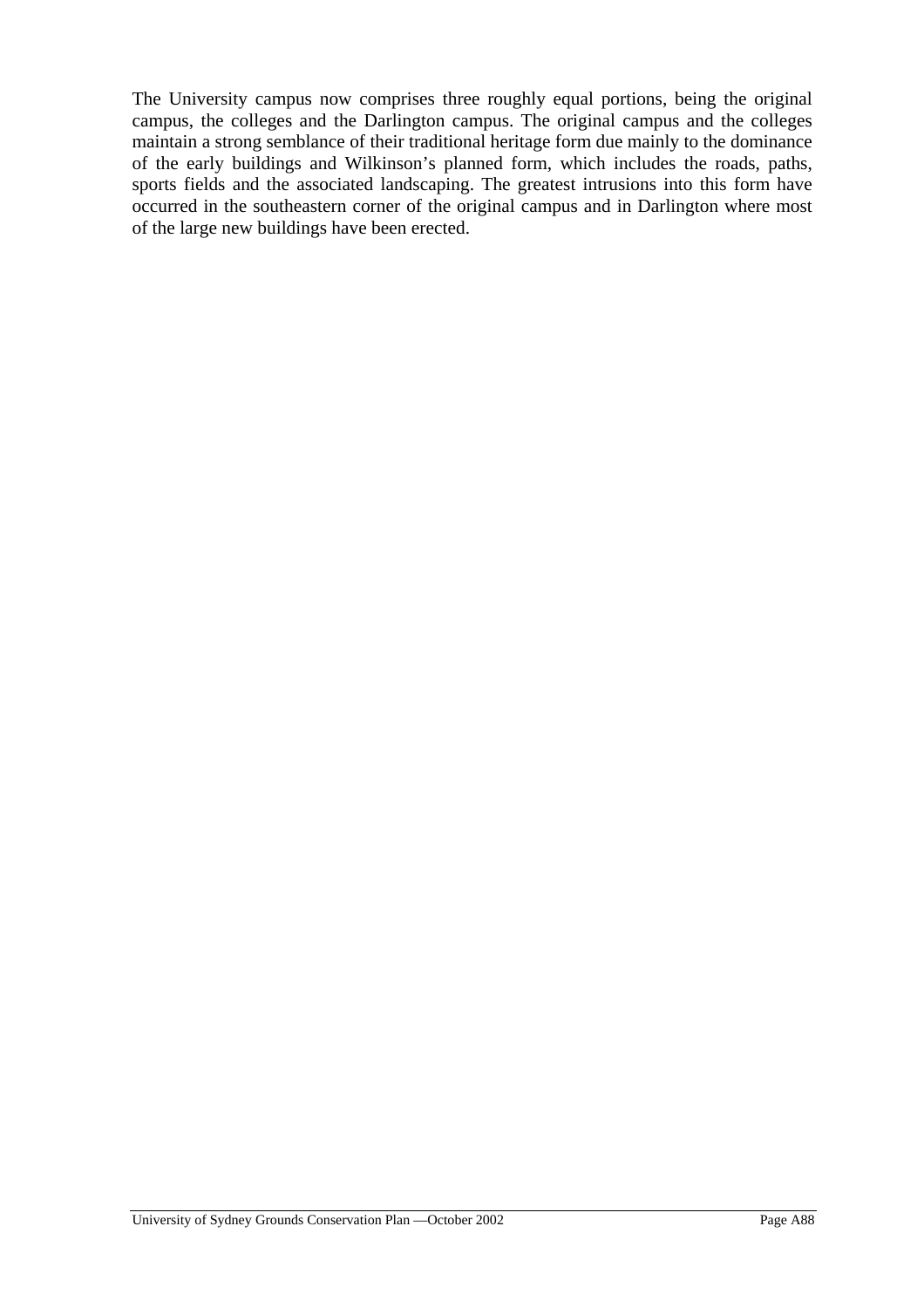The University campus now comprises three roughly equal portions, being the original campus, the colleges and the Darlington campus. The original campus and the colleges maintain a strong semblance of their traditional heritage form due mainly to the dominance of the early buildings and Wilkinson's planned form, which includes the roads, paths, sports fields and the associated landscaping. The greatest intrusions into this form have occurred in the southeastern corner of the original campus and in Darlington where most of the large new buildings have been erected.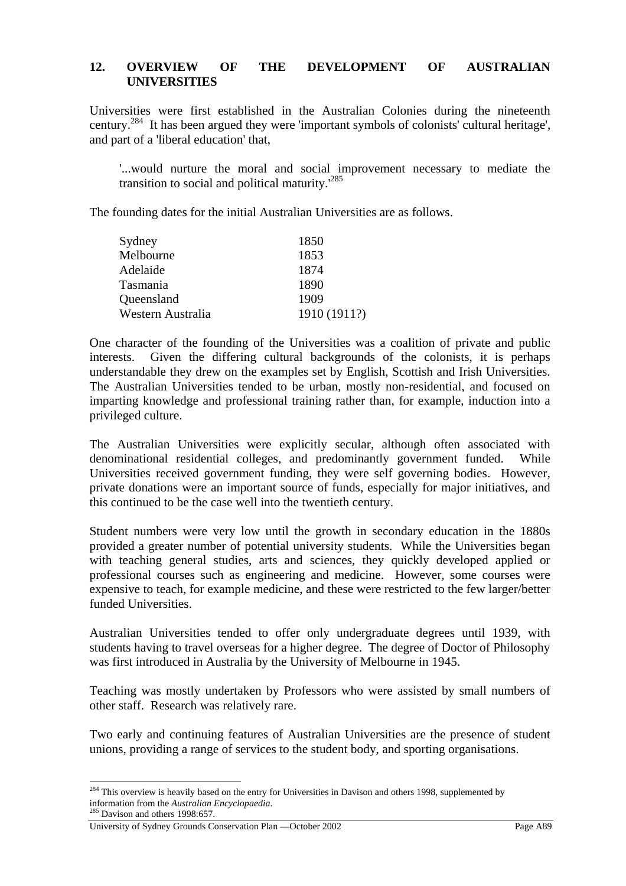## 12. OVERVIEW OF THE DEVELOPMENT OF AUSTRALIAN UNIVERSITIES

Universities were first established in the Australian Colonies during the nineteenth century.[284] It has been argued they were 'important symbols of colonists' cultural heritage', and part of a 'liberal education' that,

> '...would nurture the moral and social improvement necessary to mediate the transition to social and political maturity.'[285]

The founding dates for the initial Australian Universities are as follows.

| | |
|---|---|
| Sydney | 1850 |
| Melbourne | 1853 |
| Adelaide | 1874 |
| Tasmania | 1890 |
| Queensland | 1909 |
| Western Australia | 1910 (1911?) |

One character of the founding of the Universities was a coalition of private and public interests. Given the differing cultural backgrounds of the colonists, it is perhaps understandable they drew on the examples set by English, Scottish and Irish Universities. The Australian Universities tended to be urban, mostly non-residential, and focused on imparting knowledge and professional training rather than, for example, induction into a privileged culture.

The Australian Universities were explicitly secular, although often associated with denominational residential colleges, and predominantly government funded. While Universities received government funding, they were self governing bodies. However, private donations were an important source of funds, especially for major initiatives, and this continued to be the case well into the twentieth century.

Student numbers were very low until the growth in secondary education in the 1880s provided a greater number of potential university students. While the Universities began with teaching general studies, arts and sciences, they quickly developed applied or professional courses such as engineering and medicine. However, some courses were expensive to teach, for example medicine, and these were restricted to the few larger/better funded Universities.

Australian Universities tended to offer only undergraduate degrees until 1939, with students having to travel overseas for a higher degree. The degree of Doctor of Philosophy was first introduced in Australia by the University of Melbourne in 1945.

Teaching was mostly undertaken by Professors who were assisted by small numbers of other staff. Research was relatively rare.

Two early and continuing features of Australian Universities are the presence of student unions, providing a range of services to the student body, and sporting organisations.

---

[284] This overview is heavily based on the entry for Universities in Davison and others 1998, supplemented by information from the *Australian Encyclopaedia*.

[285] Davison and others 1998:657.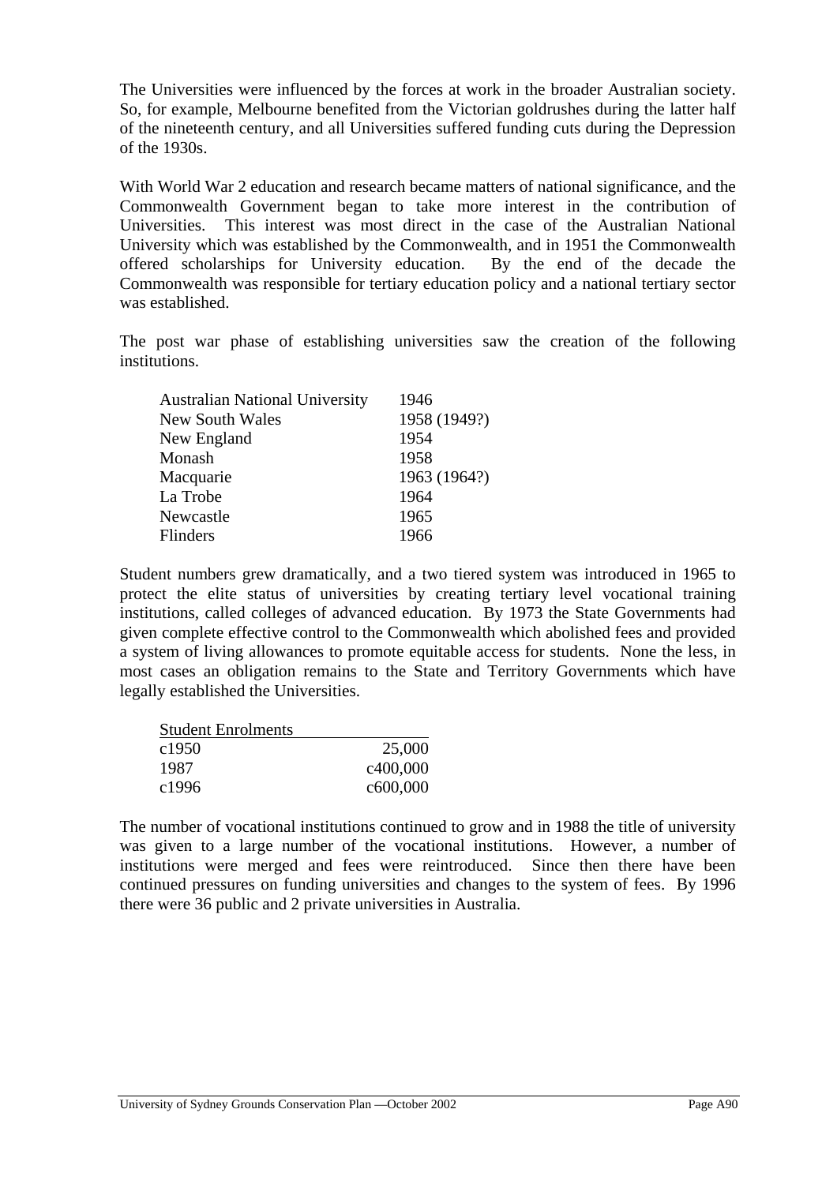The Universities were influenced by the forces at work in the broader Australian society. So, for example, Melbourne benefited from the Victorian goldrushes during the latter half of the nineteenth century, and all Universities suffered funding cuts during the Depression of the 1930s.

With World War 2 education and research became matters of national significance, and the Commonwealth Government began to take more interest in the contribution of Universities. This interest was most direct in the case of the Australian National University which was established by the Commonwealth, and in 1951 the Commonwealth offered scholarships for University education. By the end of the decade the Commonwealth was responsible for tertiary education policy and a national tertiary sector was established.

The post war phase of establishing universities saw the creation of the following institutions.

| | |
|---|---|
| Australian National University | 1946 |
| New South Wales | 1958 (1949?) |
| New England | 1954 |
| Monash | 1958 |
| Macquarie | 1963 (1964?) |
| La Trobe | 1964 |
| Newcastle | 1965 |
| Flinders | 1966 |

Student numbers grew dramatically, and a two tiered system was introduced in 1965 to protect the elite status of universities by creating tertiary level vocational training institutions, called colleges of advanced education. By 1973 the State Governments had given complete effective control to the Commonwealth which abolished fees and provided a system of living allowances to promote equitable access for students. None the less, in most cases an obligation remains to the State and Territory Governments which have legally established the Universities.

| Student Enrolments | |
|---|---|
| c1950 | 25,000 |
| 1987 | c400,000 |
| c1996 | c600,000 |

The number of vocational institutions continued to grow and in 1988 the title of university was given to a large number of the vocational institutions. However, a number of institutions were merged and fees were reintroduced. Since then there have been continued pressures on funding universities and changes to the system of fees. By 1996 there were 36 public and 2 private universities in Australia.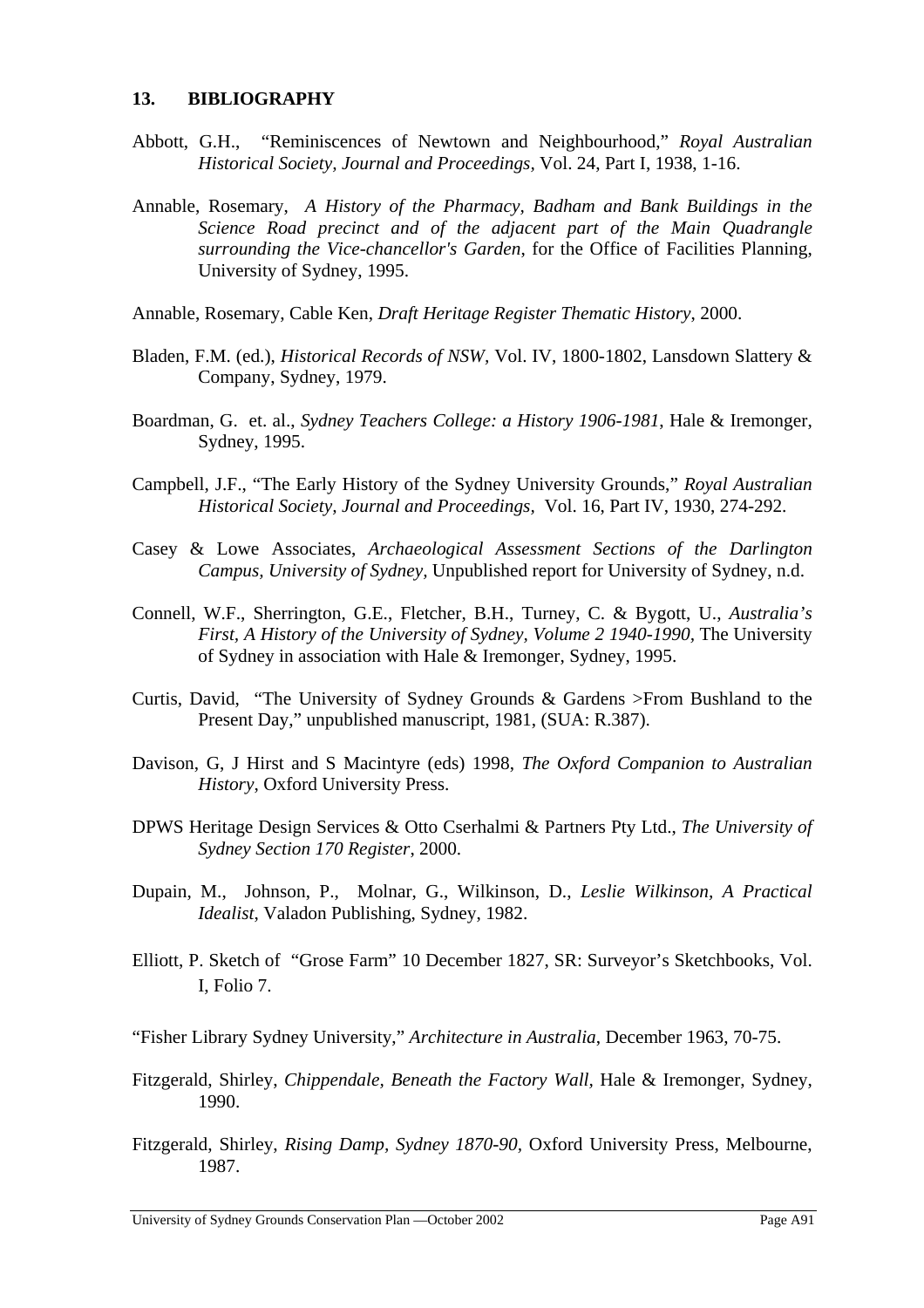## 13. BIBLIOGRAPHY

Abbott, G.H., "Reminiscences of Newtown and Neighbourhood," *Royal Australian Historical Society, Journal and Proceedings*, Vol. 24, Part I, 1938, 1-16.

Annable, Rosemary, *A History of the Pharmacy, Badham and Bank Buildings in the Science Road precinct and of the adjacent part of the Main Quadrangle surrounding the Vice-chancellor's Garden*, for the Office of Facilities Planning, University of Sydney, 1995.

Annable, Rosemary, Cable Ken, *Draft Heritage Register Thematic History*, 2000.

Bladen, F.M. (ed.), *Historical Records of NSW*, Vol. IV, 1800-1802, Lansdown Slattery & Company, Sydney, 1979.

Boardman, G. et. al., *Sydney Teachers College: a History 1906-1981*, Hale & Iremonger, Sydney, 1995.

Campbell, J.F., "The Early History of the Sydney University Grounds," *Royal Australian Historical Society, Journal and Proceedings*, Vol. 16, Part IV, 1930, 274-292.

Casey & Lowe Associates, *Archaeological Assessment Sections of the Darlington Campus, University of Sydney*, Unpublished report for University of Sydney, n.d.

Connell, W.F., Sherrington, G.E., Fletcher, B.H., Turney, C. & Bygott, U., *Australia's First, A History of the University of Sydney, Volume 2 1940-1990*, The University of Sydney in association with Hale & Iremonger, Sydney, 1995.

Curtis, David, "The University of Sydney Grounds & Gardens >From Bushland to the Present Day," unpublished manuscript, 1981, (SUA: R.387).

Davison, G, J Hirst and S Macintyre (eds) 1998, *The Oxford Companion to Australian History*, Oxford University Press.

DPWS Heritage Design Services & Otto Cserhalmi & Partners Pty Ltd., *The University of Sydney Section 170 Register*, 2000.

Dupain, M., Johnson, P., Molnar, G., Wilkinson, D., *Leslie Wilkinson, A Practical Idealist*, Valadon Publishing, Sydney, 1982.

Elliott, P. Sketch of "Grose Farm" 10 December 1827, SR: Surveyor's Sketchbooks, Vol. I, Folio 7.

"Fisher Library Sydney University," *Architecture in Australia*, December 1963, 70-75.

Fitzgerald, Shirley, *Chippendale, Beneath the Factory Wall*, Hale & Iremonger, Sydney, 1990.

Fitzgerald, Shirley, *Rising Damp, Sydney 1870-90*, Oxford University Press, Melbourne, 1987.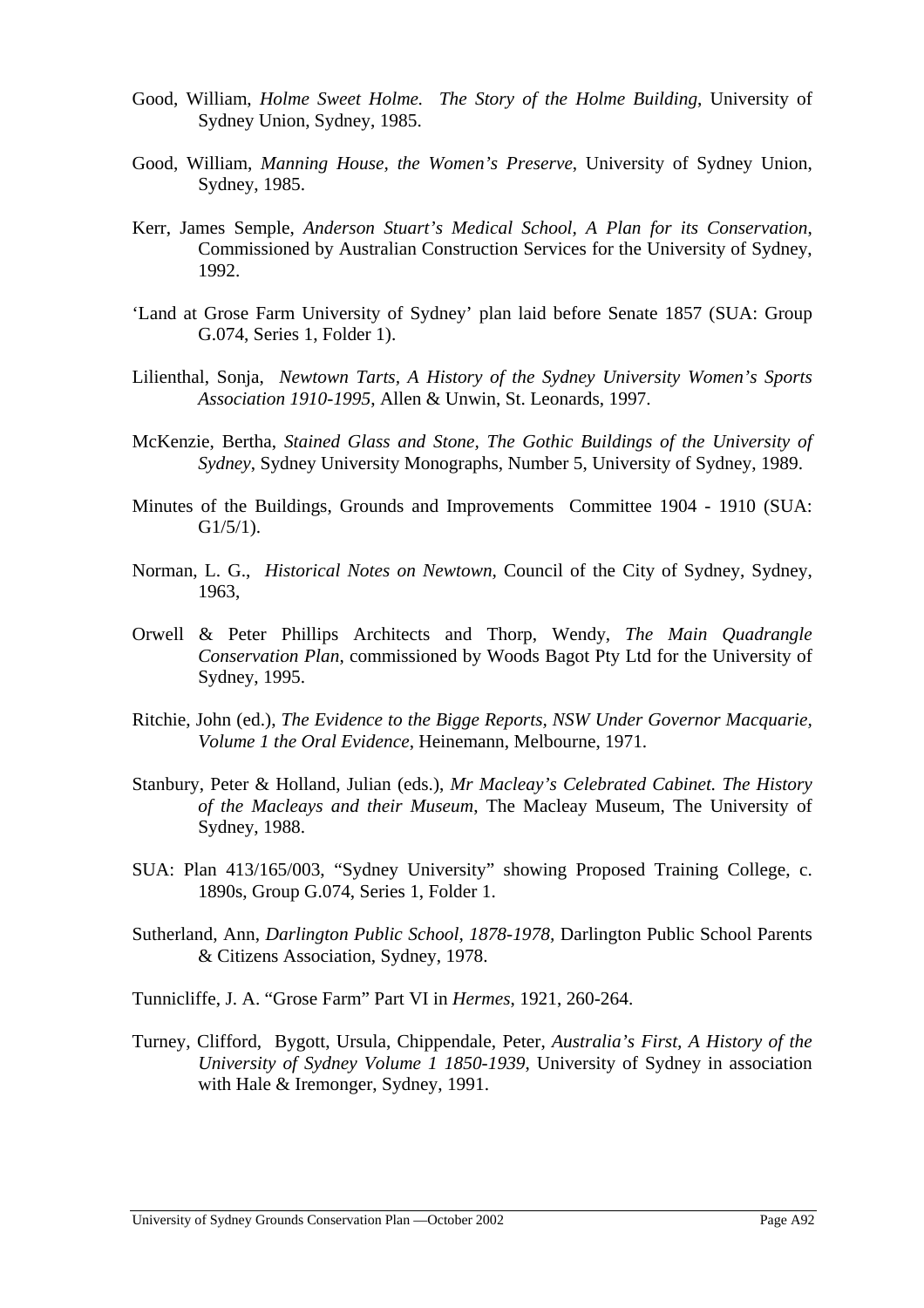Good, William, *Holme Sweet Holme. The Story of the Holme Building*, University of Sydney Union, Sydney, 1985.

Good, William, *Manning House, the Women's Preserve*, University of Sydney Union, Sydney, 1985.

Kerr, James Semple, *Anderson Stuart's Medical School, A Plan for its Conservation*, Commissioned by Australian Construction Services for the University of Sydney, 1992.

'Land at Grose Farm University of Sydney' plan laid before Senate 1857 (SUA: Group G.074, Series 1, Folder 1).

Lilienthal, Sonja, *Newtown Tarts, A History of the Sydney University Women's Sports Association 1910-1995*, Allen & Unwin, St. Leonards, 1997.

McKenzie, Bertha, *Stained Glass and Stone, The Gothic Buildings of the University of Sydney*, Sydney University Monographs, Number 5, University of Sydney, 1989.

Minutes of the Buildings, Grounds and Improvements Committee 1904 - 1910 (SUA: G1/5/1).

Norman, L. G., *Historical Notes on Newtown,* Council of the City of Sydney, Sydney, 1963,

Orwell & Peter Phillips Architects and Thorp, Wendy, *The Main Quadrangle Conservation Plan*, commissioned by Woods Bagot Pty Ltd for the University of Sydney, 1995.

Ritchie, John (ed.), *The Evidence to the Bigge Reports, NSW Under Governor Macquarie, Volume 1 the Oral Evidence*, Heinemann, Melbourne, 1971.

Stanbury, Peter & Holland, Julian (eds.), *Mr Macleay's Celebrated Cabinet. The History of the Macleays and their Museum*, The Macleay Museum, The University of Sydney, 1988.

SUA: Plan 413/165/003, "Sydney University" showing Proposed Training College, c. 1890s, Group G.074, Series 1, Folder 1.

Sutherland, Ann, *Darlington Public School, 1878-1978,* Darlington Public School Parents & Citizens Association, Sydney, 1978.

Tunnicliffe, J. A. "Grose Farm" Part VI in *Hermes,* 1921, 260-264.

Turney, Clifford, Bygott, Ursula, Chippendale, Peter, *Australia's First, A History of the University of Sydney Volume 1 1850-1939*, University of Sydney in association with Hale & Iremonger, Sydney, 1991.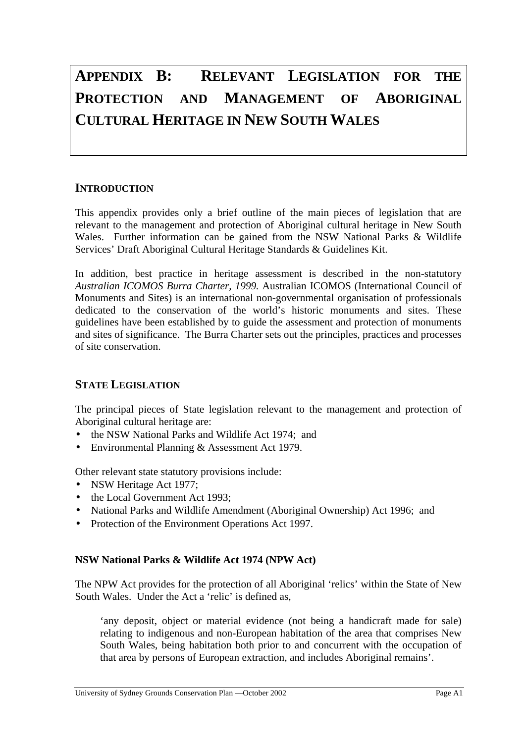# Appendix B: Relevant Legislation for the Protection and Management of Aboriginal Cultural Heritage in New South Wales

## Introduction

This appendix provides only a brief outline of the main pieces of legislation that are relevant to the management and protection of Aboriginal cultural heritage in New South Wales. Further information can be gained from the NSW National Parks & Wildlife Services' Draft Aboriginal Cultural Heritage Standards & Guidelines Kit.

In addition, best practice in heritage assessment is described in the non-statutory *Australian ICOMOS Burra Charter, 1999.* Australian ICOMOS (International Council of Monuments and Sites) is an international non-governmental organisation of professionals dedicated to the conservation of the world's historic monuments and sites. These guidelines have been established by to guide the assessment and protection of monuments and sites of significance. The Burra Charter sets out the principles, practices and processes of site conservation.

## State Legislation

The principal pieces of State legislation relevant to the management and protection of Aboriginal cultural heritage are:

- the NSW National Parks and Wildlife Act 1974; and
- Environmental Planning & Assessment Act 1979.

Other relevant state statutory provisions include:

- NSW Heritage Act 1977;
- the Local Government Act 1993;
- National Parks and Wildlife Amendment (Aboriginal Ownership) Act 1996; and
- Protection of the Environment Operations Act 1997.

### NSW National Parks & Wildlife Act 1974 (NPW Act)

The NPW Act provides for the protection of all Aboriginal 'relics' within the State of New South Wales. Under the Act a 'relic' is defined as,

> 'any deposit, object or material evidence (not being a handicraft made for sale) relating to indigenous and non-European habitation of the area that comprises New South Wales, being habitation both prior to and concurrent with the occupation of that area by persons of European extraction, and includes Aboriginal remains'.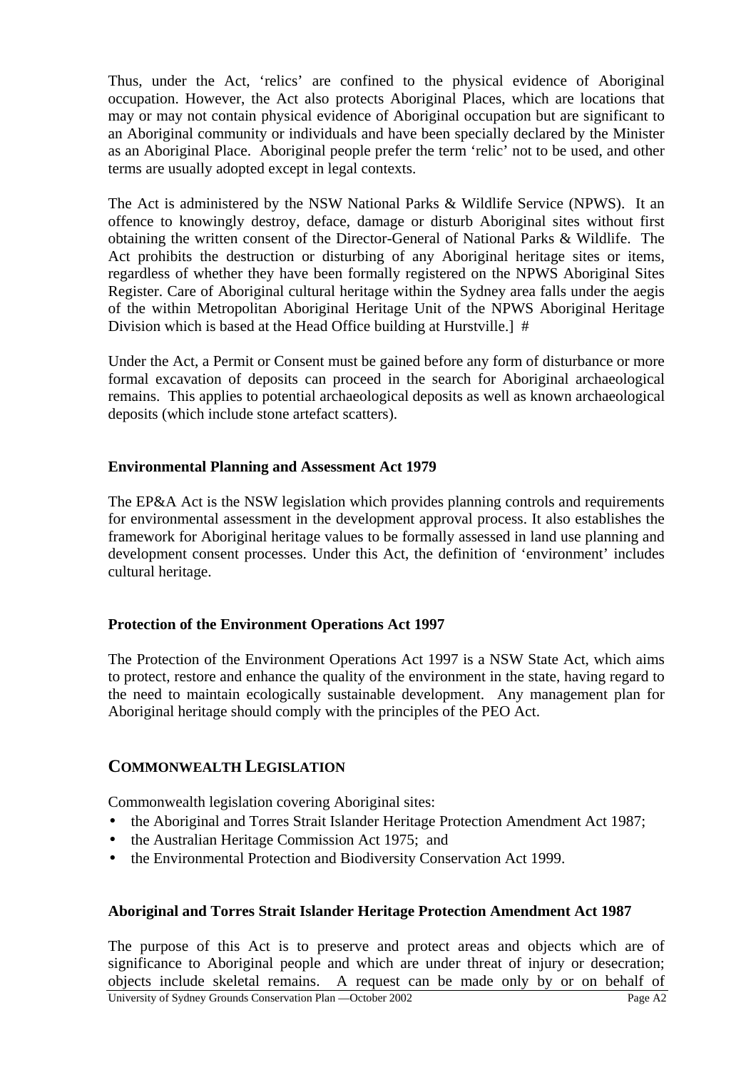Thus, under the Act, 'relics' are confined to the physical evidence of Aboriginal occupation. However, the Act also protects Aboriginal Places, which are locations that may or may not contain physical evidence of Aboriginal occupation but are significant to an Aboriginal community or individuals and have been specially declared by the Minister as an Aboriginal Place. Aboriginal people prefer the term 'relic' not to be used, and other terms are usually adopted except in legal contexts.

The Act is administered by the NSW National Parks & Wildlife Service (NPWS). It an offence to knowingly destroy, deface, damage or disturb Aboriginal sites without first obtaining the written consent of the Director-General of National Parks & Wildlife. The Act prohibits the destruction or disturbing of any Aboriginal heritage sites or items, regardless of whether they have been formally registered on the NPWS Aboriginal Sites Register. Care of Aboriginal cultural heritage within the Sydney area falls under the aegis of the within Metropolitan Aboriginal Heritage Unit of the NPWS Aboriginal Heritage Division which is based at the Head Office building at Hurstville.] #

Under the Act, a Permit or Consent must be gained before any form of disturbance or more formal excavation of deposits can proceed in the search for Aboriginal archaeological remains. This applies to potential archaeological deposits as well as known archaeological deposits (which include stone artefact scatters).

### Environmental Planning and Assessment Act 1979

The EP&A Act is the NSW legislation which provides planning controls and requirements for environmental assessment in the development approval process. It also establishes the framework for Aboriginal heritage values to be formally assessed in land use planning and development consent processes. Under this Act, the definition of 'environment' includes cultural heritage.

### Protection of the Environment Operations Act 1997

The Protection of the Environment Operations Act 1997 is a NSW State Act, which aims to protect, restore and enhance the quality of the environment in the state, having regard to the need to maintain ecologically sustainable development. Any management plan for Aboriginal heritage should comply with the principles of the PEO Act.

## Commonwealth Legislation

Commonwealth legislation covering Aboriginal sites:

- the Aboriginal and Torres Strait Islander Heritage Protection Amendment Act 1987;
- the Australian Heritage Commission Act 1975; and
- the Environmental Protection and Biodiversity Conservation Act 1999.

### Aboriginal and Torres Strait Islander Heritage Protection Amendment Act 1987

The purpose of this Act is to preserve and protect areas and objects which are of significance to Aboriginal people and which are under threat of injury or desecration; objects include skeletal remains. A request can be made only by or on behalf of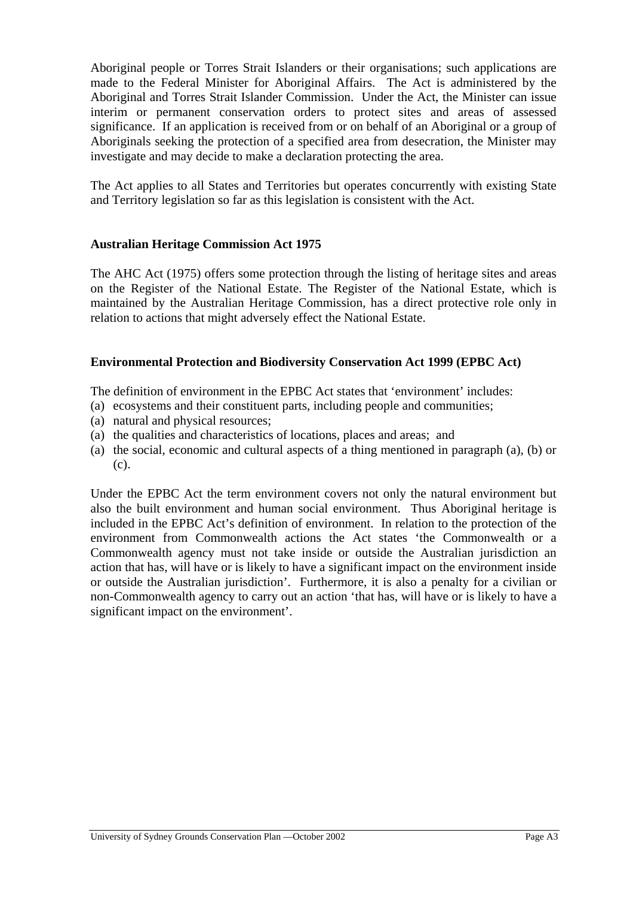Aboriginal people or Torres Strait Islanders or their organisations; such applications are made to the Federal Minister for Aboriginal Affairs. The Act is administered by the Aboriginal and Torres Strait Islander Commission. Under the Act, the Minister can issue interim or permanent conservation orders to protect sites and areas of assessed significance. If an application is received from or on behalf of an Aboriginal or a group of Aboriginals seeking the protection of a specified area from desecration, the Minister may investigate and may decide to make a declaration protecting the area.

The Act applies to all States and Territories but operates concurrently with existing State and Territory legislation so far as this legislation is consistent with the Act.

**Australian Heritage Commission Act 1975**

The AHC Act (1975) offers some protection through the listing of heritage sites and areas on the Register of the National Estate. The Register of the National Estate, which is maintained by the Australian Heritage Commission, has a direct protective role only in relation to actions that might adversely effect the National Estate.

**Environmental Protection and Biodiversity Conservation Act 1999 (EPBC Act)**

The definition of environment in the EPBC Act states that 'environment' includes:

(a) ecosystems and their constituent parts, including people and communities;

(a) natural and physical resources;

(a) the qualities and characteristics of locations, places and areas; and

(a) the social, economic and cultural aspects of a thing mentioned in paragraph (a), (b) or (c).

Under the EPBC Act the term environment covers not only the natural environment but also the built environment and human social environment. Thus Aboriginal heritage is included in the EPBC Act's definition of environment. In relation to the protection of the environment from Commonwealth actions the Act states 'the Commonwealth or a Commonwealth agency must not take inside or outside the Australian jurisdiction an action that has, will have or is likely to have a significant impact on the environment inside or outside the Australian jurisdiction'. Furthermore, it is also a penalty for a civilian or non-Commonwealth agency to carry out an action 'that has, will have or is likely to have a significant impact on the environment'.